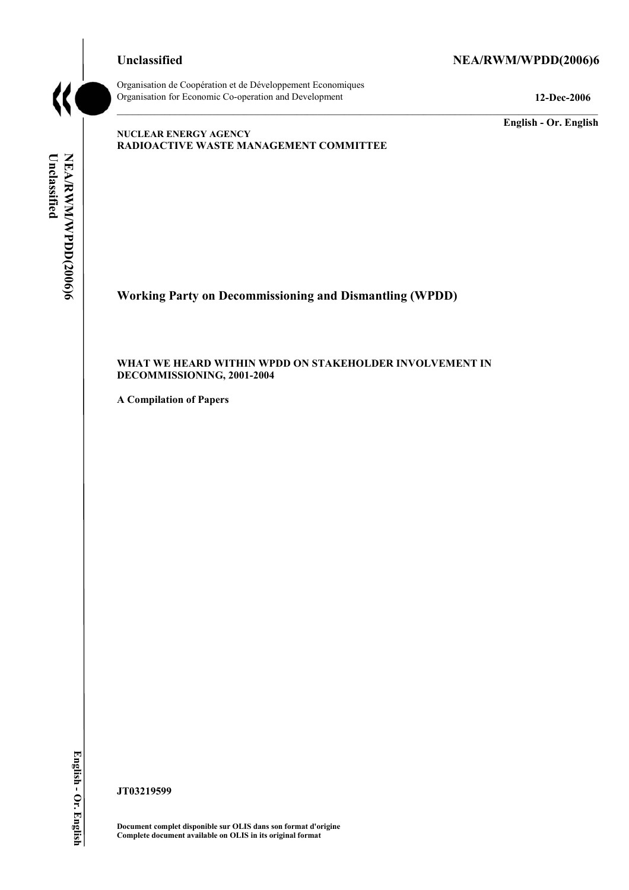**Unclassified** **NEA/RWM/WPDD(2006)6**

Organisation de Coopération et de Développement Economiques
Organisation for Economic Co-operation and Development **12-Dec-2006**

**English - Or. English**

**NUCLEAR ENERGY AGENCY**
**RADIOACTIVE WASTE MANAGEMENT COMMITTEE**

# Working Party on Decommissioning and Dismantling (WPDD)

**WHAT WE HEARD WITHIN WPDD ON STAKEHOLDER INVOLVEMENT IN DECOMMISSIONING, 2001-2004**

**A Compilation of Papers**

**JT03219599**

**Document complet disponible sur OLIS dans son format d'origine**
**Complete document available on OLIS in its original format**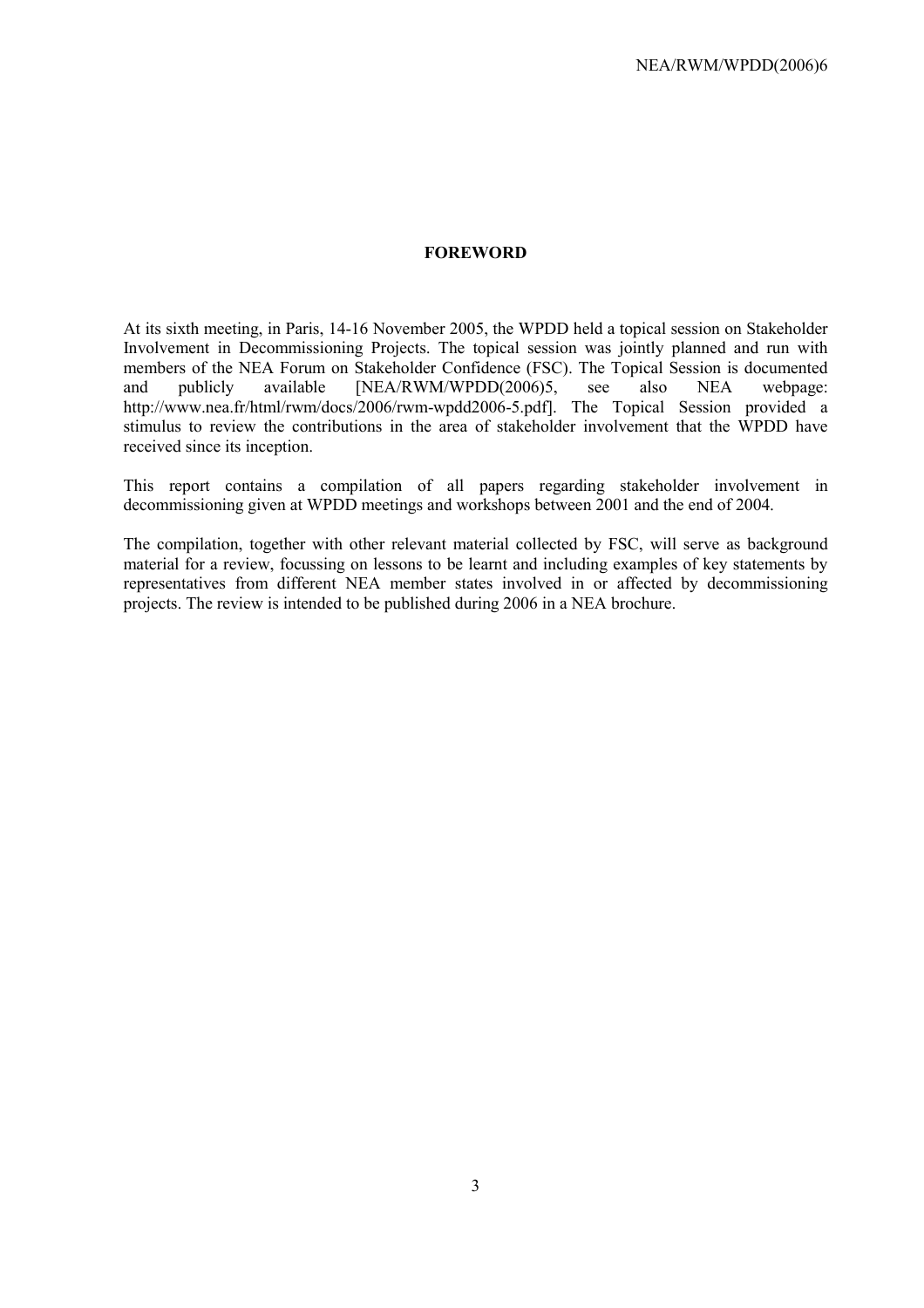## FOREWORD

At its sixth meeting, in Paris, 14-16 November 2005, the WPDD held a topical session on Stakeholder Involvement in Decommissioning Projects. The topical session was jointly planned and run with members of the NEA Forum on Stakeholder Confidence (FSC). The Topical Session is documented and publicly available [NEA/RWM/WPDD(2006)5, see also NEA webpage: http://www.nea.fr/html/rwm/docs/2006/rwm-wpdd2006-5.pdf]. The Topical Session provided a stimulus to review the contributions in the area of stakeholder involvement that the WPDD have received since its inception.

This report contains a compilation of all papers regarding stakeholder involvement in decommissioning given at WPDD meetings and workshops between 2001 and the end of 2004.

The compilation, together with other relevant material collected by FSC, will serve as background material for a review, focussing on lessons to be learnt and including examples of key statements by representatives from different NEA member states involved in or affected by decommissioning projects. The review is intended to be published during 2006 in a NEA brochure.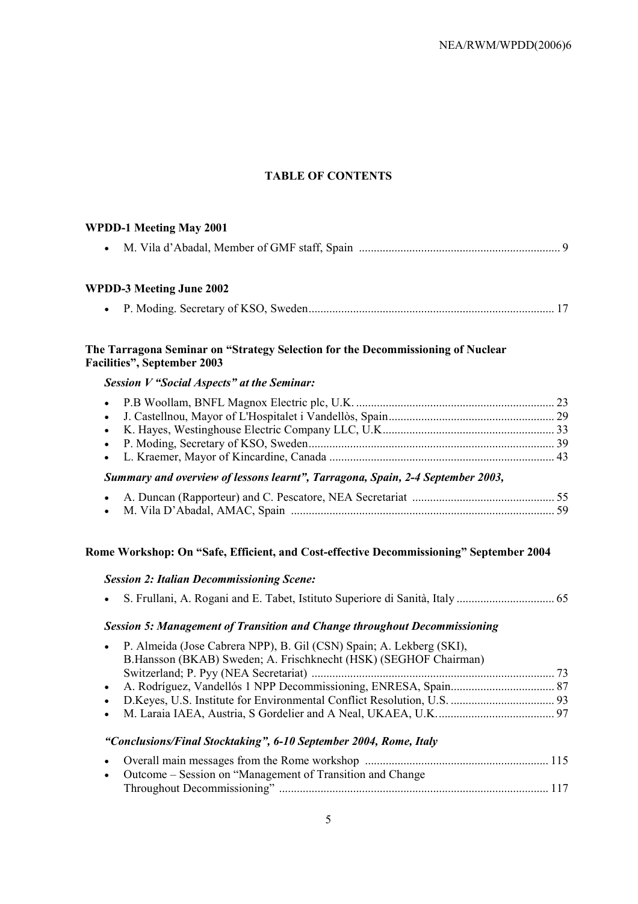## TABLE OF CONTENTS

### WPDD-1 Meeting May 2001

- M. Vila d'Abadal, Member of GMF staff, Spain .................................................................... 9

### WPDD-3 Meeting June 2002

- P. Moding. Secretary of KSO, Sweden.................................................................................. 17

### The Tarragona Seminar on "Strategy Selection for the Decommissioning of Nuclear Facilities", September 2003

#### *Session V "Social Aspects" at the Seminar:*

- P.B Woollam, BNFL Magnox Electric plc, U.K. .................................................................. 23
- J. Castellnou, Mayor of L'Hospitalet i Vandellòs, Spain....................................................... 29
- K. Hayes, Westinghouse Electric Company LLC, U.K......................................................... 33
- P. Moding, Secretary of KSO, Sweden.................................................................................. 39
- L. Kraemer, Mayor of Kincardine, Canada ........................................................................... 43

#### *Summary and overview of lessons learnt", Tarragona, Spain, 2-4 September 2003,*

- A. Duncan (Rapporteur) and C. Pescatore, NEA Secretariat ................................................ 55
- M. Vila D'Abadal, AMAC, Spain ........................................................................................ 59

### Rome Workshop: On "Safe, Efficient, and Cost-effective Decommissioning" September 2004

#### *Session 2: Italian Decommissioning Scene:*

- S. Frullani, A. Rogani and E. Tabet, Istituto Superiore di Sanità, Italy ................................ 65

#### *Session 5: Management of Transition and Change throughout Decommissioning*

- P. Almeida (Jose Cabrera NPP), B. Gil (CSN) Spain; A. Lekberg (SKI), B.Hansson (BKAB) Sweden; A. Frischknecht (HSK) (SEGHOF Chairman) Switzerland; P. Pyy (NEA Secretariat) ................................................................................. 73
- A. Rodríguez, Vandellós 1 NPP Decommissioning, ENRESA, Spain.................................. 87
- D.Keyes, U.S. Institute for Environmental Conflict Resolution, U.S. .................................. 93
- M. Laraia IAEA, Austria, S Gordelier and A Neal, UKAEA, U.K....................................... 97

#### *"Conclusions/Final Stocktaking", 6-10 September 2004, Rome, Italy*

- Overall main messages from the Rome workshop ............................................................. 115
- Outcome – Session on "Management of Transition and Change Throughout Decommissioning" .......................................................................................... 117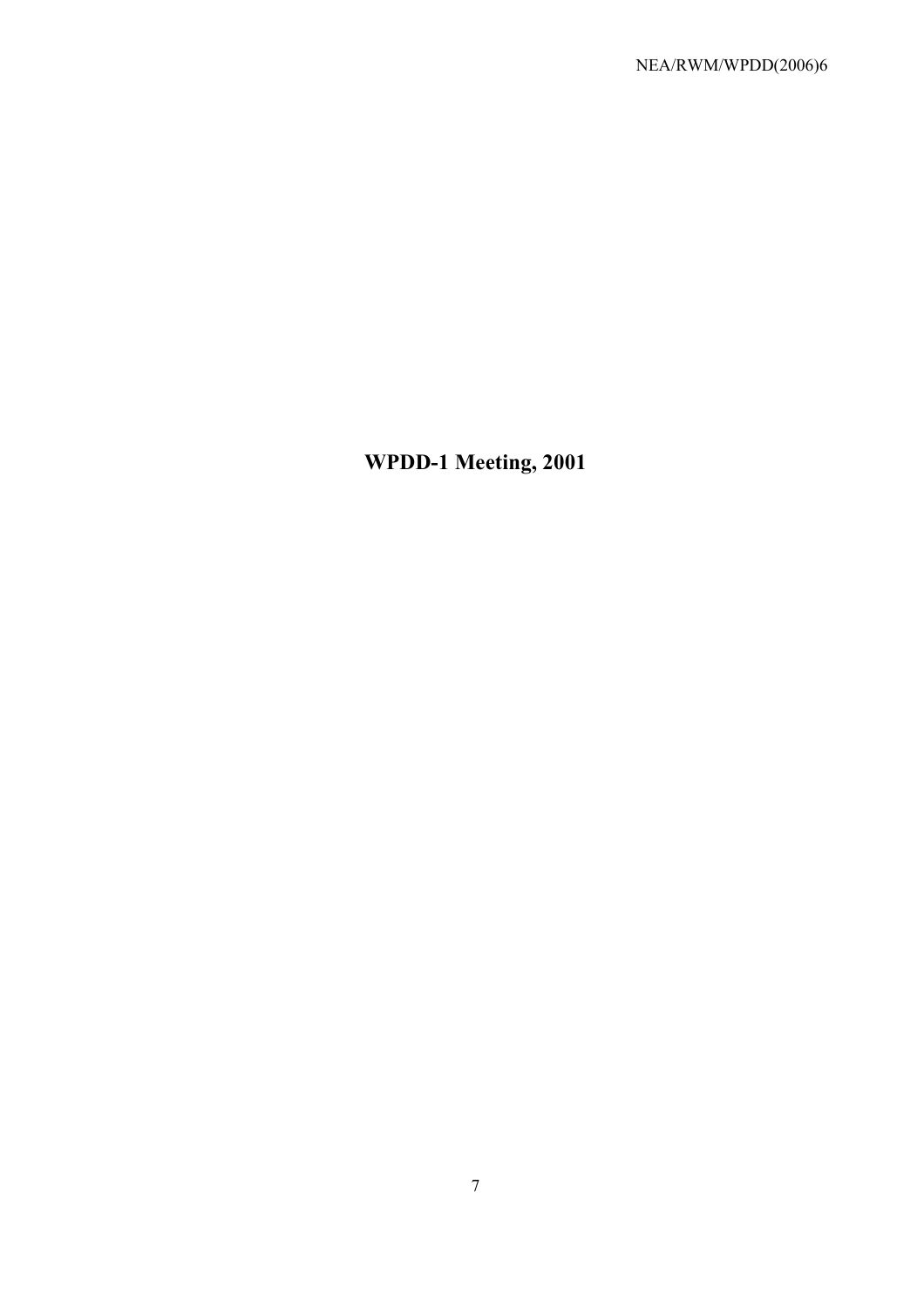# WPDD-1 Meeting, 2001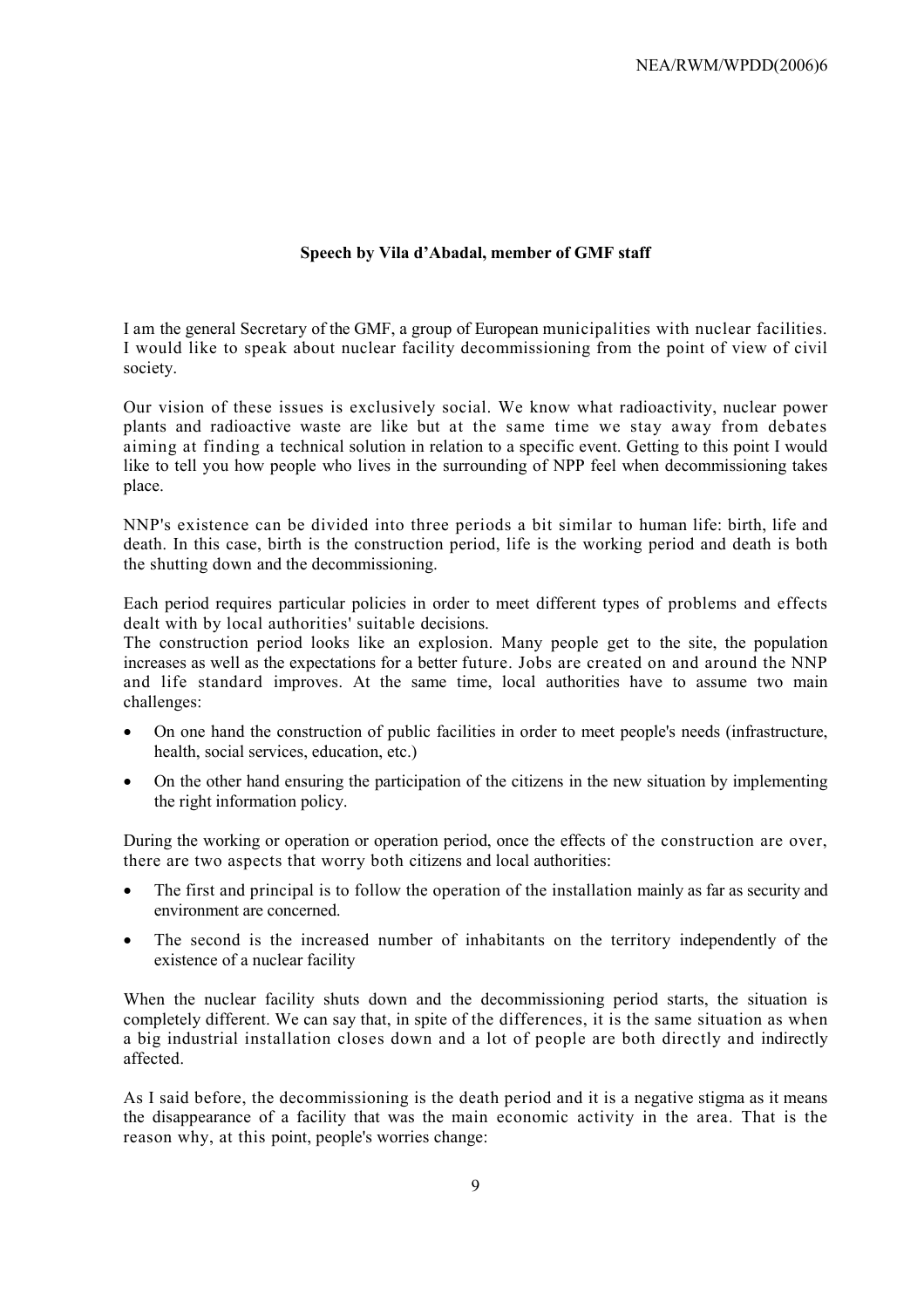**Speech by Vila d'Abadal, member of GMF staff**

I am the general Secretary of the GMF, a group of European municipalities with nuclear facilities. I would like to speak about nuclear facility decommissioning from the point of view of civil society.

Our vision of these issues is exclusively social. We know what radioactivity, nuclear power plants and radioactive waste are like but at the same time we stay away from debates aiming at finding a technical solution in relation to a specific event. Getting to this point I would like to tell you how people who lives in the surrounding of NPP feel when decommissioning takes place.

NNP's existence can be divided into three periods a bit similar to human life: birth, life and death. In this case, birth is the construction period, life is the working period and death is both the shutting down and the decommissioning.

Each period requires particular policies in order to meet different types of problems and effects dealt with by local authorities' suitable decisions.
The construction period looks like an explosion. Many people get to the site, the population increases as well as the expectations for a better future. Jobs are created on and around the NNP and life standard improves. At the same time, local authorities have to assume two main challenges:

- On one hand the construction of public facilities in order to meet people's needs (infrastructure, health, social services, education, etc.)
- On the other hand ensuring the participation of the citizens in the new situation by implementing the right information policy.

During the working or operation or operation period, once the effects of the construction are over, there are two aspects that worry both citizens and local authorities:

- The first and principal is to follow the operation of the installation mainly as far as security and environment are concerned.
- The second is the increased number of inhabitants on the territory independently of the existence of a nuclear facility

When the nuclear facility shuts down and the decommissioning period starts, the situation is completely different. We can say that, in spite of the differences, it is the same situation as when a big industrial installation closes down and a lot of people are both directly and indirectly affected.

As I said before, the decommissioning is the death period and it is a negative stigma as it means the disappearance of a facility that was the main economic activity in the area. That is the reason why, at this point, people's worries change: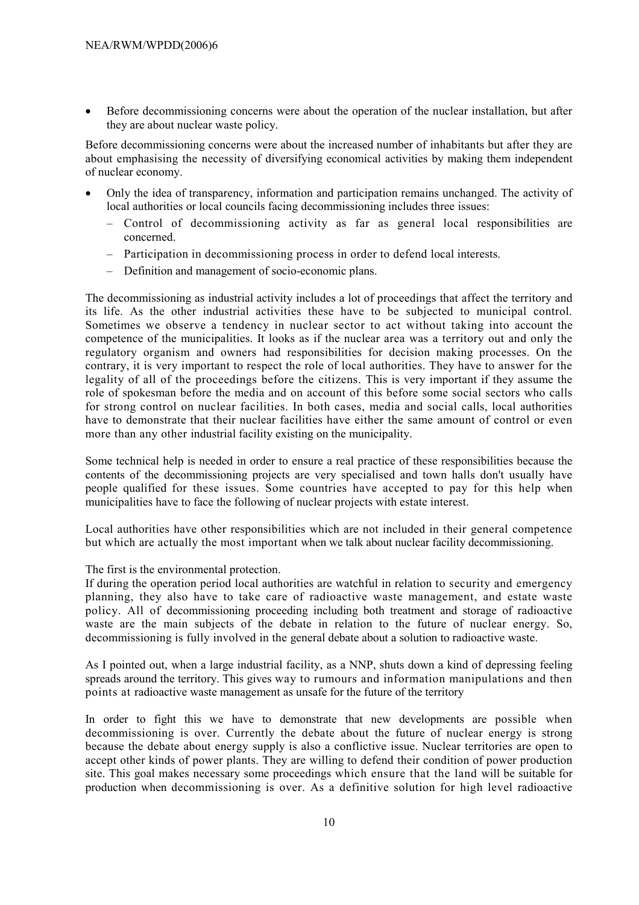- Before decommissioning concerns were about the operation of the nuclear installation, but after they are about nuclear waste policy.

Before decommissioning concerns were about the increased number of inhabitants but after they are about emphasising the necessity of diversifying economical activities by making them independent of nuclear economy.

- Only the idea of transparency, information and participation remains unchanged. The activity of local authorities or local councils facing decommissioning includes three issues:
  - Control of decommissioning activity as far as general local responsibilities are concerned.
  - Participation in decommissioning process in order to defend local interests.
  - Definition and management of socio-economic plans.

The decommissioning as industrial activity includes a lot of proceedings that affect the territory and its life. As the other industrial activities these have to be subjected to municipal control. Sometimes we observe a tendency in nuclear sector to act without taking into account the competence of the municipalities. It looks as if the nuclear area was a territory out and only the regulatory organism and owners had responsibilities for decision making processes. On the contrary, it is very important to respect the role of local authorities. They have to answer for the legality of all of the proceedings before the citizens. This is very important if they assume the role of spokesman before the media and on account of this before some social sectors who calls for strong control on nuclear facilities. In both cases, media and social calls, local authorities have to demonstrate that their nuclear facilities have either the same amount of control or even more than any other industrial facility existing on the municipality.

Some technical help is needed in order to ensure a real practice of these responsibilities because the contents of the decommissioning projects are very specialised and town halls don't usually have people qualified for these issues. Some countries have accepted to pay for this help when municipalities have to face the following of nuclear projects with estate interest.

Local authorities have other responsibilities which are not included in their general competence but which are actually the most important when we talk about nuclear facility decommissioning.

The first is the environmental protection.
If during the operation period local authorities are watchful in relation to security and emergency planning, they also have to take care of radioactive waste management, and estate waste policy. All of decommissioning proceeding including both treatment and storage of radioactive waste are the main subjects of the debate in relation to the future of nuclear energy. So, decommissioning is fully involved in the general debate about a solution to radioactive waste.

As I pointed out, when a large industrial facility, as a NNP, shuts down a kind of depressing feeling spreads around the territory. This gives way to rumours and information manipulations and then points at radioactive waste management as unsafe for the future of the territory

In order to fight this we have to demonstrate that new developments are possible when decommissioning is over. Currently the debate about the future of nuclear energy is strong because the debate about energy supply is also a conflictive issue. Nuclear territories are open to accept other kinds of power plants. They are willing to defend their condition of power production site. This goal makes necessary some proceedings which ensure that the land will be suitable for production when decommissioning is over. As a definitive solution for high level radioactive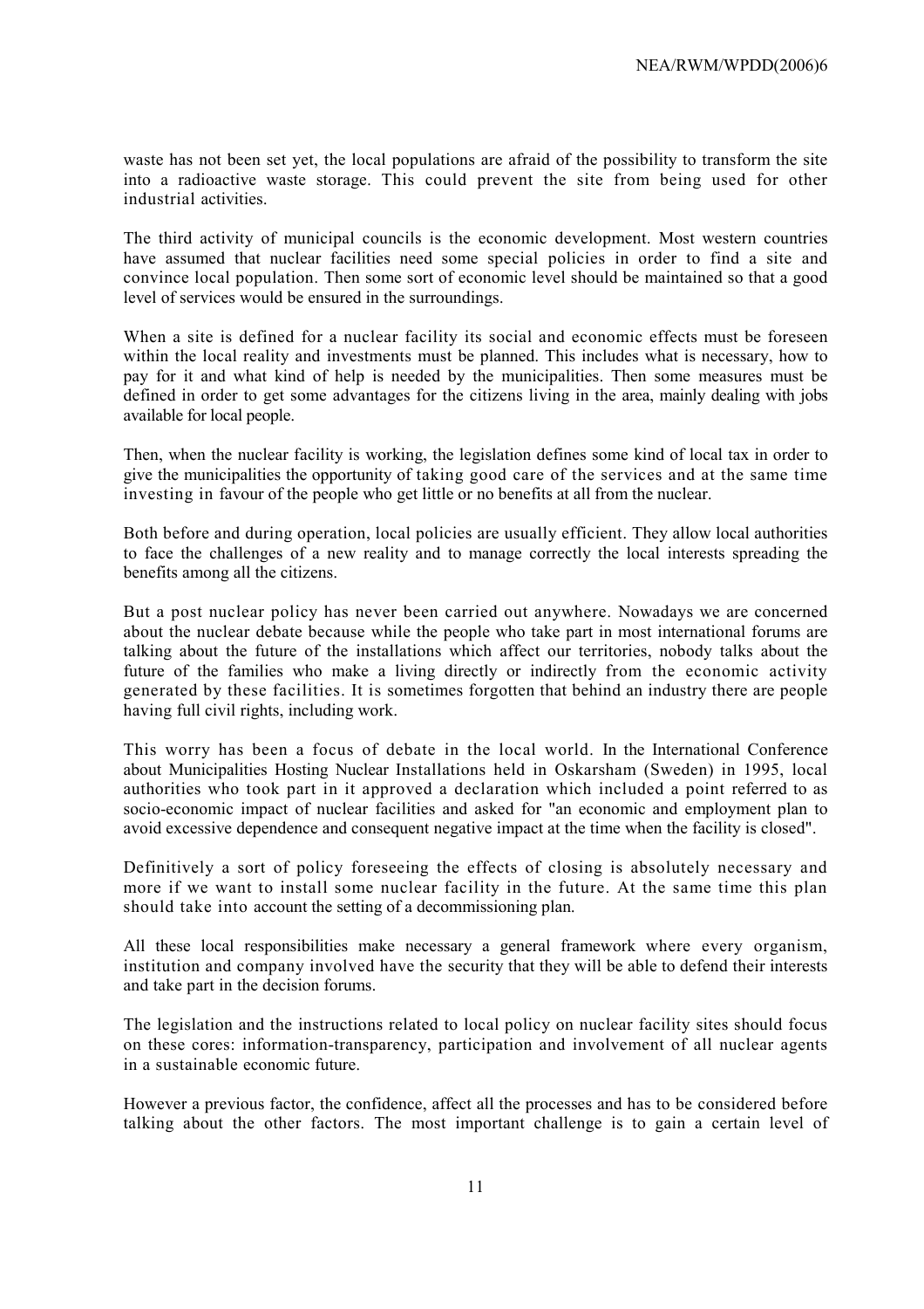waste has not been set yet, the local populations are afraid of the possibility to transform the site into a radioactive waste storage. This could prevent the site from being used for other industrial activities.

The third activity of municipal councils is the economic development. Most western countries have assumed that nuclear facilities need some special policies in order to find a site and convince local population. Then some sort of economic level should be maintained so that a good level of services would be ensured in the surroundings.

When a site is defined for a nuclear facility its social and economic effects must be foreseen within the local reality and investments must be planned. This includes what is necessary, how to pay for it and what kind of help is needed by the municipalities. Then some measures must be defined in order to get some advantages for the citizens living in the area, mainly dealing with jobs available for local people.

Then, when the nuclear facility is working, the legislation defines some kind of local tax in order to give the municipalities the opportunity of taking good care of the services and at the same time investing in favour of the people who get little or no benefits at all from the nuclear.

Both before and during operation, local policies are usually efficient. They allow local authorities to face the challenges of a new reality and to manage correctly the local interests spreading the benefits among all the citizens.

But a post nuclear policy has never been carried out anywhere. Nowadays we are concerned about the nuclear debate because while the people who take part in most international forums are talking about the future of the installations which affect our territories, nobody talks about the future of the families who make a living directly or indirectly from the economic activity generated by these facilities. It is sometimes forgotten that behind an industry there are people having full civil rights, including work.

This worry has been a focus of debate in the local world. In the International Conference about Municipalities Hosting Nuclear Installations held in Oskarsham (Sweden) in 1995, local authorities who took part in it approved a declaration which included a point referred to as socio-economic impact of nuclear facilities and asked for "an economic and employment plan to avoid excessive dependence and consequent negative impact at the time when the facility is closed".

Definitively a sort of policy foreseeing the effects of closing is absolutely necessary and more if we want to install some nuclear facility in the future. At the same time this plan should take into account the setting of a decommissioning plan.

All these local responsibilities make necessary a general framework where every organism, institution and company involved have the security that they will be able to defend their interests and take part in the decision forums.

The legislation and the instructions related to local policy on nuclear facility sites should focus on these cores: information-transparency, participation and involvement of all nuclear agents in a sustainable economic future.

However a previous factor, the confidence, affect all the processes and has to be considered before talking about the other factors. The most important challenge is to gain a certain level of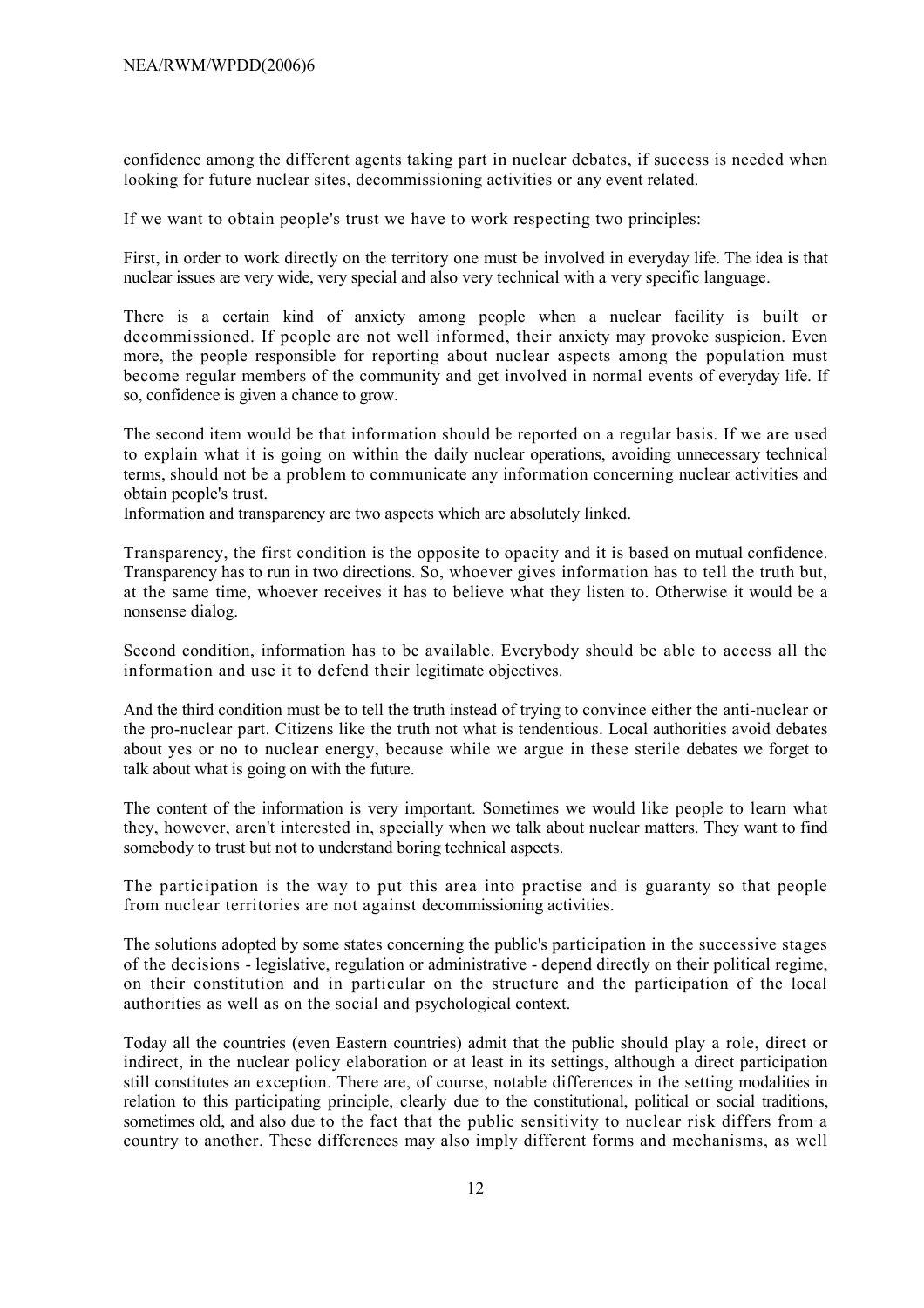confidence among the different agents taking part in nuclear debates, if success is needed when looking for future nuclear sites, decommissioning activities or any event related.

If we want to obtain people's trust we have to work respecting two principles:

First, in order to work directly on the territory one must be involved in everyday life. The idea is that nuclear issues are very wide, very special and also very technical with a very specific language.

There is a certain kind of anxiety among people when a nuclear facility is built or decommissioned. If people are not well informed, their anxiety may provoke suspicion. Even more, the people responsible for reporting about nuclear aspects among the population must become regular members of the community and get involved in normal events of everyday life. If so, confidence is given a chance to grow.

The second item would be that information should be reported on a regular basis. If we are used to explain what it is going on within the daily nuclear operations, avoiding unnecessary technical terms, should not be a problem to communicate any information concerning nuclear activities and obtain people's trust.
Information and transparency are two aspects which are absolutely linked.

Transparency, the first condition is the opposite to opacity and it is based on mutual confidence. Transparency has to run in two directions. So, whoever gives information has to tell the truth but, at the same time, whoever receives it has to believe what they listen to. Otherwise it would be a nonsense dialog.

Second condition, information has to be available. Everybody should be able to access all the information and use it to defend their legitimate objectives.

And the third condition must be to tell the truth instead of trying to convince either the anti-nuclear or the pro-nuclear part. Citizens like the truth not what is tendentious. Local authorities avoid debates about yes or no to nuclear energy, because while we argue in these sterile debates we forget to talk about what is going on with the future.

The content of the information is very important. Sometimes we would like people to learn what they, however, aren't interested in, specially when we talk about nuclear matters. They want to find somebody to trust but not to understand boring technical aspects.

The participation is the way to put this area into practise and is guaranty so that people from nuclear territories are not against decommissioning activities.

The solutions adopted by some states concerning the public's participation in the successive stages of the decisions - legislative, regulation or administrative - depend directly on their political regime, on their constitution and in particular on the structure and the participation of the local authorities as well as on the social and psychological context.

Today all the countries (even Eastern countries) admit that the public should play a role, direct or indirect, in the nuclear policy elaboration or at least in its settings, although a direct participation still constitutes an exception. There are, of course, notable differences in the setting modalities in relation to this participating principle, clearly due to the constitutional, political or social traditions, sometimes old, and also due to the fact that the public sensitivity to nuclear risk differs from a country to another. These differences may also imply different forms and mechanisms, as well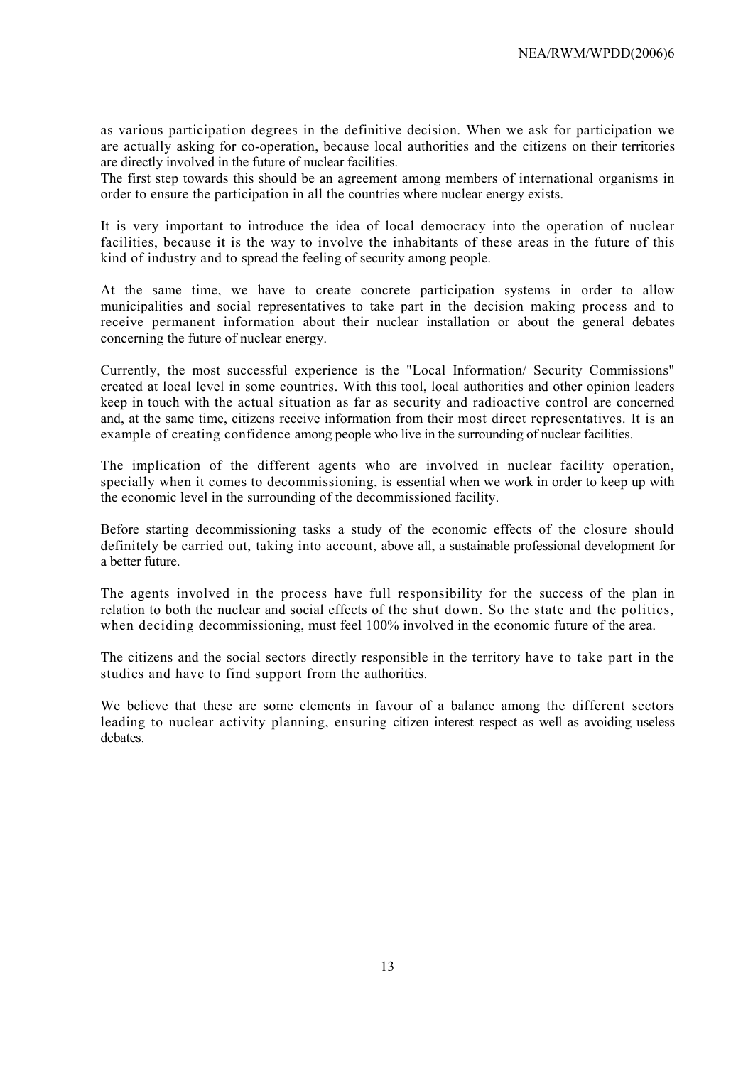as various participation degrees in the definitive decision. When we ask for participation we are actually asking for co-operation, because local authorities and the citizens on their territories are directly involved in the future of nuclear facilities.
The first step towards this should be an agreement among members of international organisms in order to ensure the participation in all the countries where nuclear energy exists.

It is very important to introduce the idea of local democracy into the operation of nuclear facilities, because it is the way to involve the inhabitants of these areas in the future of this kind of industry and to spread the feeling of security among people.

At the same time, we have to create concrete participation systems in order to allow municipalities and social representatives to take part in the decision making process and to receive permanent information about their nuclear installation or about the general debates concerning the future of nuclear energy.

Currently, the most successful experience is the "Local Information/ Security Commissions" created at local level in some countries. With this tool, local authorities and other opinion leaders keep in touch with the actual situation as far as security and radioactive control are concerned and, at the same time, citizens receive information from their most direct representatives. It is an example of creating confidence among people who live in the surrounding of nuclear facilities.

The implication of the different agents who are involved in nuclear facility operation, specially when it comes to decommissioning, is essential when we work in order to keep up with the economic level in the surrounding of the decommissioned facility.

Before starting decommissioning tasks a study of the economic effects of the closure should definitely be carried out, taking into account, above all, a sustainable professional development for a better future.

The agents involved in the process have full responsibility for the success of the plan in relation to both the nuclear and social effects of the shut down. So the state and the politics, when deciding decommissioning, must feel 100% involved in the economic future of the area.

The citizens and the social sectors directly responsible in the territory have to take part in the studies and have to find support from the authorities.

We believe that these are some elements in favour of a balance among the different sectors leading to nuclear activity planning, ensuring citizen interest respect as well as avoiding useless debates.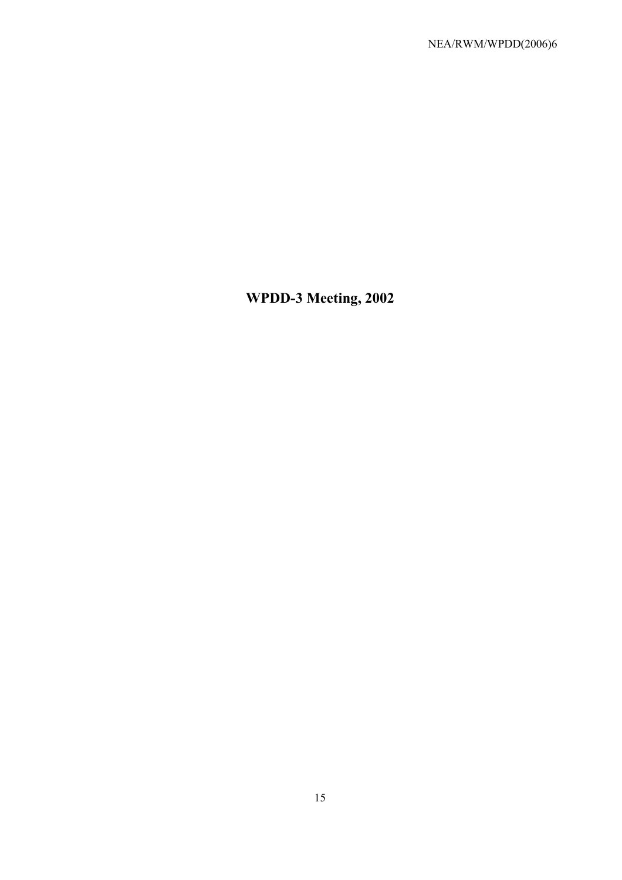# WPDD-3 Meeting, 2002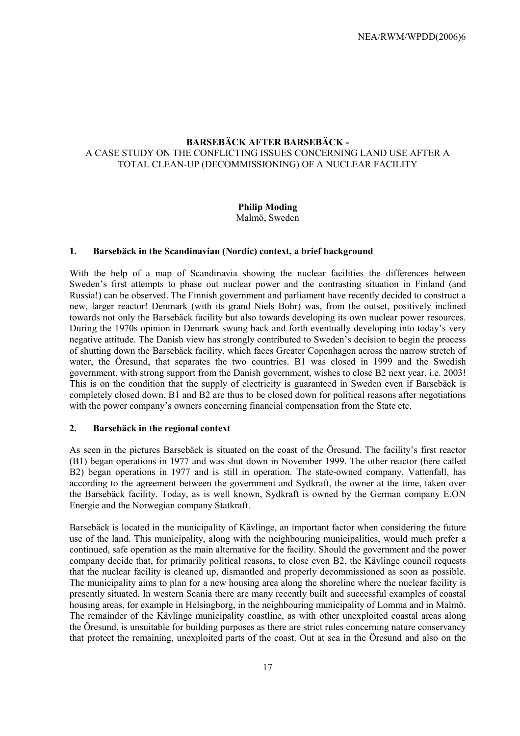**BARSEBÄCK AFTER BARSEBÄCK -**
A CASE STUDY ON THE CONFLICTING ISSUES CONCERNING LAND USE AFTER A TOTAL CLEAN-UP (DECOMMISSIONING) OF A NUCLEAR FACILITY

**Philip Moding**
Malmö, Sweden

## 1. Barsebäck in the Scandinavian (Nordic) context, a brief background

With the help of a map of Scandinavia showing the nuclear facilities the differences between Sweden's first attempts to phase out nuclear power and the contrasting situation in Finland (and Russia!) can be observed. The Finnish government and parliament have recently decided to construct a new, larger reactor! Denmark (with its grand Niels Bohr) was, from the outset, positively inclined towards not only the Barsebäck facility but also towards developing its own nuclear power resources. During the 1970s opinion in Denmark swung back and forth eventually developing into today's very negative attitude. The Danish view has strongly contributed to Sweden's decision to begin the process of shutting down the Barsebäck facility, which faces Greater Copenhagen across the narrow stretch of water, the Öresund, that separates the two countries. B1 was closed in 1999 and the Swedish government, with strong support from the Danish government, wishes to close B2 next year, i.e. 2003! This is on the condition that the supply of electricity is guaranteed in Sweden even if Barsebäck is completely closed down. B1 and B2 are thus to be closed down for political reasons after negotiations with the power company's owners concerning financial compensation from the State etc.

## 2. Barsebäck in the regional context

As seen in the pictures Barsebäck is situated on the coast of the Öresund. The facility's first reactor (B1) began operations in 1977 and was shut down in November 1999. The other reactor (here called B2) began operations in 1977 and is still in operation. The state-owned company, Vattenfall, has according to the agreement between the government and Sydkraft, the owner at the time, taken over the Barsebäck facility. Today, as is well known, Sydkraft is owned by the German company E.ON Energie and the Norwegian company Statkraft.

Barsebäck is located in the municipality of Kävlinge, an important factor when considering the future use of the land. This municipality, along with the neighbouring municipalities, would much prefer a continued, safe operation as the main alternative for the facility. Should the government and the power company decide that, for primarily political reasons, to close even B2, the Kävlinge council requests that the nuclear facility is cleaned up, dismantled and properly decommissioned as soon as possible. The municipality aims to plan for a new housing area along the shoreline where the nuclear facility is presently situated. In western Scania there are many recently built and successful examples of coastal housing areas, for example in Helsingborg, in the neighbouring municipality of Lomma and in Malmö. The remainder of the Kävlinge municipality coastline, as with other unexploited coastal areas along the Öresund, is unsuitable for building purposes as there are strict rules concerning nature conservancy that protect the remaining, unexploited parts of the coast. Out at sea in the Öresund and also on the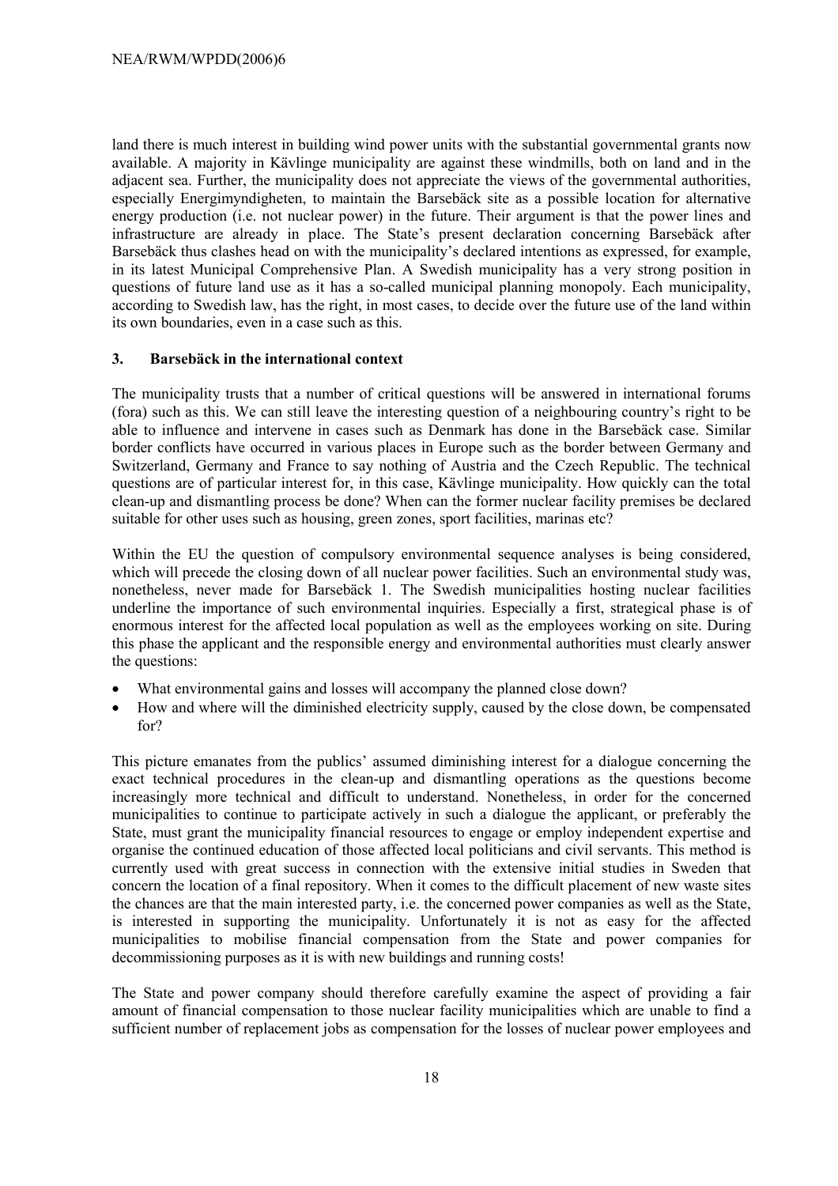land there is much interest in building wind power units with the substantial governmental grants now available. A majority in Kävlinge municipality are against these windmills, both on land and in the adjacent sea. Further, the municipality does not appreciate the views of the governmental authorities, especially Energimyndigheten, to maintain the Barsebäck site as a possible location for alternative energy production (i.e. not nuclear power) in the future. Their argument is that the power lines and infrastructure are already in place. The State's present declaration concerning Barsebäck after Barsebäck thus clashes head on with the municipality's declared intentions as expressed, for example, in its latest Municipal Comprehensive Plan. A Swedish municipality has a very strong position in questions of future land use as it has a so-called municipal planning monopoly. Each municipality, according to Swedish law, has the right, in most cases, to decide over the future use of the land within its own boundaries, even in a case such as this.

### 3. Barsebäck in the international context

The municipality trusts that a number of critical questions will be answered in international forums (fora) such as this. We can still leave the interesting question of a neighbouring country's right to be able to influence and intervene in cases such as Denmark has done in the Barsebäck case. Similar border conflicts have occurred in various places in Europe such as the border between Germany and Switzerland, Germany and France to say nothing of Austria and the Czech Republic. The technical questions are of particular interest for, in this case, Kävlinge municipality. How quickly can the total clean-up and dismantling process be done? When can the former nuclear facility premises be declared suitable for other uses such as housing, green zones, sport facilities, marinas etc?

Within the EU the question of compulsory environmental sequence analyses is being considered, which will precede the closing down of all nuclear power facilities. Such an environmental study was, nonetheless, never made for Barsebäck 1. The Swedish municipalities hosting nuclear facilities underline the importance of such environmental inquiries. Especially a first, strategical phase is of enormous interest for the affected local population as well as the employees working on site. During this phase the applicant and the responsible energy and environmental authorities must clearly answer the questions:

- What environmental gains and losses will accompany the planned close down?
- How and where will the diminished electricity supply, caused by the close down, be compensated for?

This picture emanates from the publics' assumed diminishing interest for a dialogue concerning the exact technical procedures in the clean-up and dismantling operations as the questions become increasingly more technical and difficult to understand. Nonetheless, in order for the concerned municipalities to continue to participate actively in such a dialogue the applicant, or preferably the State, must grant the municipality financial resources to engage or employ independent expertise and organise the continued education of those affected local politicians and civil servants. This method is currently used with great success in connection with the extensive initial studies in Sweden that concern the location of a final repository. When it comes to the difficult placement of new waste sites the chances are that the main interested party, i.e. the concerned power companies as well as the State, is interested in supporting the municipality. Unfortunately it is not as easy for the affected municipalities to mobilise financial compensation from the State and power companies for decommissioning purposes as it is with new buildings and running costs!

The State and power company should therefore carefully examine the aspect of providing a fair amount of financial compensation to those nuclear facility municipalities which are unable to find a sufficient number of replacement jobs as compensation for the losses of nuclear power employees and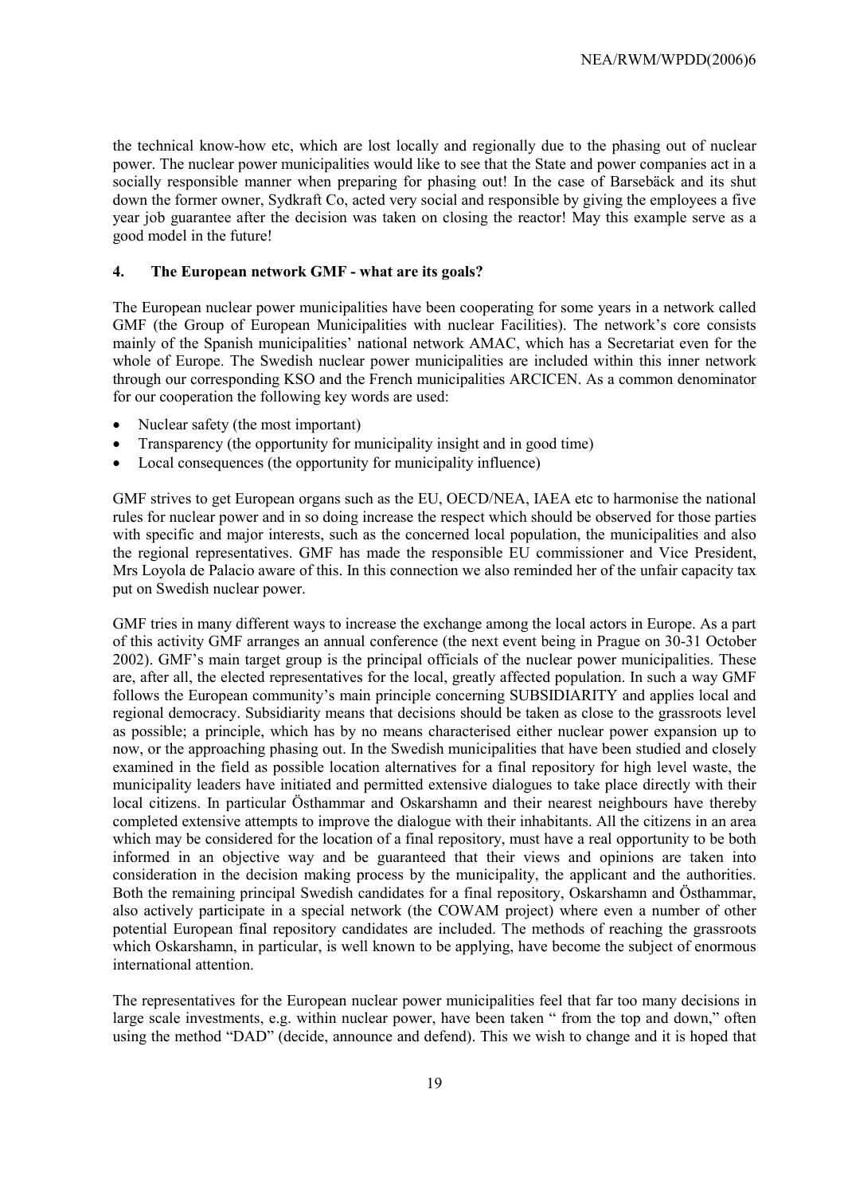the technical know-how etc, which are lost locally and regionally due to the phasing out of nuclear power. The nuclear power municipalities would like to see that the State and power companies act in a socially responsible manner when preparing for phasing out! In the case of Barsebäck and its shut down the former owner, Sydkraft Co, acted very social and responsible by giving the employees a five year job guarantee after the decision was taken on closing the reactor! May this example serve as a good model in the future!

#### 4. The European network GMF - what are its goals?

The European nuclear power municipalities have been cooperating for some years in a network called GMF (the Group of European Municipalities with nuclear Facilities). The network's core consists mainly of the Spanish municipalities' national network AMAC, which has a Secretariat even for the whole of Europe. The Swedish nuclear power municipalities are included within this inner network through our corresponding KSO and the French municipalities ARCICEN. As a common denominator for our cooperation the following key words are used:

- Nuclear safety (the most important)
- Transparency (the opportunity for municipality insight and in good time)
- Local consequences (the opportunity for municipality influence)

GMF strives to get European organs such as the EU, OECD/NEA, IAEA etc to harmonise the national rules for nuclear power and in so doing increase the respect which should be observed for those parties with specific and major interests, such as the concerned local population, the municipalities and also the regional representatives. GMF has made the responsible EU commissioner and Vice President, Mrs Loyola de Palacio aware of this. In this connection we also reminded her of the unfair capacity tax put on Swedish nuclear power.

GMF tries in many different ways to increase the exchange among the local actors in Europe. As a part of this activity GMF arranges an annual conference (the next event being in Prague on 30-31 October 2002). GMF's main target group is the principal officials of the nuclear power municipalities. These are, after all, the elected representatives for the local, greatly affected population. In such a way GMF follows the European community's main principle concerning SUBSIDIARITY and applies local and regional democracy. Subsidiarity means that decisions should be taken as close to the grassroots level as possible; a principle, which has by no means characterised either nuclear power expansion up to now, or the approaching phasing out. In the Swedish municipalities that have been studied and closely examined in the field as possible location alternatives for a final repository for high level waste, the municipality leaders have initiated and permitted extensive dialogues to take place directly with their local citizens. In particular Östhammar and Oskarshamn and their nearest neighbours have thereby completed extensive attempts to improve the dialogue with their inhabitants. All the citizens in an area which may be considered for the location of a final repository, must have a real opportunity to be both informed in an objective way and be guaranteed that their views and opinions are taken into consideration in the decision making process by the municipality, the applicant and the authorities. Both the remaining principal Swedish candidates for a final repository, Oskarshamn and Östhammar, also actively participate in a special network (the COWAM project) where even a number of other potential European final repository candidates are included. The methods of reaching the grassroots which Oskarshamn, in particular, is well known to be applying, have become the subject of enormous international attention.

The representatives for the European nuclear power municipalities feel that far too many decisions in large scale investments, e.g. within nuclear power, have been taken " from the top and down," often using the method "DAD" (decide, announce and defend). This we wish to change and it is hoped that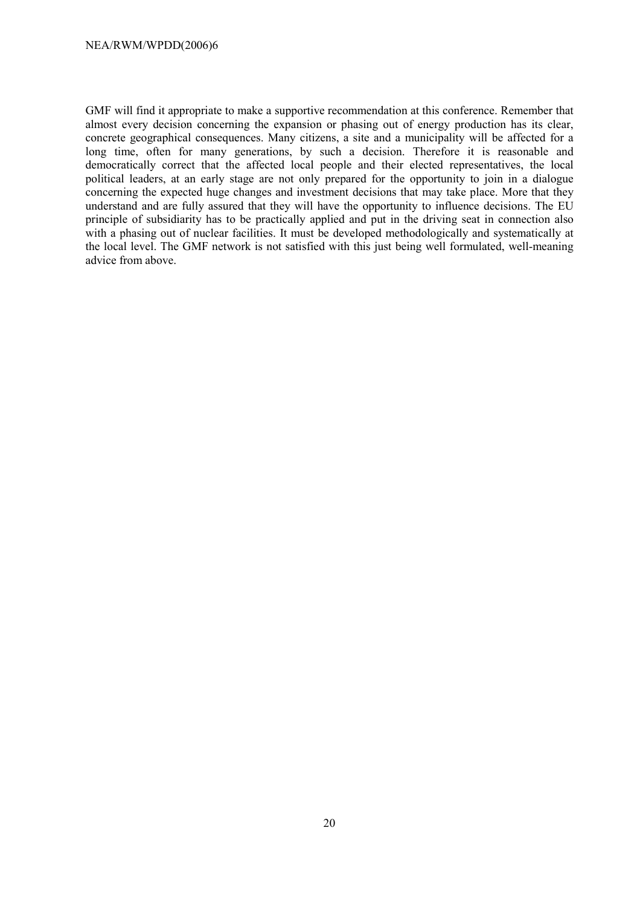GMF will find it appropriate to make a supportive recommendation at this conference. Remember that almost every decision concerning the expansion or phasing out of energy production has its clear, concrete geographical consequences. Many citizens, a site and a municipality will be affected for a long time, often for many generations, by such a decision. Therefore it is reasonable and democratically correct that the affected local people and their elected representatives, the local political leaders, at an early stage are not only prepared for the opportunity to join in a dialogue concerning the expected huge changes and investment decisions that may take place. More that they understand and are fully assured that they will have the opportunity to influence decisions. The EU principle of subsidiarity has to be practically applied and put in the driving seat in connection also with a phasing out of nuclear facilities. It must be developed methodologically and systematically at the local level. The GMF network is not satisfied with this just being well formulated, well-meaning advice from above.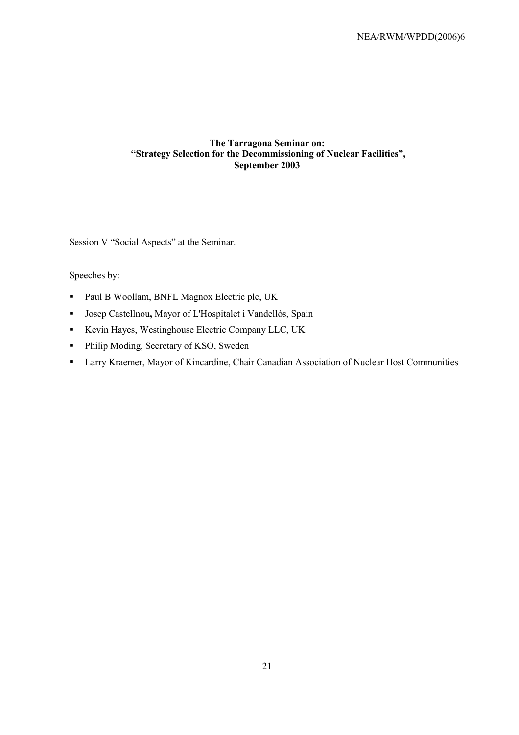**The Tarragona Seminar on:**
**"Strategy Selection for the Decommissioning of Nuclear Facilities",**
**September 2003**

Session V "Social Aspects" at the Seminar.

Speeches by:

- Paul B Woollam, BNFL Magnox Electric plc, UK
- Josep Castellnou**,** Mayor of L'Hospitalet i Vandellòs, Spain
- Kevin Hayes, Westinghouse Electric Company LLC, UK
- Philip Moding, Secretary of KSO, Sweden
- Larry Kraemer, Mayor of Kincardine, Chair Canadian Association of Nuclear Host Communities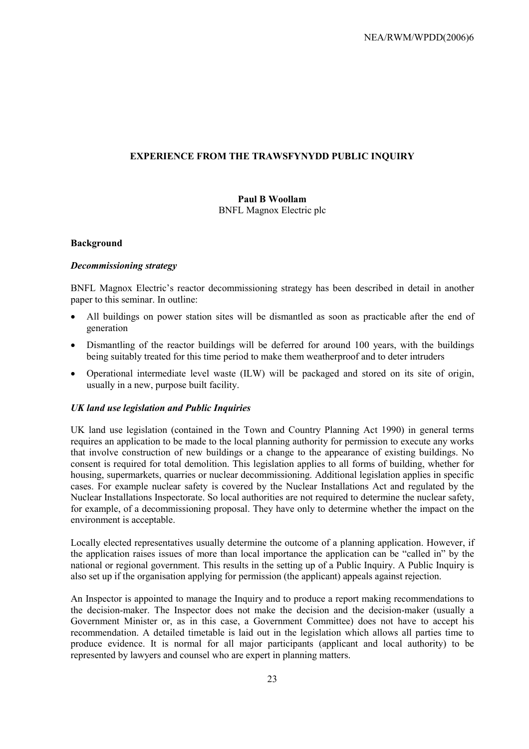# EXPERIENCE FROM THE TRAWSFYNYDD PUBLIC INQUIRY

**Paul B Woollam**
BNFL Magnox Electric plc

## Background

### *Decommissioning strategy*

BNFL Magnox Electric's reactor decommissioning strategy has been described in detail in another paper to this seminar. In outline:

- All buildings on power station sites will be dismantled as soon as practicable after the end of generation
- Dismantling of the reactor buildings will be deferred for around 100 years, with the buildings being suitably treated for this time period to make them weatherproof and to deter intruders
- Operational intermediate level waste (ILW) will be packaged and stored on its site of origin, usually in a new, purpose built facility.

### *UK land use legislation and Public Inquiries*

UK land use legislation (contained in the Town and Country Planning Act 1990) in general terms requires an application to be made to the local planning authority for permission to execute any works that involve construction of new buildings or a change to the appearance of existing buildings. No consent is required for total demolition. This legislation applies to all forms of building, whether for housing, supermarkets, quarries or nuclear decommissioning. Additional legislation applies in specific cases. For example nuclear safety is covered by the Nuclear Installations Act and regulated by the Nuclear Installations Inspectorate. So local authorities are not required to determine the nuclear safety, for example, of a decommissioning proposal. They have only to determine whether the impact on the environment is acceptable.

Locally elected representatives usually determine the outcome of a planning application. However, if the application raises issues of more than local importance the application can be "called in" by the national or regional government. This results in the setting up of a Public Inquiry. A Public Inquiry is also set up if the organisation applying for permission (the applicant) appeals against rejection.

An Inspector is appointed to manage the Inquiry and to produce a report making recommendations to the decision-maker. The Inspector does not make the decision and the decision-maker (usually a Government Minister or, as in this case, a Government Committee) does not have to accept his recommendation. A detailed timetable is laid out in the legislation which allows all parties time to produce evidence. It is normal for all major participants (applicant and local authority) to be represented by lawyers and counsel who are expert in planning matters.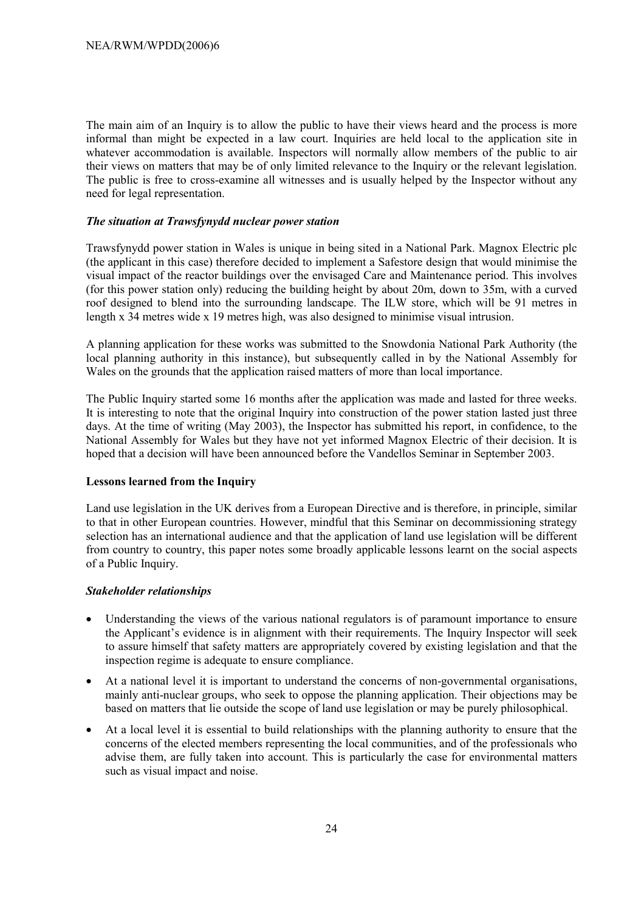The main aim of an Inquiry is to allow the public to have their views heard and the process is more informal than might be expected in a law court. Inquiries are held local to the application site in whatever accommodation is available. Inspectors will normally allow members of the public to air their views on matters that may be of only limited relevance to the Inquiry or the relevant legislation. The public is free to cross-examine all witnesses and is usually helped by the Inspector without any need for legal representation.

### *The situation at Trawsfynydd nuclear power station*

Trawsfynydd power station in Wales is unique in being sited in a National Park. Magnox Electric plc (the applicant in this case) therefore decided to implement a Safestore design that would minimise the visual impact of the reactor buildings over the envisaged Care and Maintenance period. This involves (for this power station only) reducing the building height by about 20m, down to 35m, with a curved roof designed to blend into the surrounding landscape. The ILW store, which will be 91 metres in length x 34 metres wide x 19 metres high, was also designed to minimise visual intrusion.

A planning application for these works was submitted to the Snowdonia National Park Authority (the local planning authority in this instance), but subsequently called in by the National Assembly for Wales on the grounds that the application raised matters of more than local importance.

The Public Inquiry started some 16 months after the application was made and lasted for three weeks. It is interesting to note that the original Inquiry into construction of the power station lasted just three days. At the time of writing (May 2003), the Inspector has submitted his report, in confidence, to the National Assembly for Wales but they have not yet informed Magnox Electric of their decision. It is hoped that a decision will have been announced before the Vandellos Seminar in September 2003.

### **Lessons learned from the Inquiry**

Land use legislation in the UK derives from a European Directive and is therefore, in principle, similar to that in other European countries. However, mindful that this Seminar on decommissioning strategy selection has an international audience and that the application of land use legislation will be different from country to country, this paper notes some broadly applicable lessons learnt on the social aspects of a Public Inquiry.

### *Stakeholder relationships*

- Understanding the views of the various national regulators is of paramount importance to ensure the Applicant's evidence is in alignment with their requirements. The Inquiry Inspector will seek to assure himself that safety matters are appropriately covered by existing legislation and that the inspection regime is adequate to ensure compliance.
- At a national level it is important to understand the concerns of non-governmental organisations, mainly anti-nuclear groups, who seek to oppose the planning application. Their objections may be based on matters that lie outside the scope of land use legislation or may be purely philosophical.
- At a local level it is essential to build relationships with the planning authority to ensure that the concerns of the elected members representing the local communities, and of the professionals who advise them, are fully taken into account. This is particularly the case for environmental matters such as visual impact and noise.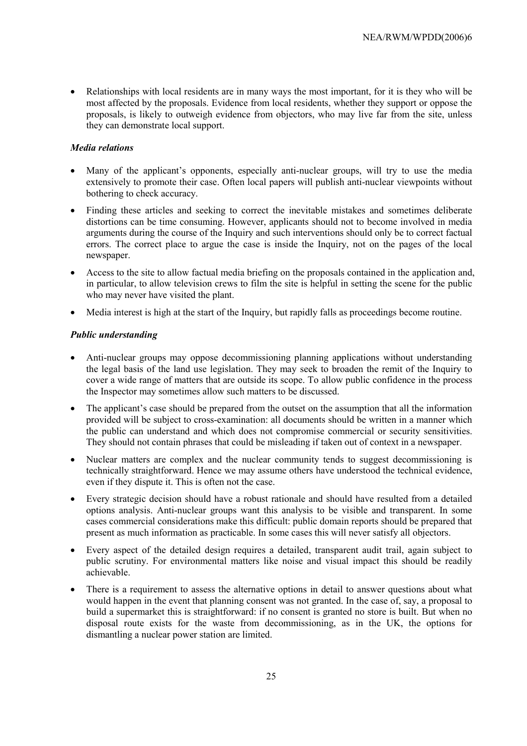- Relationships with local residents are in many ways the most important, for it is they who will be most affected by the proposals. Evidence from local residents, whether they support or oppose the proposals, is likely to outweigh evidence from objectors, who may live far from the site, unless they can demonstrate local support.

### *Media relations*

- Many of the applicant's opponents, especially anti-nuclear groups, will try to use the media extensively to promote their case. Often local papers will publish anti-nuclear viewpoints without bothering to check accuracy.
- Finding these articles and seeking to correct the inevitable mistakes and sometimes deliberate distortions can be time consuming. However, applicants should not to become involved in media arguments during the course of the Inquiry and such interventions should only be to correct factual errors. The correct place to argue the case is inside the Inquiry, not on the pages of the local newspaper.
- Access to the site to allow factual media briefing on the proposals contained in the application and, in particular, to allow television crews to film the site is helpful in setting the scene for the public who may never have visited the plant.
- Media interest is high at the start of the Inquiry, but rapidly falls as proceedings become routine.

### *Public understanding*

- Anti-nuclear groups may oppose decommissioning planning applications without understanding the legal basis of the land use legislation. They may seek to broaden the remit of the Inquiry to cover a wide range of matters that are outside its scope. To allow public confidence in the process the Inspector may sometimes allow such matters to be discussed.
- The applicant's case should be prepared from the outset on the assumption that all the information provided will be subject to cross-examination: all documents should be written in a manner which the public can understand and which does not compromise commercial or security sensitivities. They should not contain phrases that could be misleading if taken out of context in a newspaper.
- Nuclear matters are complex and the nuclear community tends to suggest decommissioning is technically straightforward. Hence we may assume others have understood the technical evidence, even if they dispute it. This is often not the case.
- Every strategic decision should have a robust rationale and should have resulted from a detailed options analysis. Anti-nuclear groups want this analysis to be visible and transparent. In some cases commercial considerations make this difficult: public domain reports should be prepared that present as much information as practicable. In some cases this will never satisfy all objectors.
- Every aspect of the detailed design requires a detailed, transparent audit trail, again subject to public scrutiny. For environmental matters like noise and visual impact this should be readily achievable.
- There is a requirement to assess the alternative options in detail to answer questions about what would happen in the event that planning consent was not granted. In the case of, say, a proposal to build a supermarket this is straightforward: if no consent is granted no store is built. But when no disposal route exists for the waste from decommissioning, as in the UK, the options for dismantling a nuclear power station are limited.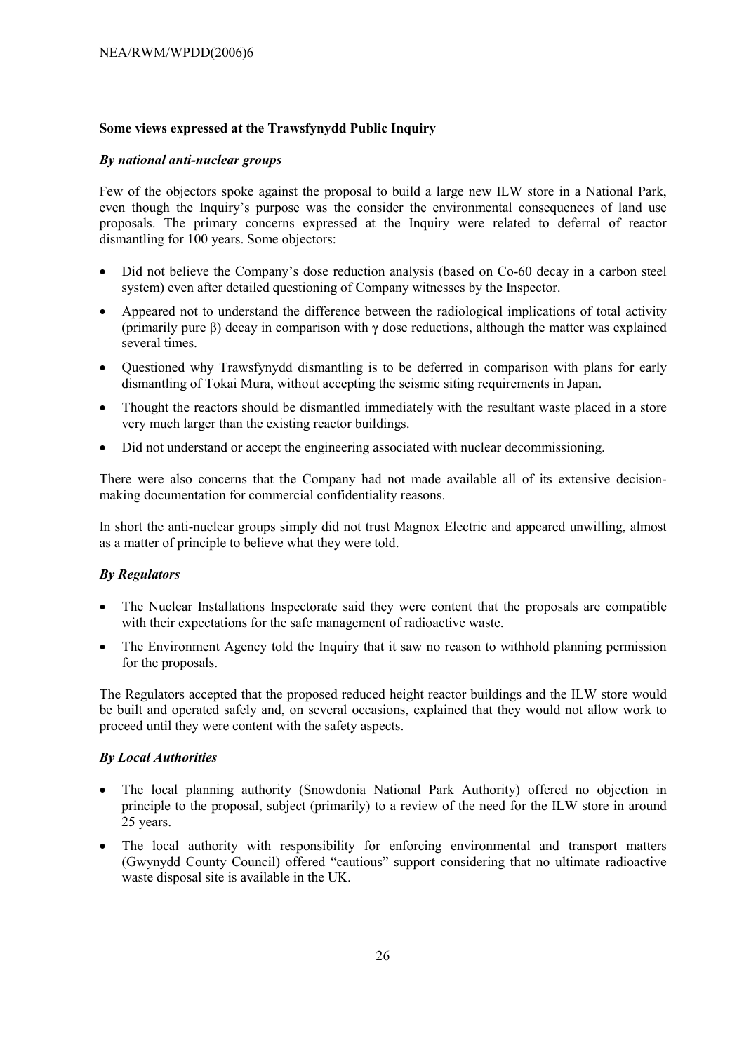**Some views expressed at the Trawsfynydd Public Inquiry**

***By national anti-nuclear groups***

Few of the objectors spoke against the proposal to build a large new ILW store in a National Park, even though the Inquiry's purpose was the consider the environmental consequences of land use proposals. The primary concerns expressed at the Inquiry were related to deferral of reactor dismantling for 100 years. Some objectors:

- Did not believe the Company's dose reduction analysis (based on Co-60 decay in a carbon steel system) even after detailed questioning of Company witnesses by the Inspector.
- Appeared not to understand the difference between the radiological implications of total activity (primarily pure β) decay in comparison with γ dose reductions, although the matter was explained several times.
- Questioned why Trawsfynydd dismantling is to be deferred in comparison with plans for early dismantling of Tokai Mura, without accepting the seismic siting requirements in Japan.
- Thought the reactors should be dismantled immediately with the resultant waste placed in a store very much larger than the existing reactor buildings.
- Did not understand or accept the engineering associated with nuclear decommissioning.

There were also concerns that the Company had not made available all of its extensive decision-making documentation for commercial confidentiality reasons.

In short the anti-nuclear groups simply did not trust Magnox Electric and appeared unwilling, almost as a matter of principle to believe what they were told.

***By Regulators***

- The Nuclear Installations Inspectorate said they were content that the proposals are compatible with their expectations for the safe management of radioactive waste.
- The Environment Agency told the Inquiry that it saw no reason to withhold planning permission for the proposals.

The Regulators accepted that the proposed reduced height reactor buildings and the ILW store would be built and operated safely and, on several occasions, explained that they would not allow work to proceed until they were content with the safety aspects.

***By Local Authorities***

- The local planning authority (Snowdonia National Park Authority) offered no objection in principle to the proposal, subject (primarily) to a review of the need for the ILW store in around 25 years.
- The local authority with responsibility for enforcing environmental and transport matters (Gwynydd County Council) offered "cautious" support considering that no ultimate radioactive waste disposal site is available in the UK.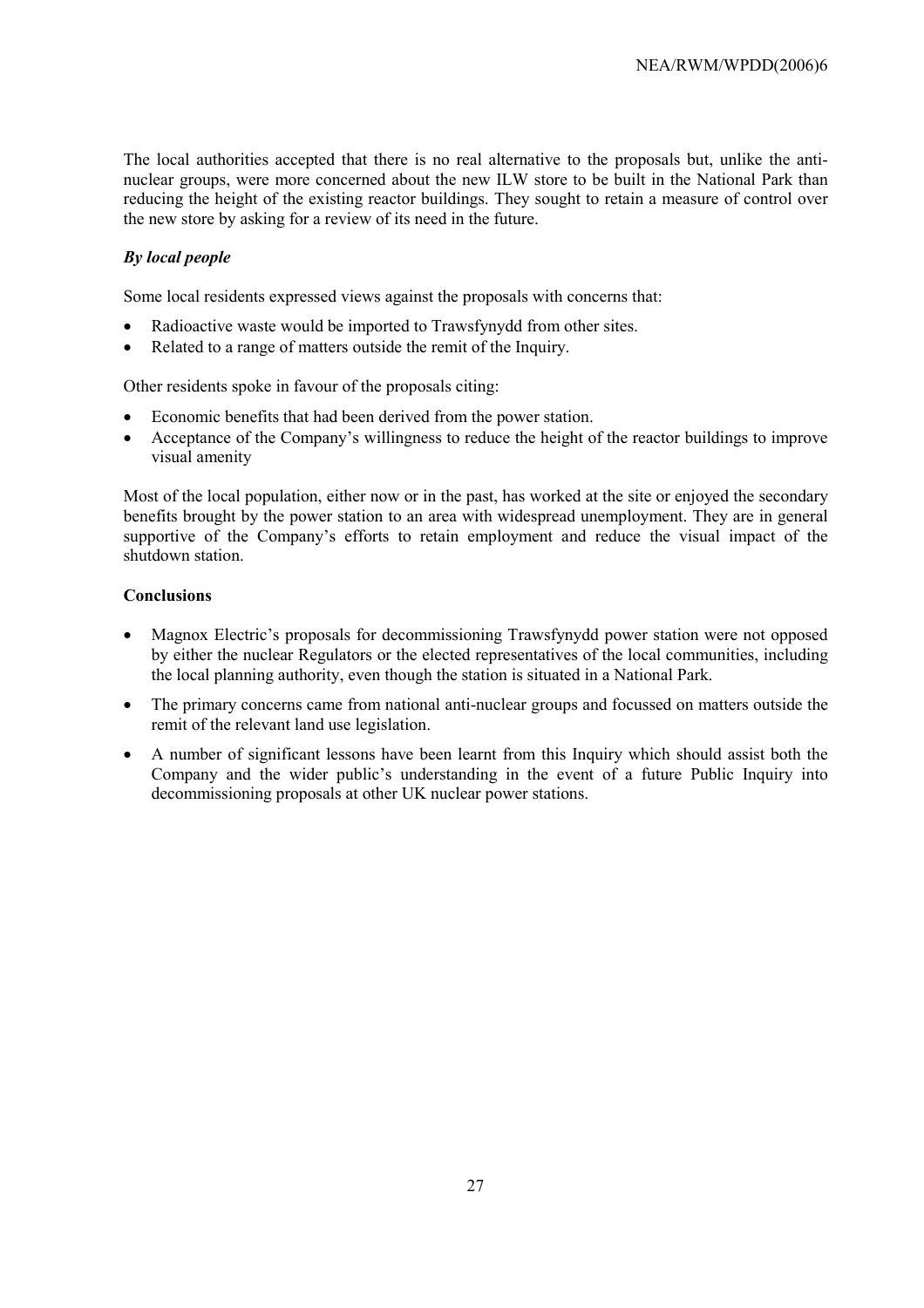The local authorities accepted that there is no real alternative to the proposals but, unlike the anti-nuclear groups, were more concerned about the new ILW store to be built in the National Park than reducing the height of the existing reactor buildings. They sought to retain a measure of control over the new store by asking for a review of its need in the future.

***By local people***

Some local residents expressed views against the proposals with concerns that:

- Radioactive waste would be imported to Trawsfynydd from other sites.
- Related to a range of matters outside the remit of the Inquiry.

Other residents spoke in favour of the proposals citing:

- Economic benefits that had been derived from the power station.
- Acceptance of the Company's willingness to reduce the height of the reactor buildings to improve visual amenity

Most of the local population, either now or in the past, has worked at the site or enjoyed the secondary benefits brought by the power station to an area with widespread unemployment. They are in general supportive of the Company's efforts to retain employment and reduce the visual impact of the shutdown station.

**Conclusions**

- Magnox Electric's proposals for decommissioning Trawsfynydd power station were not opposed by either the nuclear Regulators or the elected representatives of the local communities, including the local planning authority, even though the station is situated in a National Park.
- The primary concerns came from national anti-nuclear groups and focussed on matters outside the remit of the relevant land use legislation.
- A number of significant lessons have been learnt from this Inquiry which should assist both the Company and the wider public's understanding in the event of a future Public Inquiry into decommissioning proposals at other UK nuclear power stations.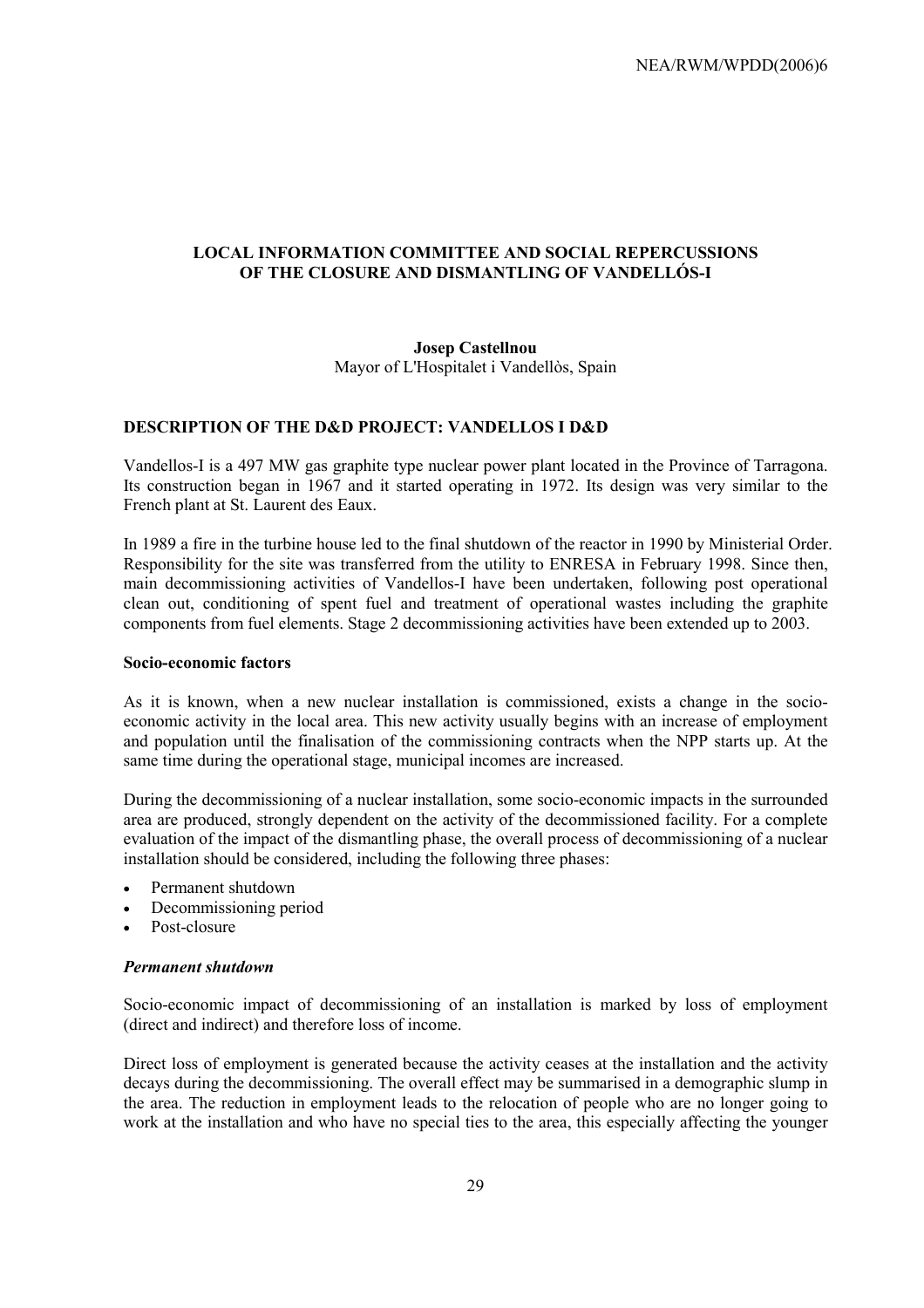# LOCAL INFORMATION COMMITTEE AND SOCIAL REPERCUSSIONS OF THE CLOSURE AND DISMANTLING OF VANDELLÓS-I

**Josep Castellnou**
Mayor of L'Hospitalet i Vandellòs, Spain

## DESCRIPTION OF THE D&D PROJECT: VANDELLOS I D&D

Vandellos-I is a 497 MW gas graphite type nuclear power plant located in the Province of Tarragona. Its construction began in 1967 and it started operating in 1972. Its design was very similar to the French plant at St. Laurent des Eaux.

In 1989 a fire in the turbine house led to the final shutdown of the reactor in 1990 by Ministerial Order. Responsibility for the site was transferred from the utility to ENRESA in February 1998. Since then, main decommissioning activities of Vandellos-I have been undertaken, following post operational clean out, conditioning of spent fuel and treatment of operational wastes including the graphite components from fuel elements. Stage 2 decommissioning activities have been extended up to 2003.

### Socio-economic factors

As it is known, when a new nuclear installation is commissioned, exists a change in the socio-economic activity in the local area. This new activity usually begins with an increase of employment and population until the finalisation of the commissioning contracts when the NPP starts up. At the same time during the operational stage, municipal incomes are increased.

During the decommissioning of a nuclear installation, some socio-economic impacts in the surrounded area are produced, strongly dependent on the activity of the decommissioned facility. For a complete evaluation of the impact of the dismantling phase, the overall process of decommissioning of a nuclear installation should be considered, including the following three phases:

- Permanent shutdown
- Decommissioning period
- Post-closure

#### *Permanent shutdown*

Socio-economic impact of decommissioning of an installation is marked by loss of employment (direct and indirect) and therefore loss of income.

Direct loss of employment is generated because the activity ceases at the installation and the activity decays during the decommissioning. The overall effect may be summarised in a demographic slump in the area. The reduction in employment leads to the relocation of people who are no longer going to work at the installation and who have no special ties to the area, this especially affecting the younger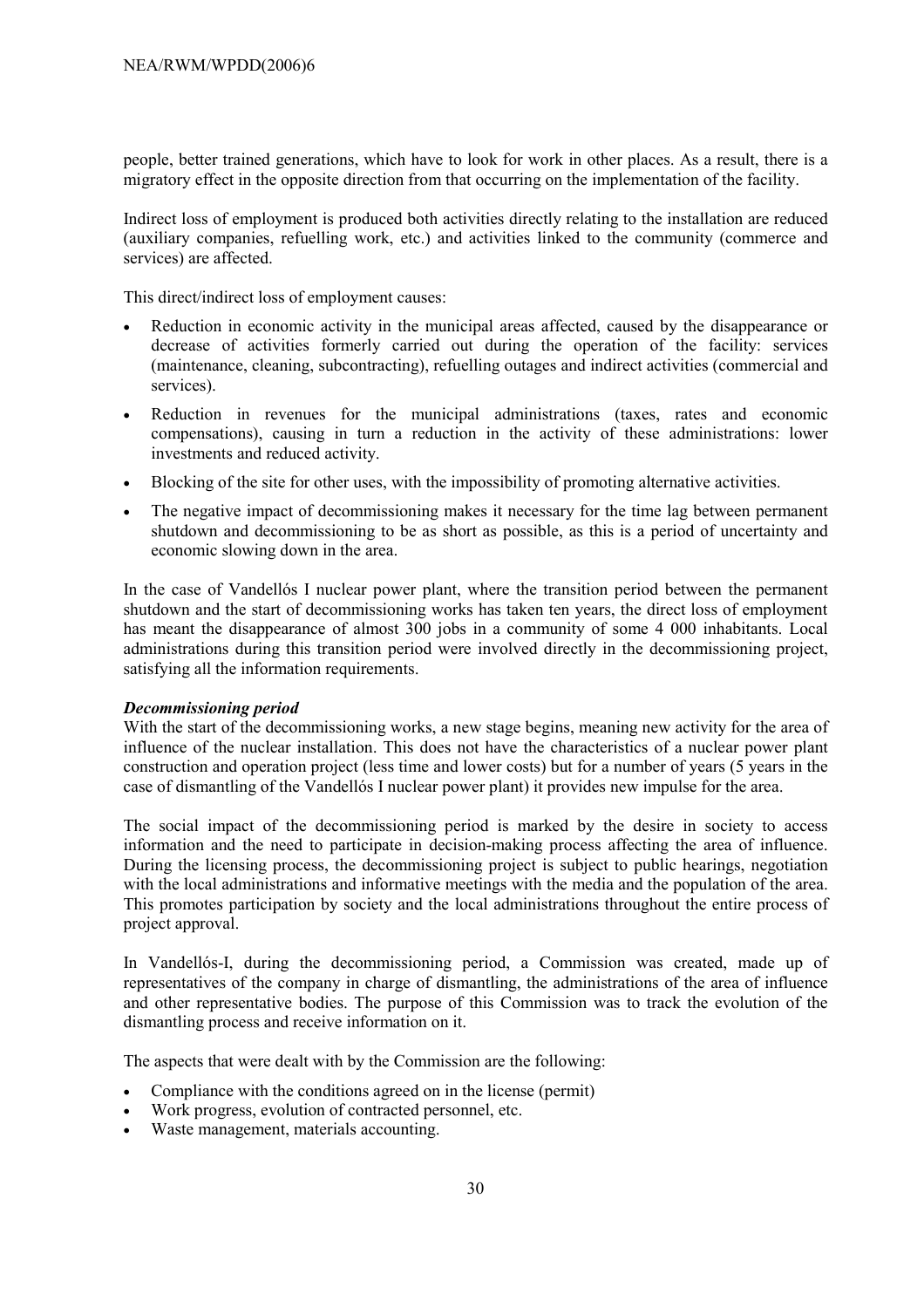people, better trained generations, which have to look for work in other places. As a result, there is a migratory effect in the opposite direction from that occurring on the implementation of the facility.

Indirect loss of employment is produced both activities directly relating to the installation are reduced (auxiliary companies, refuelling work, etc.) and activities linked to the community (commerce and services) are affected.

This direct/indirect loss of employment causes:

- Reduction in economic activity in the municipal areas affected, caused by the disappearance or decrease of activities formerly carried out during the operation of the facility: services (maintenance, cleaning, subcontracting), refuelling outages and indirect activities (commercial and services).
- Reduction in revenues for the municipal administrations (taxes, rates and economic compensations), causing in turn a reduction in the activity of these administrations: lower investments and reduced activity.
- Blocking of the site for other uses, with the impossibility of promoting alternative activities.
- The negative impact of decommissioning makes it necessary for the time lag between permanent shutdown and decommissioning to be as short as possible, as this is a period of uncertainty and economic slowing down in the area.

In the case of Vandellós I nuclear power plant, where the transition period between the permanent shutdown and the start of decommissioning works has taken ten years, the direct loss of employment has meant the disappearance of almost 300 jobs in a community of some 4 000 inhabitants. Local administrations during this transition period were involved directly in the decommissioning project, satisfying all the information requirements.

***Decommissioning period***

With the start of the decommissioning works, a new stage begins, meaning new activity for the area of influence of the nuclear installation. This does not have the characteristics of a nuclear power plant construction and operation project (less time and lower costs) but for a number of years (5 years in the case of dismantling of the Vandellós I nuclear power plant) it provides new impulse for the area.

The social impact of the decommissioning period is marked by the desire in society to access information and the need to participate in decision-making process affecting the area of influence. During the licensing process, the decommissioning project is subject to public hearings, negotiation with the local administrations and informative meetings with the media and the population of the area. This promotes participation by society and the local administrations throughout the entire process of project approval.

In Vandellós-I, during the decommissioning period, a Commission was created, made up of representatives of the company in charge of dismantling, the administrations of the area of influence and other representative bodies. The purpose of this Commission was to track the evolution of the dismantling process and receive information on it.

The aspects that were dealt with by the Commission are the following:

- Compliance with the conditions agreed on in the license (permit)
- Work progress, evolution of contracted personnel, etc.
- Waste management, materials accounting.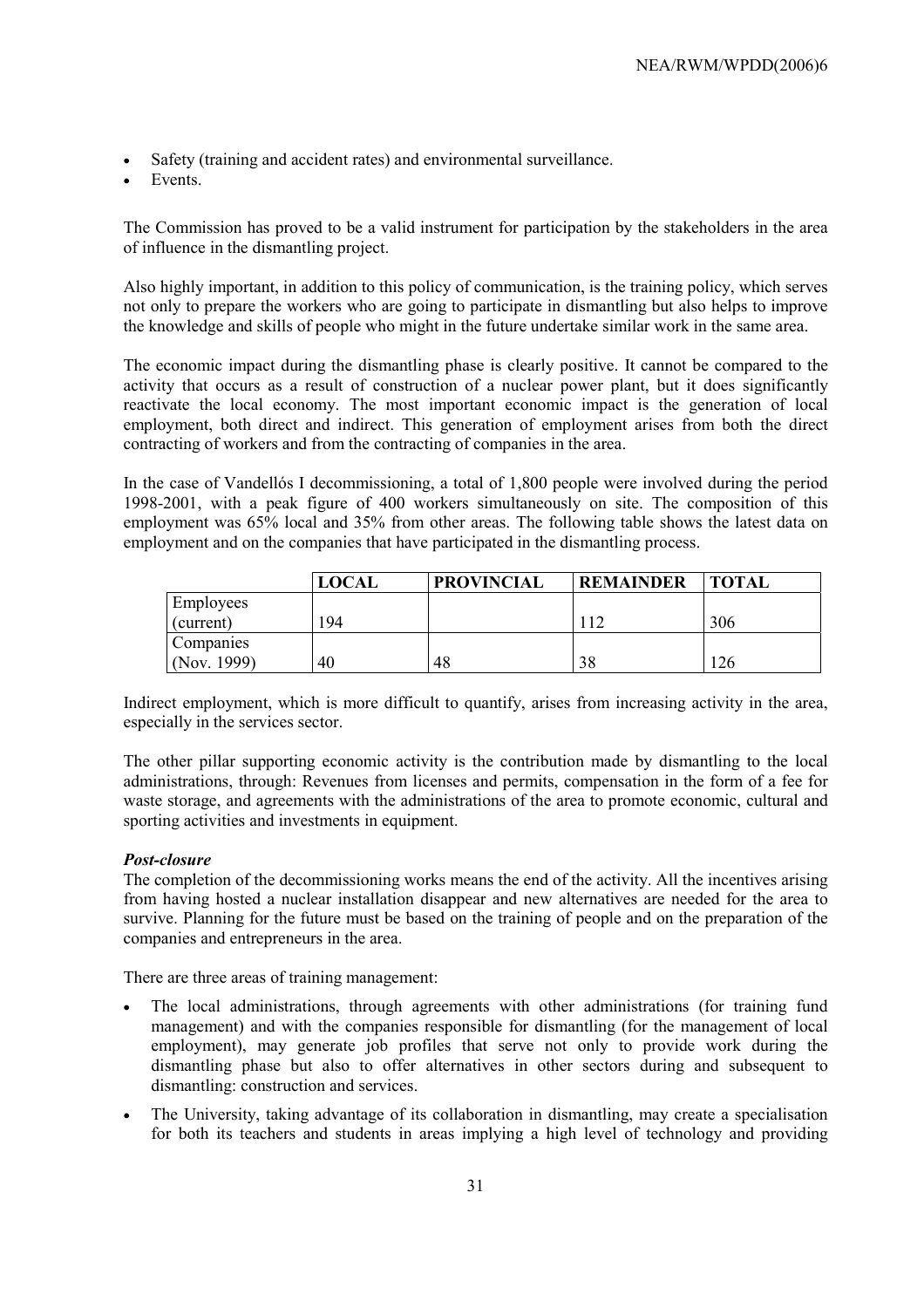- Safety (training and accident rates) and environmental surveillance.
- Events.

The Commission has proved to be a valid instrument for participation by the stakeholders in the area of influence in the dismantling project.

Also highly important, in addition to this policy of communication, is the training policy, which serves not only to prepare the workers who are going to participate in dismantling but also helps to improve the knowledge and skills of people who might in the future undertake similar work in the same area.

The economic impact during the dismantling phase is clearly positive. It cannot be compared to the activity that occurs as a result of construction of a nuclear power plant, but it does significantly reactivate the local economy. The most important economic impact is the generation of local employment, both direct and indirect. This generation of employment arises from both the direct contracting of workers and from the contracting of companies in the area.

In the case of Vandellós I decommissioning, a total of 1,800 people were involved during the period 1998-2001, with a peak figure of 400 workers simultaneously on site. The composition of this employment was 65% local and 35% from other areas. The following table shows the latest data on employment and on the companies that have participated in the dismantling process.

| | **LOCAL** | **PROVINCIAL** | **REMAINDER** | **TOTAL** |
|---|---|---|---|---|
| Employees (current) | 194 | | 112 | 306 |
| Companies (Nov. 1999) | 40 | 48 | 38 | 126 |

Indirect employment, which is more difficult to quantify, arises from increasing activity in the area, especially in the services sector.

The other pillar supporting economic activity is the contribution made by dismantling to the local administrations, through: Revenues from licenses and permits, compensation in the form of a fee for waste storage, and agreements with the administrations of the area to promote economic, cultural and sporting activities and investments in equipment.

***Post-closure***

The completion of the decommissioning works means the end of the activity. All the incentives arising from having hosted a nuclear installation disappear and new alternatives are needed for the area to survive. Planning for the future must be based on the training of people and on the preparation of the companies and entrepreneurs in the area.

There are three areas of training management:

- The local administrations, through agreements with other administrations (for training fund management) and with the companies responsible for dismantling (for the management of local employment), may generate job profiles that serve not only to provide work during the dismantling phase but also to offer alternatives in other sectors during and subsequent to dismantling: construction and services.
- The University, taking advantage of its collaboration in dismantling, may create a specialisation for both its teachers and students in areas implying a high level of technology and providing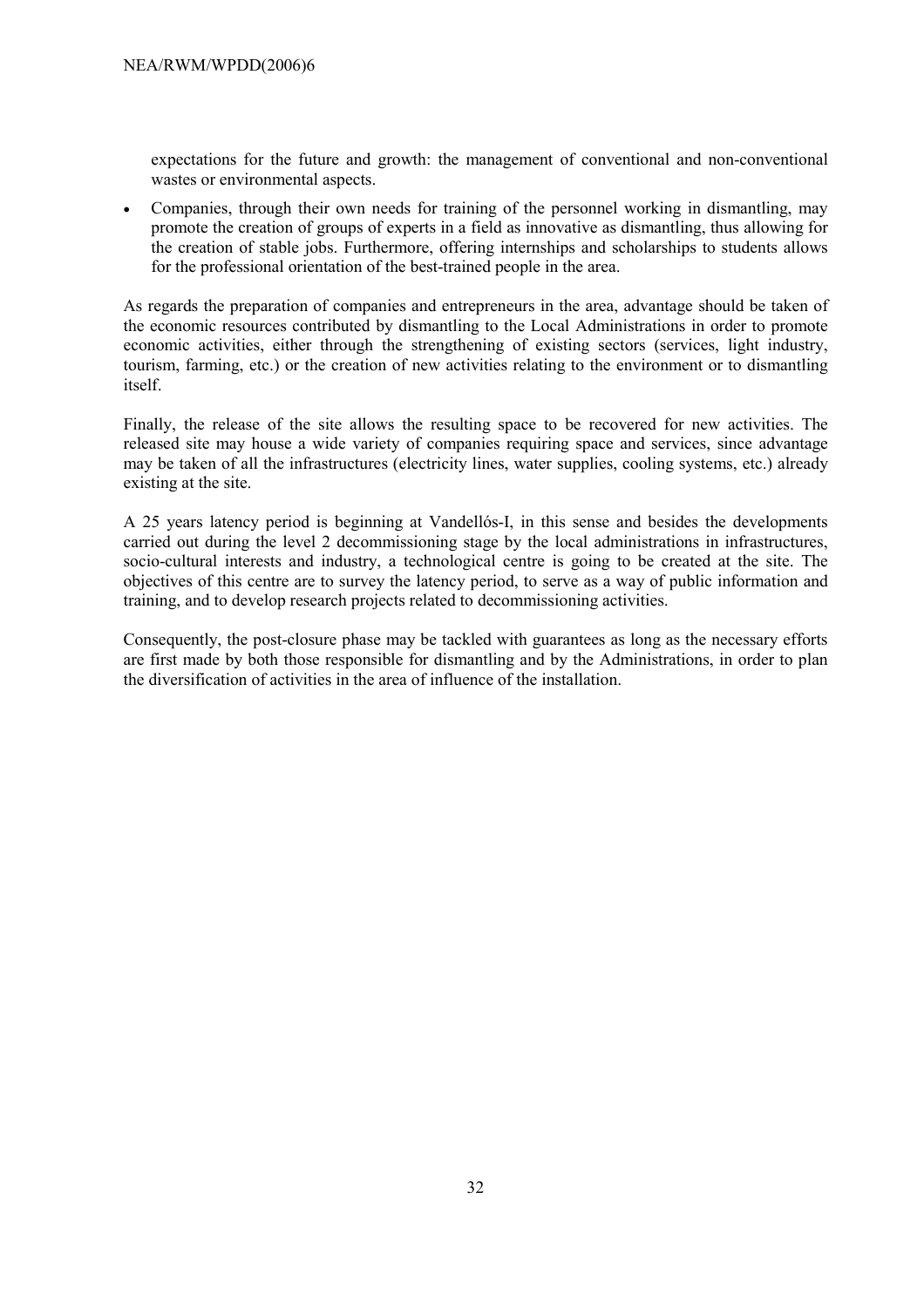expectations for the future and growth: the management of conventional and non-conventional wastes or environmental aspects.

- Companies, through their own needs for training of the personnel working in dismantling, may promote the creation of groups of experts in a field as innovative as dismantling, thus allowing for the creation of stable jobs. Furthermore, offering internships and scholarships to students allows for the professional orientation of the best-trained people in the area.

As regards the preparation of companies and entrepreneurs in the area, advantage should be taken of the economic resources contributed by dismantling to the Local Administrations in order to promote economic activities, either through the strengthening of existing sectors (services, light industry, tourism, farming, etc.) or the creation of new activities relating to the environment or to dismantling itself.

Finally, the release of the site allows the resulting space to be recovered for new activities. The released site may house a wide variety of companies requiring space and services, since advantage may be taken of all the infrastructures (electricity lines, water supplies, cooling systems, etc.) already existing at the site.

A 25 years latency period is beginning at Vandellós-I, in this sense and besides the developments carried out during the level 2 decommissioning stage by the local administrations in infrastructures, socio-cultural interests and industry, a technological centre is going to be created at the site. The objectives of this centre are to survey the latency period, to serve as a way of public information and training, and to develop research projects related to decommissioning activities.

Consequently, the post-closure phase may be tackled with guarantees as long as the necessary efforts are first made by both those responsible for dismantling and by the Administrations, in order to plan the diversification of activities in the area of influence of the installation.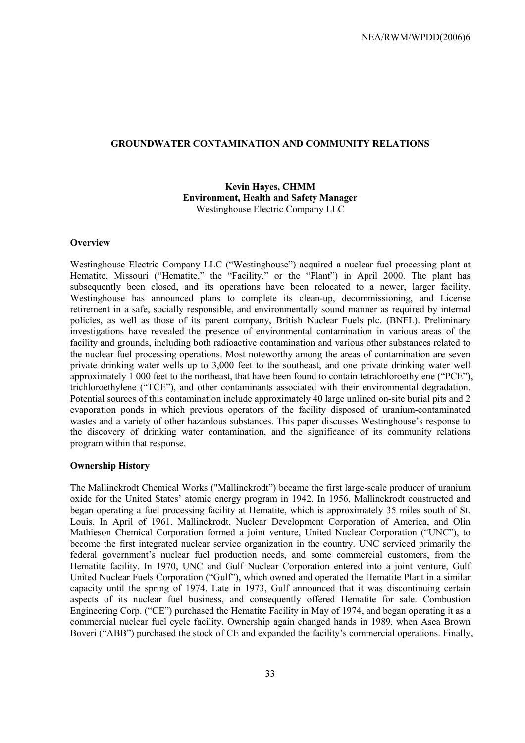## GROUNDWATER CONTAMINATION AND COMMUNITY RELATIONS

**Kevin Hayes, CHMM**
**Environment, Health and Safety Manager**
Westinghouse Electric Company LLC

### Overview

Westinghouse Electric Company LLC ("Westinghouse") acquired a nuclear fuel processing plant at Hematite, Missouri ("Hematite," the "Facility," or the "Plant") in April 2000. The plant has subsequently been closed, and its operations have been relocated to a newer, larger facility. Westinghouse has announced plans to complete its clean-up, decommissioning, and License retirement in a safe, socially responsible, and environmentally sound manner as required by internal policies, as well as those of its parent company, British Nuclear Fuels plc. (BNFL). Preliminary investigations have revealed the presence of environmental contamination in various areas of the facility and grounds, including both radioactive contamination and various other substances related to the nuclear fuel processing operations. Most noteworthy among the areas of contamination are seven private drinking water wells up to 3,000 feet to the southeast, and one private drinking water well approximately 1 000 feet to the northeast, that have been found to contain tetrachloroethylene ("PCE"), trichloroethylene ("TCE"), and other contaminants associated with their environmental degradation. Potential sources of this contamination include approximately 40 large unlined on-site burial pits and 2 evaporation ponds in which previous operators of the facility disposed of uranium-contaminated wastes and a variety of other hazardous substances. This paper discusses Westinghouse's response to the discovery of drinking water contamination, and the significance of its community relations program within that response.

### Ownership History

The Mallinckrodt Chemical Works ("Mallinckrodt") became the first large-scale producer of uranium oxide for the United States' atomic energy program in 1942. In 1956, Mallinckrodt constructed and began operating a fuel processing facility at Hematite, which is approximately 35 miles south of St. Louis. In April of 1961, Mallinckrodt, Nuclear Development Corporation of America, and Olin Mathieson Chemical Corporation formed a joint venture, United Nuclear Corporation ("UNC"), to become the first integrated nuclear service organization in the country. UNC serviced primarily the federal government's nuclear fuel production needs, and some commercial customers, from the Hematite facility. In 1970, UNC and Gulf Nuclear Corporation entered into a joint venture, Gulf United Nuclear Fuels Corporation ("Gulf"), which owned and operated the Hematite Plant in a similar capacity until the spring of 1974. Late in 1973, Gulf announced that it was discontinuing certain aspects of its nuclear fuel business, and consequently offered Hematite for sale. Combustion Engineering Corp. ("CE") purchased the Hematite Facility in May of 1974, and began operating it as a commercial nuclear fuel cycle facility. Ownership again changed hands in 1989, when Asea Brown Boveri ("ABB") purchased the stock of CE and expanded the facility's commercial operations. Finally,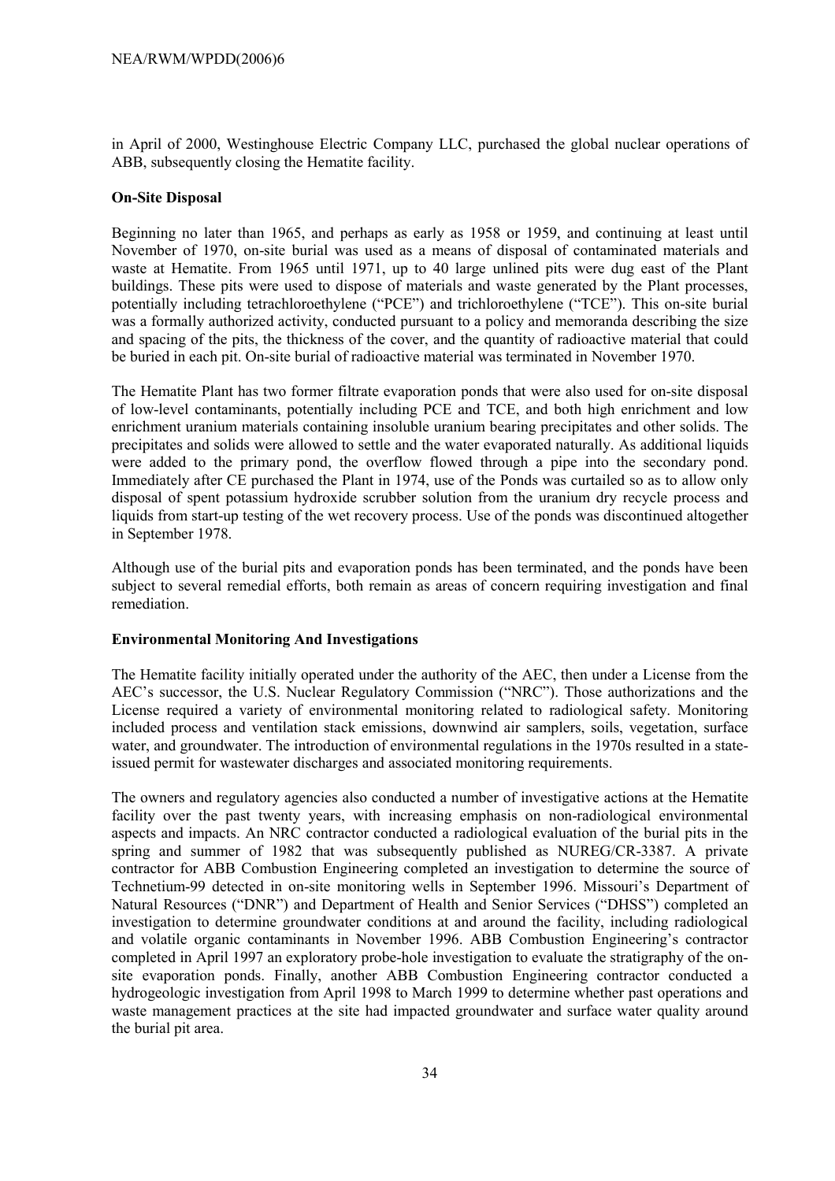in April of 2000, Westinghouse Electric Company LLC, purchased the global nuclear operations of ABB, subsequently closing the Hematite facility.

**On-Site Disposal**

Beginning no later than 1965, and perhaps as early as 1958 or 1959, and continuing at least until November of 1970, on-site burial was used as a means of disposal of contaminated materials and waste at Hematite. From 1965 until 1971, up to 40 large unlined pits were dug east of the Plant buildings. These pits were used to dispose of materials and waste generated by the Plant processes, potentially including tetrachloroethylene ("PCE") and trichloroethylene ("TCE"). This on-site burial was a formally authorized activity, conducted pursuant to a policy and memoranda describing the size and spacing of the pits, the thickness of the cover, and the quantity of radioactive material that could be buried in each pit. On-site burial of radioactive material was terminated in November 1970.

The Hematite Plant has two former filtrate evaporation ponds that were also used for on-site disposal of low-level contaminants, potentially including PCE and TCE, and both high enrichment and low enrichment uranium materials containing insoluble uranium bearing precipitates and other solids. The precipitates and solids were allowed to settle and the water evaporated naturally. As additional liquids were added to the primary pond, the overflow flowed through a pipe into the secondary pond. Immediately after CE purchased the Plant in 1974, use of the Ponds was curtailed so as to allow only disposal of spent potassium hydroxide scrubber solution from the uranium dry recycle process and liquids from start-up testing of the wet recovery process. Use of the ponds was discontinued altogether in September 1978.

Although use of the burial pits and evaporation ponds has been terminated, and the ponds have been subject to several remedial efforts, both remain as areas of concern requiring investigation and final remediation.

**Environmental Monitoring And Investigations**

The Hematite facility initially operated under the authority of the AEC, then under a License from the AEC's successor, the U.S. Nuclear Regulatory Commission ("NRC"). Those authorizations and the License required a variety of environmental monitoring related to radiological safety. Monitoring included process and ventilation stack emissions, downwind air samplers, soils, vegetation, surface water, and groundwater. The introduction of environmental regulations in the 1970s resulted in a state-issued permit for wastewater discharges and associated monitoring requirements.

The owners and regulatory agencies also conducted a number of investigative actions at the Hematite facility over the past twenty years, with increasing emphasis on non-radiological environmental aspects and impacts. An NRC contractor conducted a radiological evaluation of the burial pits in the spring and summer of 1982 that was subsequently published as NUREG/CR-3387. A private contractor for ABB Combustion Engineering completed an investigation to determine the source of Technetium-99 detected in on-site monitoring wells in September 1996. Missouri's Department of Natural Resources ("DNR") and Department of Health and Senior Services ("DHSS") completed an investigation to determine groundwater conditions at and around the facility, including radiological and volatile organic contaminants in November 1996. ABB Combustion Engineering's contractor completed in April 1997 an exploratory probe-hole investigation to evaluate the stratigraphy of the on-site evaporation ponds. Finally, another ABB Combustion Engineering contractor conducted a hydrogeologic investigation from April 1998 to March 1999 to determine whether past operations and waste management practices at the site had impacted groundwater and surface water quality around the burial pit area.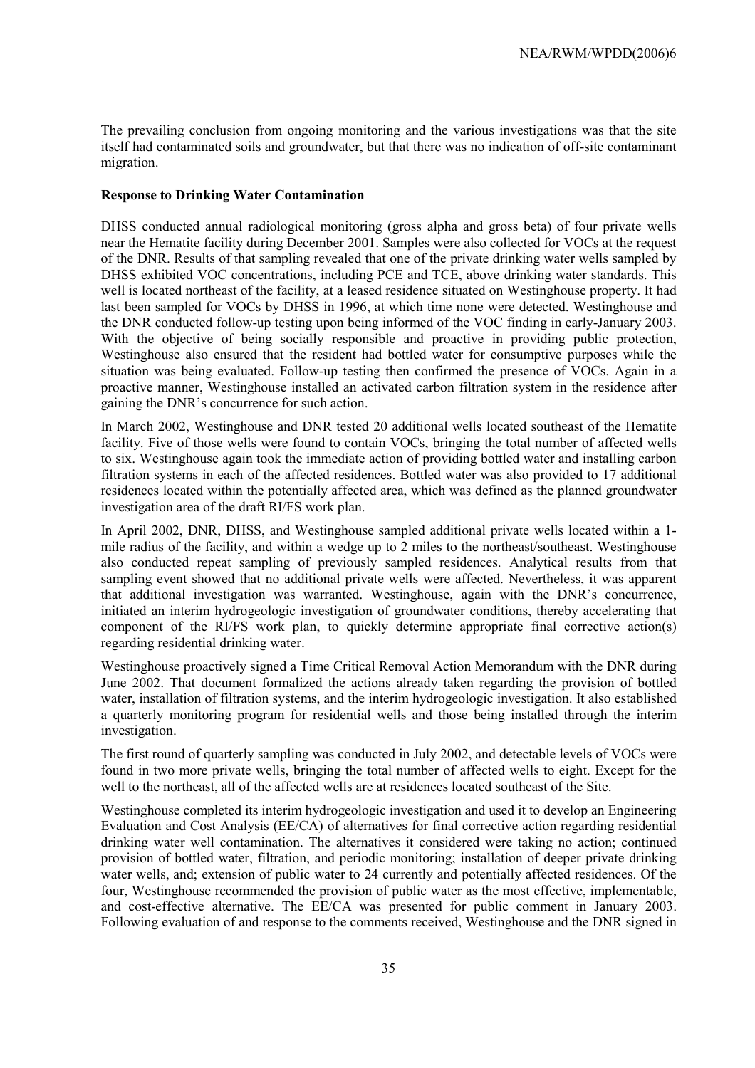The prevailing conclusion from ongoing monitoring and the various investigations was that the site itself had contaminated soils and groundwater, but that there was no indication of off-site contaminant migration.

**Response to Drinking Water Contamination**

DHSS conducted annual radiological monitoring (gross alpha and gross beta) of four private wells near the Hematite facility during December 2001. Samples were also collected for VOCs at the request of the DNR. Results of that sampling revealed that one of the private drinking water wells sampled by DHSS exhibited VOC concentrations, including PCE and TCE, above drinking water standards. This well is located northeast of the facility, at a leased residence situated on Westinghouse property. It had last been sampled for VOCs by DHSS in 1996, at which time none were detected. Westinghouse and the DNR conducted follow-up testing upon being informed of the VOC finding in early-January 2003. With the objective of being socially responsible and proactive in providing public protection, Westinghouse also ensured that the resident had bottled water for consumptive purposes while the situation was being evaluated. Follow-up testing then confirmed the presence of VOCs. Again in a proactive manner, Westinghouse installed an activated carbon filtration system in the residence after gaining the DNR's concurrence for such action.

In March 2002, Westinghouse and DNR tested 20 additional wells located southeast of the Hematite facility. Five of those wells were found to contain VOCs, bringing the total number of affected wells to six. Westinghouse again took the immediate action of providing bottled water and installing carbon filtration systems in each of the affected residences. Bottled water was also provided to 17 additional residences located within the potentially affected area, which was defined as the planned groundwater investigation area of the draft RI/FS work plan.

In April 2002, DNR, DHSS, and Westinghouse sampled additional private wells located within a 1-mile radius of the facility, and within a wedge up to 2 miles to the northeast/southeast. Westinghouse also conducted repeat sampling of previously sampled residences. Analytical results from that sampling event showed that no additional private wells were affected. Nevertheless, it was apparent that additional investigation was warranted. Westinghouse, again with the DNR's concurrence, initiated an interim hydrogeologic investigation of groundwater conditions, thereby accelerating that component of the RI/FS work plan, to quickly determine appropriate final corrective action(s) regarding residential drinking water.

Westinghouse proactively signed a Time Critical Removal Action Memorandum with the DNR during June 2002. That document formalized the actions already taken regarding the provision of bottled water, installation of filtration systems, and the interim hydrogeologic investigation. It also established a quarterly monitoring program for residential wells and those being installed through the interim investigation.

The first round of quarterly sampling was conducted in July 2002, and detectable levels of VOCs were found in two more private wells, bringing the total number of affected wells to eight. Except for the well to the northeast, all of the affected wells are at residences located southeast of the Site.

Westinghouse completed its interim hydrogeologic investigation and used it to develop an Engineering Evaluation and Cost Analysis (EE/CA) of alternatives for final corrective action regarding residential drinking water well contamination. The alternatives it considered were taking no action; continued provision of bottled water, filtration, and periodic monitoring; installation of deeper private drinking water wells, and; extension of public water to 24 currently and potentially affected residences. Of the four, Westinghouse recommended the provision of public water as the most effective, implementable, and cost-effective alternative. The EE/CA was presented for public comment in January 2003. Following evaluation of and response to the comments received, Westinghouse and the DNR signed in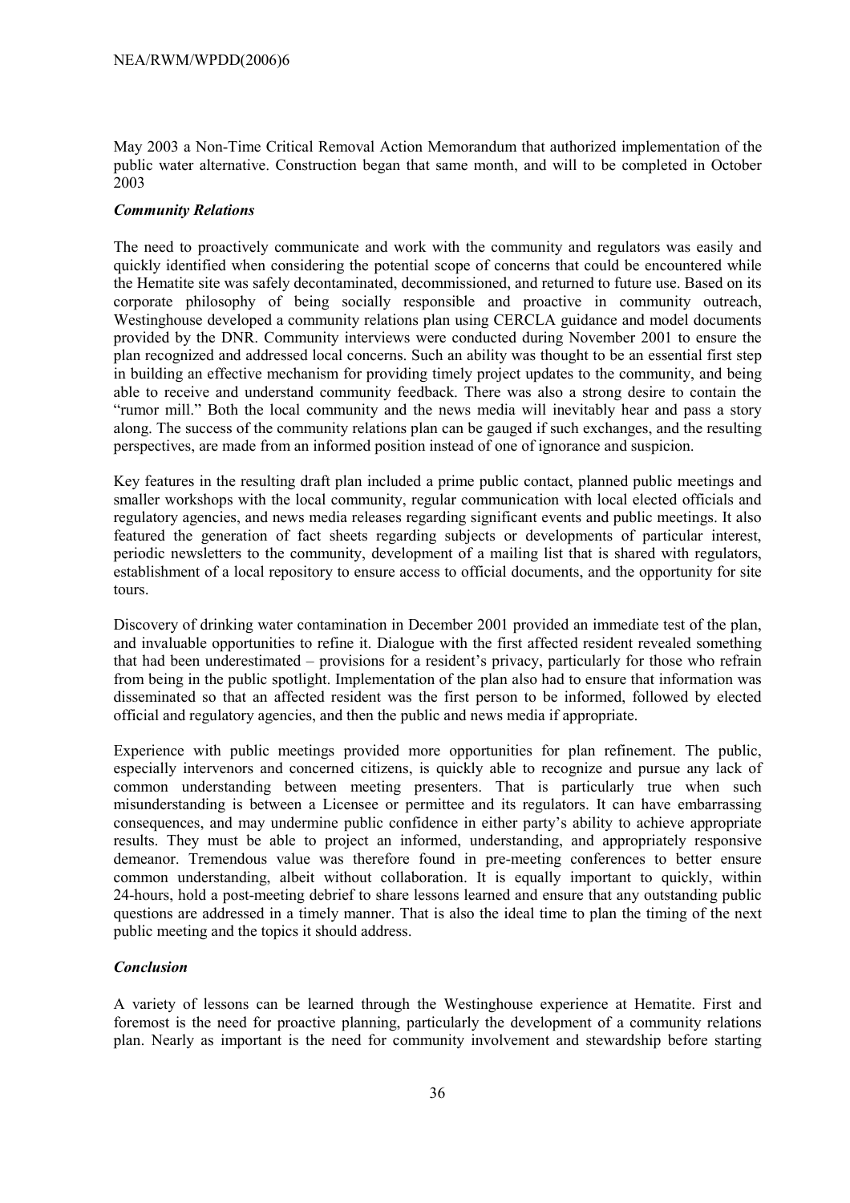May 2003 a Non-Time Critical Removal Action Memorandum that authorized implementation of the public water alternative. Construction began that same month, and will to be completed in October 2003

### *Community Relations*

The need to proactively communicate and work with the community and regulators was easily and quickly identified when considering the potential scope of concerns that could be encountered while the Hematite site was safely decontaminated, decommissioned, and returned to future use. Based on its corporate philosophy of being socially responsible and proactive in community outreach, Westinghouse developed a community relations plan using CERCLA guidance and model documents provided by the DNR. Community interviews were conducted during November 2001 to ensure the plan recognized and addressed local concerns. Such an ability was thought to be an essential first step in building an effective mechanism for providing timely project updates to the community, and being able to receive and understand community feedback. There was also a strong desire to contain the "rumor mill." Both the local community and the news media will inevitably hear and pass a story along. The success of the community relations plan can be gauged if such exchanges, and the resulting perspectives, are made from an informed position instead of one of ignorance and suspicion.

Key features in the resulting draft plan included a prime public contact, planned public meetings and smaller workshops with the local community, regular communication with local elected officials and regulatory agencies, and news media releases regarding significant events and public meetings. It also featured the generation of fact sheets regarding subjects or developments of particular interest, periodic newsletters to the community, development of a mailing list that is shared with regulators, establishment of a local repository to ensure access to official documents, and the opportunity for site tours.

Discovery of drinking water contamination in December 2001 provided an immediate test of the plan, and invaluable opportunities to refine it. Dialogue with the first affected resident revealed something that had been underestimated – provisions for a resident's privacy, particularly for those who refrain from being in the public spotlight. Implementation of the plan also had to ensure that information was disseminated so that an affected resident was the first person to be informed, followed by elected official and regulatory agencies, and then the public and news media if appropriate.

Experience with public meetings provided more opportunities for plan refinement. The public, especially intervenors and concerned citizens, is quickly able to recognize and pursue any lack of common understanding between meeting presenters. That is particularly true when such misunderstanding is between a Licensee or permittee and its regulators. It can have embarrassing consequences, and may undermine public confidence in either party's ability to achieve appropriate results. They must be able to project an informed, understanding, and appropriately responsive demeanor. Tremendous value was therefore found in pre-meeting conferences to better ensure common understanding, albeit without collaboration. It is equally important to quickly, within 24-hours, hold a post-meeting debrief to share lessons learned and ensure that any outstanding public questions are addressed in a timely manner. That is also the ideal time to plan the timing of the next public meeting and the topics it should address.

### *Conclusion*

A variety of lessons can be learned through the Westinghouse experience at Hematite. First and foremost is the need for proactive planning, particularly the development of a community relations plan. Nearly as important is the need for community involvement and stewardship before starting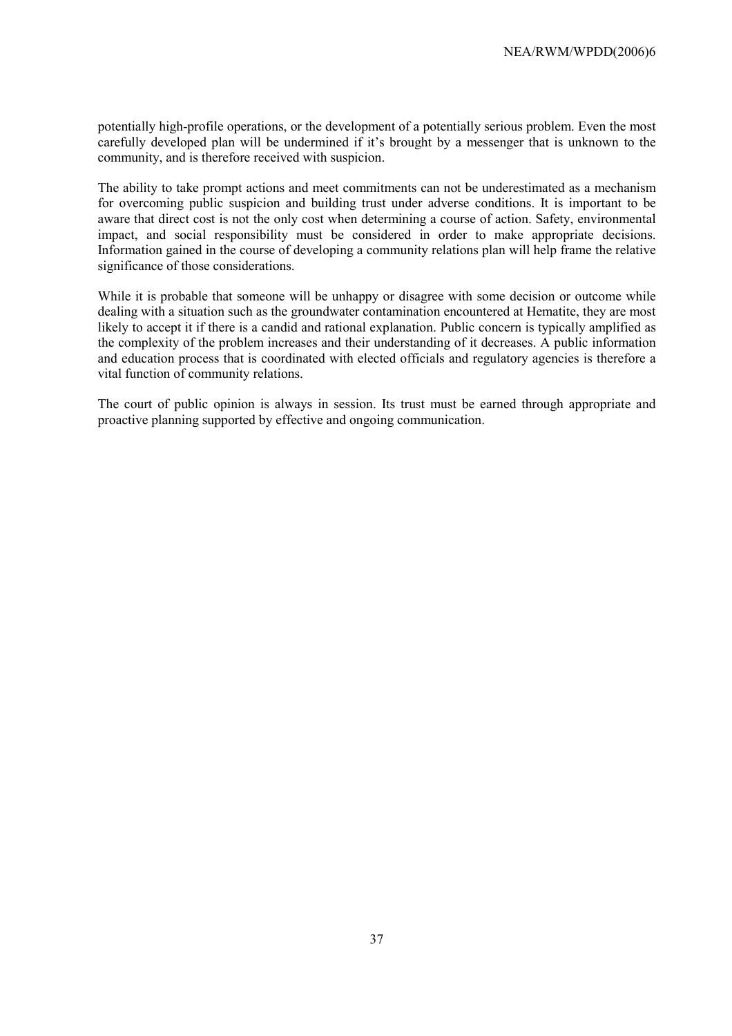potentially high-profile operations, or the development of a potentially serious problem. Even the most carefully developed plan will be undermined if it's brought by a messenger that is unknown to the community, and is therefore received with suspicion.

The ability to take prompt actions and meet commitments can not be underestimated as a mechanism for overcoming public suspicion and building trust under adverse conditions. It is important to be aware that direct cost is not the only cost when determining a course of action. Safety, environmental impact, and social responsibility must be considered in order to make appropriate decisions. Information gained in the course of developing a community relations plan will help frame the relative significance of those considerations.

While it is probable that someone will be unhappy or disagree with some decision or outcome while dealing with a situation such as the groundwater contamination encountered at Hematite, they are most likely to accept it if there is a candid and rational explanation. Public concern is typically amplified as the complexity of the problem increases and their understanding of it decreases. A public information and education process that is coordinated with elected officials and regulatory agencies is therefore a vital function of community relations.

The court of public opinion is always in session. Its trust must be earned through appropriate and proactive planning supported by effective and ongoing communication.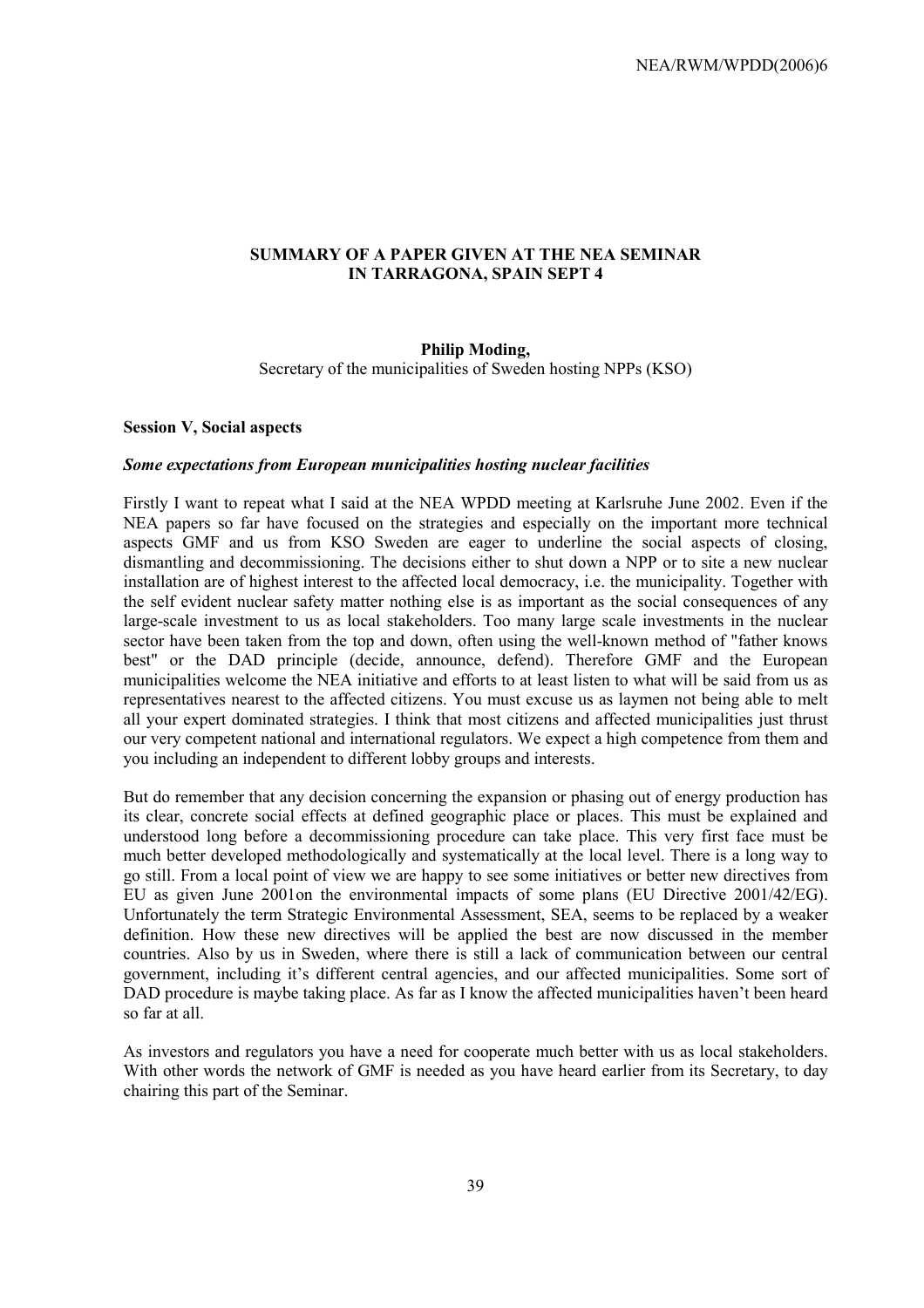## SUMMARY OF A PAPER GIVEN AT THE NEA SEMINAR IN TARRAGONA, SPAIN SEPT 4

**Philip Moding,**
Secretary of the municipalities of Sweden hosting NPPs (KSO)

**Session V, Social aspects**

***Some expectations from European municipalities hosting nuclear facilities***

Firstly I want to repeat what I said at the NEA WPDD meeting at Karlsruhe June 2002. Even if the NEA papers so far have focused on the strategies and especially on the important more technical aspects GMF and us from KSO Sweden are eager to underline the social aspects of closing, dismantling and decommissioning. The decisions either to shut down a NPP or to site a new nuclear installation are of highest interest to the affected local democracy, i.e. the municipality. Together with the self evident nuclear safety matter nothing else is as important as the social consequences of any large-scale investment to us as local stakeholders. Too many large scale investments in the nuclear sector have been taken from the top and down, often using the well-known method of "father knows best" or the DAD principle (decide, announce, defend). Therefore GMF and the European municipalities welcome the NEA initiative and efforts to at least listen to what will be said from us as representatives nearest to the affected citizens. You must excuse us as laymen not being able to melt all your expert dominated strategies. I think that most citizens and affected municipalities just thrust our very competent national and international regulators. We expect a high competence from them and you including an independent to different lobby groups and interests.

But do remember that any decision concerning the expansion or phasing out of energy production has its clear, concrete social effects at defined geographic place or places. This must be explained and understood long before a decommissioning procedure can take place. This very first face must be much better developed methodologically and systematically at the local level. There is a long way to go still. From a local point of view we are happy to see some initiatives or better new directives from EU as given June 2001on the environmental impacts of some plans (EU Directive 2001/42/EG). Unfortunately the term Strategic Environmental Assessment, SEA, seems to be replaced by a weaker definition. How these new directives will be applied the best are now discussed in the member countries. Also by us in Sweden, where there is still a lack of communication between our central government, including it's different central agencies, and our affected municipalities. Some sort of DAD procedure is maybe taking place. As far as I know the affected municipalities haven't been heard so far at all.

As investors and regulators you have a need for cooperate much better with us as local stakeholders. With other words the network of GMF is needed as you have heard earlier from its Secretary, to day chairing this part of the Seminar.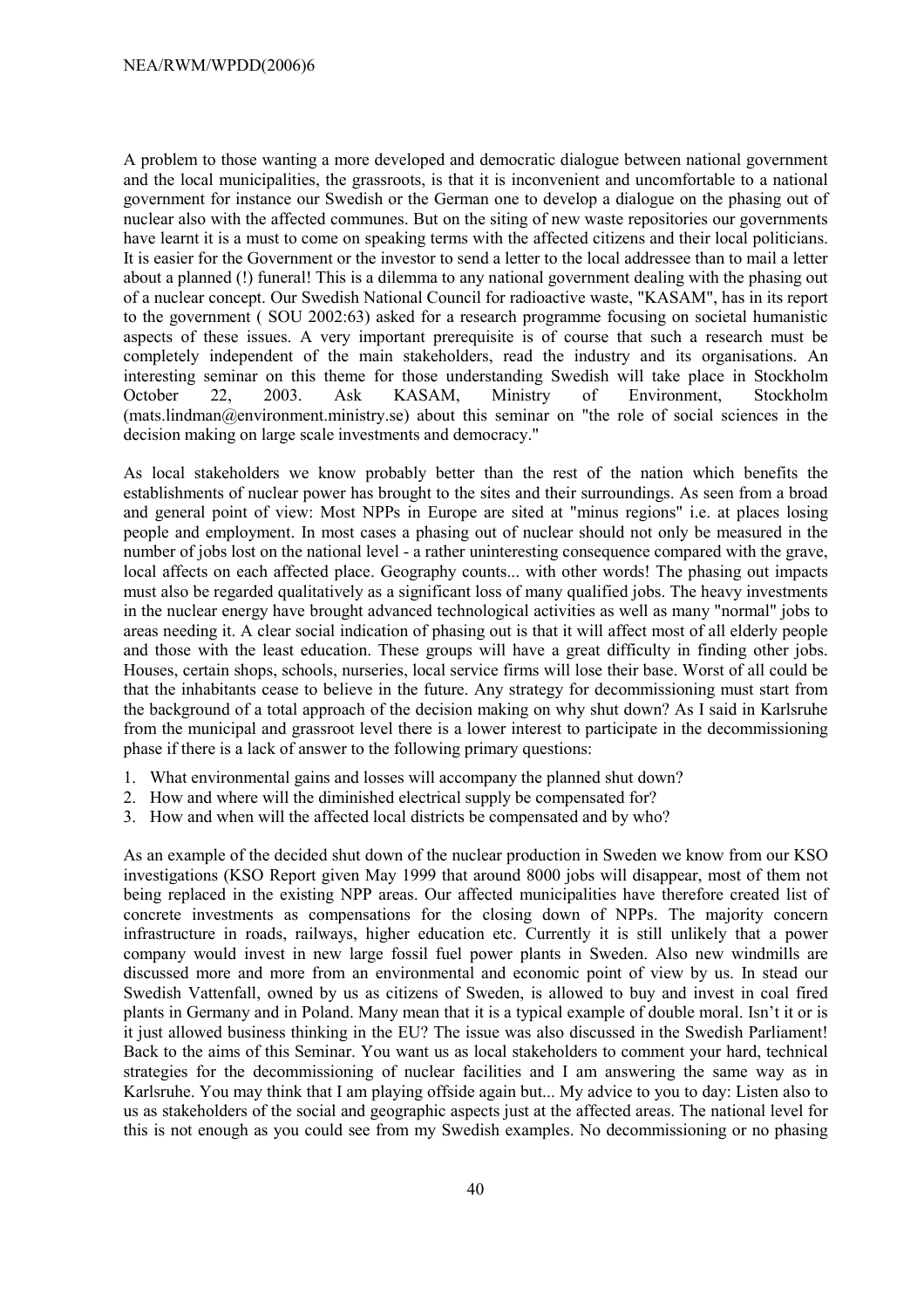A problem to those wanting a more developed and democratic dialogue between national government and the local municipalities, the grassroots, is that it is inconvenient and uncomfortable to a national government for instance our Swedish or the German one to develop a dialogue on the phasing out of nuclear also with the affected communes. But on the siting of new waste repositories our governments have learnt it is a must to come on speaking terms with the affected citizens and their local politicians. It is easier for the Government or the investor to send a letter to the local addressee than to mail a letter about a planned (!) funeral! This is a dilemma to any national government dealing with the phasing out of a nuclear concept. Our Swedish National Council for radioactive waste, "KASAM", has in its report to the government ( SOU 2002:63) asked for a research programme focusing on societal humanistic aspects of these issues. A very important prerequisite is of course that such a research must be completely independent of the main stakeholders, read the industry and its organisations. An interesting seminar on this theme for those understanding Swedish will take place in Stockholm October 22, 2003. Ask KASAM, Ministry of Environment, Stockholm (mats.lindman@environment.ministry.se) about this seminar on "the role of social sciences in the decision making on large scale investments and democracy."

As local stakeholders we know probably better than the rest of the nation which benefits the establishments of nuclear power has brought to the sites and their surroundings. As seen from a broad and general point of view: Most NPPs in Europe are sited at "minus regions" i.e. at places losing people and employment. In most cases a phasing out of nuclear should not only be measured in the number of jobs lost on the national level - a rather uninteresting consequence compared with the grave, local affects on each affected place. Geography counts... with other words! The phasing out impacts must also be regarded qualitatively as a significant loss of many qualified jobs. The heavy investments in the nuclear energy have brought advanced technological activities as well as many "normal" jobs to areas needing it. A clear social indication of phasing out is that it will affect most of all elderly people and those with the least education. These groups will have a great difficulty in finding other jobs. Houses, certain shops, schools, nurseries, local service firms will lose their base. Worst of all could be that the inhabitants cease to believe in the future. Any strategy for decommissioning must start from the background of a total approach of the decision making on why shut down? As I said in Karlsruhe from the municipal and grassroot level there is a lower interest to participate in the decommissioning phase if there is a lack of answer to the following primary questions:

1. What environmental gains and losses will accompany the planned shut down?
2. How and where will the diminished electrical supply be compensated for?
3. How and when will the affected local districts be compensated and by who?

As an example of the decided shut down of the nuclear production in Sweden we know from our KSO investigations (KSO Report given May 1999 that around 8000 jobs will disappear, most of them not being replaced in the existing NPP areas. Our affected municipalities have therefore created list of concrete investments as compensations for the closing down of NPPs. The majority concern infrastructure in roads, railways, higher education etc. Currently it is still unlikely that a power company would invest in new large fossil fuel power plants in Sweden. Also new windmills are discussed more and more from an environmental and economic point of view by us. In stead our Swedish Vattenfall, owned by us as citizens of Sweden, is allowed to buy and invest in coal fired plants in Germany and in Poland. Many mean that it is a typical example of double moral. Isn't it or is it just allowed business thinking in the EU? The issue was also discussed in the Swedish Parliament! Back to the aims of this Seminar. You want us as local stakeholders to comment your hard, technical strategies for the decommissioning of nuclear facilities and I am answering the same way as in Karlsruhe. You may think that I am playing offside again but... My advice to you to day: Listen also to us as stakeholders of the social and geographic aspects just at the affected areas. The national level for this is not enough as you could see from my Swedish examples. No decommissioning or no phasing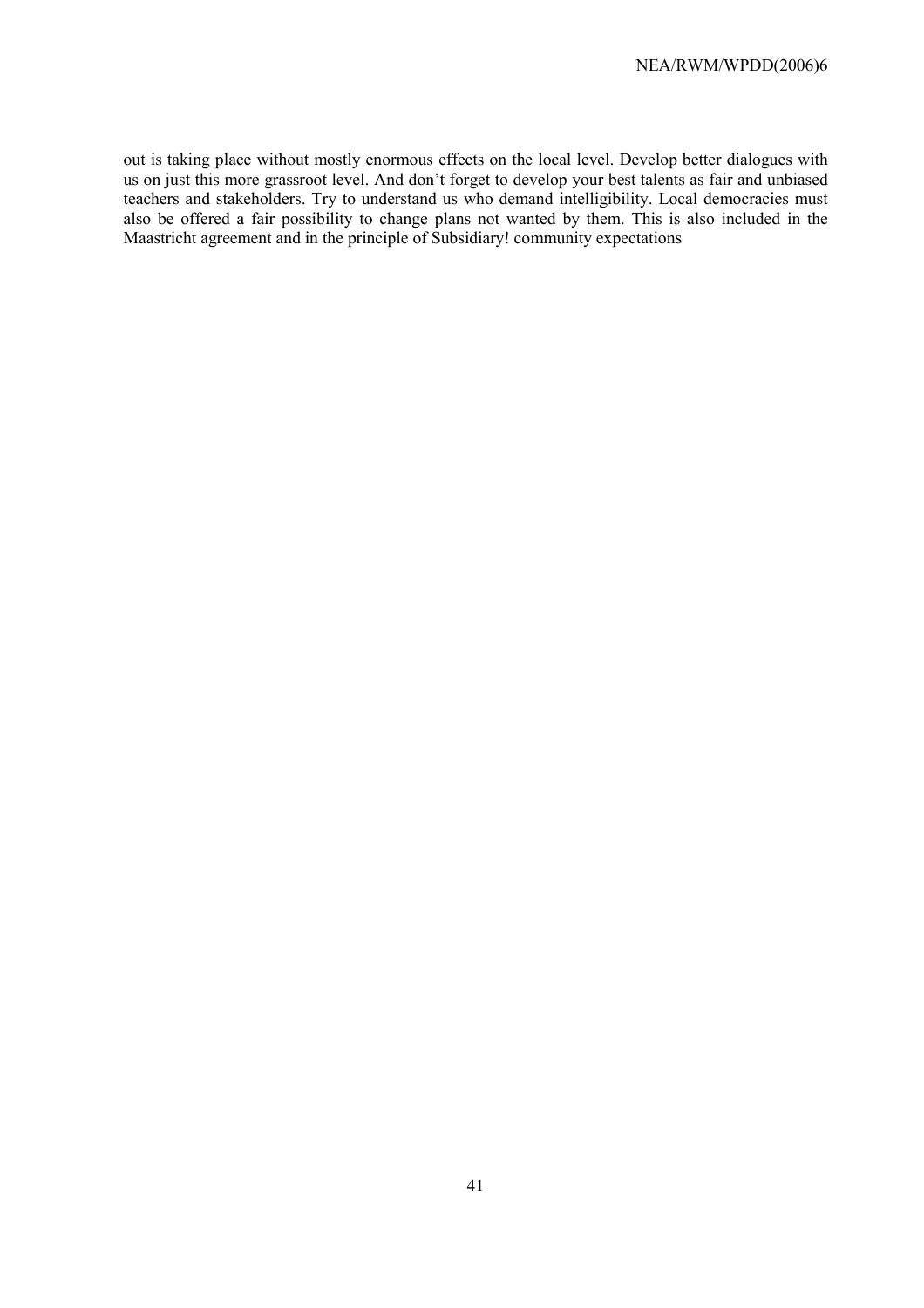out is taking place without mostly enormous effects on the local level. Develop better dialogues with us on just this more grassroot level. And don't forget to develop your best talents as fair and unbiased teachers and stakeholders. Try to understand us who demand intelligibility. Local democracies must also be offered a fair possibility to change plans not wanted by them. This is also included in the Maastricht agreement and in the principle of Subsidiary! community expectations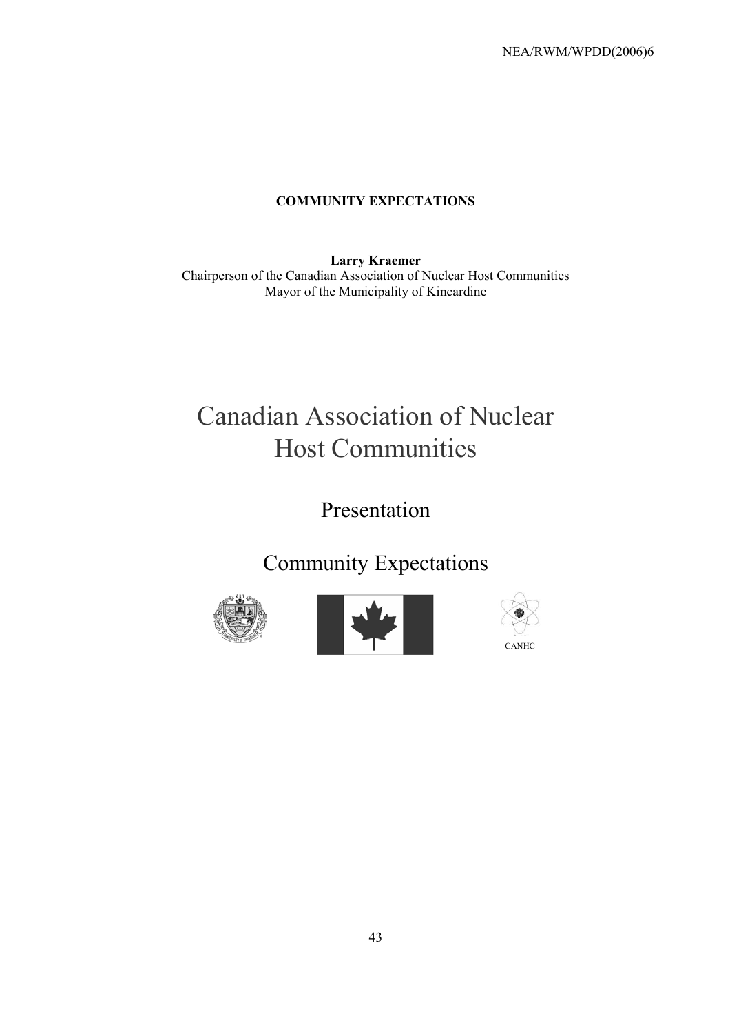**COMMUNITY EXPECTATIONS**

**Larry Kraemer**
Chairperson of the Canadian Association of Nuclear Host Communities
Mayor of the Municipality of Kincardine

# Canadian Association of Nuclear Host Communities

## Presentation

## Community Expectations

CANHC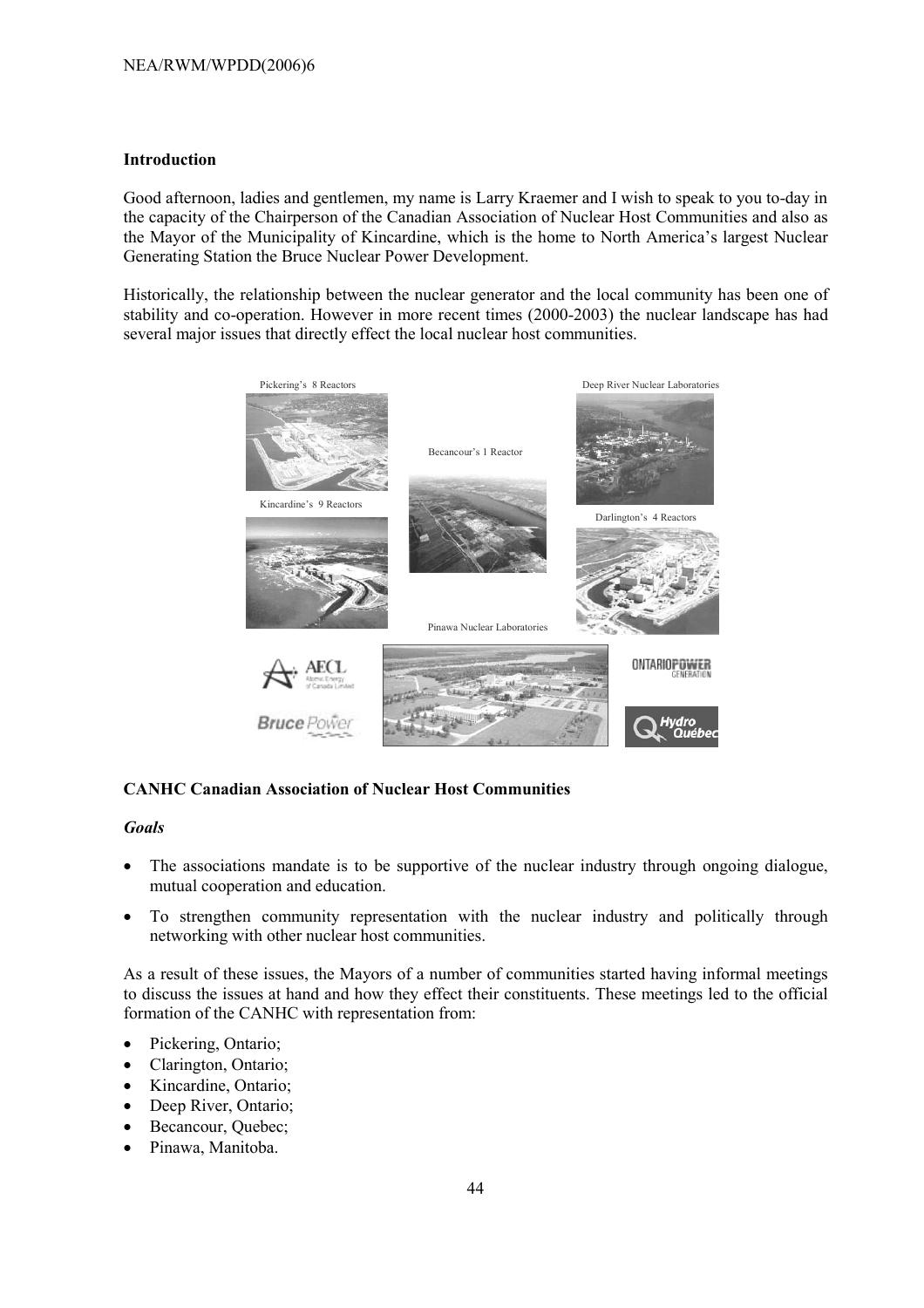## Introduction

Good afternoon, ladies and gentlemen, my name is Larry Kraemer and I wish to speak to you to-day in the capacity of the Chairperson of the Canadian Association of Nuclear Host Communities and also as the Mayor of the Municipality of Kincardine, which is the home to North America's largest Nuclear Generating Station the Bruce Nuclear Power Development.

Historically, the relationship between the nuclear generator and the local community has been one of stability and co-operation. However in more recent times (2000-2003) the nuclear landscape has had several major issues that directly effect the local nuclear host communities.

## CANHC Canadian Association of Nuclear Host Communities

### *Goals*

- The associations mandate is to be supportive of the nuclear industry through ongoing dialogue, mutual cooperation and education.
- To strengthen community representation with the nuclear industry and politically through networking with other nuclear host communities.

As a result of these issues, the Mayors of a number of communities started having informal meetings to discuss the issues at hand and how they effect their constituents. These meetings led to the official formation of the CANHC with representation from:

- Pickering, Ontario;
- Clarington, Ontario;
- Kincardine, Ontario;
- Deep River, Ontario;
- Becancour, Quebec;
- Pinawa, Manitoba.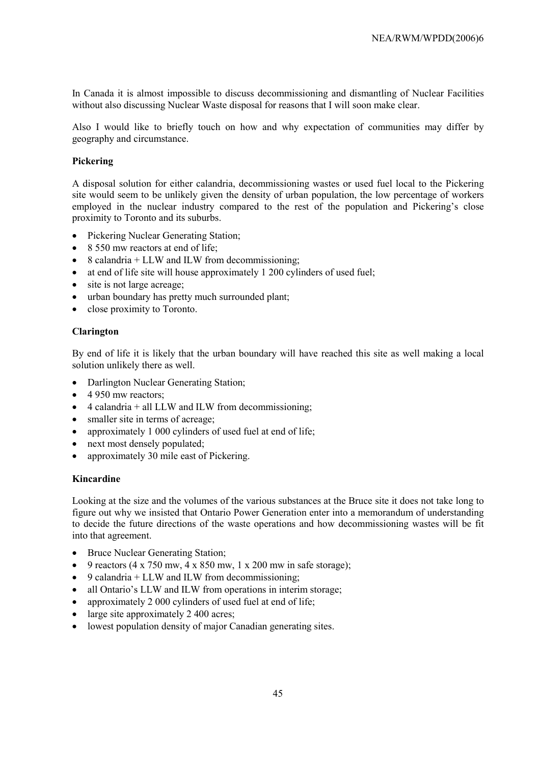In Canada it is almost impossible to discuss decommissioning and dismantling of Nuclear Facilities without also discussing Nuclear Waste disposal for reasons that I will soon make clear.

Also I would like to briefly touch on how and why expectation of communities may differ by geography and circumstance.

**Pickering**

A disposal solution for either calandria, decommissioning wastes or used fuel local to the Pickering site would seem to be unlikely given the density of urban population, the low percentage of workers employed in the nuclear industry compared to the rest of the population and Pickering's close proximity to Toronto and its suburbs.

- Pickering Nuclear Generating Station;
- 8 550 mw reactors at end of life;
- 8 calandria + LLW and ILW from decommissioning;
- at end of life site will house approximately 1 200 cylinders of used fuel;
- site is not large acreage;
- urban boundary has pretty much surrounded plant;
- close proximity to Toronto.

**Clarington**

By end of life it is likely that the urban boundary will have reached this site as well making a local solution unlikely there as well.

- Darlington Nuclear Generating Station;
- 4 950 mw reactors;
- 4 calandria + all LLW and ILW from decommissioning;
- smaller site in terms of acreage;
- approximately 1 000 cylinders of used fuel at end of life;
- next most densely populated;
- approximately 30 mile east of Pickering.

**Kincardine**

Looking at the size and the volumes of the various substances at the Bruce site it does not take long to figure out why we insisted that Ontario Power Generation enter into a memorandum of understanding to decide the future directions of the waste operations and how decommissioning wastes will be fit into that agreement.

- Bruce Nuclear Generating Station;
- 9 reactors (4 x 750 mw, 4 x 850 mw, 1 x 200 mw in safe storage);
- 9 calandria + LLW and ILW from decommissioning;
- all Ontario's LLW and ILW from operations in interim storage;
- approximately 2 000 cylinders of used fuel at end of life;
- large site approximately 2 400 acres;
- lowest population density of major Canadian generating sites.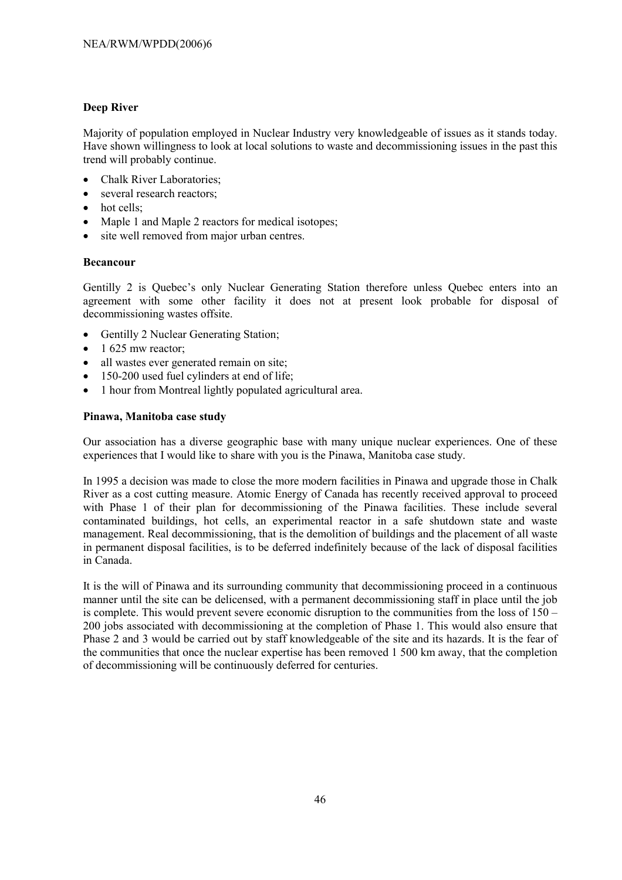**Deep River**

Majority of population employed in Nuclear Industry very knowledgeable of issues as it stands today. Have shown willingness to look at local solutions to waste and decommissioning issues in the past this trend will probably continue.

- Chalk River Laboratories;
- several research reactors;
- hot cells;
- Maple 1 and Maple 2 reactors for medical isotopes;
- site well removed from major urban centres.

**Becancour**

Gentilly 2 is Quebec's only Nuclear Generating Station therefore unless Quebec enters into an agreement with some other facility it does not at present look probable for disposal of decommissioning wastes offsite.

- Gentilly 2 Nuclear Generating Station;
- 1 625 mw reactor;
- all wastes ever generated remain on site;
- 150-200 used fuel cylinders at end of life;
- 1 hour from Montreal lightly populated agricultural area.

**Pinawa, Manitoba case study**

Our association has a diverse geographic base with many unique nuclear experiences. One of these experiences that I would like to share with you is the Pinawa, Manitoba case study.

In 1995 a decision was made to close the more modern facilities in Pinawa and upgrade those in Chalk River as a cost cutting measure. Atomic Energy of Canada has recently received approval to proceed with Phase 1 of their plan for decommissioning of the Pinawa facilities. These include several contaminated buildings, hot cells, an experimental reactor in a safe shutdown state and waste management. Real decommissioning, that is the demolition of buildings and the placement of all waste in permanent disposal facilities, is to be deferred indefinitely because of the lack of disposal facilities in Canada.

It is the will of Pinawa and its surrounding community that decommissioning proceed in a continuous manner until the site can be delicensed, with a permanent decommissioning staff in place until the job is complete. This would prevent severe economic disruption to the communities from the loss of 150 – 200 jobs associated with decommissioning at the completion of Phase 1. This would also ensure that Phase 2 and 3 would be carried out by staff knowledgeable of the site and its hazards. It is the fear of the communities that once the nuclear expertise has been removed 1 500 km away, that the completion of decommissioning will be continuously deferred for centuries.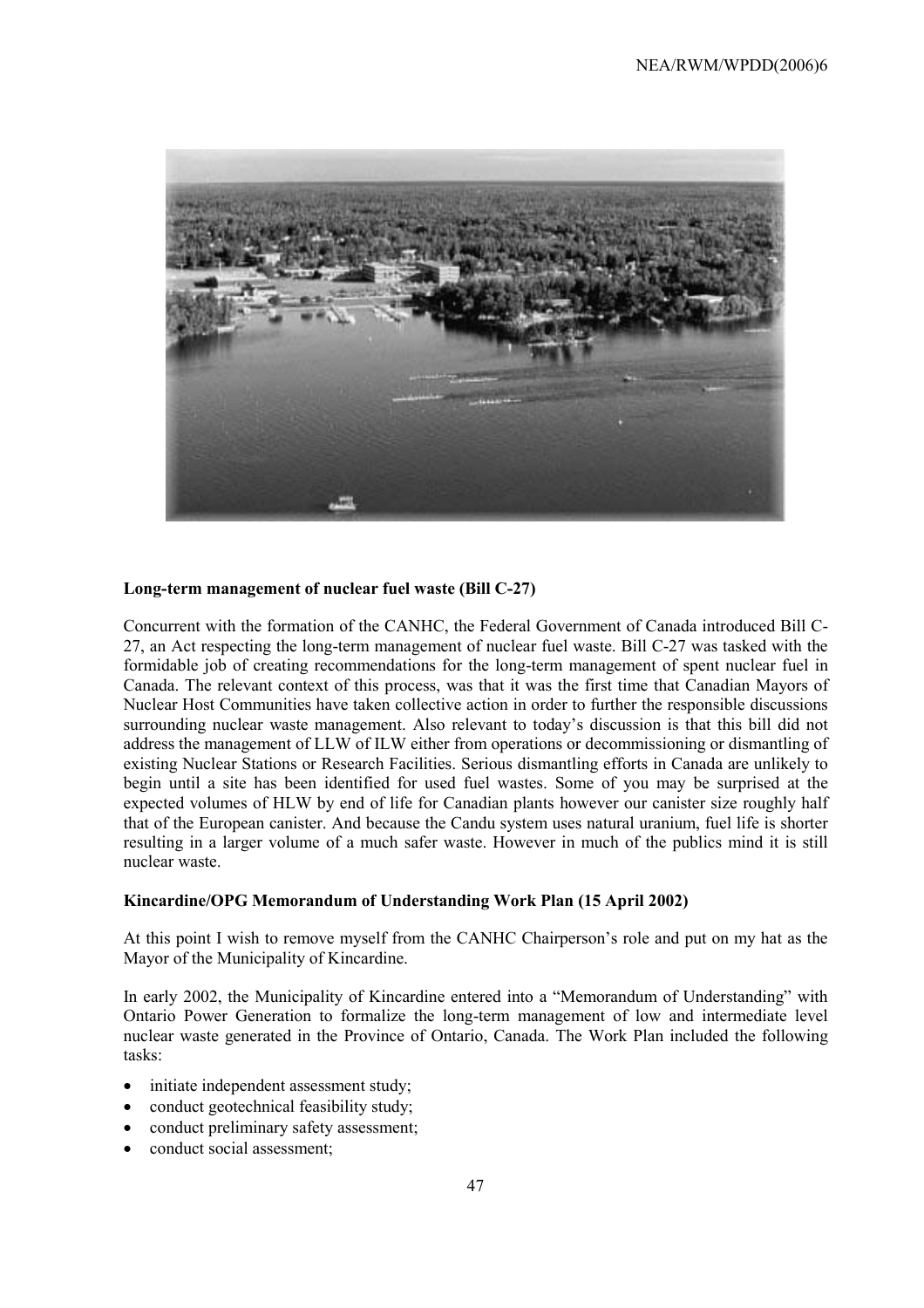## Long-term management of nuclear fuel waste (Bill C-27)

Concurrent with the formation of the CANHC, the Federal Government of Canada introduced Bill C-27, an Act respecting the long-term management of nuclear fuel waste. Bill C-27 was tasked with the formidable job of creating recommendations for the long-term management of spent nuclear fuel in Canada. The relevant context of this process, was that it was the first time that Canadian Mayors of Nuclear Host Communities have taken collective action in order to further the responsible discussions surrounding nuclear waste management. Also relevant to today's discussion is that this bill did not address the management of LLW of ILW either from operations or decommissioning or dismantling of existing Nuclear Stations or Research Facilities. Serious dismantling efforts in Canada are unlikely to begin until a site has been identified for used fuel wastes. Some of you may be surprised at the expected volumes of HLW by end of life for Canadian plants however our canister size roughly half that of the European canister. And because the Candu system uses natural uranium, fuel life is shorter resulting in a larger volume of a much safer waste. However in much of the publics mind it is still nuclear waste.

## Kincardine/OPG Memorandum of Understanding Work Plan (15 April 2002)

At this point I wish to remove myself from the CANHC Chairperson's role and put on my hat as the Mayor of the Municipality of Kincardine.

In early 2002, the Municipality of Kincardine entered into a "Memorandum of Understanding" with Ontario Power Generation to formalize the long-term management of low and intermediate level nuclear waste generated in the Province of Ontario, Canada. The Work Plan included the following tasks:

- initiate independent assessment study;
- conduct geotechnical feasibility study;
- conduct preliminary safety assessment;
- conduct social assessment;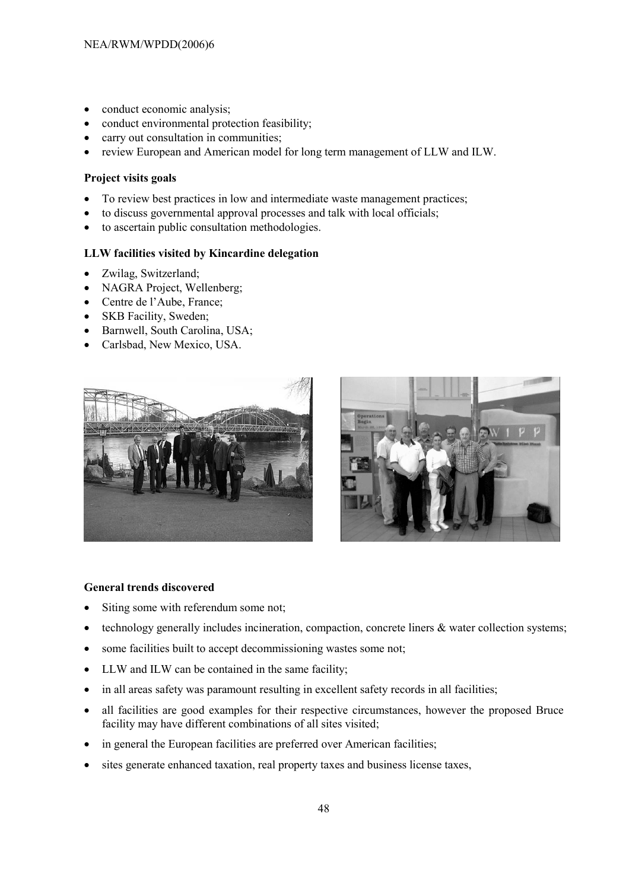- conduct economic analysis;
- conduct environmental protection feasibility;
- carry out consultation in communities;
- review European and American model for long term management of LLW and ILW.

**Project visits goals**

- To review best practices in low and intermediate waste management practices;
- to discuss governmental approval processes and talk with local officials;
- to ascertain public consultation methodologies.

**LLW facilities visited by Kincardine delegation**

- Zwilag, Switzerland;
- NAGRA Project, Wellenberg;
- Centre de l'Aube, France;
- SKB Facility, Sweden;
- Barnwell, South Carolina, USA;
- Carlsbad, New Mexico, USA.

**General trends discovered**

- Siting some with referendum some not;
- technology generally includes incineration, compaction, concrete liners & water collection systems;
- some facilities built to accept decommissioning wastes some not;
- LLW and ILW can be contained in the same facility;
- in all areas safety was paramount resulting in excellent safety records in all facilities;
- all facilities are good examples for their respective circumstances, however the proposed Bruce facility may have different combinations of all sites visited;
- in general the European facilities are preferred over American facilities;
- sites generate enhanced taxation, real property taxes and business license taxes,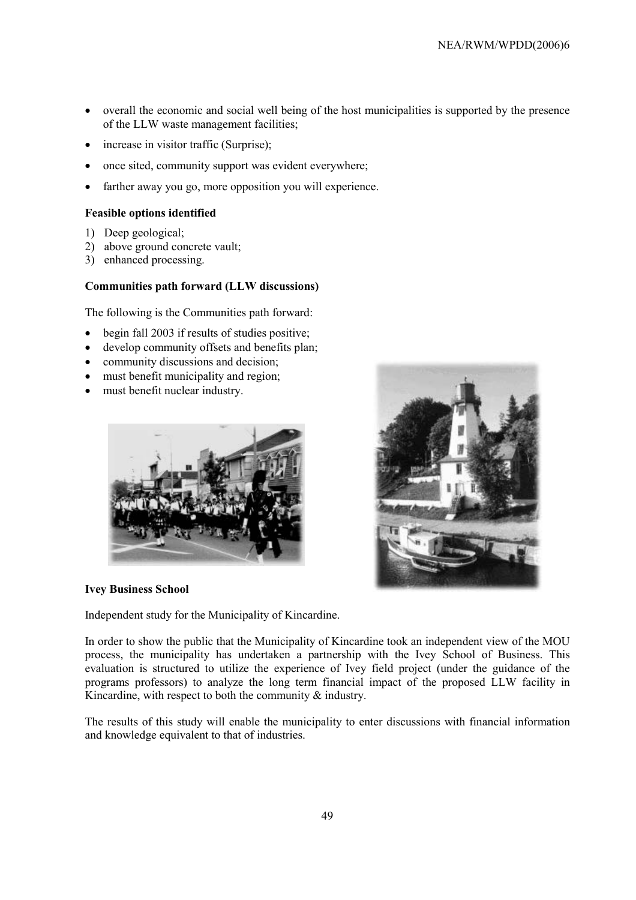- overall the economic and social well being of the host municipalities is supported by the presence of the LLW waste management facilities;
- increase in visitor traffic (Surprise);
- once sited, community support was evident everywhere;
- farther away you go, more opposition you will experience.

**Feasible options identified**

1) Deep geological;
2) above ground concrete vault;
3) enhanced processing.

**Communities path forward (LLW discussions)**

The following is the Communities path forward:

- begin fall 2003 if results of studies positive;
- develop community offsets and benefits plan;
- community discussions and decision;
- must benefit municipality and region;
- must benefit nuclear industry.

**Ivey Business School**

Independent study for the Municipality of Kincardine.

In order to show the public that the Municipality of Kincardine took an independent view of the MOU process, the municipality has undertaken a partnership with the Ivey School of Business. This evaluation is structured to utilize the experience of Ivey field project (under the guidance of the programs professors) to analyze the long term financial impact of the proposed LLW facility in Kincardine, with respect to both the community & industry.

The results of this study will enable the municipality to enter discussions with financial information and knowledge equivalent to that of industries.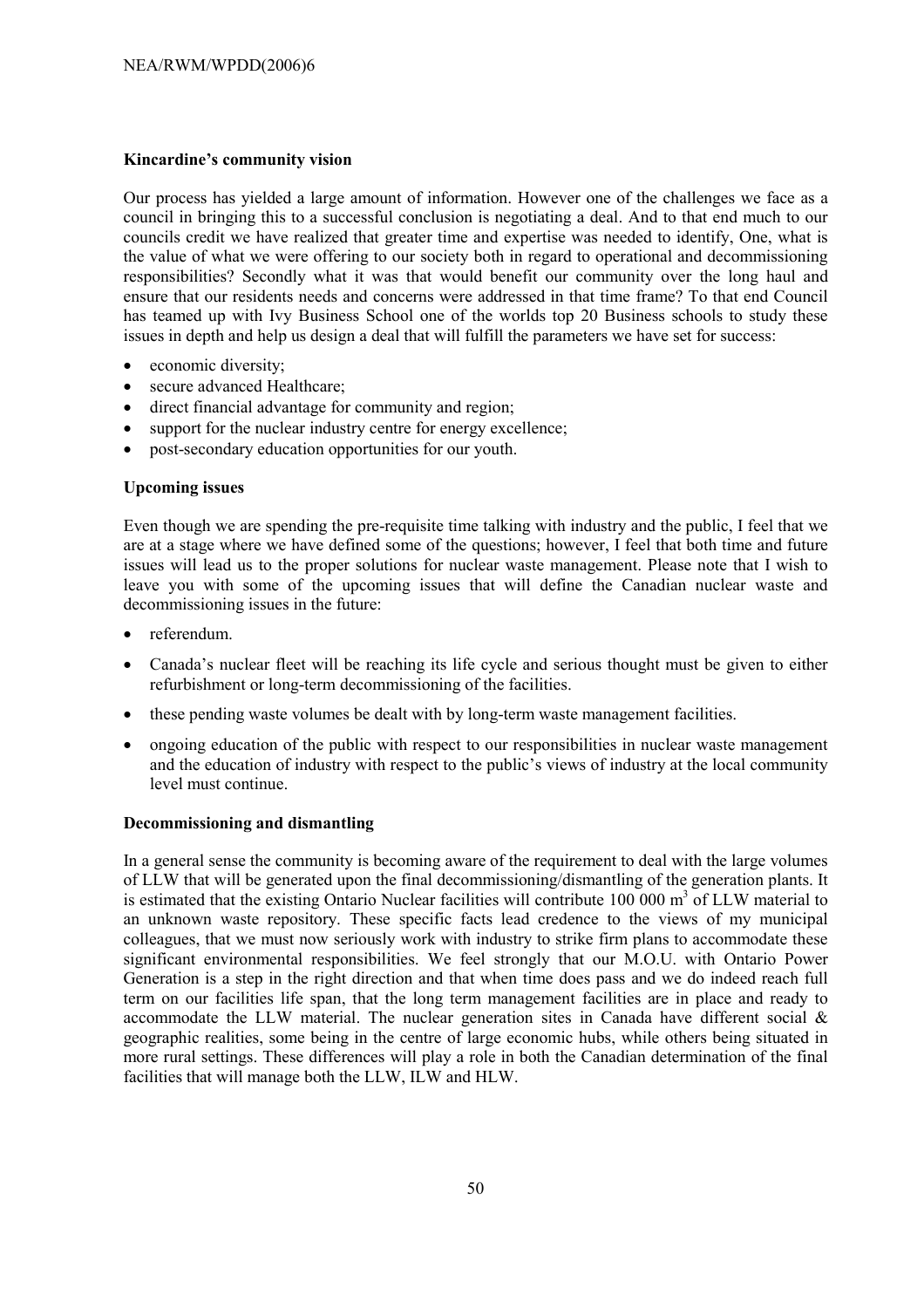### Kincardine's community vision

Our process has yielded a large amount of information. However one of the challenges we face as a council in bringing this to a successful conclusion is negotiating a deal. And to that end much to our councils credit we have realized that greater time and expertise was needed to identify, One, what is the value of what we were offering to our society both in regard to operational and decommissioning responsibilities? Secondly what it was that would benefit our community over the long haul and ensure that our residents needs and concerns were addressed in that time frame? To that end Council has teamed up with Ivy Business School one of the worlds top 20 Business schools to study these issues in depth and help us design a deal that will fulfill the parameters we have set for success:

- economic diversity;
- secure advanced Healthcare;
- direct financial advantage for community and region;
- support for the nuclear industry centre for energy excellence;
- post-secondary education opportunities for our youth.

### Upcoming issues

Even though we are spending the pre-requisite time talking with industry and the public, I feel that we are at a stage where we have defined some of the questions; however, I feel that both time and future issues will lead us to the proper solutions for nuclear waste management. Please note that I wish to leave you with some of the upcoming issues that will define the Canadian nuclear waste and decommissioning issues in the future:

- referendum.
- Canada's nuclear fleet will be reaching its life cycle and serious thought must be given to either refurbishment or long-term decommissioning of the facilities.
- these pending waste volumes be dealt with by long-term waste management facilities.
- ongoing education of the public with respect to our responsibilities in nuclear waste management and the education of industry with respect to the public's views of industry at the local community level must continue.

### Decommissioning and dismantling

In a general sense the community is becoming aware of the requirement to deal with the large volumes of LLW that will be generated upon the final decommissioning/dismantling of the generation plants. It is estimated that the existing Ontario Nuclear facilities will contribute 100 000 $m^3$ of LLW material to an unknown waste repository. These specific facts lead credence to the views of my municipal colleagues, that we must now seriously work with industry to strike firm plans to accommodate these significant environmental responsibilities. We feel strongly that our M.O.U. with Ontario Power Generation is a step in the right direction and that when time does pass and we do indeed reach full term on our facilities life span, that the long term management facilities are in place and ready to accommodate the LLW material. The nuclear generation sites in Canada have different social & geographic realities, some being in the centre of large economic hubs, while others being situated in more rural settings. These differences will play a role in both the Canadian determination of the final facilities that will manage both the LLW, ILW and HLW.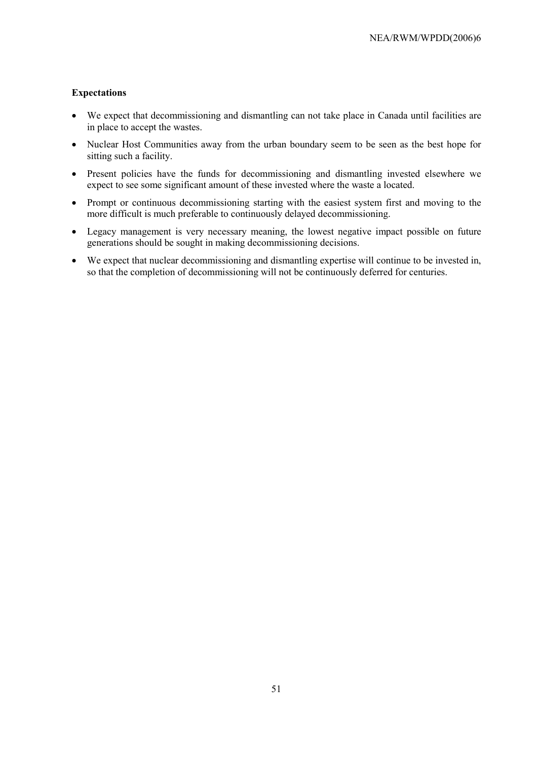**Expectations**

- We expect that decommissioning and dismantling can not take place in Canada until facilities are in place to accept the wastes.
- Nuclear Host Communities away from the urban boundary seem to be seen as the best hope for sitting such a facility.
- Present policies have the funds for decommissioning and dismantling invested elsewhere we expect to see some significant amount of these invested where the waste a located.
- Prompt or continuous decommissioning starting with the easiest system first and moving to the more difficult is much preferable to continuously delayed decommissioning.
- Legacy management is very necessary meaning, the lowest negative impact possible on future generations should be sought in making decommissioning decisions.
- We expect that nuclear decommissioning and dismantling expertise will continue to be invested in, so that the completion of decommissioning will not be continuously deferred for centuries.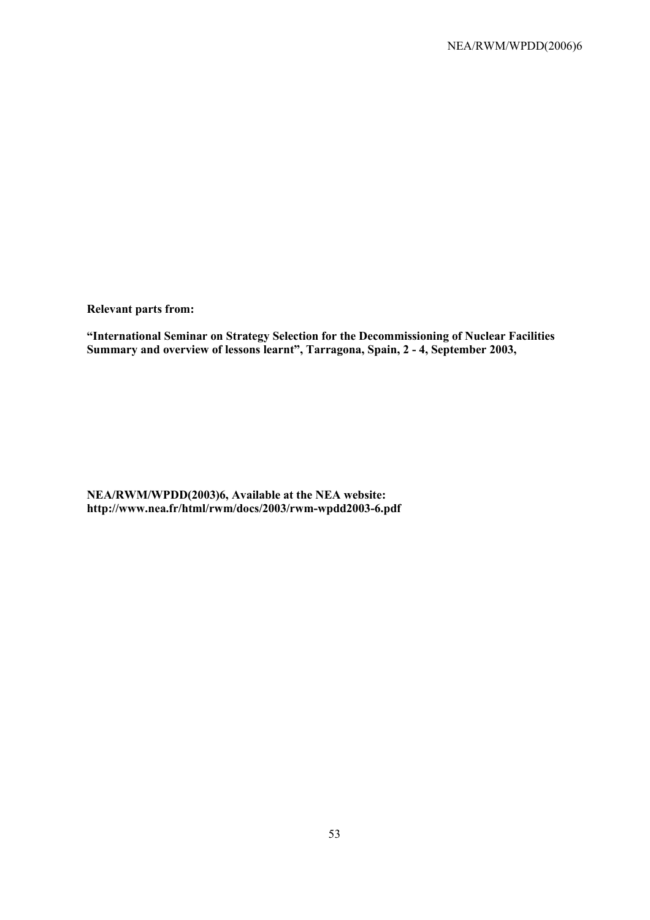**Relevant parts from:**

**"International Seminar on Strategy Selection for the Decommissioning of Nuclear Facilities Summary and overview of lessons learnt", Tarragona, Spain, 2 - 4, September 2003,**

**NEA/RWM/WPDD(2003)6, Available at the NEA website: http://www.nea.fr/html/rwm/docs/2003/rwm-wpdd2003-6.pdf**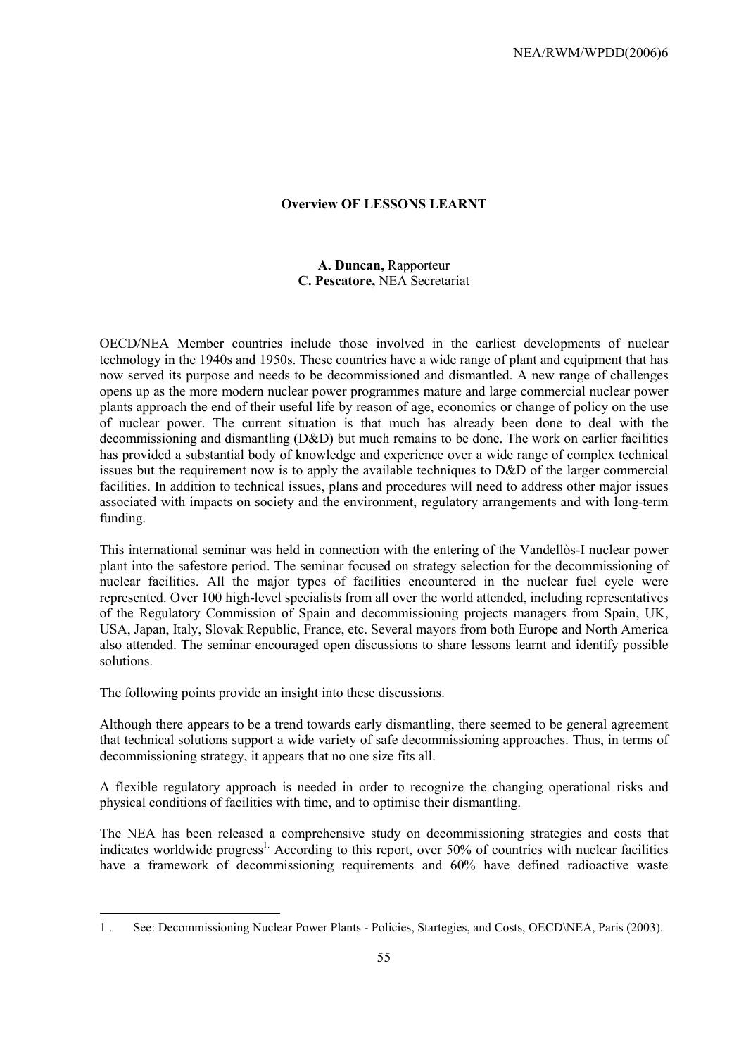**Overview OF LESSONS LEARNT**

**A. Duncan,** Rapporteur
**C. Pescatore,** NEA Secretariat

OECD/NEA Member countries include those involved in the earliest developments of nuclear technology in the 1940s and 1950s. These countries have a wide range of plant and equipment that has now served its purpose and needs to be decommissioned and dismantled. A new range of challenges opens up as the more modern nuclear power programmes mature and large commercial nuclear power plants approach the end of their useful life by reason of age, economics or change of policy on the use of nuclear power. The current situation is that much has already been done to deal with the decommissioning and dismantling (D&D) but much remains to be done. The work on earlier facilities has provided a substantial body of knowledge and experience over a wide range of complex technical issues but the requirement now is to apply the available techniques to D&D of the larger commercial facilities. In addition to technical issues, plans and procedures will need to address other major issues associated with impacts on society and the environment, regulatory arrangements and with long-term funding.

This international seminar was held in connection with the entering of the Vandellòs-I nuclear power plant into the safestore period. The seminar focused on strategy selection for the decommissioning of nuclear facilities. All the major types of facilities encountered in the nuclear fuel cycle were represented. Over 100 high-level specialists from all over the world attended, including representatives of the Regulatory Commission of Spain and decommissioning projects managers from Spain, UK, USA, Japan, Italy, Slovak Republic, France, etc. Several mayors from both Europe and North America also attended. The seminar encouraged open discussions to share lessons learnt and identify possible solutions.

The following points provide an insight into these discussions.

Although there appears to be a trend towards early dismantling, there seemed to be general agreement that technical solutions support a wide variety of safe decommissioning approaches. Thus, in terms of decommissioning strategy, it appears that no one size fits all.

A flexible regulatory approach is needed in order to recognize the changing operational risks and physical conditions of facilities with time, and to optimise their dismantling.

The NEA has been released a comprehensive study on decommissioning strategies and costs that indicates worldwide progress[1]. According to this report, over 50% of countries with nuclear facilities have a framework of decommissioning requirements and 60% have defined radioactive waste

1 . See: Decommissioning Nuclear Power Plants - Policies, Startegies, and Costs, OECD\NEA, Paris (2003).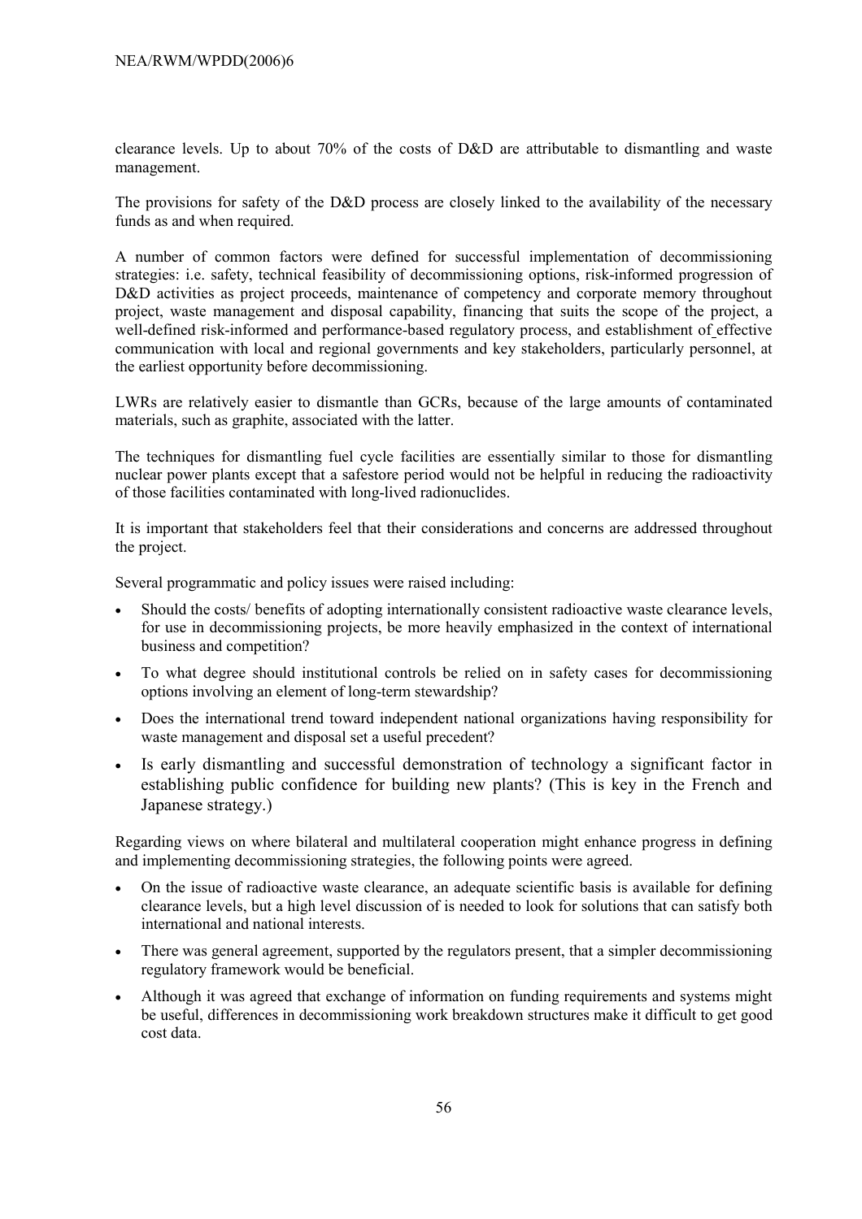clearance levels. Up to about 70% of the costs of D&D are attributable to dismantling and waste management.

The provisions for safety of the D&D process are closely linked to the availability of the necessary funds as and when required.

A number of common factors were defined for successful implementation of decommissioning strategies: i.e. safety, technical feasibility of decommissioning options, risk-informed progression of D&D activities as project proceeds, maintenance of competency and corporate memory throughout project, waste management and disposal capability, financing that suits the scope of the project, a well-defined risk-informed and performance-based regulatory process, and establishment of effective communication with local and regional governments and key stakeholders, particularly personnel, at the earliest opportunity before decommissioning.

LWRs are relatively easier to dismantle than GCRs, because of the large amounts of contaminated materials, such as graphite, associated with the latter.

The techniques for dismantling fuel cycle facilities are essentially similar to those for dismantling nuclear power plants except that a safestore period would not be helpful in reducing the radioactivity of those facilities contaminated with long-lived radionuclides.

It is important that stakeholders feel that their considerations and concerns are addressed throughout the project.

Several programmatic and policy issues were raised including:

- Should the costs/ benefits of adopting internationally consistent radioactive waste clearance levels, for use in decommissioning projects, be more heavily emphasized in the context of international business and competition?
- To what degree should institutional controls be relied on in safety cases for decommissioning options involving an element of long-term stewardship?
- Does the international trend toward independent national organizations having responsibility for waste management and disposal set a useful precedent?
- Is early dismantling and successful demonstration of technology a significant factor in establishing public confidence for building new plants? (This is key in the French and Japanese strategy.)

Regarding views on where bilateral and multilateral cooperation might enhance progress in defining and implementing decommissioning strategies, the following points were agreed.

- On the issue of radioactive waste clearance, an adequate scientific basis is available for defining clearance levels, but a high level discussion of is needed to look for solutions that can satisfy both international and national interests.
- There was general agreement, supported by the regulators present, that a simpler decommissioning regulatory framework would be beneficial.
- Although it was agreed that exchange of information on funding requirements and systems might be useful, differences in decommissioning work breakdown structures make it difficult to get good cost data.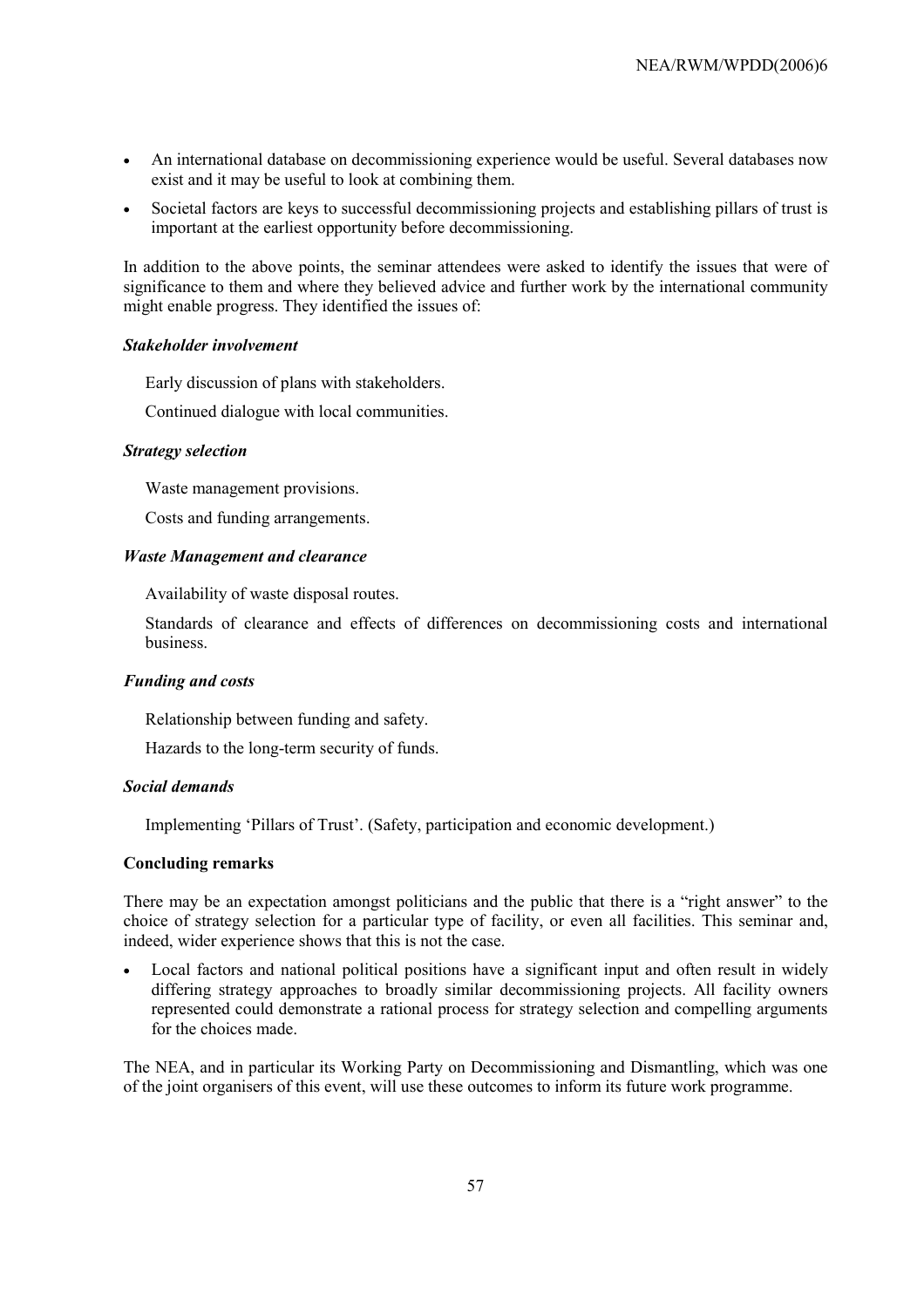- An international database on decommissioning experience would be useful. Several databases now exist and it may be useful to look at combining them.
- Societal factors are keys to successful decommissioning projects and establishing pillars of trust is important at the earliest opportunity before decommissioning.

In addition to the above points, the seminar attendees were asked to identify the issues that were of significance to them and where they believed advice and further work by the international community might enable progress. They identified the issues of:

***Stakeholder involvement***

Early discussion of plans with stakeholders.

Continued dialogue with local communities.

***Strategy selection***

Waste management provisions.

Costs and funding arrangements.

***Waste Management and clearance***

Availability of waste disposal routes.

Standards of clearance and effects of differences on decommissioning costs and international business.

***Funding and costs***

Relationship between funding and safety.

Hazards to the long-term security of funds.

***Social demands***

Implementing 'Pillars of Trust'. (Safety, participation and economic development.)

**Concluding remarks**

There may be an expectation amongst politicians and the public that there is a "right answer" to the choice of strategy selection for a particular type of facility, or even all facilities. This seminar and, indeed, wider experience shows that this is not the case.

- Local factors and national political positions have a significant input and often result in widely differing strategy approaches to broadly similar decommissioning projects. All facility owners represented could demonstrate a rational process for strategy selection and compelling arguments for the choices made.

The NEA, and in particular its Working Party on Decommissioning and Dismantling, which was one of the joint organisers of this event, will use these outcomes to inform its future work programme.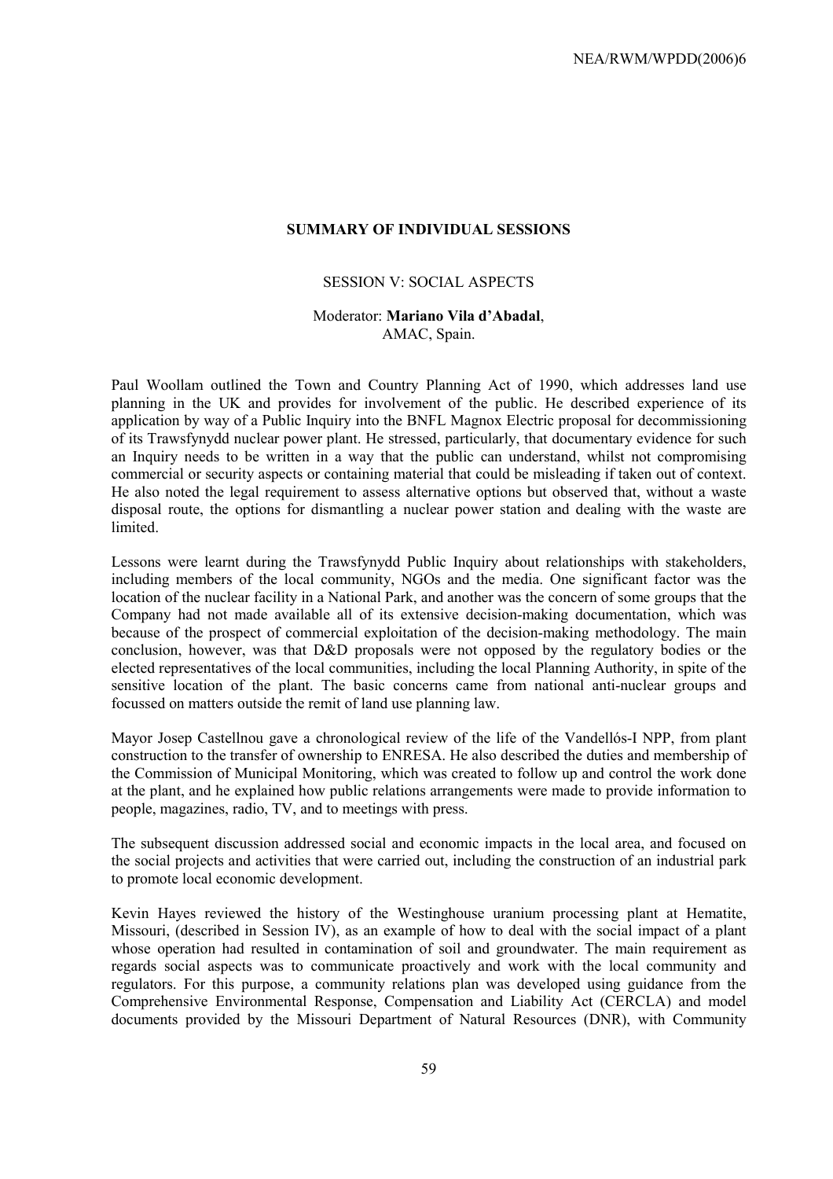## SUMMARY OF INDIVIDUAL SESSIONS

### SESSION V: SOCIAL ASPECTS

Moderator: **Mariano Vila d'Abadal**,
AMAC, Spain.

Paul Woollam outlined the Town and Country Planning Act of 1990, which addresses land use planning in the UK and provides for involvement of the public. He described experience of its application by way of a Public Inquiry into the BNFL Magnox Electric proposal for decommissioning of its Trawsfynydd nuclear power plant. He stressed, particularly, that documentary evidence for such an Inquiry needs to be written in a way that the public can understand, whilst not compromising commercial or security aspects or containing material that could be misleading if taken out of context. He also noted the legal requirement to assess alternative options but observed that, without a waste disposal route, the options for dismantling a nuclear power station and dealing with the waste are limited.

Lessons were learnt during the Trawsfynydd Public Inquiry about relationships with stakeholders, including members of the local community, NGOs and the media. One significant factor was the location of the nuclear facility in a National Park, and another was the concern of some groups that the Company had not made available all of its extensive decision-making documentation, which was because of the prospect of commercial exploitation of the decision-making methodology. The main conclusion, however, was that D&D proposals were not opposed by the regulatory bodies or the elected representatives of the local communities, including the local Planning Authority, in spite of the sensitive location of the plant. The basic concerns came from national anti-nuclear groups and focussed on matters outside the remit of land use planning law.

Mayor Josep Castellnou gave a chronological review of the life of the Vandellós-I NPP, from plant construction to the transfer of ownership to ENRESA. He also described the duties and membership of the Commission of Municipal Monitoring, which was created to follow up and control the work done at the plant, and he explained how public relations arrangements were made to provide information to people, magazines, radio, TV, and to meetings with press.

The subsequent discussion addressed social and economic impacts in the local area, and focused on the social projects and activities that were carried out, including the construction of an industrial park to promote local economic development.

Kevin Hayes reviewed the history of the Westinghouse uranium processing plant at Hematite, Missouri, (described in Session IV), as an example of how to deal with the social impact of a plant whose operation had resulted in contamination of soil and groundwater. The main requirement as regards social aspects was to communicate proactively and work with the local community and regulators. For this purpose, a community relations plan was developed using guidance from the Comprehensive Environmental Response, Compensation and Liability Act (CERCLA) and model documents provided by the Missouri Department of Natural Resources (DNR), with Community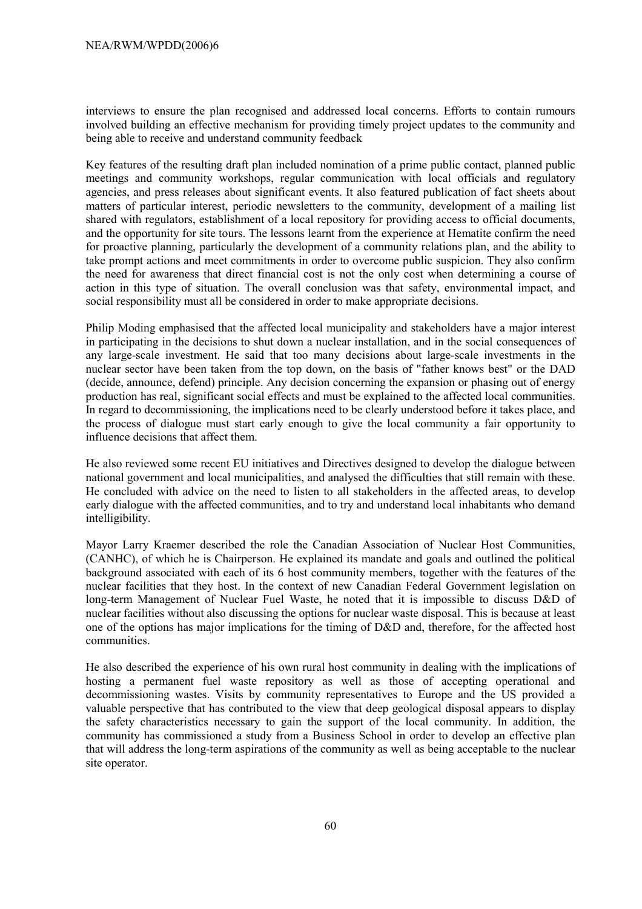interviews to ensure the plan recognised and addressed local concerns. Efforts to contain rumours involved building an effective mechanism for providing timely project updates to the community and being able to receive and understand community feedback

Key features of the resulting draft plan included nomination of a prime public contact, planned public meetings and community workshops, regular communication with local officials and regulatory agencies, and press releases about significant events. It also featured publication of fact sheets about matters of particular interest, periodic newsletters to the community, development of a mailing list shared with regulators, establishment of a local repository for providing access to official documents, and the opportunity for site tours. The lessons learnt from the experience at Hematite confirm the need for proactive planning, particularly the development of a community relations plan, and the ability to take prompt actions and meet commitments in order to overcome public suspicion. They also confirm the need for awareness that direct financial cost is not the only cost when determining a course of action in this type of situation. The overall conclusion was that safety, environmental impact, and social responsibility must all be considered in order to make appropriate decisions.

Philip Moding emphasised that the affected local municipality and stakeholders have a major interest in participating in the decisions to shut down a nuclear installation, and in the social consequences of any large-scale investment. He said that too many decisions about large-scale investments in the nuclear sector have been taken from the top down, on the basis of "father knows best" or the DAD (decide, announce, defend) principle. Any decision concerning the expansion or phasing out of energy production has real, significant social effects and must be explained to the affected local communities. In regard to decommissioning, the implications need to be clearly understood before it takes place, and the process of dialogue must start early enough to give the local community a fair opportunity to influence decisions that affect them.

He also reviewed some recent EU initiatives and Directives designed to develop the dialogue between national government and local municipalities, and analysed the difficulties that still remain with these. He concluded with advice on the need to listen to all stakeholders in the affected areas, to develop early dialogue with the affected communities, and to try and understand local inhabitants who demand intelligibility.

Mayor Larry Kraemer described the role the Canadian Association of Nuclear Host Communities, (CANHC), of which he is Chairperson. He explained its mandate and goals and outlined the political background associated with each of its 6 host community members, together with the features of the nuclear facilities that they host. In the context of new Canadian Federal Government legislation on long-term Management of Nuclear Fuel Waste, he noted that it is impossible to discuss D&D of nuclear facilities without also discussing the options for nuclear waste disposal. This is because at least one of the options has major implications for the timing of D&D and, therefore, for the affected host communities.

He also described the experience of his own rural host community in dealing with the implications of hosting a permanent fuel waste repository as well as those of accepting operational and decommissioning wastes. Visits by community representatives to Europe and the US provided a valuable perspective that has contributed to the view that deep geological disposal appears to display the safety characteristics necessary to gain the support of the local community. In addition, the community has commissioned a study from a Business School in order to develop an effective plan that will address the long-term aspirations of the community as well as being acceptable to the nuclear site operator.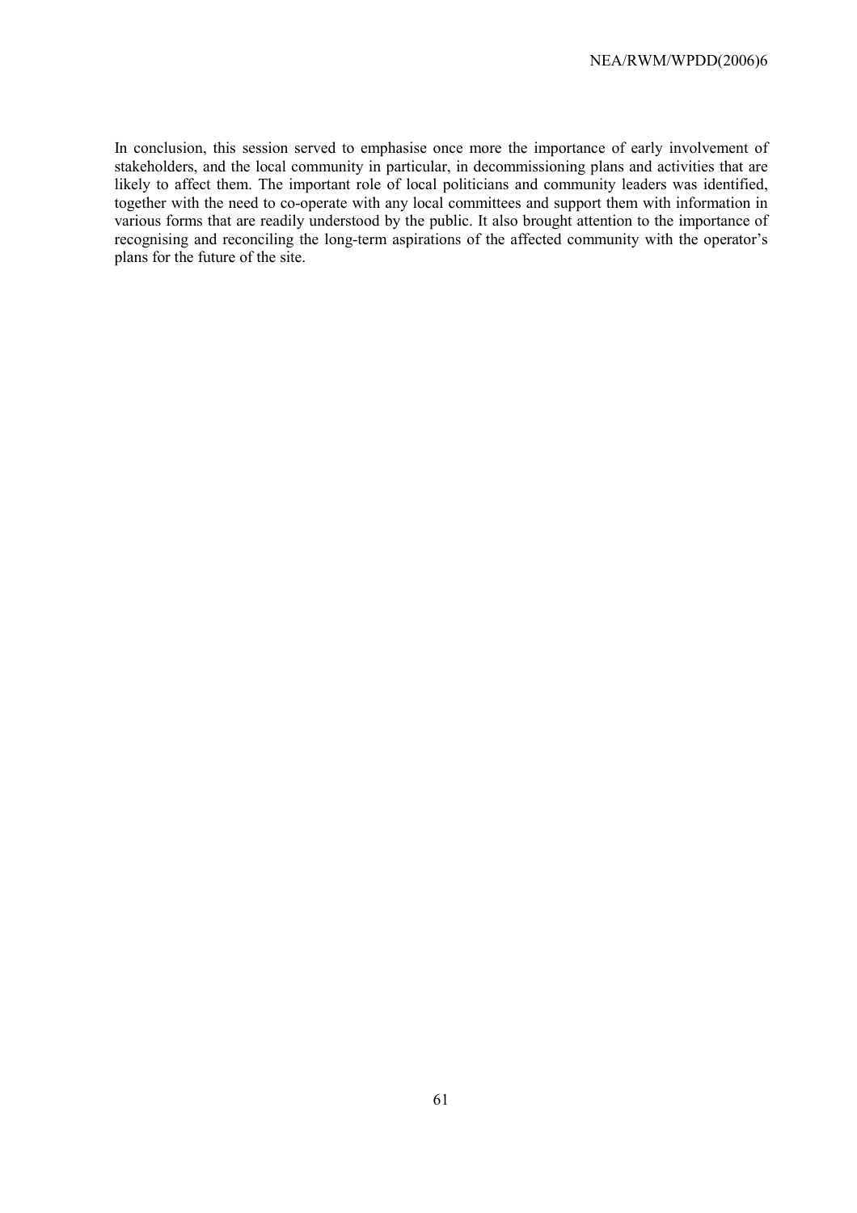In conclusion, this session served to emphasise once more the importance of early involvement of stakeholders, and the local community in particular, in decommissioning plans and activities that are likely to affect them. The important role of local politicians and community leaders was identified, together with the need to co-operate with any local committees and support them with information in various forms that are readily understood by the public. It also brought attention to the importance of recognising and reconciling the long-term aspirations of the affected community with the operator's plans for the future of the site.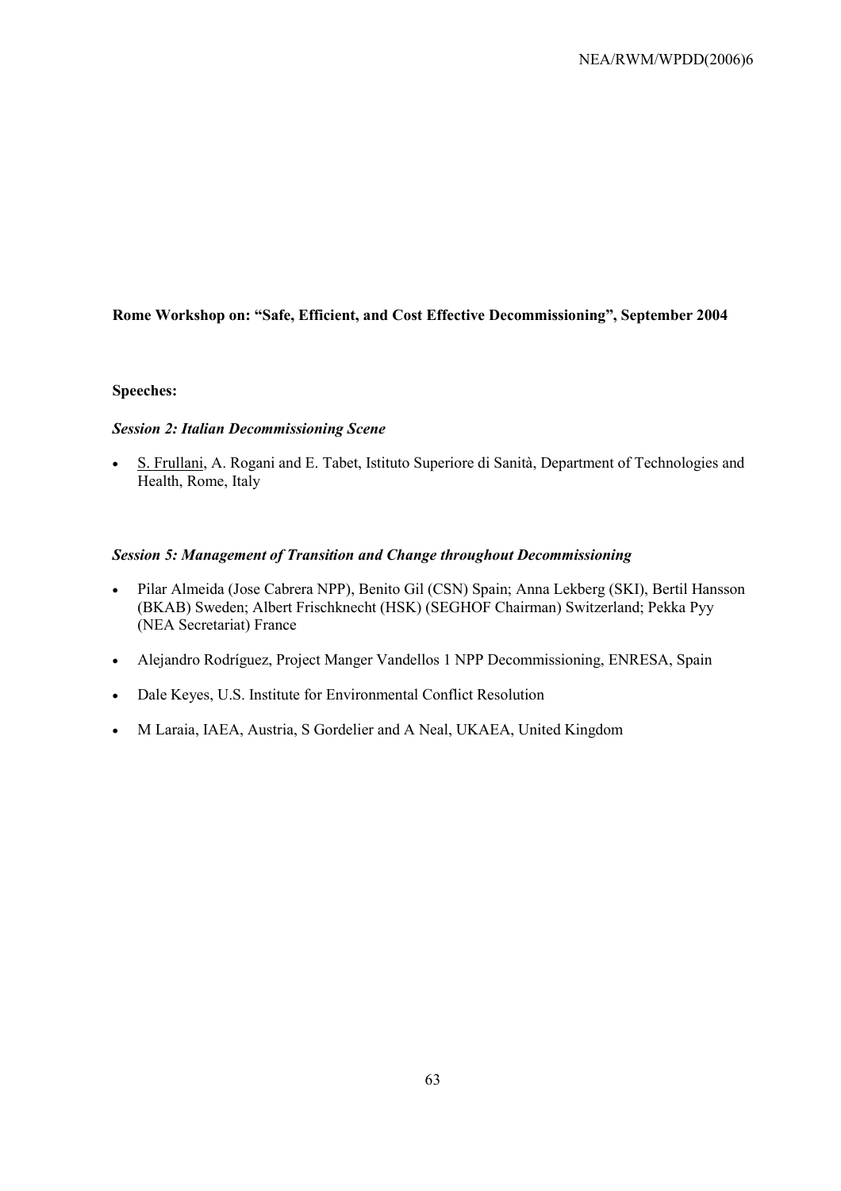**Rome Workshop on: "Safe, Efficient, and Cost Effective Decommissioning", September 2004**

**Speeches:**

***Session 2: Italian Decommissioning Scene***

- S. Frullani, A. Rogani and E. Tabet, Istituto Superiore di Sanità, Department of Technologies and Health, Rome, Italy

***Session 5: Management of Transition and Change throughout Decommissioning***

- Pilar Almeida (Jose Cabrera NPP), Benito Gil (CSN) Spain; Anna Lekberg (SKI), Bertil Hansson (BKAB) Sweden; Albert Frischknecht (HSK) (SEGHOF Chairman) Switzerland; Pekka Pyy (NEA Secretariat) France
- Alejandro Rodríguez, Project Manger Vandellos 1 NPP Decommissioning, ENRESA, Spain
- Dale Keyes, U.S. Institute for Environmental Conflict Resolution
- M Laraia, IAEA, Austria, S Gordelier and A Neal, UKAEA, United Kingdom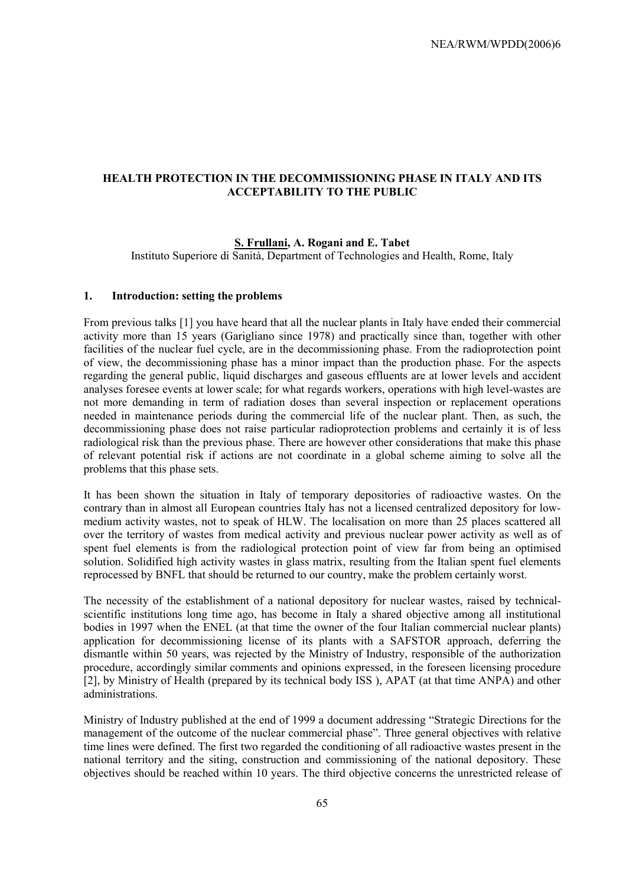## HEALTH PROTECTION IN THE DECOMMISSIONING PHASE IN ITALY AND ITS ACCEPTABILITY TO THE PUBLIC

**S. Frullani, A. Rogani and E. Tabet**
Instituto Superiore di Sanità, Department of Technologies and Health, Rome, Italy

### 1. Introduction: setting the problems

From previous talks [1] you have heard that all the nuclear plants in Italy have ended their commercial activity more than 15 years (Garigliano since 1978) and practically since than, together with other facilities of the nuclear fuel cycle, are in the decommissioning phase. From the radioprotection point of view, the decommissioning phase has a minor impact than the production phase. For the aspects regarding the general public, liquid discharges and gaseous effluents are at lower levels and accident analyses foresee events at lower scale; for what regards workers, operations with high level-wastes are not more demanding in term of radiation doses than several inspection or replacement operations needed in maintenance periods during the commercial life of the nuclear plant. Then, as such, the decommissioning phase does not raise particular radioprotection problems and certainly it is of less radiological risk than the previous phase. There are however other considerations that make this phase of relevant potential risk if actions are not coordinate in a global scheme aiming to solve all the problems that this phase sets.

It has been shown the situation in Italy of temporary depositories of radioactive wastes. On the contrary than in almost all European countries Italy has not a licensed centralized depository for low-medium activity wastes, not to speak of HLW. The localisation on more than 25 places scattered all over the territory of wastes from medical activity and previous nuclear power activity as well as of spent fuel elements is from the radiological protection point of view far from being an optimised solution. Solidified high activity wastes in glass matrix, resulting from the Italian spent fuel elements reprocessed by BNFL that should be returned to our country, make the problem certainly worst.

The necessity of the establishment of a national depository for nuclear wastes, raised by technical-scientific institutions long time ago, has become in Italy a shared objective among all institutional bodies in 1997 when the ENEL (at that time the owner of the four Italian commercial nuclear plants) application for decommissioning license of its plants with a SAFSTOR approach, deferring the dismantle within 50 years, was rejected by the Ministry of Industry, responsible of the authorization procedure, accordingly similar comments and opinions expressed, in the foreseen licensing procedure [2], by Ministry of Health (prepared by its technical body ISS ), APAT (at that time ANPA) and other administrations.

Ministry of Industry published at the end of 1999 a document addressing "Strategic Directions for the management of the outcome of the nuclear commercial phase". Three general objectives with relative time lines were defined. The first two regarded the conditioning of all radioactive wastes present in the national territory and the siting, construction and commissioning of the national depository. These objectives should be reached within 10 years. The third objective concerns the unrestricted release of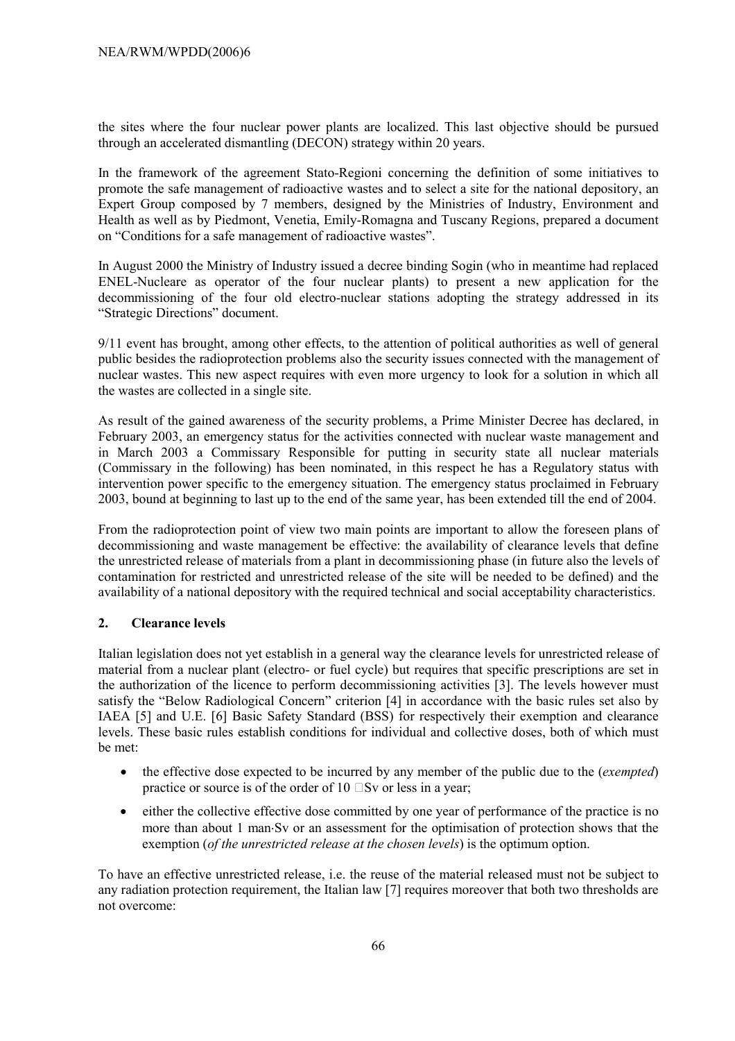the sites where the four nuclear power plants are localized. This last objective should be pursued through an accelerated dismantling (DECON) strategy within 20 years.

In the framework of the agreement Stato-Regioni concerning the definition of some initiatives to promote the safe management of radioactive wastes and to select a site for the national depository, an Expert Group composed by 7 members, designed by the Ministries of Industry, Environment and Health as well as by Piedmont, Venetia, Emily-Romagna and Tuscany Regions, prepared a document on "Conditions for a safe management of radioactive wastes".

In August 2000 the Ministry of Industry issued a decree binding Sogin (who in meantime had replaced ENEL-Nucleare as operator of the four nuclear plants) to present a new application for the decommissioning of the four old electro-nuclear stations adopting the strategy addressed in its "Strategic Directions" document.

9/11 event has brought, among other effects, to the attention of political authorities as well of general public besides the radioprotection problems also the security issues connected with the management of nuclear wastes. This new aspect requires with even more urgency to look for a solution in which all the wastes are collected in a single site.

As result of the gained awareness of the security problems, a Prime Minister Decree has declared, in February 2003, an emergency status for the activities connected with nuclear waste management and in March 2003 a Commissary Responsible for putting in security state all nuclear materials (Commissary in the following) has been nominated, in this respect he has a Regulatory status with intervention power specific to the emergency situation. The emergency status proclaimed in February 2003, bound at beginning to last up to the end of the same year, has been extended till the end of 2004.

From the radioprotection point of view two main points are important to allow the foreseen plans of decommissioning and waste management be effective: the availability of clearance levels that define the unrestricted release of materials from a plant in decommissioning phase (in future also the levels of contamination for restricted and unrestricted release of the site will be needed to be defined) and the availability of a national depository with the required technical and social acceptability characteristics.

## 2. Clearance levels

Italian legislation does not yet establish in a general way the clearance levels for unrestricted release of material from a nuclear plant (electro- or fuel cycle) but requires that specific prescriptions are set in the authorization of the licence to perform decommissioning activities [3]. The levels however must satisfy the "Below Radiological Concern" criterion [4] in accordance with the basic rules set also by IAEA [5] and U.E. [6] Basic Safety Standard (BSS) for respectively their exemption and clearance levels. These basic rules establish conditions for individual and collective doses, both of which must be met:

- the effective dose expected to be incurred by any member of the public due to the (*exempted*) practice or source is of the order of 10 μSv or less in a year;
- either the collective effective dose committed by one year of performance of the practice is no more than about 1 man·Sv or an assessment for the optimisation of protection shows that the exemption (*of the unrestricted release at the chosen levels*) is the optimum option.

To have an effective unrestricted release, i.e. the reuse of the material released must not be subject to any radiation protection requirement, the Italian law [7] requires moreover that both two thresholds are not overcome: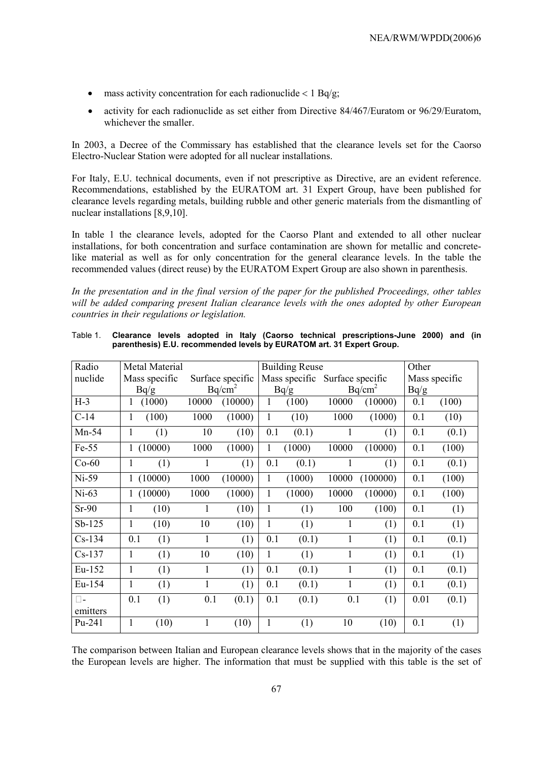- mass activity concentration for each radionuclide < 1 Bq/g;
- activity for each radionuclide as set either from Directive 84/467/Euratom or 96/29/Euratom, whichever the smaller.

In 2003, a Decree of the Commissary has established that the clearance levels set for the Caorso Electro-Nuclear Station were adopted for all nuclear installations.

For Italy, E.U. technical documents, even if not prescriptive as Directive, are an evident reference. Recommendations, established by the EURATOM art. 31 Expert Group, have been published for clearance levels regarding metals, building rubble and other generic materials from the dismantling of nuclear installations [8,9,10].

In table 1 the clearance levels, adopted for the Caorso Plant and extended to all other nuclear installations, for both concentration and surface contamination are shown for metallic and concrete-like material as well as for only concentration for the general clearance levels. In the table the recommended values (direct reuse) by the EURATOM Expert Group are also shown in parenthesis.

*In the presentation and in the final version of the paper for the published Proceedings, other tables will be added comparing present Italian clearance levels with the ones adopted by other European countries in their regulations or legislation.*

Table 1. **Clearance levels adopted in Italy (Caorso technical prescriptions-June 2000) and (in parenthesis) E.U. recommended levels by EURATOM art. 31 Expert Group.**

| Radio nuclide | Metal Material | | | | Building Reuse | | | | Other | |
|---|---|---|---|---|---|---|---|---|---|---|
| | Mass specific Bq/g | | Surface specific Bq/cm$^2$ | | Mass specific Bq/g | | Surface specific Bq/cm$^2$ | | Mass specific Bq/g | |
| H-3 | 1 | (1000) | 10000 | (10000) | 1 | (100) | 10000 | (10000) | 0.1 | (100) |
| C-14 | 1 | (100) | 1000 | (1000) | 1 | (10) | 1000 | (1000) | 0.1 | (10) |
| Mn-54 | 1 | (1) | 10 | (10) | 0.1 | (0.1) | 1 | (1) | 0.1 | (0.1) |
| Fe-55 | 1 | (10000) | 1000 | (1000) | 1 | (1000) | 10000 | (10000) | 0.1 | (100) |
| Co-60 | 1 | (1) | 1 | (1) | 0.1 | (0.1) | 1 | (1) | 0.1 | (0.1) |
| Ni-59 | 1 | (10000) | 1000 | (10000) | 1 | (1000) | 10000 | (100000) | 0.1 | (100) |
| Ni-63 | 1 | (10000) | 1000 | (1000) | 1 | (1000) | 10000 | (10000) | 0.1 | (100) |
| Sr-90 | 1 | (10) | 1 | (10) | 1 | (1) | 100 | (100) | 0.1 | (1) |
| Sb-125 | 1 | (10) | 10 | (10) | 1 | (1) | 1 | (1) | 0.1 | (1) |
| Cs-134 | 0.1 | (1) | 1 | (1) | 0.1 | (0.1) | 1 | (1) | 0.1 | (0.1) |
| Cs-137 | 1 | (1) | 10 | (10) | 1 | (1) | 1 | (1) | 0.1 | (1) |
| Eu-152 | 1 | (1) | 1 | (1) | 0.1 | (0.1) | 1 | (1) | 0.1 | (0.1) |
| Eu-154 | 1 | (1) | 1 | (1) | 0.1 | (0.1) | 1 | (1) | 0.1 | (0.1) |
| □- emitters | 0.1 | (1) | 0.1 | (0.1) | 0.1 | (0.1) | 0.1 | (1) | 0.01 | (0.1) |
| Pu-241 | 1 | (10) | 1 | (10) | 1 | (1) | 10 | (10) | 0.1 | (1) |

The comparison between Italian and European clearance levels shows that in the majority of the cases the European levels are higher. The information that must be supplied with this table is the set of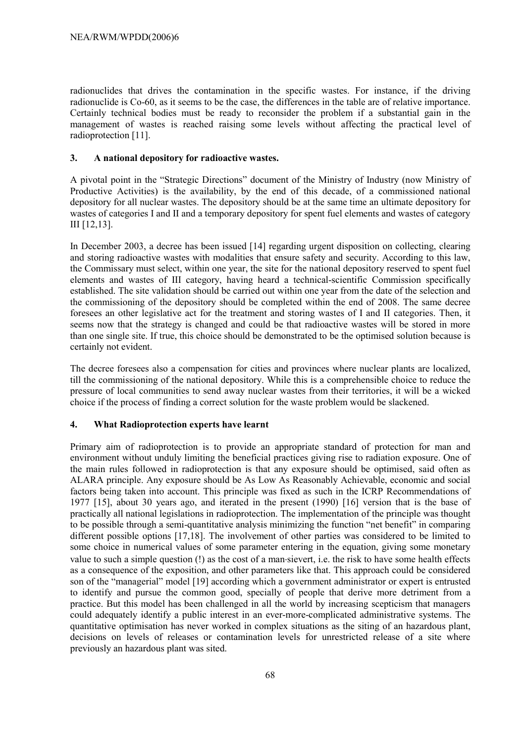radionuclides that drives the contamination in the specific wastes. For instance, if the driving radionuclide is Co-60, as it seems to be the case, the differences in the table are of relative importance. Certainly technical bodies must be ready to reconsider the problem if a substantial gain in the management of wastes is reached raising some levels without affecting the practical level of radioprotection [11].

## 3. A national depository for radioactive wastes.

A pivotal point in the "Strategic Directions" document of the Ministry of Industry (now Ministry of Productive Activities) is the availability, by the end of this decade, of a commissioned national depository for all nuclear wastes. The depository should be at the same time an ultimate depository for wastes of categories I and II and a temporary depository for spent fuel elements and wastes of category III [12,13].

In December 2003, a decree has been issued [14] regarding urgent disposition on collecting, clearing and storing radioactive wastes with modalities that ensure safety and security. According to this law, the Commissary must select, within one year, the site for the national depository reserved to spent fuel elements and wastes of III category, having heard a technical-scientific Commission specifically established. The site validation should be carried out within one year from the date of the selection and the commissioning of the depository should be completed within the end of 2008. The same decree foresees an other legislative act for the treatment and storing wastes of I and II categories. Then, it seems now that the strategy is changed and could be that radioactive wastes will be stored in more than one single site. If true, this choice should be demonstrated to be the optimised solution because is certainly not evident.

The decree foresees also a compensation for cities and provinces where nuclear plants are localized, till the commissioning of the national depository. While this is a comprehensible choice to reduce the pressure of local communities to send away nuclear wastes from their territories, it will be a wicked choice if the process of finding a correct solution for the waste problem would be slackened.

## 4. What Radioprotection experts have learnt

Primary aim of radioprotection is to provide an appropriate standard of protection for man and environment without unduly limiting the beneficial practices giving rise to radiation exposure. One of the main rules followed in radioprotection is that any exposure should be optimised, said often as ALARA principle. Any exposure should be As Low As Reasonably Achievable, economic and social factors being taken into account. This principle was fixed as such in the ICRP Recommendations of 1977 [15], about 30 years ago, and iterated in the present (1990) [16] version that is the base of practically all national legislations in radioprotection. The implementation of the principle was thought to be possible through a semi-quantitative analysis minimizing the function "net benefit" in comparing different possible options [17,18]. The involvement of other parties was considered to be limited to some choice in numerical values of some parameter entering in the equation, giving some monetary value to such a simple question (!) as the cost of a man·sievert, i.e. the risk to have some health effects as a consequence of the exposition, and other parameters like that. This approach could be considered son of the "managerial" model [19] according which a government administrator or expert is entrusted to identify and pursue the common good, specially of people that derive more detriment from a practice. But this model has been challenged in all the world by increasing scepticism that managers could adequately identify a public interest in an ever-more-complicated administrative systems. The quantitative optimisation has never worked in complex situations as the siting of an hazardous plant, decisions on levels of releases or contamination levels for unrestricted release of a site where previously an hazardous plant was sited.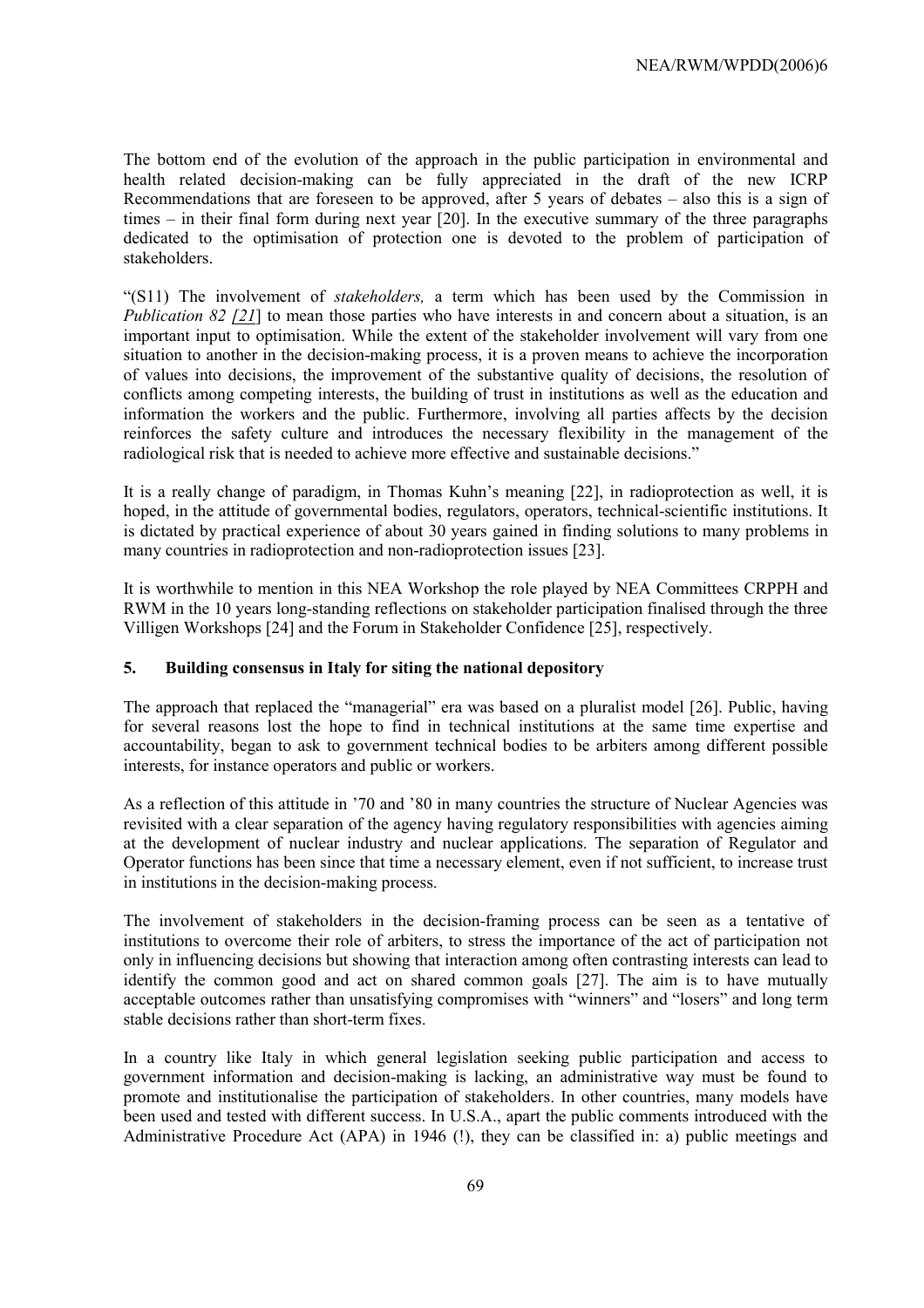The bottom end of the evolution of the approach in the public participation in environmental and health related decision-making can be fully appreciated in the draft of the new ICRP Recommendations that are foreseen to be approved, after 5 years of debates – also this is a sign of times – in their final form during next year [20]. In the executive summary of the three paragraphs dedicated to the optimisation of protection one is devoted to the problem of participation of stakeholders.

"(S11) The involvement of *stakeholders,* a term which has been used by the Commission in *Publication 82 [21]* to mean those parties who have interests in and concern about a situation, is an important input to optimisation. While the extent of the stakeholder involvement will vary from one situation to another in the decision-making process, it is a proven means to achieve the incorporation of values into decisions, the improvement of the substantive quality of decisions, the resolution of conflicts among competing interests, the building of trust in institutions as well as the education and information the workers and the public. Furthermore, involving all parties affects by the decision reinforces the safety culture and introduces the necessary flexibility in the management of the radiological risk that is needed to achieve more effective and sustainable decisions."

It is a really change of paradigm, in Thomas Kuhn's meaning [22], in radioprotection as well, it is hoped, in the attitude of governmental bodies, regulators, operators, technical-scientific institutions. It is dictated by practical experience of about 30 years gained in finding solutions to many problems in many countries in radioprotection and non-radioprotection issues [23].

It is worthwhile to mention in this NEA Workshop the role played by NEA Committees CRPPH and RWM in the 10 years long-standing reflections on stakeholder participation finalised through the three Villigen Workshops [24] and the Forum in Stakeholder Confidence [25], respectively.

## 5. Building consensus in Italy for siting the national depository

The approach that replaced the "managerial" era was based on a pluralist model [26]. Public, having for several reasons lost the hope to find in technical institutions at the same time expertise and accountability, began to ask to government technical bodies to be arbiters among different possible interests, for instance operators and public or workers.

As a reflection of this attitude in '70 and '80 in many countries the structure of Nuclear Agencies was revisited with a clear separation of the agency having regulatory responsibilities with agencies aiming at the development of nuclear industry and nuclear applications. The separation of Regulator and Operator functions has been since that time a necessary element, even if not sufficient, to increase trust in institutions in the decision-making process.

The involvement of stakeholders in the decision-framing process can be seen as a tentative of institutions to overcome their role of arbiters, to stress the importance of the act of participation not only in influencing decisions but showing that interaction among often contrasting interests can lead to identify the common good and act on shared common goals [27]. The aim is to have mutually acceptable outcomes rather than unsatisfying compromises with "winners" and "losers" and long term stable decisions rather than short-term fixes.

In a country like Italy in which general legislation seeking public participation and access to government information and decision-making is lacking, an administrative way must be found to promote and institutionalise the participation of stakeholders. In other countries, many models have been used and tested with different success. In U.S.A., apart the public comments introduced with the Administrative Procedure Act (APA) in 1946 (!), they can be classified in: a) public meetings and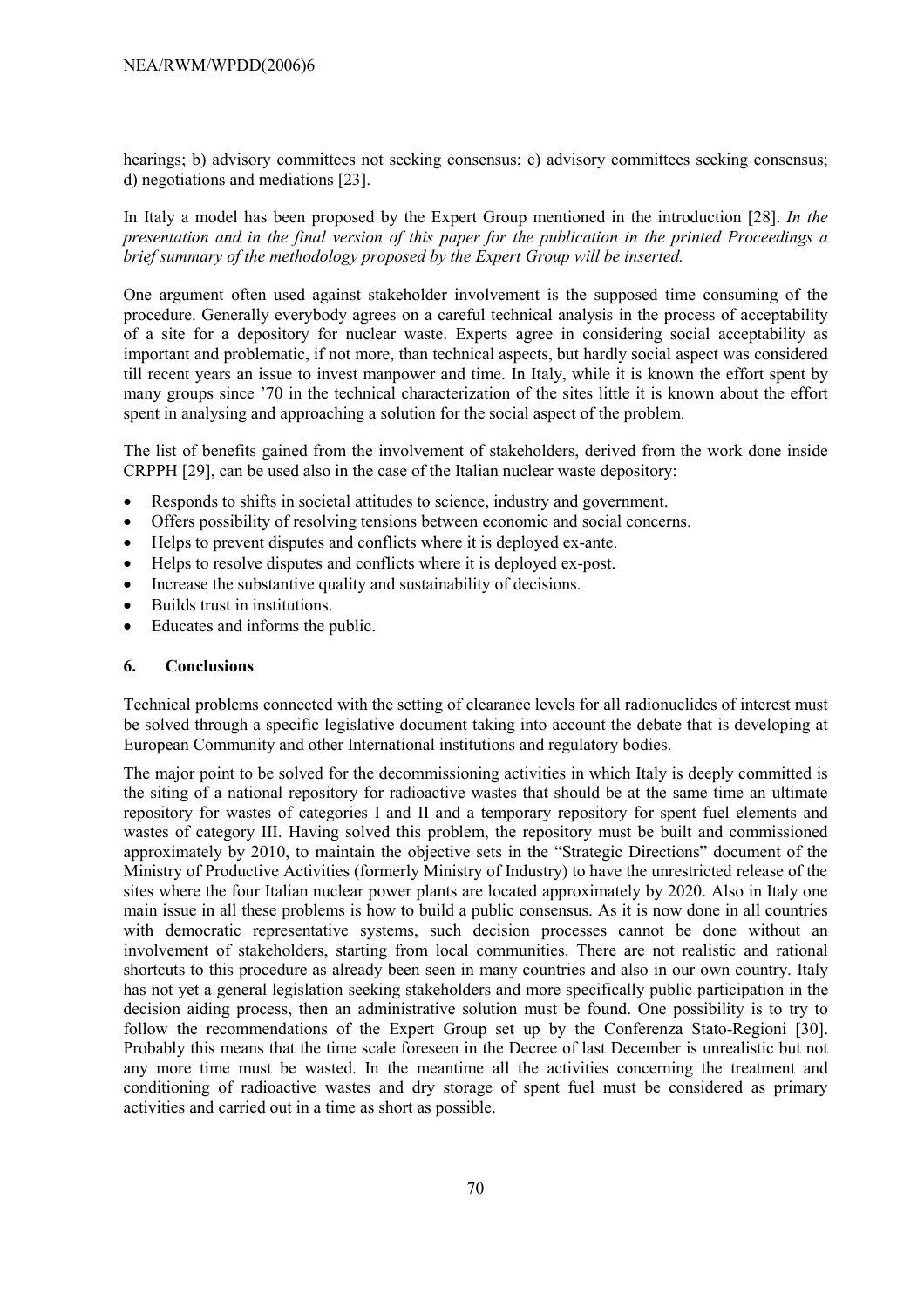hearings; b) advisory committees not seeking consensus; c) advisory committees seeking consensus; d) negotiations and mediations [23].

In Italy a model has been proposed by the Expert Group mentioned in the introduction [28]. *In the presentation and in the final version of this paper for the publication in the printed Proceedings a brief summary of the methodology proposed by the Expert Group will be inserted.*

One argument often used against stakeholder involvement is the supposed time consuming of the procedure. Generally everybody agrees on a careful technical analysis in the process of acceptability of a site for a depository for nuclear waste. Experts agree in considering social acceptability as important and problematic, if not more, than technical aspects, but hardly social aspect was considered till recent years an issue to invest manpower and time. In Italy, while it is known the effort spent by many groups since '70 in the technical characterization of the sites little it is known about the effort spent in analysing and approaching a solution for the social aspect of the problem.

The list of benefits gained from the involvement of stakeholders, derived from the work done inside CRPPH [29], can be used also in the case of the Italian nuclear waste depository:

- Responds to shifts in societal attitudes to science, industry and government.
- Offers possibility of resolving tensions between economic and social concerns.
- Helps to prevent disputes and conflicts where it is deployed ex-ante.
- Helps to resolve disputes and conflicts where it is deployed ex-post.
- Increase the substantive quality and sustainability of decisions.
- Builds trust in institutions.
- Educates and informs the public.

## 6. Conclusions

Technical problems connected with the setting of clearance levels for all radionuclides of interest must be solved through a specific legislative document taking into account the debate that is developing at European Community and other International institutions and regulatory bodies.

The major point to be solved for the decommissioning activities in which Italy is deeply committed is the siting of a national repository for radioactive wastes that should be at the same time an ultimate repository for wastes of categories I and II and a temporary repository for spent fuel elements and wastes of category III. Having solved this problem, the repository must be built and commissioned approximately by 2010, to maintain the objective sets in the "Strategic Directions" document of the Ministry of Productive Activities (formerly Ministry of Industry) to have the unrestricted release of the sites where the four Italian nuclear power plants are located approximately by 2020. Also in Italy one main issue in all these problems is how to build a public consensus. As it is now done in all countries with democratic representative systems, such decision processes cannot be done without an involvement of stakeholders, starting from local communities. There are not realistic and rational shortcuts to this procedure as already been seen in many countries and also in our own country. Italy has not yet a general legislation seeking stakeholders and more specifically public participation in the decision aiding process, then an administrative solution must be found. One possibility is to try to follow the recommendations of the Expert Group set up by the Conferenza Stato-Regioni [30]. Probably this means that the time scale foreseen in the Decree of last December is unrealistic but not any more time must be wasted. In the meantime all the activities concerning the treatment and conditioning of radioactive wastes and dry storage of spent fuel must be considered as primary activities and carried out in a time as short as possible.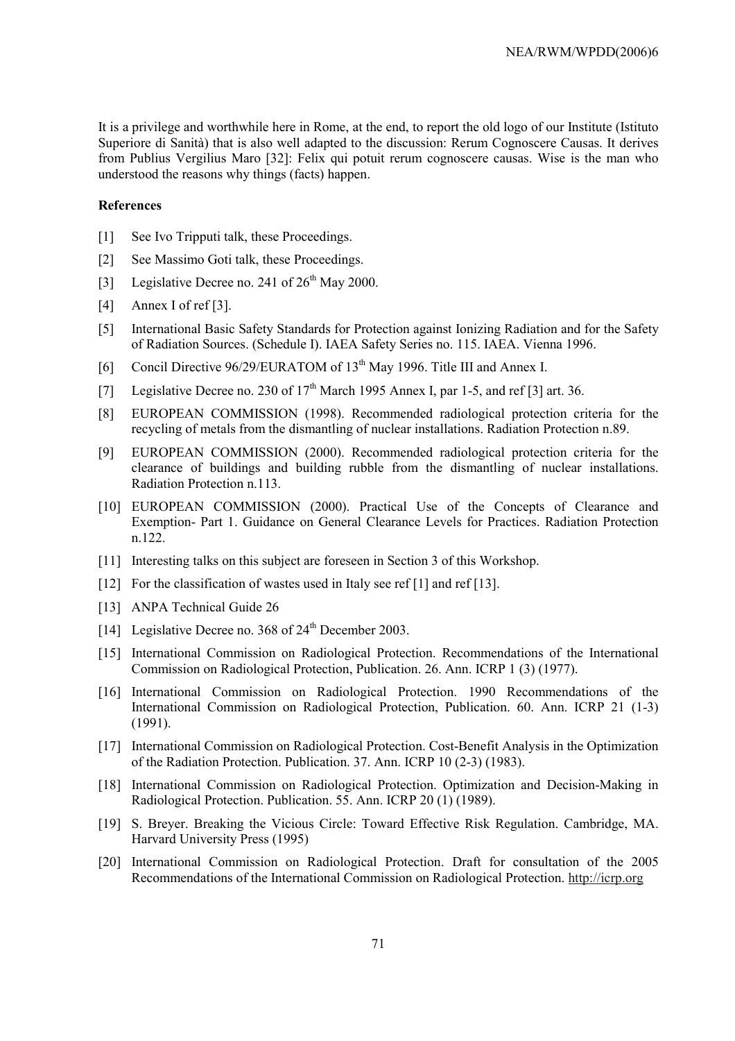It is a privilege and worthwhile here in Rome, at the end, to report the old logo of our Institute (Istituto Superiore di Sanità) that is also well adapted to the discussion: Rerum Cognoscere Causas. It derives from Publius Vergilius Maro [32]: Felix qui potuit rerum cognoscere causas. Wise is the man who understood the reasons why things (facts) happen.

**References**

[1] See Ivo Tripputi talk, these Proceedings.

[2] See Massimo Goti talk, these Proceedings.

[3] Legislative Decree no. 241 of 26th May 2000.

[4] Annex I of ref [3].

[5] International Basic Safety Standards for Protection against Ionizing Radiation and for the Safety of Radiation Sources. (Schedule I). IAEA Safety Series no. 115. IAEA. Vienna 1996.

[6] Concil Directive 96/29/EURATOM of 13th May 1996. Title III and Annex I.

[7] Legislative Decree no. 230 of 17th March 1995 Annex I, par 1-5, and ref [3] art. 36.

[8] EUROPEAN COMMISSION (1998). Recommended radiological protection criteria for the recycling of metals from the dismantling of nuclear installations. Radiation Protection n.89.

[9] EUROPEAN COMMISSION (2000). Recommended radiological protection criteria for the clearance of buildings and building rubble from the dismantling of nuclear installations. Radiation Protection n.113.

[10] EUROPEAN COMMISSION (2000). Practical Use of the Concepts of Clearance and Exemption- Part 1. Guidance on General Clearance Levels for Practices. Radiation Protection n.122.

[11] Interesting talks on this subject are foreseen in Section 3 of this Workshop.

[12] For the classification of wastes used in Italy see ref [1] and ref [13].

[13] ANPA Technical Guide 26

[14] Legislative Decree no. 368 of 24th December 2003.

[15] International Commission on Radiological Protection. Recommendations of the International Commission on Radiological Protection, Publication. 26. Ann. ICRP 1 (3) (1977).

[16] International Commission on Radiological Protection. 1990 Recommendations of the International Commission on Radiological Protection, Publication. 60. Ann. ICRP 21 (1-3) (1991).

[17] International Commission on Radiological Protection. Cost-Benefit Analysis in the Optimization of the Radiation Protection. Publication. 37. Ann. ICRP 10 (2-3) (1983).

[18] International Commission on Radiological Protection. Optimization and Decision-Making in Radiological Protection. Publication. 55. Ann. ICRP 20 (1) (1989).

[19] S. Breyer. Breaking the Vicious Circle: Toward Effective Risk Regulation. Cambridge, MA. Harvard University Press (1995)

[20] International Commission on Radiological Protection. Draft for consultation of the 2005 Recommendations of the International Commission on Radiological Protection. http://icrp.org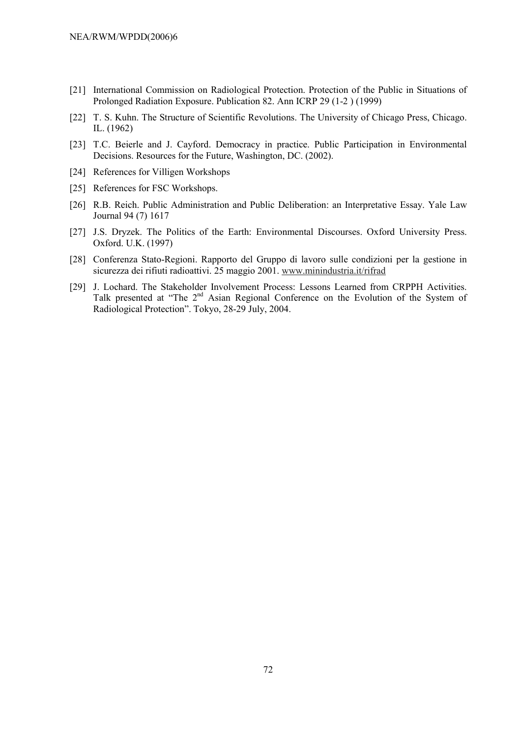[21] International Commission on Radiological Protection. Protection of the Public in Situations of Prolonged Radiation Exposure. Publication 82. Ann ICRP 29 (1-2 ) (1999)

[22] T. S. Kuhn. The Structure of Scientific Revolutions. The University of Chicago Press, Chicago. IL. (1962)

[23] T.C. Beierle and J. Cayford. Democracy in practice. Public Participation in Environmental Decisions. Resources for the Future, Washington, DC. (2002).

[24] References for Villigen Workshops

[25] References for FSC Workshops.

[26] R.B. Reich. Public Administration and Public Deliberation: an Interpretative Essay. Yale Law Journal 94 (7) 1617

[27] J.S. Dryzek. The Politics of the Earth: Environmental Discourses. Oxford University Press. Oxford. U.K. (1997)

[28] Conferenza Stato-Regioni. Rapporto del Gruppo di lavoro sulle condizioni per la gestione in sicurezza dei rifiuti radioattivi. 25 maggio 2001. www.minindustria.it/rifrad

[29] J. Lochard. The Stakeholder Involvement Process: Lessons Learned from CRPPH Activities. Talk presented at "The 2nd Asian Regional Conference on the Evolution of the System of Radiological Protection". Tokyo, 28-29 July, 2004.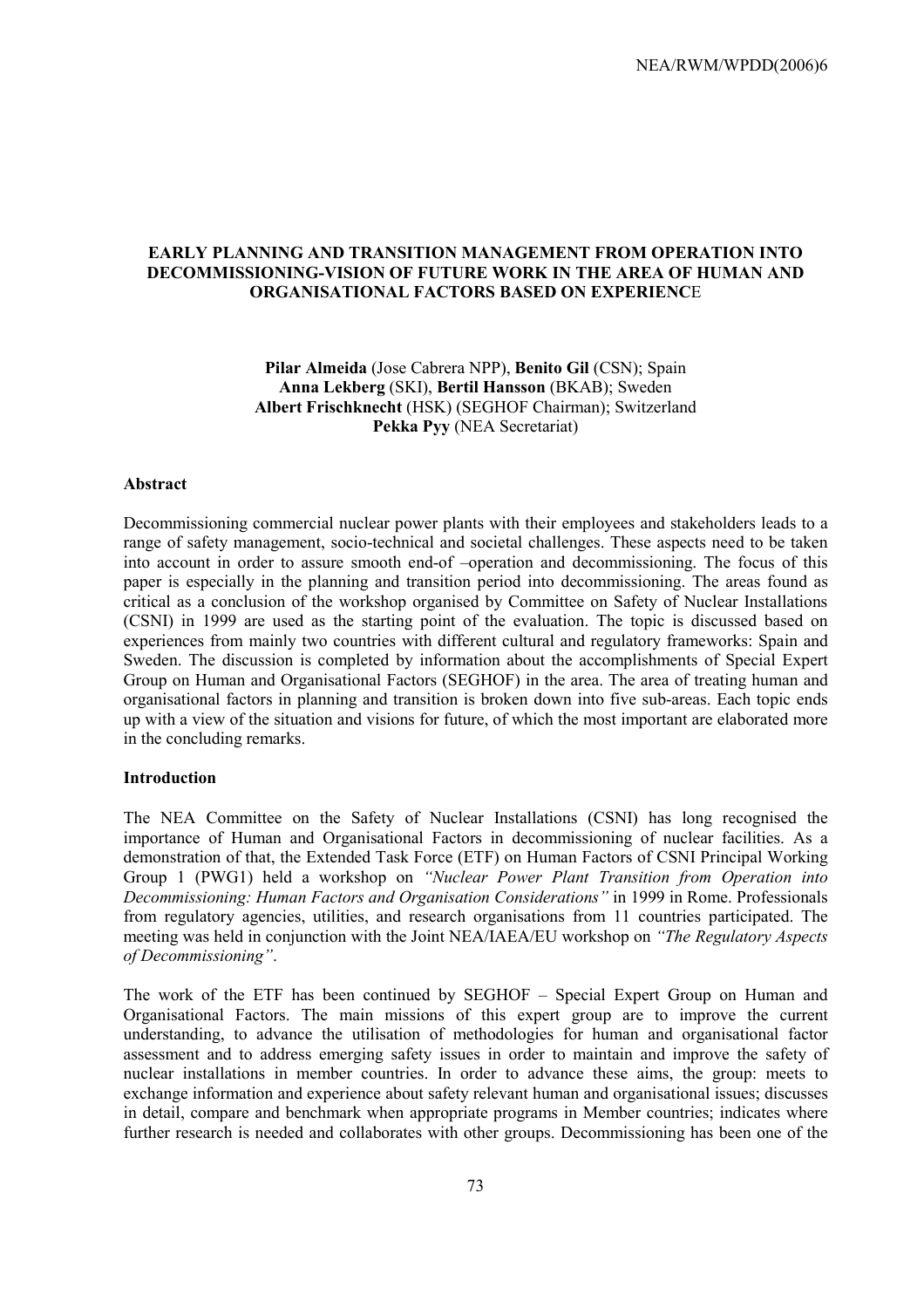# EARLY PLANNING AND TRANSITION MANAGEMENT FROM OPERATION INTO DECOMMISSIONING-VISION OF FUTURE WORK IN THE AREA OF HUMAN AND ORGANISATIONAL FACTORS BASED ON EXPERIENCE

**Pilar Almeida** (Jose Cabrera NPP), **Benito Gil** (CSN); Spain
**Anna Lekberg** (SKI), **Bertil Hansson** (BKAB); Sweden
**Albert Frischknecht** (HSK) (SEGHOF Chairman); Switzerland
**Pekka Pyy** (NEA Secretariat)

## Abstract

Decommissioning commercial nuclear power plants with their employees and stakeholders leads to a range of safety management, socio-technical and societal challenges. These aspects need to be taken into account in order to assure smooth end-of –operation and decommissioning. The focus of this paper is especially in the planning and transition period into decommissioning. The areas found as critical as a conclusion of the workshop organised by Committee on Safety of Nuclear Installations (CSNI) in 1999 are used as the starting point of the evaluation. The topic is discussed based on experiences from mainly two countries with different cultural and regulatory frameworks: Spain and Sweden. The discussion is completed by information about the accomplishments of Special Expert Group on Human and Organisational Factors (SEGHOF) in the area. The area of treating human and organisational factors in planning and transition is broken down into five sub-areas. Each topic ends up with a view of the situation and visions for future, of which the most important are elaborated more in the concluding remarks.

## Introduction

The NEA Committee on the Safety of Nuclear Installations (CSNI) has long recognised the importance of Human and Organisational Factors in decommissioning of nuclear facilities. As a demonstration of that, the Extended Task Force (ETF) on Human Factors of CSNI Principal Working Group 1 (PWG1) held a workshop on *"Nuclear Power Plant Transition from Operation into Decommissioning: Human Factors and Organisation Considerations"* in 1999 in Rome. Professionals from regulatory agencies, utilities, and research organisations from 11 countries participated. The meeting was held in conjunction with the Joint NEA/IAEA/EU workshop on *"The Regulatory Aspects of Decommissioning"*.

The work of the ETF has been continued by SEGHOF – Special Expert Group on Human and Organisational Factors. The main missions of this expert group are to improve the current understanding, to advance the utilisation of methodologies for human and organisational factor assessment and to address emerging safety issues in order to maintain and improve the safety of nuclear installations in member countries. In order to advance these aims, the group: meets to exchange information and experience about safety relevant human and organisational issues; discusses in detail, compare and benchmark when appropriate programs in Member countries; indicates where further research is needed and collaborates with other groups. Decommissioning has been one of the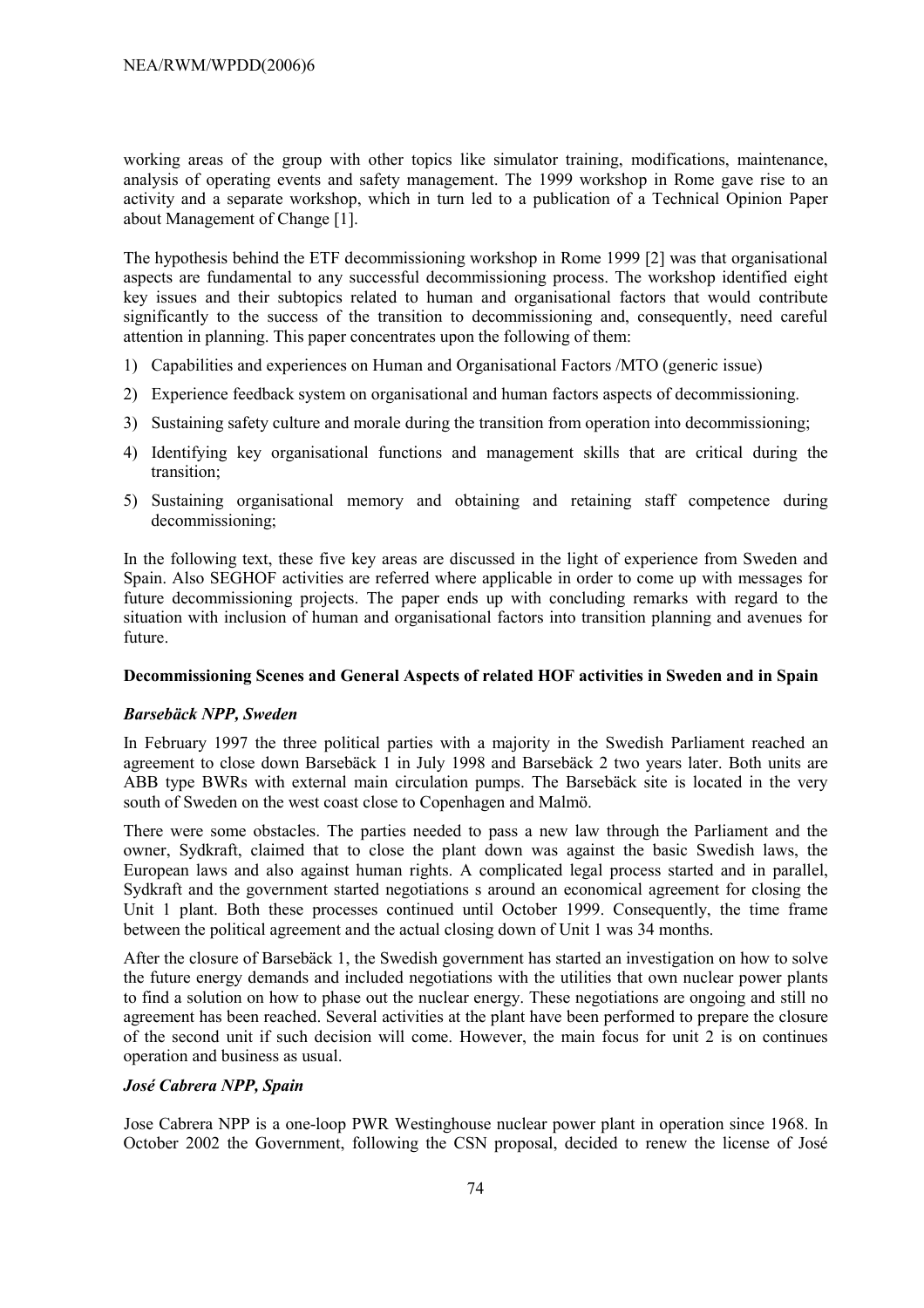working areas of the group with other topics like simulator training, modifications, maintenance, analysis of operating events and safety management. The 1999 workshop in Rome gave rise to an activity and a separate workshop, which in turn led to a publication of a Technical Opinion Paper about Management of Change [1].

The hypothesis behind the ETF decommissioning workshop in Rome 1999 [2] was that organisational aspects are fundamental to any successful decommissioning process. The workshop identified eight key issues and their subtopics related to human and organisational factors that would contribute significantly to the success of the transition to decommissioning and, consequently, need careful attention in planning. This paper concentrates upon the following of them:

1) Capabilities and experiences on Human and Organisational Factors /MTO (generic issue)
2) Experience feedback system on organisational and human factors aspects of decommissioning.
3) Sustaining safety culture and morale during the transition from operation into decommissioning;
4) Identifying key organisational functions and management skills that are critical during the transition;
5) Sustaining organisational memory and obtaining and retaining staff competence during decommissioning;

In the following text, these five key areas are discussed in the light of experience from Sweden and Spain. Also SEGHOF activities are referred where applicable in order to come up with messages for future decommissioning projects. The paper ends up with concluding remarks with regard to the situation with inclusion of human and organisational factors into transition planning and avenues for future.

**Decommissioning Scenes and General Aspects of related HOF activities in Sweden and in Spain**

***Barsebäck NPP, Sweden***

In February 1997 the three political parties with a majority in the Swedish Parliament reached an agreement to close down Barsebäck 1 in July 1998 and Barsebäck 2 two years later. Both units are ABB type BWRs with external main circulation pumps. The Barsebäck site is located in the very south of Sweden on the west coast close to Copenhagen and Malmö.

There were some obstacles. The parties needed to pass a new law through the Parliament and the owner, Sydkraft, claimed that to close the plant down was against the basic Swedish laws, the European laws and also against human rights. A complicated legal process started and in parallel, Sydkraft and the government started negotiations s around an economical agreement for closing the Unit 1 plant. Both these processes continued until October 1999. Consequently, the time frame between the political agreement and the actual closing down of Unit 1 was 34 months.

After the closure of Barsebäck 1, the Swedish government has started an investigation on how to solve the future energy demands and included negotiations with the utilities that own nuclear power plants to find a solution on how to phase out the nuclear energy. These negotiations are ongoing and still no agreement has been reached. Several activities at the plant have been performed to prepare the closure of the second unit if such decision will come. However, the main focus for unit 2 is on continues operation and business as usual.

***José Cabrera NPP, Spain***

Jose Cabrera NPP is a one-loop PWR Westinghouse nuclear power plant in operation since 1968. In October 2002 the Government, following the CSN proposal, decided to renew the license of José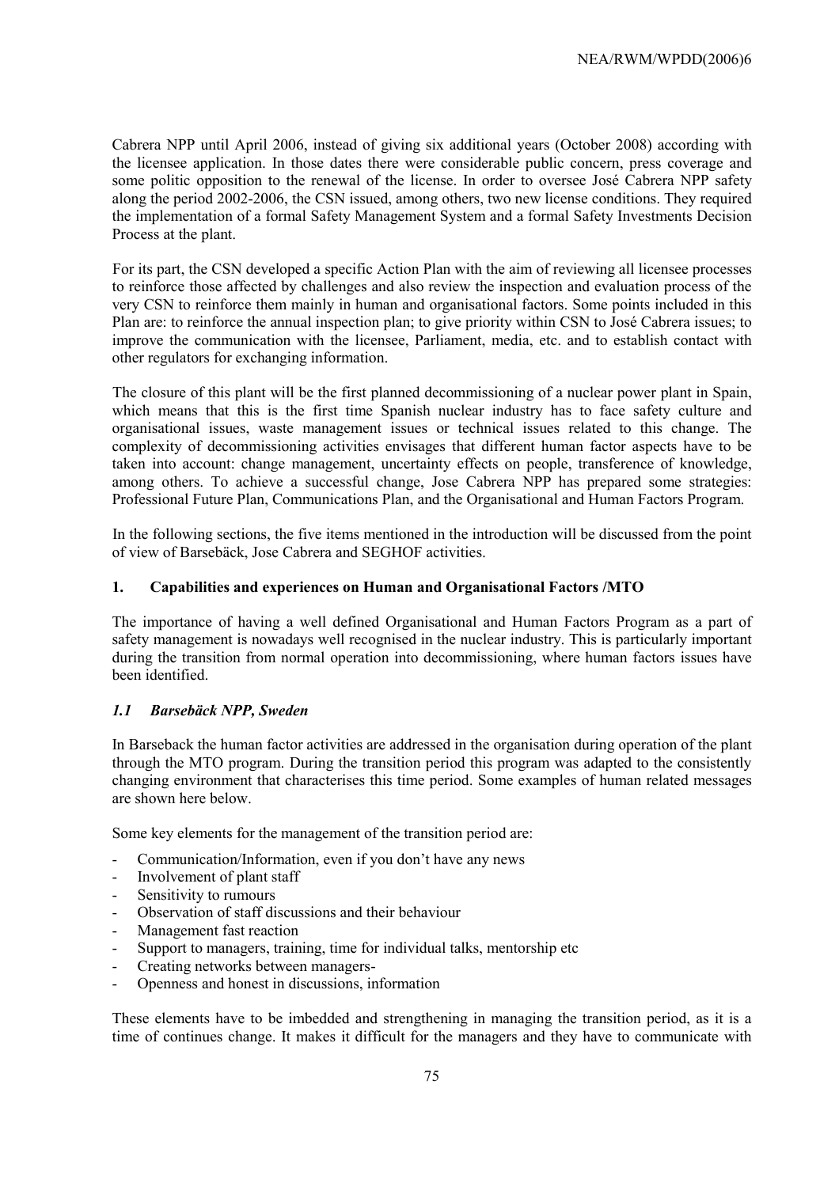Cabrera NPP until April 2006, instead of giving six additional years (October 2008) according with the licensee application. In those dates there were considerable public concern, press coverage and some politic opposition to the renewal of the license. In order to oversee José Cabrera NPP safety along the period 2002-2006, the CSN issued, among others, two new license conditions. They required the implementation of a formal Safety Management System and a formal Safety Investments Decision Process at the plant.

For its part, the CSN developed a specific Action Plan with the aim of reviewing all licensee processes to reinforce those affected by challenges and also review the inspection and evaluation process of the very CSN to reinforce them mainly in human and organisational factors. Some points included in this Plan are: to reinforce the annual inspection plan; to give priority within CSN to José Cabrera issues; to improve the communication with the licensee, Parliament, media, etc. and to establish contact with other regulators for exchanging information.

The closure of this plant will be the first planned decommissioning of a nuclear power plant in Spain, which means that this is the first time Spanish nuclear industry has to face safety culture and organisational issues, waste management issues or technical issues related to this change. The complexity of decommissioning activities envisages that different human factor aspects have to be taken into account: change management, uncertainty effects on people, transference of knowledge, among others. To achieve a successful change, Jose Cabrera NPP has prepared some strategies: Professional Future Plan, Communications Plan, and the Organisational and Human Factors Program.

In the following sections, the five items mentioned in the introduction will be discussed from the point of view of Barsebäck, Jose Cabrera and SEGHOF activities.

## 1. Capabilities and experiences on Human and Organisational Factors /MTO

The importance of having a well defined Organisational and Human Factors Program as a part of safety management is nowadays well recognised in the nuclear industry. This is particularly important during the transition from normal operation into decommissioning, where human factors issues have been identified.

### *1.1 Barsebäck NPP, Sweden*

In Barseback the human factor activities are addressed in the organisation during operation of the plant through the MTO program. During the transition period this program was adapted to the consistently changing environment that characterises this time period. Some examples of human related messages are shown here below.

Some key elements for the management of the transition period are:

- Communication/Information, even if you don't have any news
- Involvement of plant staff
- Sensitivity to rumours
- Observation of staff discussions and their behaviour
- Management fast reaction
- Support to managers, training, time for individual talks, mentorship etc
- Creating networks between managers-
- Openness and honest in discussions, information

These elements have to be imbedded and strengthening in managing the transition period, as it is a time of continues change. It makes it difficult for the managers and they have to communicate with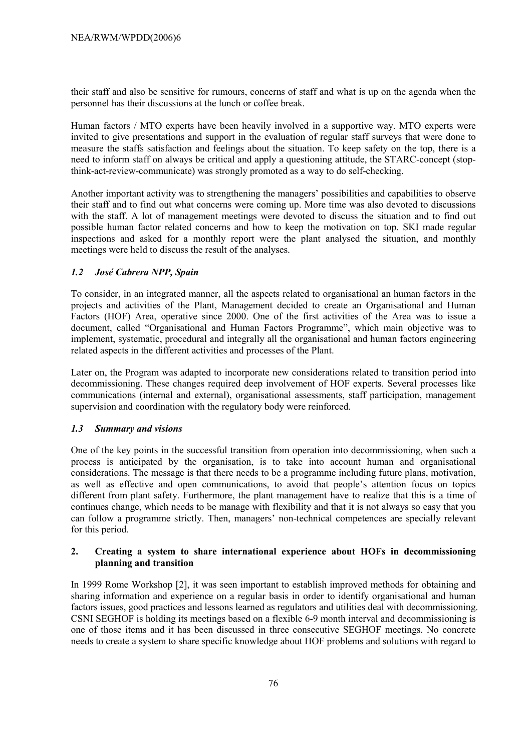their staff and also be sensitive for rumours, concerns of staff and what is up on the agenda when the personnel has their discussions at the lunch or coffee break.

Human factors / MTO experts have been heavily involved in a supportive way. MTO experts were invited to give presentations and support in the evaluation of regular staff surveys that were done to measure the staffs satisfaction and feelings about the situation. To keep safety on the top, there is a need to inform staff on always be critical and apply a questioning attitude, the STARC-concept (stop-think-act-review-communicate) was strongly promoted as a way to do self-checking.

Another important activity was to strengthening the managers' possibilities and capabilities to observe their staff and to find out what concerns were coming up. More time was also devoted to discussions with the staff. A lot of management meetings were devoted to discuss the situation and to find out possible human factor related concerns and how to keep the motivation on top. SKI made regular inspections and asked for a monthly report were the plant analysed the situation, and monthly meetings were held to discuss the result of the analyses.

### *1.2 José Cabrera NPP, Spain*

To consider, in an integrated manner, all the aspects related to organisational an human factors in the projects and activities of the Plant, Management decided to create an Organisational and Human Factors (HOF) Area, operative since 2000. One of the first activities of the Area was to issue a document, called "Organisational and Human Factors Programme", which main objective was to implement, systematic, procedural and integrally all the organisational and human factors engineering related aspects in the different activities and processes of the Plant.

Later on, the Program was adapted to incorporate new considerations related to transition period into decommissioning. These changes required deep involvement of HOF experts. Several processes like communications (internal and external), organisational assessments, staff participation, management supervision and coordination with the regulatory body were reinforced.

### *1.3 Summary and visions*

One of the key points in the successful transition from operation into decommissioning, when such a process is anticipated by the organisation, is to take into account human and organisational considerations. The message is that there needs to be a programme including future plans, motivation, as well as effective and open communications, to avoid that people's attention focus on topics different from plant safety. Furthermore, the plant management have to realize that this is a time of continues change, which needs to be manage with flexibility and that it is not always so easy that you can follow a programme strictly. Then, managers' non-technical competences are specially relevant for this period.

## 2. Creating a system to share international experience about HOFs in decommissioning planning and transition

In 1999 Rome Workshop [2], it was seen important to establish improved methods for obtaining and sharing information and experience on a regular basis in order to identify organisational and human factors issues, good practices and lessons learned as regulators and utilities deal with decommissioning. CSNI SEGHOF is holding its meetings based on a flexible 6-9 month interval and decommissioning is one of those items and it has been discussed in three consecutive SEGHOF meetings. No concrete needs to create a system to share specific knowledge about HOF problems and solutions with regard to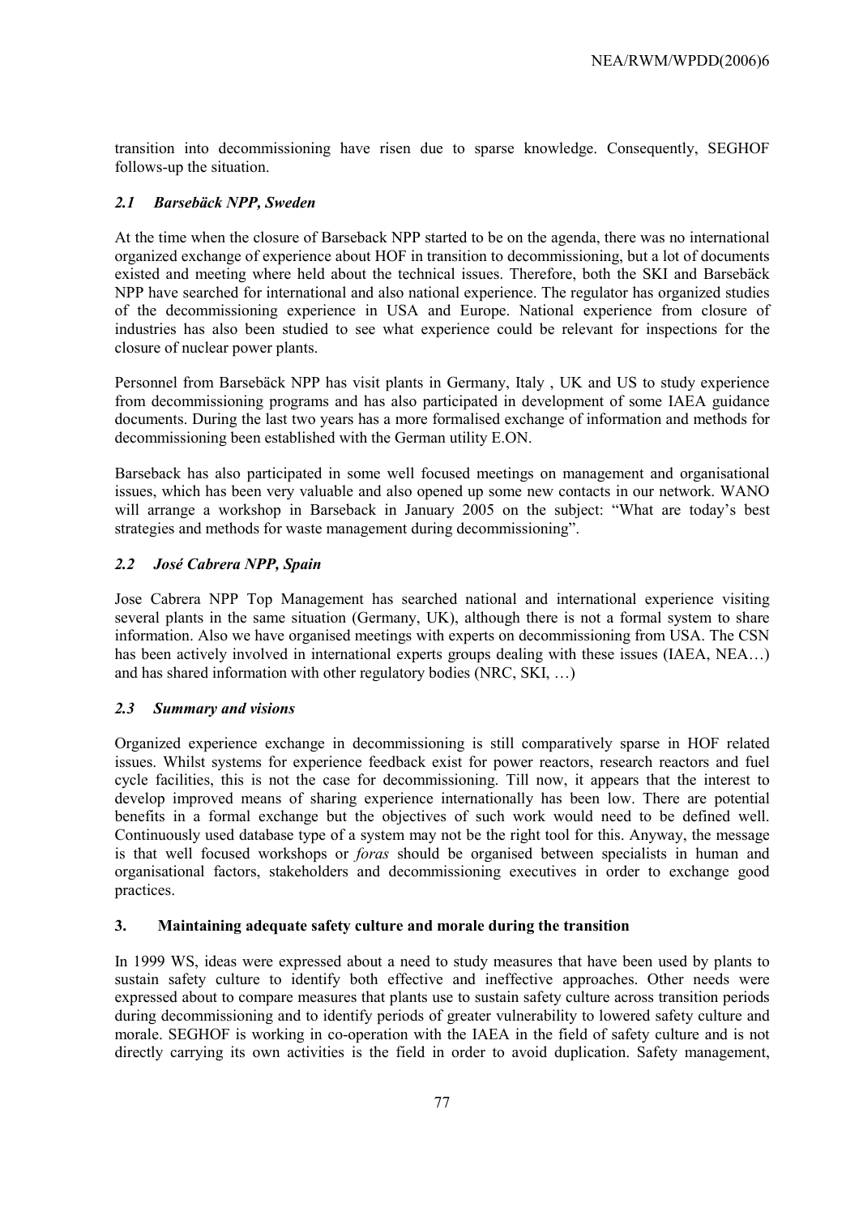transition into decommissioning have risen due to sparse knowledge. Consequently, SEGHOF follows-up the situation.

### *2.1 Barsebäck NPP, Sweden*

At the time when the closure of Barseback NPP started to be on the agenda, there was no international organized exchange of experience about HOF in transition to decommissioning, but a lot of documents existed and meeting where held about the technical issues. Therefore, both the SKI and Barsebäck NPP have searched for international and also national experience. The regulator has organized studies of the decommissioning experience in USA and Europe. National experience from closure of industries has also been studied to see what experience could be relevant for inspections for the closure of nuclear power plants.

Personnel from Barsebäck NPP has visit plants in Germany, Italy , UK and US to study experience from decommissioning programs and has also participated in development of some IAEA guidance documents. During the last two years has a more formalised exchange of information and methods for decommissioning been established with the German utility E.ON.

Barseback has also participated in some well focused meetings on management and organisational issues, which has been very valuable and also opened up some new contacts in our network. WANO will arrange a workshop in Barseback in January 2005 on the subject: "What are today's best strategies and methods for waste management during decommissioning".

### *2.2 José Cabrera NPP, Spain*

Jose Cabrera NPP Top Management has searched national and international experience visiting several plants in the same situation (Germany, UK), although there is not a formal system to share information. Also we have organised meetings with experts on decommissioning from USA. The CSN has been actively involved in international experts groups dealing with these issues (IAEA, NEA…) and has shared information with other regulatory bodies (NRC, SKI, …)

### *2.3 Summary and visions*

Organized experience exchange in decommissioning is still comparatively sparse in HOF related issues. Whilst systems for experience feedback exist for power reactors, research reactors and fuel cycle facilities, this is not the case for decommissioning. Till now, it appears that the interest to develop improved means of sharing experience internationally has been low. There are potential benefits in a formal exchange but the objectives of such work would need to be defined well. Continuously used database type of a system may not be the right tool for this. Anyway, the message is that well focused workshops or *foras* should be organised between specialists in human and organisational factors, stakeholders and decommissioning executives in order to exchange good practices.

## 3. Maintaining adequate safety culture and morale during the transition

In 1999 WS, ideas were expressed about a need to study measures that have been used by plants to sustain safety culture to identify both effective and ineffective approaches. Other needs were expressed about to compare measures that plants use to sustain safety culture across transition periods during decommissioning and to identify periods of greater vulnerability to lowered safety culture and morale. SEGHOF is working in co-operation with the IAEA in the field of safety culture and is not directly carrying its own activities is the field in order to avoid duplication. Safety management,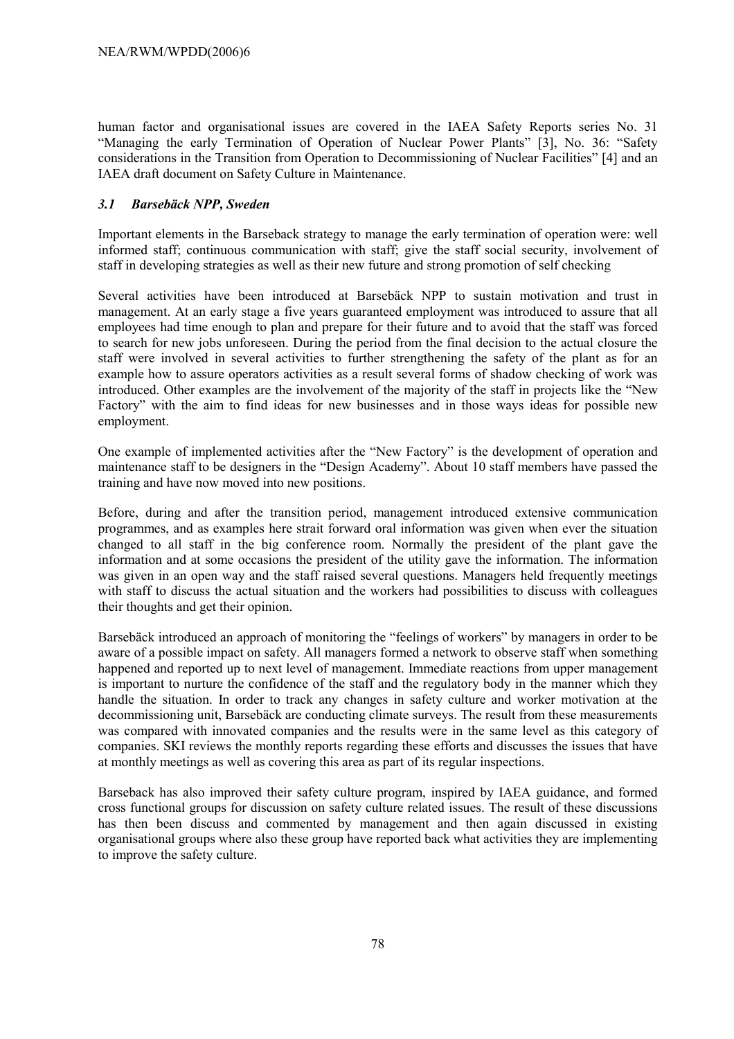human factor and organisational issues are covered in the IAEA Safety Reports series No. 31 "Managing the early Termination of Operation of Nuclear Power Plants" [3], No. 36: "Safety considerations in the Transition from Operation to Decommissioning of Nuclear Facilities" [4] and an IAEA draft document on Safety Culture in Maintenance.

### *3.1 Barsebäck NPP, Sweden*

Important elements in the Barseback strategy to manage the early termination of operation were: well informed staff; continuous communication with staff; give the staff social security, involvement of staff in developing strategies as well as their new future and strong promotion of self checking

Several activities have been introduced at Barsebäck NPP to sustain motivation and trust in management. At an early stage a five years guaranteed employment was introduced to assure that all employees had time enough to plan and prepare for their future and to avoid that the staff was forced to search for new jobs unforeseen. During the period from the final decision to the actual closure the staff were involved in several activities to further strengthening the safety of the plant as for an example how to assure operators activities as a result several forms of shadow checking of work was introduced. Other examples are the involvement of the majority of the staff in projects like the "New Factory" with the aim to find ideas for new businesses and in those ways ideas for possible new employment.

One example of implemented activities after the "New Factory" is the development of operation and maintenance staff to be designers in the "Design Academy". About 10 staff members have passed the training and have now moved into new positions.

Before, during and after the transition period, management introduced extensive communication programmes, and as examples here strait forward oral information was given when ever the situation changed to all staff in the big conference room. Normally the president of the plant gave the information and at some occasions the president of the utility gave the information. The information was given in an open way and the staff raised several questions. Managers held frequently meetings with staff to discuss the actual situation and the workers had possibilities to discuss with colleagues their thoughts and get their opinion.

Barsebäck introduced an approach of monitoring the "feelings of workers" by managers in order to be aware of a possible impact on safety. All managers formed a network to observe staff when something happened and reported up to next level of management. Immediate reactions from upper management is important to nurture the confidence of the staff and the regulatory body in the manner which they handle the situation. In order to track any changes in safety culture and worker motivation at the decommissioning unit, Barsebäck are conducting climate surveys. The result from these measurements was compared with innovated companies and the results were in the same level as this category of companies. SKI reviews the monthly reports regarding these efforts and discusses the issues that have at monthly meetings as well as covering this area as part of its regular inspections.

Barseback has also improved their safety culture program, inspired by IAEA guidance, and formed cross functional groups for discussion on safety culture related issues. The result of these discussions has then been discuss and commented by management and then again discussed in existing organisational groups where also these group have reported back what activities they are implementing to improve the safety culture.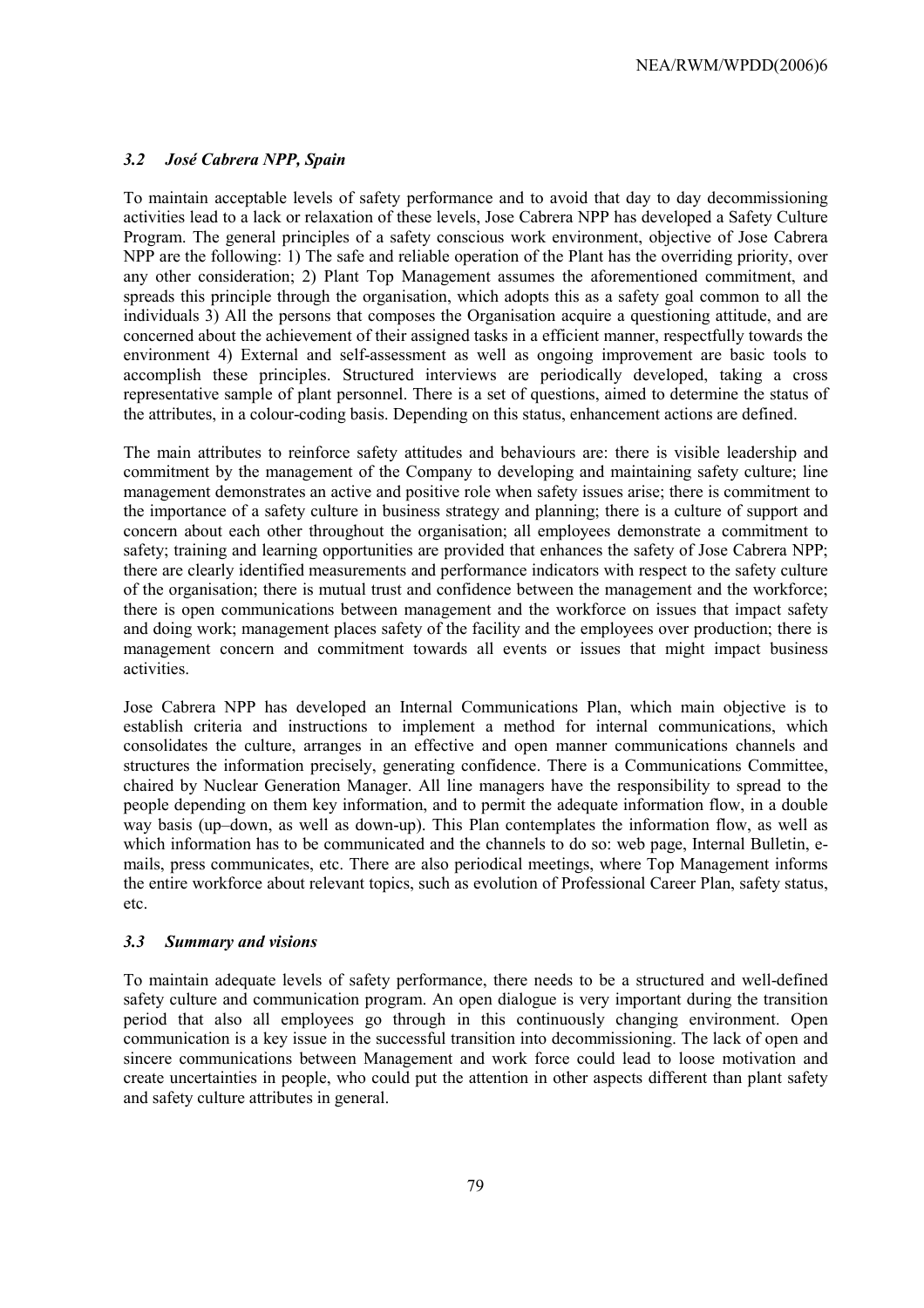### *3.2 José Cabrera NPP, Spain*

To maintain acceptable levels of safety performance and to avoid that day to day decommissioning activities lead to a lack or relaxation of these levels, Jose Cabrera NPP has developed a Safety Culture Program. The general principles of a safety conscious work environment, objective of Jose Cabrera NPP are the following: 1) The safe and reliable operation of the Plant has the overriding priority, over any other consideration; 2) Plant Top Management assumes the aforementioned commitment, and spreads this principle through the organisation, which adopts this as a safety goal common to all the individuals 3) All the persons that composes the Organisation acquire a questioning attitude, and are concerned about the achievement of their assigned tasks in a efficient manner, respectfully towards the environment 4) External and self-assessment as well as ongoing improvement are basic tools to accomplish these principles. Structured interviews are periodically developed, taking a cross representative sample of plant personnel. There is a set of questions, aimed to determine the status of the attributes, in a colour-coding basis. Depending on this status, enhancement actions are defined.

The main attributes to reinforce safety attitudes and behaviours are: there is visible leadership and commitment by the management of the Company to developing and maintaining safety culture; line management demonstrates an active and positive role when safety issues arise; there is commitment to the importance of a safety culture in business strategy and planning; there is a culture of support and concern about each other throughout the organisation; all employees demonstrate a commitment to safety; training and learning opportunities are provided that enhances the safety of Jose Cabrera NPP; there are clearly identified measurements and performance indicators with respect to the safety culture of the organisation; there is mutual trust and confidence between the management and the workforce; there is open communications between management and the workforce on issues that impact safety and doing work; management places safety of the facility and the employees over production; there is management concern and commitment towards all events or issues that might impact business activities.

Jose Cabrera NPP has developed an Internal Communications Plan, which main objective is to establish criteria and instructions to implement a method for internal communications, which consolidates the culture, arranges in an effective and open manner communications channels and structures the information precisely, generating confidence. There is a Communications Committee, chaired by Nuclear Generation Manager. All line managers have the responsibility to spread to the people depending on them key information, and to permit the adequate information flow, in a double way basis (up–down, as well as down-up). This Plan contemplates the information flow, as well as which information has to be communicated and the channels to do so: web page, Internal Bulletin, e-mails, press communicates, etc. There are also periodical meetings, where Top Management informs the entire workforce about relevant topics, such as evolution of Professional Career Plan, safety status, etc.

### *3.3 Summary and visions*

To maintain adequate levels of safety performance, there needs to be a structured and well-defined safety culture and communication program. An open dialogue is very important during the transition period that also all employees go through in this continuously changing environment. Open communication is a key issue in the successful transition into decommissioning. The lack of open and sincere communications between Management and work force could lead to loose motivation and create uncertainties in people, who could put the attention in other aspects different than plant safety and safety culture attributes in general.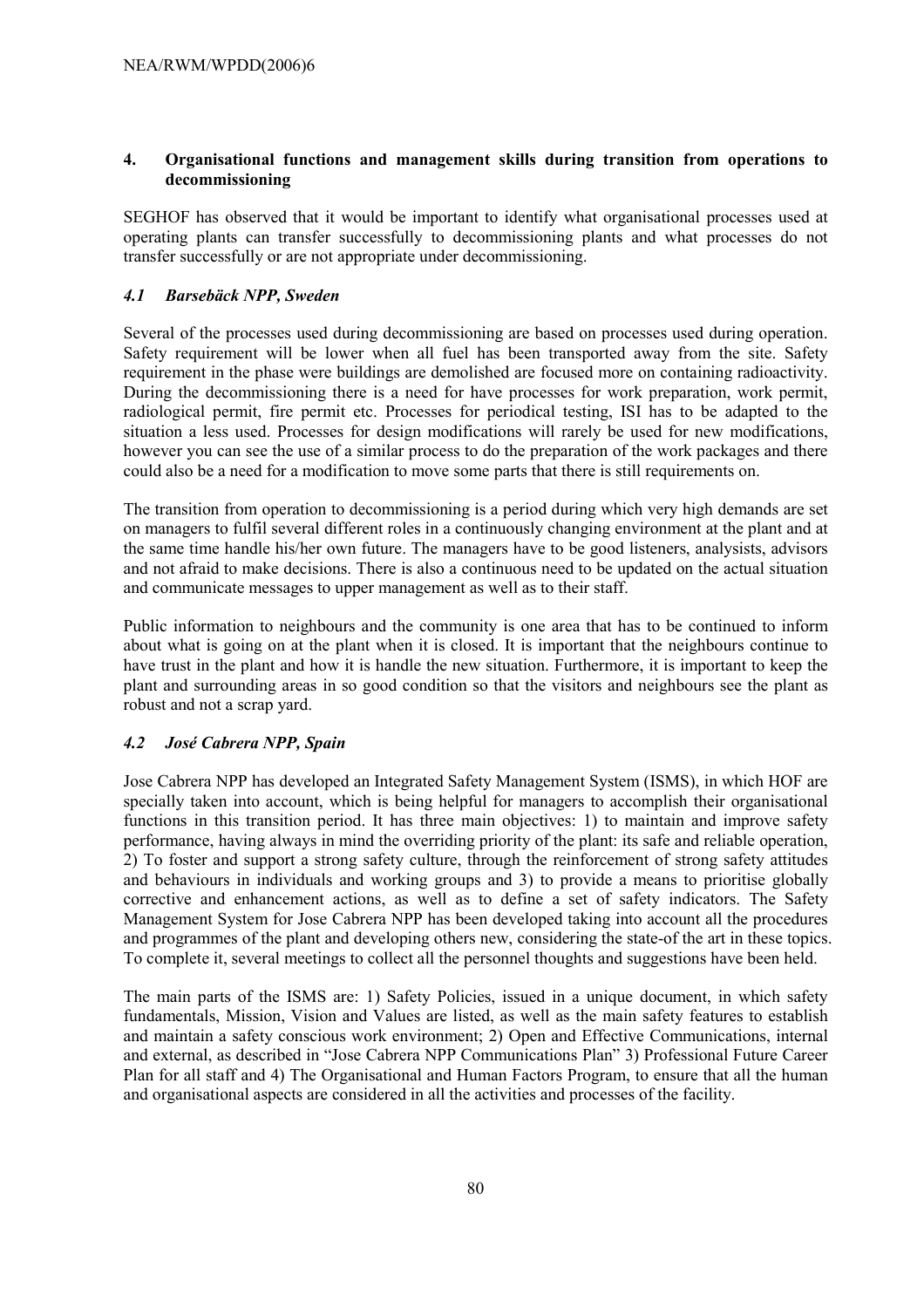## 4. Organisational functions and management skills during transition from operations to decommissioning

SEGHOF has observed that it would be important to identify what organisational processes used at operating plants can transfer successfully to decommissioning plants and what processes do not transfer successfully or are not appropriate under decommissioning.

### *4.1 Barsebäck NPP, Sweden*

Several of the processes used during decommissioning are based on processes used during operation. Safety requirement will be lower when all fuel has been transported away from the site. Safety requirement in the phase were buildings are demolished are focused more on containing radioactivity. During the decommissioning there is a need for have processes for work preparation, work permit, radiological permit, fire permit etc. Processes for periodical testing, ISI has to be adapted to the situation a less used. Processes for design modifications will rarely be used for new modifications, however you can see the use of a similar process to do the preparation of the work packages and there could also be a need for a modification to move some parts that there is still requirements on.

The transition from operation to decommissioning is a period during which very high demands are set on managers to fulfil several different roles in a continuously changing environment at the plant and at the same time handle his/her own future. The managers have to be good listeners, analysists, advisors and not afraid to make decisions. There is also a continuous need to be updated on the actual situation and communicate messages to upper management as well as to their staff.

Public information to neighbours and the community is one area that has to be continued to inform about what is going on at the plant when it is closed. It is important that the neighbours continue to have trust in the plant and how it is handle the new situation. Furthermore, it is important to keep the plant and surrounding areas in so good condition so that the visitors and neighbours see the plant as robust and not a scrap yard.

### *4.2 José Cabrera NPP, Spain*

Jose Cabrera NPP has developed an Integrated Safety Management System (ISMS), in which HOF are specially taken into account, which is being helpful for managers to accomplish their organisational functions in this transition period. It has three main objectives: 1) to maintain and improve safety performance, having always in mind the overriding priority of the plant: its safe and reliable operation, 2) To foster and support a strong safety culture, through the reinforcement of strong safety attitudes and behaviours in individuals and working groups and 3) to provide a means to prioritise globally corrective and enhancement actions, as well as to define a set of safety indicators. The Safety Management System for Jose Cabrera NPP has been developed taking into account all the procedures and programmes of the plant and developing others new, considering the state-of the art in these topics. To complete it, several meetings to collect all the personnel thoughts and suggestions have been held.

The main parts of the ISMS are: 1) Safety Policies, issued in a unique document, in which safety fundamentals, Mission, Vision and Values are listed, as well as the main safety features to establish and maintain a safety conscious work environment; 2) Open and Effective Communications, internal and external, as described in "Jose Cabrera NPP Communications Plan" 3) Professional Future Career Plan for all staff and 4) The Organisational and Human Factors Program, to ensure that all the human and organisational aspects are considered in all the activities and processes of the facility.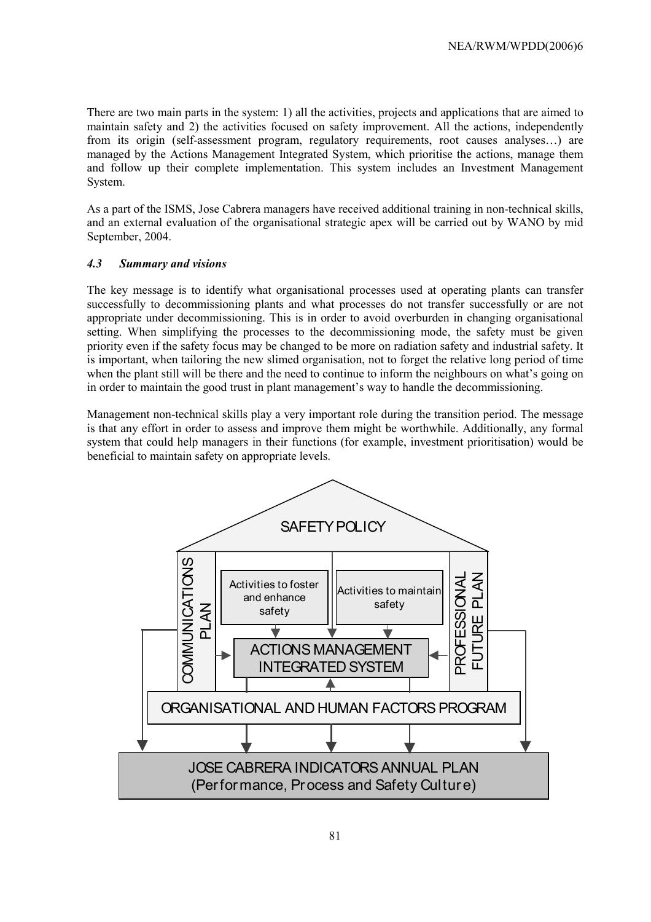There are two main parts in the system: 1) all the activities, projects and applications that are aimed to maintain safety and 2) the activities focused on safety improvement. All the actions, independently from its origin (self-assessment program, regulatory requirements, root causes analyses…) are managed by the Actions Management Integrated System, which prioritise the actions, manage them and follow up their complete implementation. This system includes an Investment Management System.

As a part of the ISMS, Jose Cabrera managers have received additional training in non-technical skills, and an external evaluation of the organisational strategic apex will be carried out by WANO by mid September, 2004.

### *4.3 Summary and visions*

The key message is to identify what organisational processes used at operating plants can transfer successfully to decommissioning plants and what processes do not transfer successfully or are not appropriate under decommissioning. This is in order to avoid overburden in changing organisational setting. When simplifying the processes to the decommissioning mode, the safety must be given priority even if the safety focus may be changed to be more on radiation safety and industrial safety. It is important, when tailoring the new slimed organisation, not to forget the relative long period of time when the plant still will be there and the need to continue to inform the neighbours on what's going on in order to maintain the good trust in plant management's way to handle the decommissioning.

Management non-technical skills play a very important role during the transition period. The message is that any effort in order to assess and improve them might be worthwhile. Additionally, any formal system that could help managers in their functions (for example, investment prioritisation) would be beneficial to maintain safety on appropriate levels.

SAFETY POLICY

COMMUNICATIONS PLAN

Activities to foster and enhance safety

Activities to maintain safety

PROFESSIONAL FUTURE PLAN

ACTIONS MANAGEMENT INTEGRATED SYSTEM

ORGANISATIONAL AND HUMAN FACTORS PROGRAM

JOSE CABRERA INDICATORS ANNUAL PLAN (Performance, Process and Safety Culture)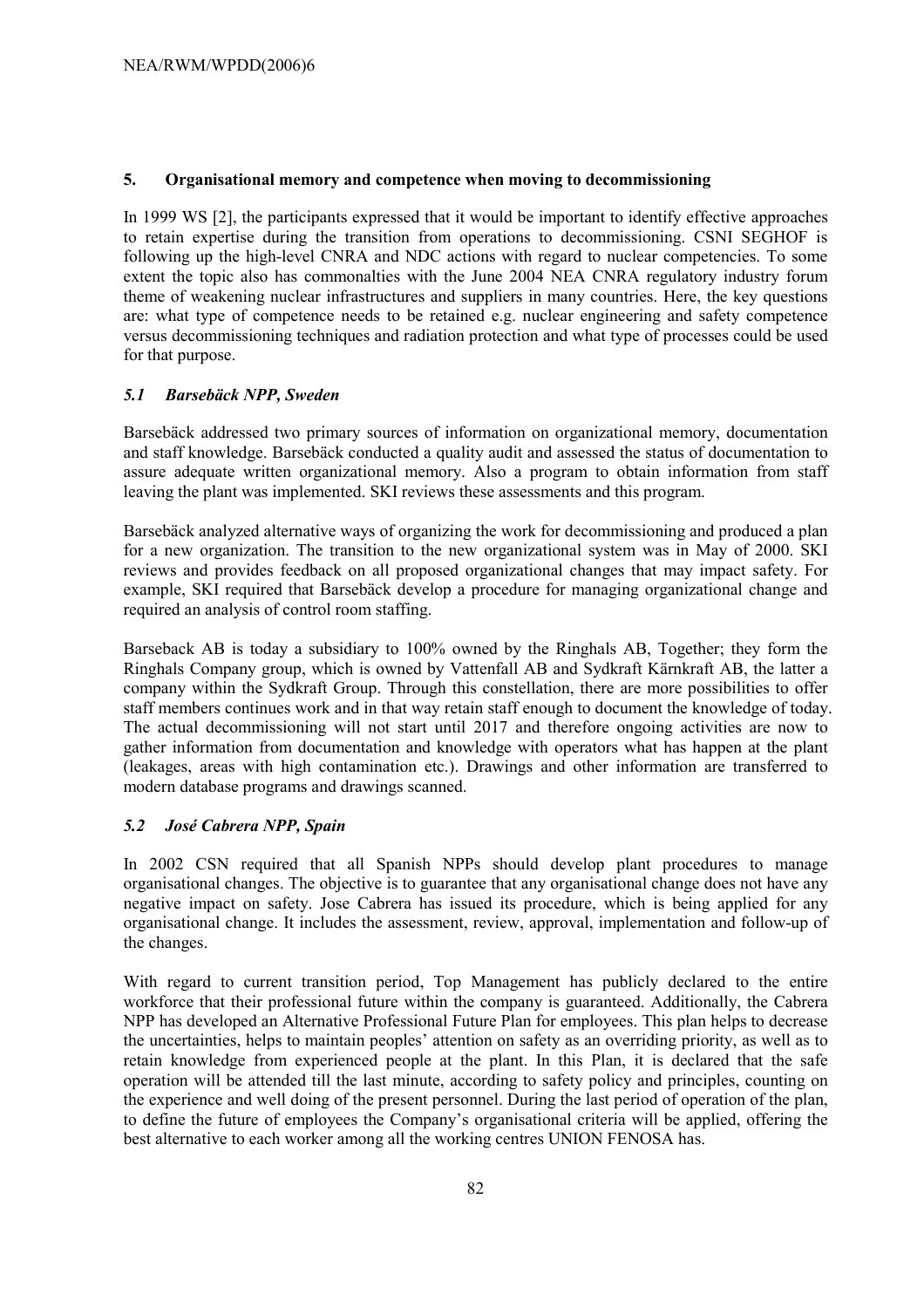## 5. Organisational memory and competence when moving to decommissioning

In 1999 WS [2], the participants expressed that it would be important to identify effective approaches to retain expertise during the transition from operations to decommissioning. CSNI SEGHOF is following up the high-level CNRA and NDC actions with regard to nuclear competencies. To some extent the topic also has commonalties with the June 2004 NEA CNRA regulatory industry forum theme of weakening nuclear infrastructures and suppliers in many countries. Here, the key questions are: what type of competence needs to be retained e.g. nuclear engineering and safety competence versus decommissioning techniques and radiation protection and what type of processes could be used for that purpose.

### *5.1 Barsebäck NPP, Sweden*

Barsebäck addressed two primary sources of information on organizational memory, documentation and staff knowledge. Barsebäck conducted a quality audit and assessed the status of documentation to assure adequate written organizational memory. Also a program to obtain information from staff leaving the plant was implemented. SKI reviews these assessments and this program.

Barsebäck analyzed alternative ways of organizing the work for decommissioning and produced a plan for a new organization. The transition to the new organizational system was in May of 2000. SKI reviews and provides feedback on all proposed organizational changes that may impact safety. For example, SKI required that Barsebäck develop a procedure for managing organizational change and required an analysis of control room staffing.

Barseback AB is today a subsidiary to 100% owned by the Ringhals AB, Together; they form the Ringhals Company group, which is owned by Vattenfall AB and Sydkraft Kärnkraft AB, the latter a company within the Sydkraft Group. Through this constellation, there are more possibilities to offer staff members continues work and in that way retain staff enough to document the knowledge of today. The actual decommissioning will not start until 2017 and therefore ongoing activities are now to gather information from documentation and knowledge with operators what has happen at the plant (leakages, areas with high contamination etc.). Drawings and other information are transferred to modern database programs and drawings scanned.

### *5.2 José Cabrera NPP, Spain*

In 2002 CSN required that all Spanish NPPs should develop plant procedures to manage organisational changes. The objective is to guarantee that any organisational change does not have any negative impact on safety. Jose Cabrera has issued its procedure, which is being applied for any organisational change. It includes the assessment, review, approval, implementation and follow-up of the changes.

With regard to current transition period, Top Management has publicly declared to the entire workforce that their professional future within the company is guaranteed. Additionally, the Cabrera NPP has developed an Alternative Professional Future Plan for employees. This plan helps to decrease the uncertainties, helps to maintain peoples' attention on safety as an overriding priority, as well as to retain knowledge from experienced people at the plant. In this Plan, it is declared that the safe operation will be attended till the last minute, according to safety policy and principles, counting on the experience and well doing of the present personnel. During the last period of operation of the plan, to define the future of employees the Company's organisational criteria will be applied, offering the best alternative to each worker among all the working centres UNION FENOSA has.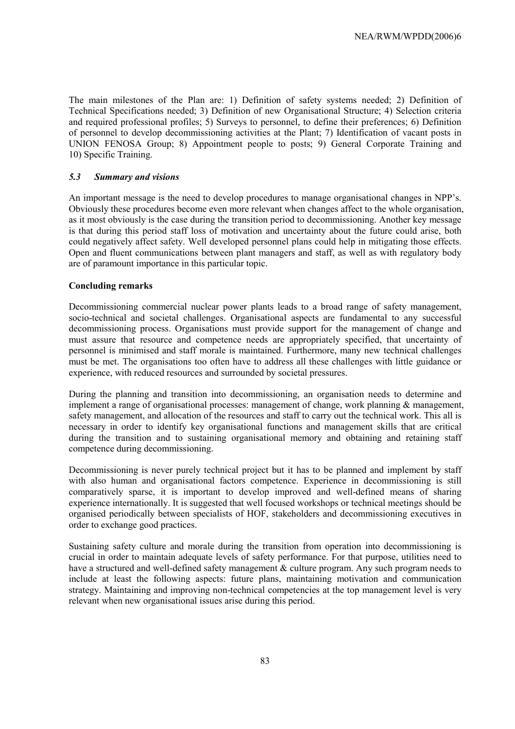The main milestones of the Plan are: 1) Definition of safety systems needed; 2) Definition of Technical Specifications needed; 3) Definition of new Organisational Structure; 4) Selection criteria and required professional profiles; 5) Surveys to personnel, to define their preferences; 6) Definition of personnel to develop decommissioning activities at the Plant; 7) Identification of vacant posts in UNION FENOSA Group; 8) Appointment people to posts; 9) General Corporate Training and 10) Specific Training.

### *5.3 Summary and visions*

An important message is the need to develop procedures to manage organisational changes in NPP's. Obviously these procedures become even more relevant when changes affect to the whole organisation, as it most obviously is the case during the transition period to decommissioning. Another key message is that during this period staff loss of motivation and uncertainty about the future could arise, both could negatively affect safety. Well developed personnel plans could help in mitigating those effects. Open and fluent communications between plant managers and staff, as well as with regulatory body are of paramount importance in this particular topic.

**Concluding remarks**

Decommissioning commercial nuclear power plants leads to a broad range of safety management, socio-technical and societal challenges. Organisational aspects are fundamental to any successful decommissioning process. Organisations must provide support for the management of change and must assure that resource and competence needs are appropriately specified, that uncertainty of personnel is minimised and staff morale is maintained. Furthermore, many new technical challenges must be met. The organisations too often have to address all these challenges with little guidance or experience, with reduced resources and surrounded by societal pressures.

During the planning and transition into decommissioning, an organisation needs to determine and implement a range of organisational processes: management of change, work planning & management, safety management, and allocation of the resources and staff to carry out the technical work. This all is necessary in order to identify key organisational functions and management skills that are critical during the transition and to sustaining organisational memory and obtaining and retaining staff competence during decommissioning.

Decommissioning is never purely technical project but it has to be planned and implement by staff with also human and organisational factors competence. Experience in decommissioning is still comparatively sparse, it is important to develop improved and well-defined means of sharing experience internationally. It is suggested that well focused workshops or technical meetings should be organised periodically between specialists of HOF, stakeholders and decommissioning executives in order to exchange good practices.

Sustaining safety culture and morale during the transition from operation into decommissioning is crucial in order to maintain adequate levels of safety performance. For that purpose, utilities need to have a structured and well-defined safety management & culture program. Any such program needs to include at least the following aspects: future plans, maintaining motivation and communication strategy. Maintaining and improving non-technical competencies at the top management level is very relevant when new organisational issues arise during this period.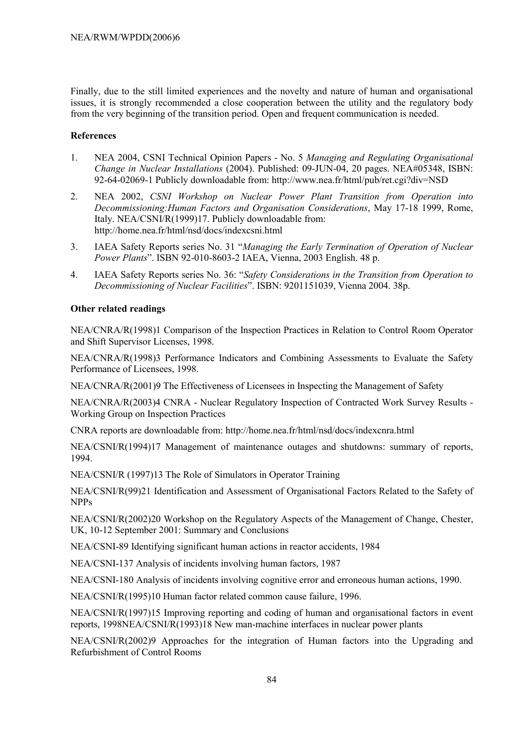Finally, due to the still limited experiences and the novelty and nature of human and organisational issues, it is strongly recommended a close cooperation between the utility and the regulatory body from the very beginning of the transition period. Open and frequent communication is needed.

**References**

1. NEA 2004, CSNI Technical Opinion Papers - No. 5 *Managing and Regulating Organisational Change in Nuclear Installations* (2004). Published: 09-JUN-04, 20 pages. NEA#05348, ISBN: 92-64-02069-1 Publicly downloadable from: http://www.nea.fr/html/pub/ret.cgi?div=NSD
2. NEA 2002, *CSNI Workshop on Nuclear Power Plant Transition from Operation into Decommissioning:Human Factors and Organisation Considerations*, May 17-18 1999, Rome, Italy. NEA/CSNI/R(1999)17. Publicly downloadable from: http://home.nea.fr/html/nsd/docs/indexcsni.html
3. IAEA Safety Reports series No. 31 "*Managing the Early Termination of Operation of Nuclear Power Plants*". ISBN 92-010-8603-2 IAEA, Vienna, 2003 English. 48 p.
4. IAEA Safety Reports series No. 36: "*Safety Considerations in the Transition from Operation to Decommissioning of Nuclear Facilities*". ISBN: 9201151039, Vienna 2004. 38p.

**Other related readings**

NEA/CNRA/R(1998)1 Comparison of the Inspection Practices in Relation to Control Room Operator and Shift Supervisor Licenses, 1998.

NEA/CNRA/R(1998)3 Performance Indicators and Combining Assessments to Evaluate the Safety Performance of Licensees, 1998.

NEA/CNRA/R(2001)9 The Effectiveness of Licensees in Inspecting the Management of Safety

NEA/CNRA/R(2003)4 CNRA - Nuclear Regulatory Inspection of Contracted Work Survey Results - Working Group on Inspection Practices

CNRA reports are downloadable from: http://home.nea.fr/html/nsd/docs/indexcnra.html

NEA/CSNI/R(1994)17 Management of maintenance outages and shutdowns: summary of reports, 1994.

NEA/CSNI/R (1997)13 The Role of Simulators in Operator Training

NEA/CSNI/R(99)21 Identification and Assessment of Organisational Factors Related to the Safety of NPPs

NEA/CSNI/R(2002)20 Workshop on the Regulatory Aspects of the Management of Change, Chester, UK, 10-12 September 2001: Summary and Conclusions

NEA/CSNI-89 Identifying significant human actions in reactor accidents, 1984

NEA/CSNI-137 Analysis of incidents involving human factors, 1987

NEA/CSNI-180 Analysis of incidents involving cognitive error and erroneous human actions, 1990.

NEA/CSNI/R(1995)10 Human factor related common cause failure, 1996.

NEA/CSNI/R(1997)15 Improving reporting and coding of human and organisational factors in event reports, 1998NEA/CSNI/R(1993)18 New man-machine interfaces in nuclear power plants

NEA/CSNI/R(2002)9 Approaches for the integration of Human factors into the Upgrading and Refurbishment of Control Rooms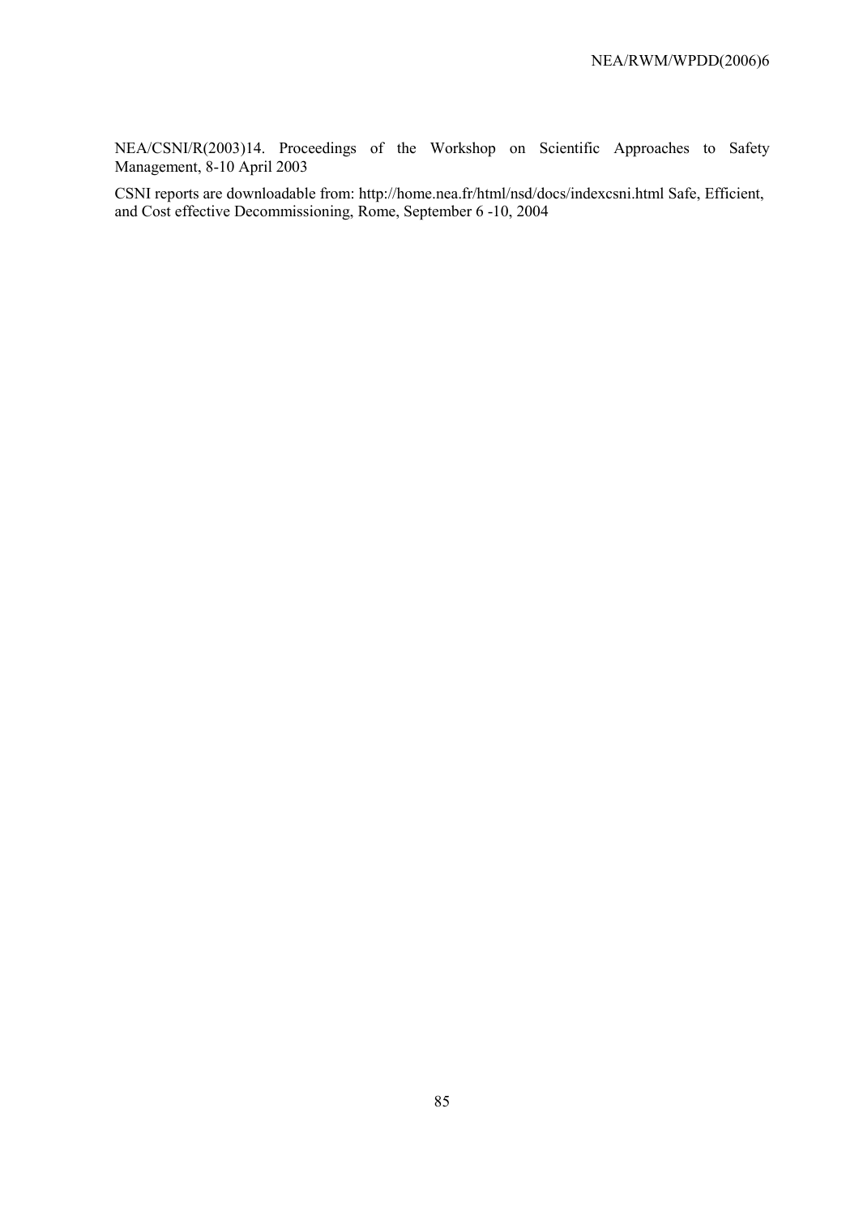NEA/CSNI/R(2003)14. Proceedings of the Workshop on Scientific Approaches to Safety Management, 8-10 April 2003

CSNI reports are downloadable from: http://home.nea.fr/html/nsd/docs/indexcsni.html Safe, Efficient, and Cost effective Decommissioning, Rome, September 6 -10, 2004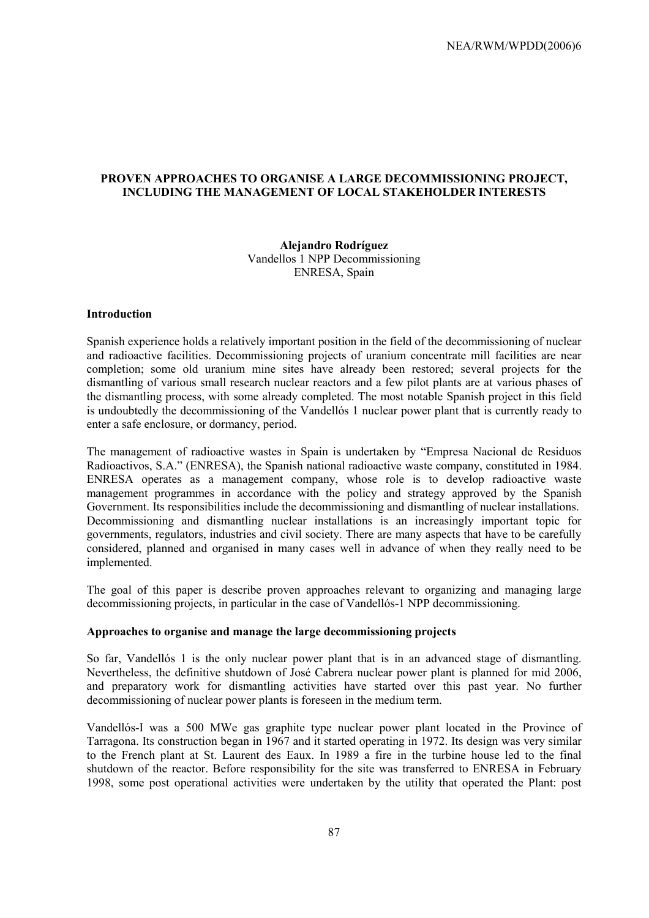## PROVEN APPROACHES TO ORGANISE A LARGE DECOMMISSIONING PROJECT, INCLUDING THE MANAGEMENT OF LOCAL STAKEHOLDER INTERESTS

**Alejandro Rodríguez**
Vandellos 1 NPP Decommissioning
ENRESA, Spain

### Introduction

Spanish experience holds a relatively important position in the field of the decommissioning of nuclear and radioactive facilities. Decommissioning projects of uranium concentrate mill facilities are near completion; some old uranium mine sites have already been restored; several projects for the dismantling of various small research nuclear reactors and a few pilot plants are at various phases of the dismantling process, with some already completed. The most notable Spanish project in this field is undoubtedly the decommissioning of the Vandellós 1 nuclear power plant that is currently ready to enter a safe enclosure, or dormancy, period.

The management of radioactive wastes in Spain is undertaken by "Empresa Nacional de Residuos Radioactivos, S.A." (ENRESA), the Spanish national radioactive waste company, constituted in 1984. ENRESA operates as a management company, whose role is to develop radioactive waste management programmes in accordance with the policy and strategy approved by the Spanish Government. Its responsibilities include the decommissioning and dismantling of nuclear installations. Decommissioning and dismantling nuclear installations is an increasingly important topic for governments, regulators, industries and civil society. There are many aspects that have to be carefully considered, planned and organised in many cases well in advance of when they really need to be implemented.

The goal of this paper is describe proven approaches relevant to organizing and managing large decommissioning projects, in particular in the case of Vandellós-1 NPP decommissioning.

### Approaches to organise and manage the large decommissioning projects

So far, Vandellós 1 is the only nuclear power plant that is in an advanced stage of dismantling. Nevertheless, the definitive shutdown of José Cabrera nuclear power plant is planned for mid 2006, and preparatory work for dismantling activities have started over this past year. No further decommissioning of nuclear power plants is foreseen in the medium term.

Vandellós-I was a 500 MWe gas graphite type nuclear power plant located in the Province of Tarragona. Its construction began in 1967 and it started operating in 1972. Its design was very similar to the French plant at St. Laurent des Eaux. In 1989 a fire in the turbine house led to the final shutdown of the reactor. Before responsibility for the site was transferred to ENRESA in February 1998, some post operational activities were undertaken by the utility that operated the Plant: post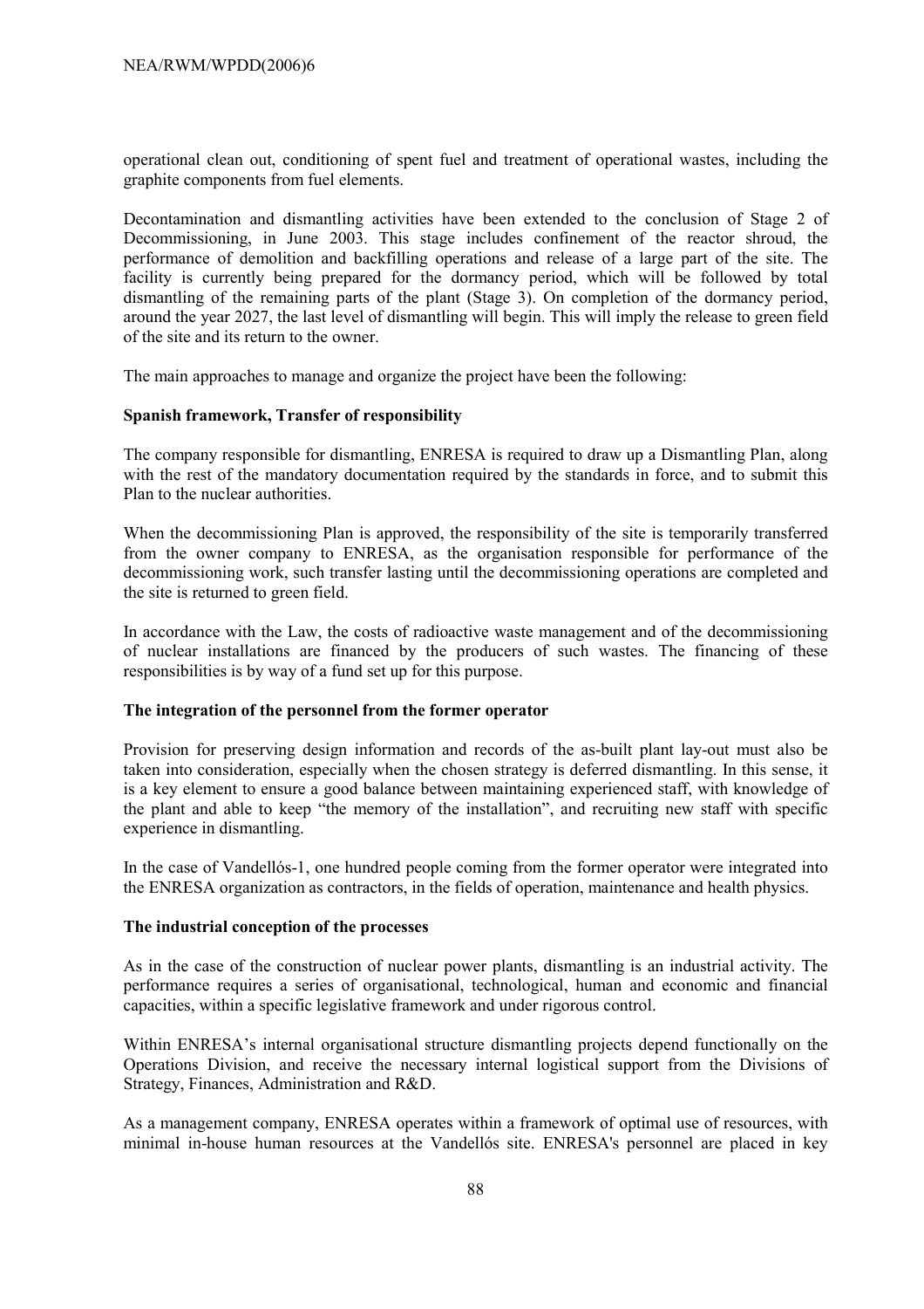operational clean out, conditioning of spent fuel and treatment of operational wastes, including the graphite components from fuel elements.

Decontamination and dismantling activities have been extended to the conclusion of Stage 2 of Decommissioning, in June 2003. This stage includes confinement of the reactor shroud, the performance of demolition and backfilling operations and release of a large part of the site. The facility is currently being prepared for the dormancy period, which will be followed by total dismantling of the remaining parts of the plant (Stage 3). On completion of the dormancy period, around the year 2027, the last level of dismantling will begin. This will imply the release to green field of the site and its return to the owner.

The main approaches to manage and organize the project have been the following:

**Spanish framework, Transfer of responsibility**

The company responsible for dismantling, ENRESA is required to draw up a Dismantling Plan, along with the rest of the mandatory documentation required by the standards in force, and to submit this Plan to the nuclear authorities.

When the decommissioning Plan is approved, the responsibility of the site is temporarily transferred from the owner company to ENRESA, as the organisation responsible for performance of the decommissioning work, such transfer lasting until the decommissioning operations are completed and the site is returned to green field.

In accordance with the Law, the costs of radioactive waste management and of the decommissioning of nuclear installations are financed by the producers of such wastes. The financing of these responsibilities is by way of a fund set up for this purpose.

**The integration of the personnel from the former operator**

Provision for preserving design information and records of the as-built plant lay-out must also be taken into consideration, especially when the chosen strategy is deferred dismantling. In this sense, it is a key element to ensure a good balance between maintaining experienced staff, with knowledge of the plant and able to keep "the memory of the installation", and recruiting new staff with specific experience in dismantling.

In the case of Vandellós-1, one hundred people coming from the former operator were integrated into the ENRESA organization as contractors, in the fields of operation, maintenance and health physics.

**The industrial conception of the processes**

As in the case of the construction of nuclear power plants, dismantling is an industrial activity. The performance requires a series of organisational, technological, human and economic and financial capacities, within a specific legislative framework and under rigorous control.

Within ENRESA's internal organisational structure dismantling projects depend functionally on the Operations Division, and receive the necessary internal logistical support from the Divisions of Strategy, Finances, Administration and R&D.

As a management company, ENRESA operates within a framework of optimal use of resources, with minimal in-house human resources at the Vandellós site. ENRESA's personnel are placed in key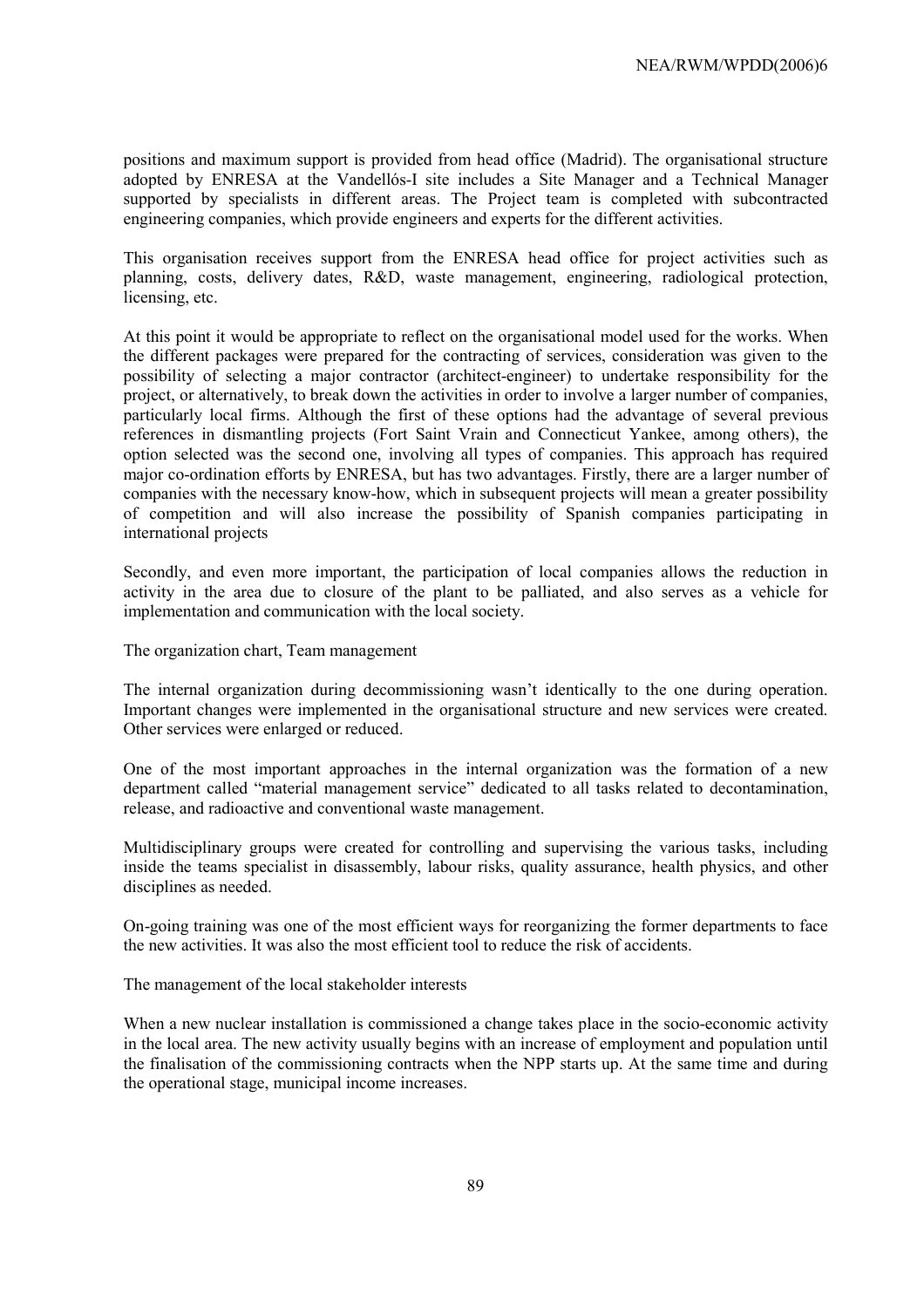positions and maximum support is provided from head office (Madrid). The organisational structure adopted by ENRESA at the Vandellós-I site includes a Site Manager and a Technical Manager supported by specialists in different areas. The Project team is completed with subcontracted engineering companies, which provide engineers and experts for the different activities.

This organisation receives support from the ENRESA head office for project activities such as planning, costs, delivery dates, R&D, waste management, engineering, radiological protection, licensing, etc.

At this point it would be appropriate to reflect on the organisational model used for the works. When the different packages were prepared for the contracting of services, consideration was given to the possibility of selecting a major contractor (architect-engineer) to undertake responsibility for the project, or alternatively, to break down the activities in order to involve a larger number of companies, particularly local firms. Although the first of these options had the advantage of several previous references in dismantling projects (Fort Saint Vrain and Connecticut Yankee, among others), the option selected was the second one, involving all types of companies. This approach has required major co-ordination efforts by ENRESA, but has two advantages. Firstly, there are a larger number of companies with the necessary know-how, which in subsequent projects will mean a greater possibility of competition and will also increase the possibility of Spanish companies participating in international projects

Secondly, and even more important, the participation of local companies allows the reduction in activity in the area due to closure of the plant to be palliated, and also serves as a vehicle for implementation and communication with the local society.

The organization chart, Team management

The internal organization during decommissioning wasn't identically to the one during operation. Important changes were implemented in the organisational structure and new services were created. Other services were enlarged or reduced.

One of the most important approaches in the internal organization was the formation of a new department called "material management service" dedicated to all tasks related to decontamination, release, and radioactive and conventional waste management.

Multidisciplinary groups were created for controlling and supervising the various tasks, including inside the teams specialist in disassembly, labour risks, quality assurance, health physics, and other disciplines as needed.

On-going training was one of the most efficient ways for reorganizing the former departments to face the new activities. It was also the most efficient tool to reduce the risk of accidents.

The management of the local stakeholder interests

When a new nuclear installation is commissioned a change takes place in the socio-economic activity in the local area. The new activity usually begins with an increase of employment and population until the finalisation of the commissioning contracts when the NPP starts up. At the same time and during the operational stage, municipal income increases.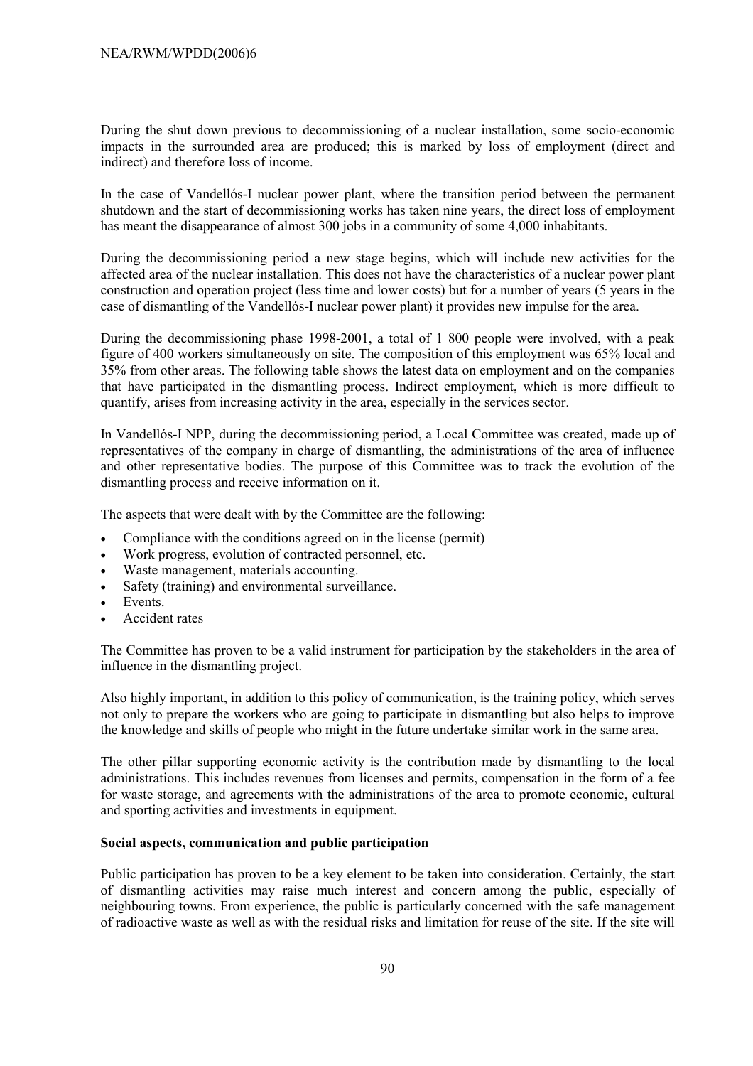During the shut down previous to decommissioning of a nuclear installation, some socio-economic impacts in the surrounded area are produced; this is marked by loss of employment (direct and indirect) and therefore loss of income.

In the case of Vandellós-I nuclear power plant, where the transition period between the permanent shutdown and the start of decommissioning works has taken nine years, the direct loss of employment has meant the disappearance of almost 300 jobs in a community of some 4,000 inhabitants.

During the decommissioning period a new stage begins, which will include new activities for the affected area of the nuclear installation. This does not have the characteristics of a nuclear power plant construction and operation project (less time and lower costs) but for a number of years (5 years in the case of dismantling of the Vandellós-I nuclear power plant) it provides new impulse for the area.

During the decommissioning phase 1998-2001, a total of 1 800 people were involved, with a peak figure of 400 workers simultaneously on site. The composition of this employment was 65% local and 35% from other areas. The following table shows the latest data on employment and on the companies that have participated in the dismantling process. Indirect employment, which is more difficult to quantify, arises from increasing activity in the area, especially in the services sector.

In Vandellós-I NPP, during the decommissioning period, a Local Committee was created, made up of representatives of the company in charge of dismantling, the administrations of the area of influence and other representative bodies. The purpose of this Committee was to track the evolution of the dismantling process and receive information on it.

The aspects that were dealt with by the Committee are the following:

- Compliance with the conditions agreed on in the license (permit)
- Work progress, evolution of contracted personnel, etc.
- Waste management, materials accounting.
- Safety (training) and environmental surveillance.
- Events.
- Accident rates

The Committee has proven to be a valid instrument for participation by the stakeholders in the area of influence in the dismantling project.

Also highly important, in addition to this policy of communication, is the training policy, which serves not only to prepare the workers who are going to participate in dismantling but also helps to improve the knowledge and skills of people who might in the future undertake similar work in the same area.

The other pillar supporting economic activity is the contribution made by dismantling to the local administrations. This includes revenues from licenses and permits, compensation in the form of a fee for waste storage, and agreements with the administrations of the area to promote economic, cultural and sporting activities and investments in equipment.

**Social aspects, communication and public participation**

Public participation has proven to be a key element to be taken into consideration. Certainly, the start of dismantling activities may raise much interest and concern among the public, especially of neighbouring towns. From experience, the public is particularly concerned with the safe management of radioactive waste as well as with the residual risks and limitation for reuse of the site. If the site will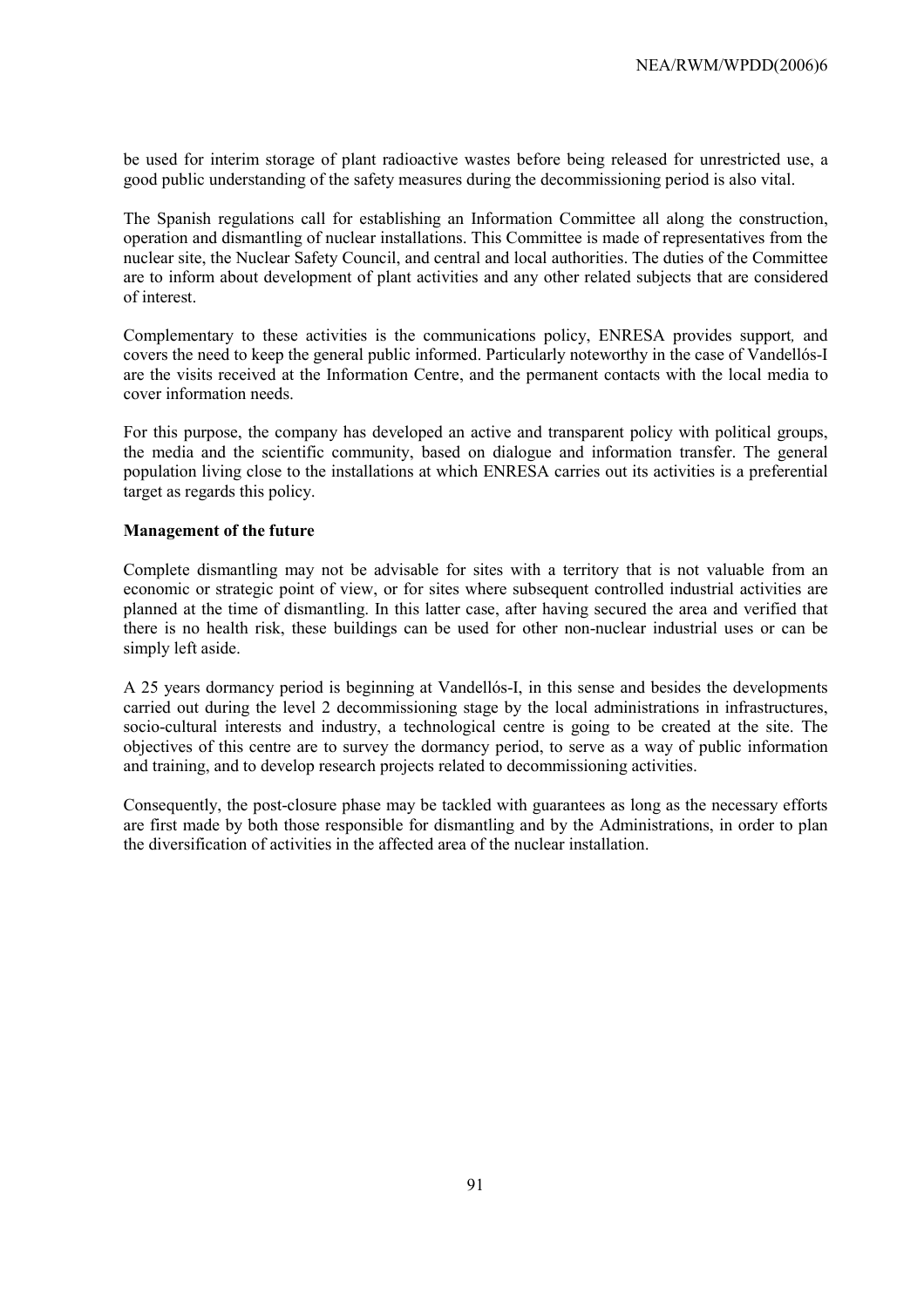be used for interim storage of plant radioactive wastes before being released for unrestricted use, a good public understanding of the safety measures during the decommissioning period is also vital.

The Spanish regulations call for establishing an Information Committee all along the construction, operation and dismantling of nuclear installations. This Committee is made of representatives from the nuclear site, the Nuclear Safety Council, and central and local authorities. The duties of the Committee are to inform about development of plant activities and any other related subjects that are considered of interest.

Complementary to these activities is the communications policy, ENRESA provides support*,* and covers the need to keep the general public informed. Particularly noteworthy in the case of Vandellós-I are the visits received at the Information Centre, and the permanent contacts with the local media to cover information needs.

For this purpose, the company has developed an active and transparent policy with political groups, the media and the scientific community, based on dialogue and information transfer. The general population living close to the installations at which ENRESA carries out its activities is a preferential target as regards this policy.

**Management of the future**

Complete dismantling may not be advisable for sites with a territory that is not valuable from an economic or strategic point of view, or for sites where subsequent controlled industrial activities are planned at the time of dismantling. In this latter case, after having secured the area and verified that there is no health risk, these buildings can be used for other non-nuclear industrial uses or can be simply left aside.

A 25 years dormancy period is beginning at Vandellós-I, in this sense and besides the developments carried out during the level 2 decommissioning stage by the local administrations in infrastructures, socio-cultural interests and industry, a technological centre is going to be created at the site. The objectives of this centre are to survey the dormancy period, to serve as a way of public information and training, and to develop research projects related to decommissioning activities.

Consequently, the post-closure phase may be tackled with guarantees as long as the necessary efforts are first made by both those responsible for dismantling and by the Administrations, in order to plan the diversification of activities in the affected area of the nuclear installation.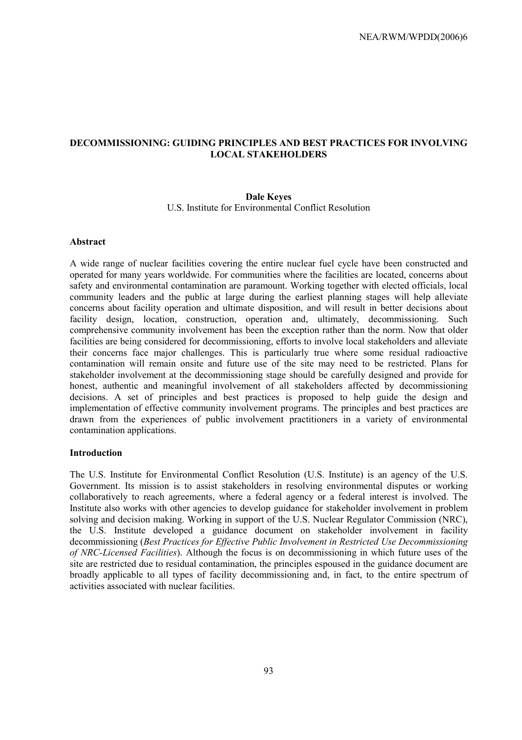## DECOMMISSIONING: GUIDING PRINCIPLES AND BEST PRACTICES FOR INVOLVING LOCAL STAKEHOLDERS

**Dale Keyes**
U.S. Institute for Environmental Conflict Resolution

### Abstract

A wide range of nuclear facilities covering the entire nuclear fuel cycle have been constructed and operated for many years worldwide. For communities where the facilities are located, concerns about safety and environmental contamination are paramount. Working together with elected officials, local community leaders and the public at large during the earliest planning stages will help alleviate concerns about facility operation and ultimate disposition, and will result in better decisions about facility design, location, construction, operation and, ultimately, decommissioning. Such comprehensive community involvement has been the exception rather than the norm. Now that older facilities are being considered for decommissioning, efforts to involve local stakeholders and alleviate their concerns face major challenges. This is particularly true where some residual radioactive contamination will remain onsite and future use of the site may need to be restricted. Plans for stakeholder involvement at the decommissioning stage should be carefully designed and provide for honest, authentic and meaningful involvement of all stakeholders affected by decommissioning decisions. A set of principles and best practices is proposed to help guide the design and implementation of effective community involvement programs. The principles and best practices are drawn from the experiences of public involvement practitioners in a variety of environmental contamination applications.

### Introduction

The U.S. Institute for Environmental Conflict Resolution (U.S. Institute) is an agency of the U.S. Government. Its mission is to assist stakeholders in resolving environmental disputes or working collaboratively to reach agreements, where a federal agency or a federal interest is involved. The Institute also works with other agencies to develop guidance for stakeholder involvement in problem solving and decision making. Working in support of the U.S. Nuclear Regulator Commission (NRC), the U.S. Institute developed a guidance document on stakeholder involvement in facility decommissioning (*Best Practices for Effective Public Involvement in Restricted Use Decommissioning of NRC-Licensed Facilities*). Although the focus is on decommissioning in which future uses of the site are restricted due to residual contamination, the principles espoused in the guidance document are broadly applicable to all types of facility decommissioning and, in fact, to the entire spectrum of activities associated with nuclear facilities.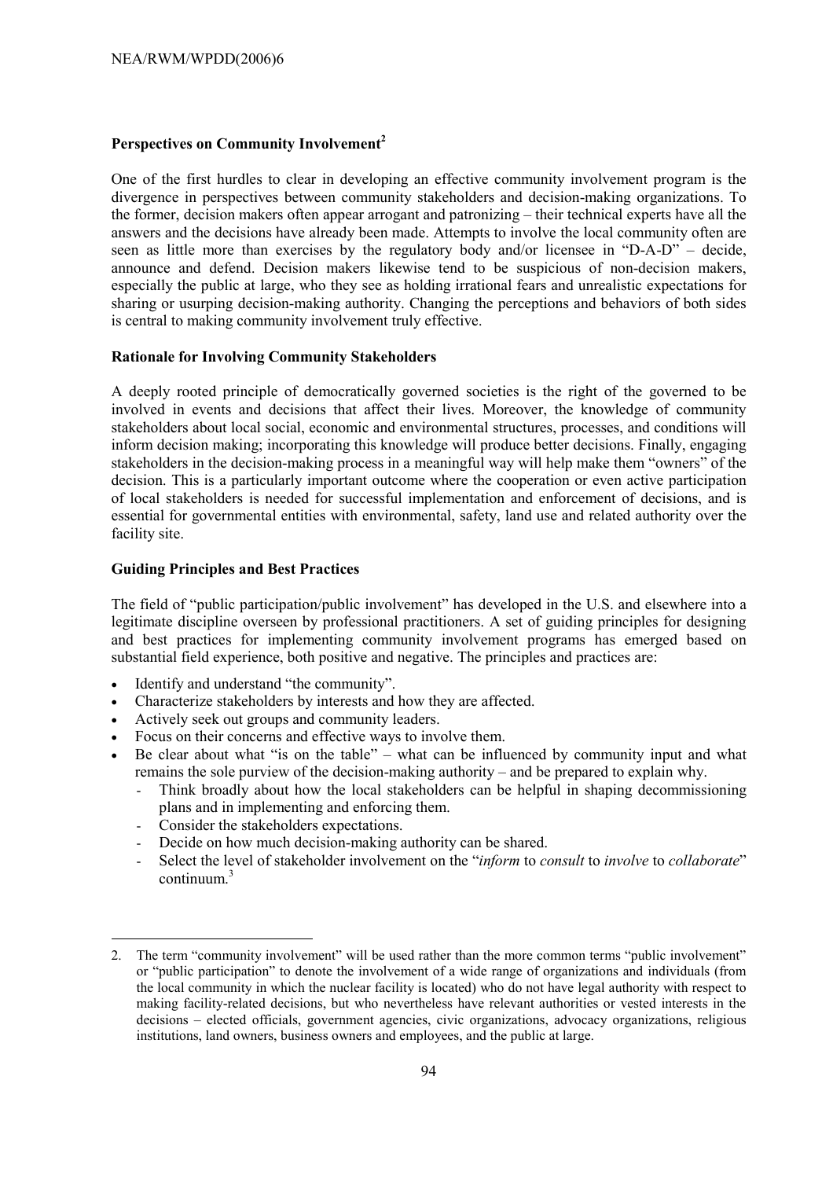## Perspectives on Community Involvement[2]

One of the first hurdles to clear in developing an effective community involvement program is the divergence in perspectives between community stakeholders and decision-making organizations. To the former, decision makers often appear arrogant and patronizing – their technical experts have all the answers and the decisions have already been made. Attempts to involve the local community often are seen as little more than exercises by the regulatory body and/or licensee in "D-A-D" – decide, announce and defend. Decision makers likewise tend to be suspicious of non-decision makers, especially the public at large, who they see as holding irrational fears and unrealistic expectations for sharing or usurping decision-making authority. Changing the perceptions and behaviors of both sides is central to making community involvement truly effective.

## Rationale for Involving Community Stakeholders

A deeply rooted principle of democratically governed societies is the right of the governed to be involved in events and decisions that affect their lives. Moreover, the knowledge of community stakeholders about local social, economic and environmental structures, processes, and conditions will inform decision making; incorporating this knowledge will produce better decisions. Finally, engaging stakeholders in the decision-making process in a meaningful way will help make them "owners" of the decision. This is a particularly important outcome where the cooperation or even active participation of local stakeholders is needed for successful implementation and enforcement of decisions, and is essential for governmental entities with environmental, safety, land use and related authority over the facility site.

## Guiding Principles and Best Practices

The field of "public participation/public involvement" has developed in the U.S. and elsewhere into a legitimate discipline overseen by professional practitioners. A set of guiding principles for designing and best practices for implementing community involvement programs has emerged based on substantial field experience, both positive and negative. The principles and practices are:

- Identify and understand "the community".
- Characterize stakeholders by interests and how they are affected.
- Actively seek out groups and community leaders.
- Focus on their concerns and effective ways to involve them.
- Be clear about what "is on the table" – what can be influenced by community input and what remains the sole purview of the decision-making authority – and be prepared to explain why.
  - Think broadly about how the local stakeholders can be helpful in shaping decommissioning plans and in implementing and enforcing them.
  - Consider the stakeholders expectations.
  - Decide on how much decision-making authority can be shared.
  - Select the level of stakeholder involvement on the "*inform* to *consult* to *involve* to *collaborate*" continuum.[3]

---

2. The term "community involvement" will be used rather than the more common terms "public involvement" or "public participation" to denote the involvement of a wide range of organizations and individuals (from the local community in which the nuclear facility is located) who do not have legal authority with respect to making facility-related decisions, but who nevertheless have relevant authorities or vested interests in the decisions – elected officials, government agencies, civic organizations, advocacy organizations, religious institutions, land owners, business owners and employees, and the public at large.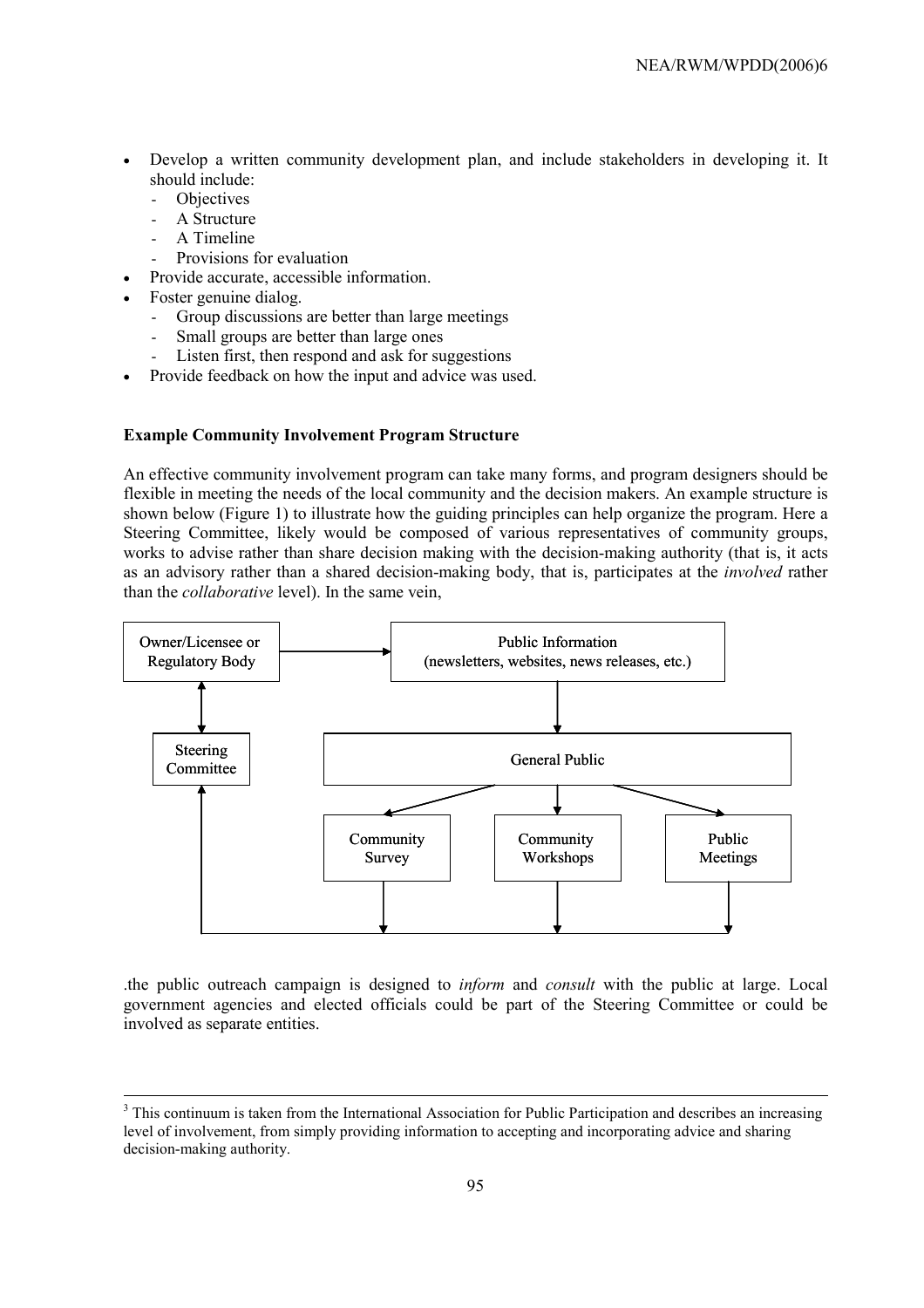- Develop a written community development plan, and include stakeholders in developing it. It should include:
  - Objectives
  - A Structure
  - A Timeline
  - Provisions for evaluation
- Provide accurate, accessible information.
- Foster genuine dialog.
  - Group discussions are better than large meetings
  - Small groups are better than large ones
  - Listen first, then respond and ask for suggestions
- Provide feedback on how the input and advice was used.

**Example Community Involvement Program Structure**

An effective community involvement program can take many forms, and program designers should be flexible in meeting the needs of the local community and the decision makers. An example structure is shown below (Figure 1) to illustrate how the guiding principles can help organize the program. Here a Steering Committee, likely would be composed of various representatives of community groups, works to advise rather than share decision making with the decision-making authority (that is, it acts as an advisory rather than a shared decision-making body, that is, participates at the *involved* rather than the *collaborative* level). In the same vein,

Owner/Licensee or Regulatory Body

Public Information (newsletters, websites, news releases, etc.)

Steering Committee

General Public

Community Survey

Community Workshops

Public Meetings

.the public outreach campaign is designed to *inform* and *consult* with the public at large. Local government agencies and elected officials could be part of the Steering Committee or could be involved as separate entities.

---

[3] This continuum is taken from the International Association for Public Participation and describes an increasing level of involvement, from simply providing information to accepting and incorporating advice and sharing decision-making authority.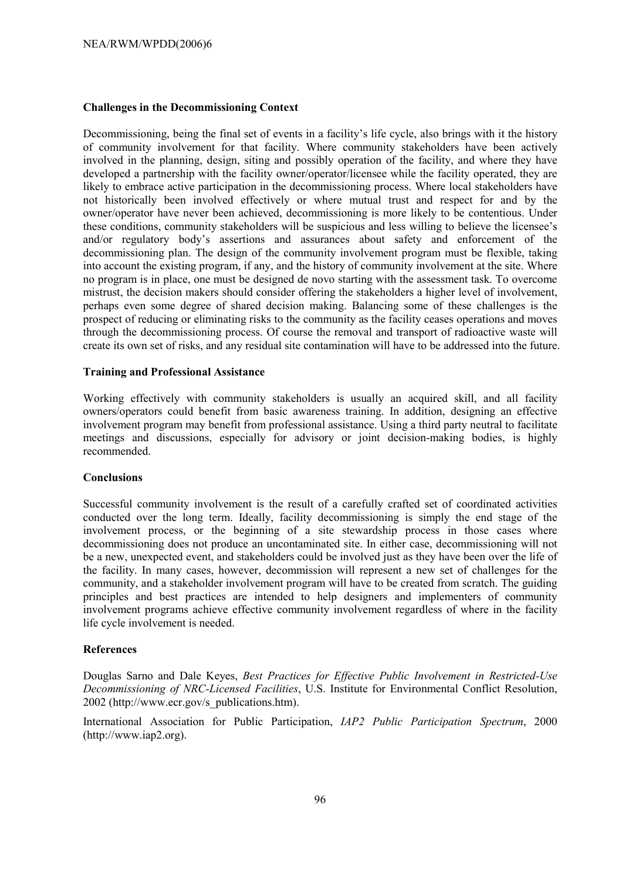#### Challenges in the Decommissioning Context

Decommissioning, being the final set of events in a facility's life cycle, also brings with it the history of community involvement for that facility. Where community stakeholders have been actively involved in the planning, design, siting and possibly operation of the facility, and where they have developed a partnership with the facility owner/operator/licensee while the facility operated, they are likely to embrace active participation in the decommissioning process. Where local stakeholders have not historically been involved effectively or where mutual trust and respect for and by the owner/operator have never been achieved, decommissioning is more likely to be contentious. Under these conditions, community stakeholders will be suspicious and less willing to believe the licensee's and/or regulatory body's assertions and assurances about safety and enforcement of the decommissioning plan. The design of the community involvement program must be flexible, taking into account the existing program, if any, and the history of community involvement at the site. Where no program is in place, one must be designed de novo starting with the assessment task. To overcome mistrust, the decision makers should consider offering the stakeholders a higher level of involvement, perhaps even some degree of shared decision making. Balancing some of these challenges is the prospect of reducing or eliminating risks to the community as the facility ceases operations and moves through the decommissioning process. Of course the removal and transport of radioactive waste will create its own set of risks, and any residual site contamination will have to be addressed into the future.

#### Training and Professional Assistance

Working effectively with community stakeholders is usually an acquired skill, and all facility owners/operators could benefit from basic awareness training. In addition, designing an effective involvement program may benefit from professional assistance. Using a third party neutral to facilitate meetings and discussions, especially for advisory or joint decision-making bodies, is highly recommended.

#### Conclusions

Successful community involvement is the result of a carefully crafted set of coordinated activities conducted over the long term. Ideally, facility decommissioning is simply the end stage of the involvement process, or the beginning of a site stewardship process in those cases where decommissioning does not produce an uncontaminated site. In either case, decommissioning will not be a new, unexpected event, and stakeholders could be involved just as they have been over the life of the facility. In many cases, however, decommission will represent a new set of challenges for the community, and a stakeholder involvement program will have to be created from scratch. The guiding principles and best practices are intended to help designers and implementers of community involvement programs achieve effective community involvement regardless of where in the facility life cycle involvement is needed.

#### References

Douglas Sarno and Dale Keyes, *Best Practices for Effective Public Involvement in Restricted-Use Decommissioning of NRC-Licensed Facilities*, U.S. Institute for Environmental Conflict Resolution, 2002 (http://www.ecr.gov/s_publications.htm).

International Association for Public Participation, *IAP2 Public Participation Spectrum*, 2000 (http://www.iap2.org).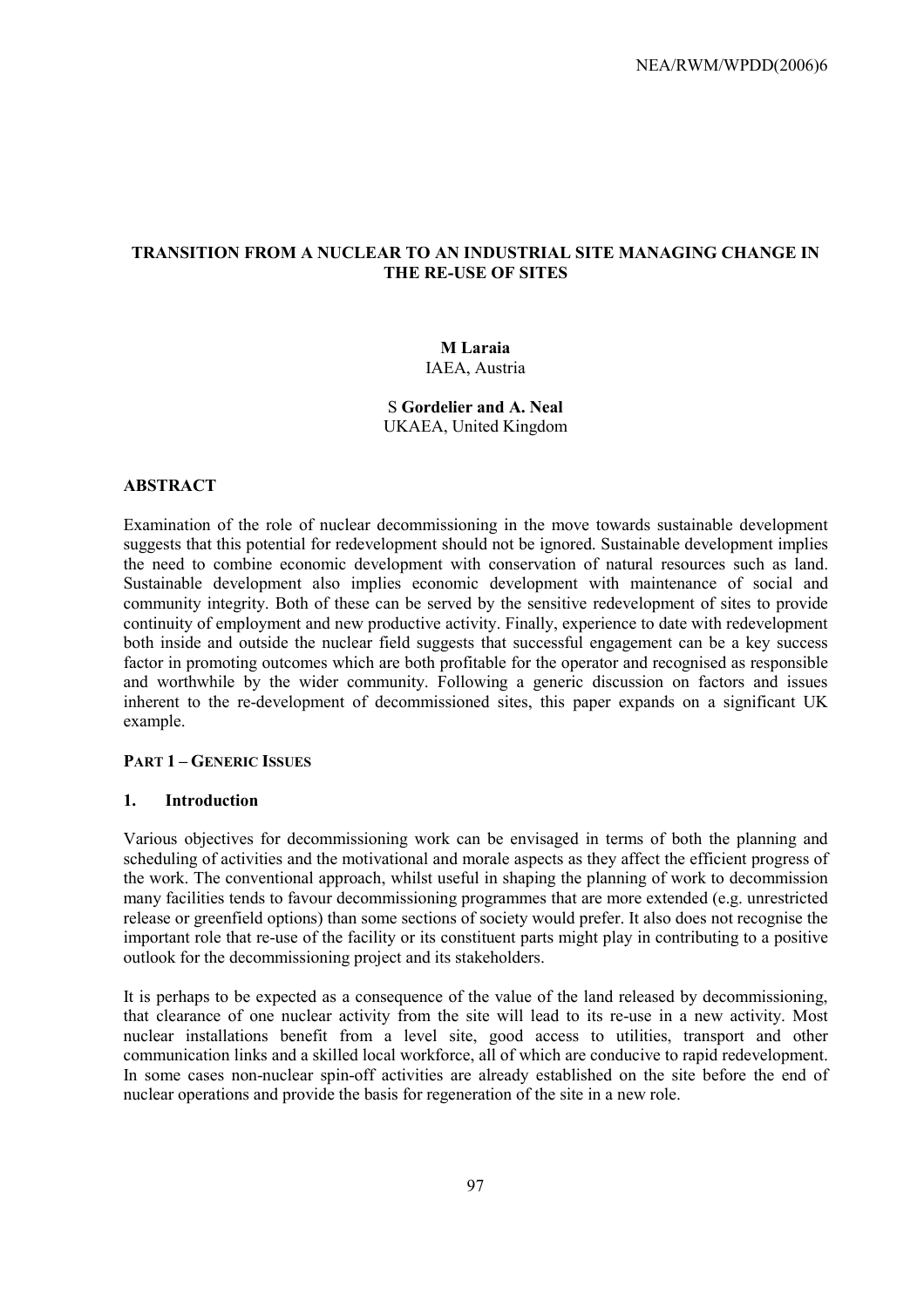## TRANSITION FROM A NUCLEAR TO AN INDUSTRIAL SITE MANAGING CHANGE IN THE RE-USE OF SITES

**M Laraia**
IAEA, Austria

S **Gordelier and A. Neal**
UKAEA, United Kingdom

### ABSTRACT

Examination of the role of nuclear decommissioning in the move towards sustainable development suggests that this potential for redevelopment should not be ignored. Sustainable development implies the need to combine economic development with conservation of natural resources such as land. Sustainable development also implies economic development with maintenance of social and community integrity. Both of these can be served by the sensitive redevelopment of sites to provide continuity of employment and new productive activity. Finally, experience to date with redevelopment both inside and outside the nuclear field suggests that successful engagement can be a key success factor in promoting outcomes which are both profitable for the operator and recognised as responsible and worthwhile by the wider community. Following a generic discussion on factors and issues inherent to the re-development of decommissioned sites, this paper expands on a significant UK example.

### PART 1 – GENERIC ISSUES

### 1. Introduction

Various objectives for decommissioning work can be envisaged in terms of both the planning and scheduling of activities and the motivational and morale aspects as they affect the efficient progress of the work. The conventional approach, whilst useful in shaping the planning of work to decommission many facilities tends to favour decommissioning programmes that are more extended (e.g. unrestricted release or greenfield options) than some sections of society would prefer. It also does not recognise the important role that re-use of the facility or its constituent parts might play in contributing to a positive outlook for the decommissioning project and its stakeholders.

It is perhaps to be expected as a consequence of the value of the land released by decommissioning, that clearance of one nuclear activity from the site will lead to its re-use in a new activity. Most nuclear installations benefit from a level site, good access to utilities, transport and other communication links and a skilled local workforce, all of which are conducive to rapid redevelopment. In some cases non-nuclear spin-off activities are already established on the site before the end of nuclear operations and provide the basis for regeneration of the site in a new role.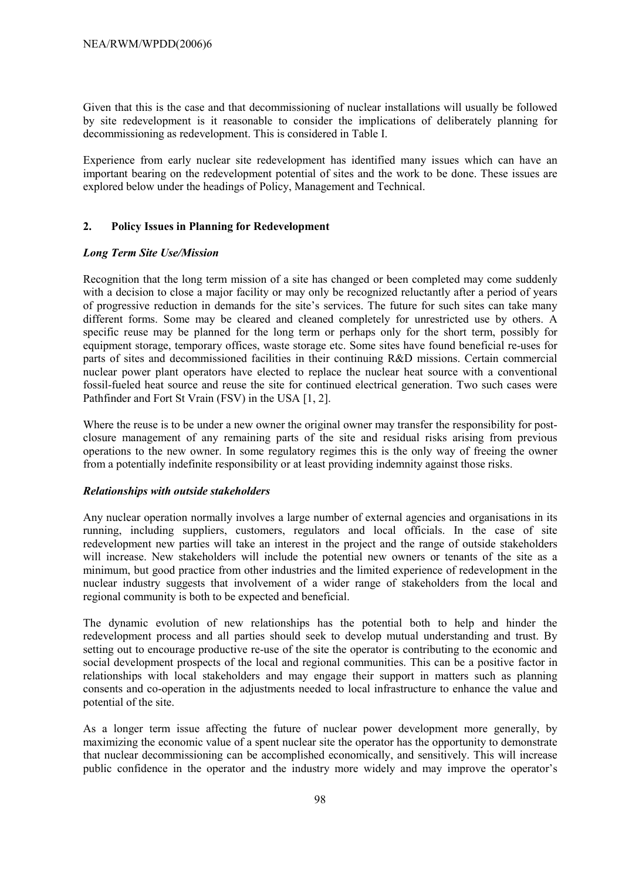Given that this is the case and that decommissioning of nuclear installations will usually be followed by site redevelopment is it reasonable to consider the implications of deliberately planning for decommissioning as redevelopment. This is considered in Table I.

Experience from early nuclear site redevelopment has identified many issues which can have an important bearing on the redevelopment potential of sites and the work to be done. These issues are explored below under the headings of Policy, Management and Technical.

## 2. Policy Issues in Planning for Redevelopment

### *Long Term Site Use/Mission*

Recognition that the long term mission of a site has changed or been completed may come suddenly with a decision to close a major facility or may only be recognized reluctantly after a period of years of progressive reduction in demands for the site's services. The future for such sites can take many different forms. Some may be cleared and cleaned completely for unrestricted use by others. A specific reuse may be planned for the long term or perhaps only for the short term, possibly for equipment storage, temporary offices, waste storage etc. Some sites have found beneficial re-uses for parts of sites and decommissioned facilities in their continuing R&D missions. Certain commercial nuclear power plant operators have elected to replace the nuclear heat source with a conventional fossil-fueled heat source and reuse the site for continued electrical generation. Two such cases were Pathfinder and Fort St Vrain (FSV) in the USA [1, 2].

Where the reuse is to be under a new owner the original owner may transfer the responsibility for post-closure management of any remaining parts of the site and residual risks arising from previous operations to the new owner. In some regulatory regimes this is the only way of freeing the owner from a potentially indefinite responsibility or at least providing indemnity against those risks.

### *Relationships with outside stakeholders*

Any nuclear operation normally involves a large number of external agencies and organisations in its running, including suppliers, customers, regulators and local officials. In the case of site redevelopment new parties will take an interest in the project and the range of outside stakeholders will increase. New stakeholders will include the potential new owners or tenants of the site as a minimum, but good practice from other industries and the limited experience of redevelopment in the nuclear industry suggests that involvement of a wider range of stakeholders from the local and regional community is both to be expected and beneficial.

The dynamic evolution of new relationships has the potential both to help and hinder the redevelopment process and all parties should seek to develop mutual understanding and trust. By setting out to encourage productive re-use of the site the operator is contributing to the economic and social development prospects of the local and regional communities. This can be a positive factor in relationships with local stakeholders and may engage their support in matters such as planning consents and co-operation in the adjustments needed to local infrastructure to enhance the value and potential of the site.

As a longer term issue affecting the future of nuclear power development more generally, by maximizing the economic value of a spent nuclear site the operator has the opportunity to demonstrate that nuclear decommissioning can be accomplished economically, and sensitively. This will increase public confidence in the operator and the industry more widely and may improve the operator's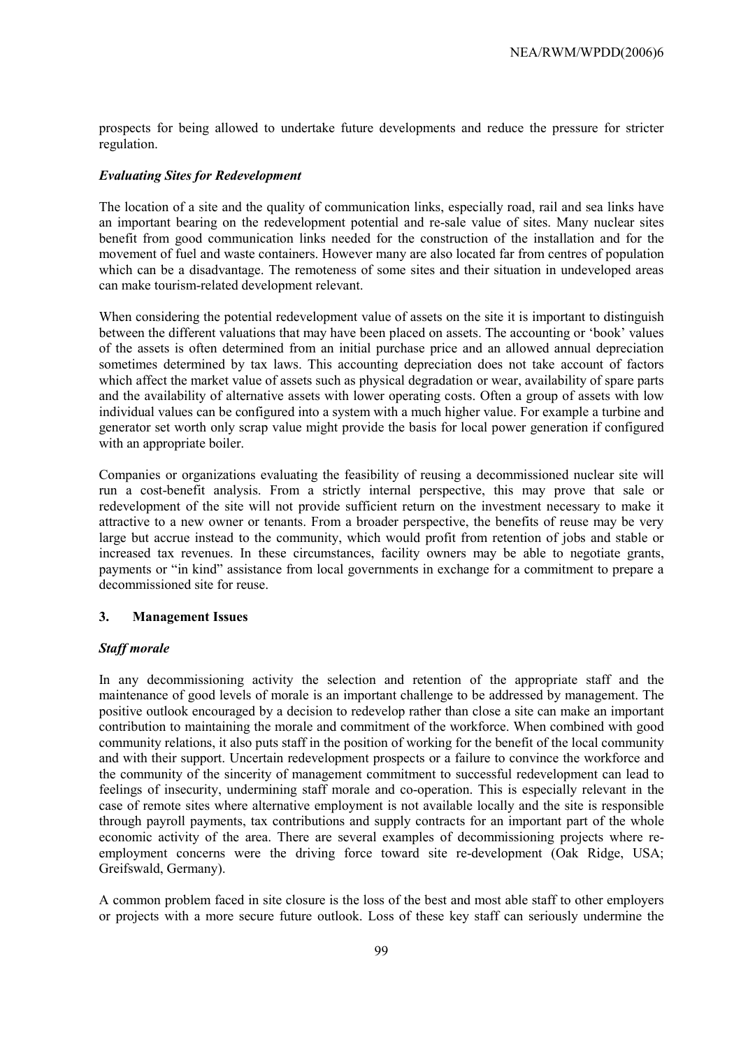prospects for being allowed to undertake future developments and reduce the pressure for stricter regulation.

### *Evaluating Sites for Redevelopment*

The location of a site and the quality of communication links, especially road, rail and sea links have an important bearing on the redevelopment potential and re-sale value of sites. Many nuclear sites benefit from good communication links needed for the construction of the installation and for the movement of fuel and waste containers. However many are also located far from centres of population which can be a disadvantage. The remoteness of some sites and their situation in undeveloped areas can make tourism-related development relevant.

When considering the potential redevelopment value of assets on the site it is important to distinguish between the different valuations that may have been placed on assets. The accounting or 'book' values of the assets is often determined from an initial purchase price and an allowed annual depreciation sometimes determined by tax laws. This accounting depreciation does not take account of factors which affect the market value of assets such as physical degradation or wear, availability of spare parts and the availability of alternative assets with lower operating costs. Often a group of assets with low individual values can be configured into a system with a much higher value. For example a turbine and generator set worth only scrap value might provide the basis for local power generation if configured with an appropriate boiler.

Companies or organizations evaluating the feasibility of reusing a decommissioned nuclear site will run a cost-benefit analysis. From a strictly internal perspective, this may prove that sale or redevelopment of the site will not provide sufficient return on the investment necessary to make it attractive to a new owner or tenants. From a broader perspective, the benefits of reuse may be very large but accrue instead to the community, which would profit from retention of jobs and stable or increased tax revenues. In these circumstances, facility owners may be able to negotiate grants, payments or "in kind" assistance from local governments in exchange for a commitment to prepare a decommissioned site for reuse.

## 3. Management Issues

### *Staff morale*

In any decommissioning activity the selection and retention of the appropriate staff and the maintenance of good levels of morale is an important challenge to be addressed by management. The positive outlook encouraged by a decision to redevelop rather than close a site can make an important contribution to maintaining the morale and commitment of the workforce. When combined with good community relations, it also puts staff in the position of working for the benefit of the local community and with their support. Uncertain redevelopment prospects or a failure to convince the workforce and the community of the sincerity of management commitment to successful redevelopment can lead to feelings of insecurity, undermining staff morale and co-operation. This is especially relevant in the case of remote sites where alternative employment is not available locally and the site is responsible through payroll payments, tax contributions and supply contracts for an important part of the whole economic activity of the area. There are several examples of decommissioning projects where re-employment concerns were the driving force toward site re-development (Oak Ridge, USA; Greifswald, Germany).

A common problem faced in site closure is the loss of the best and most able staff to other employers or projects with a more secure future outlook. Loss of these key staff can seriously undermine the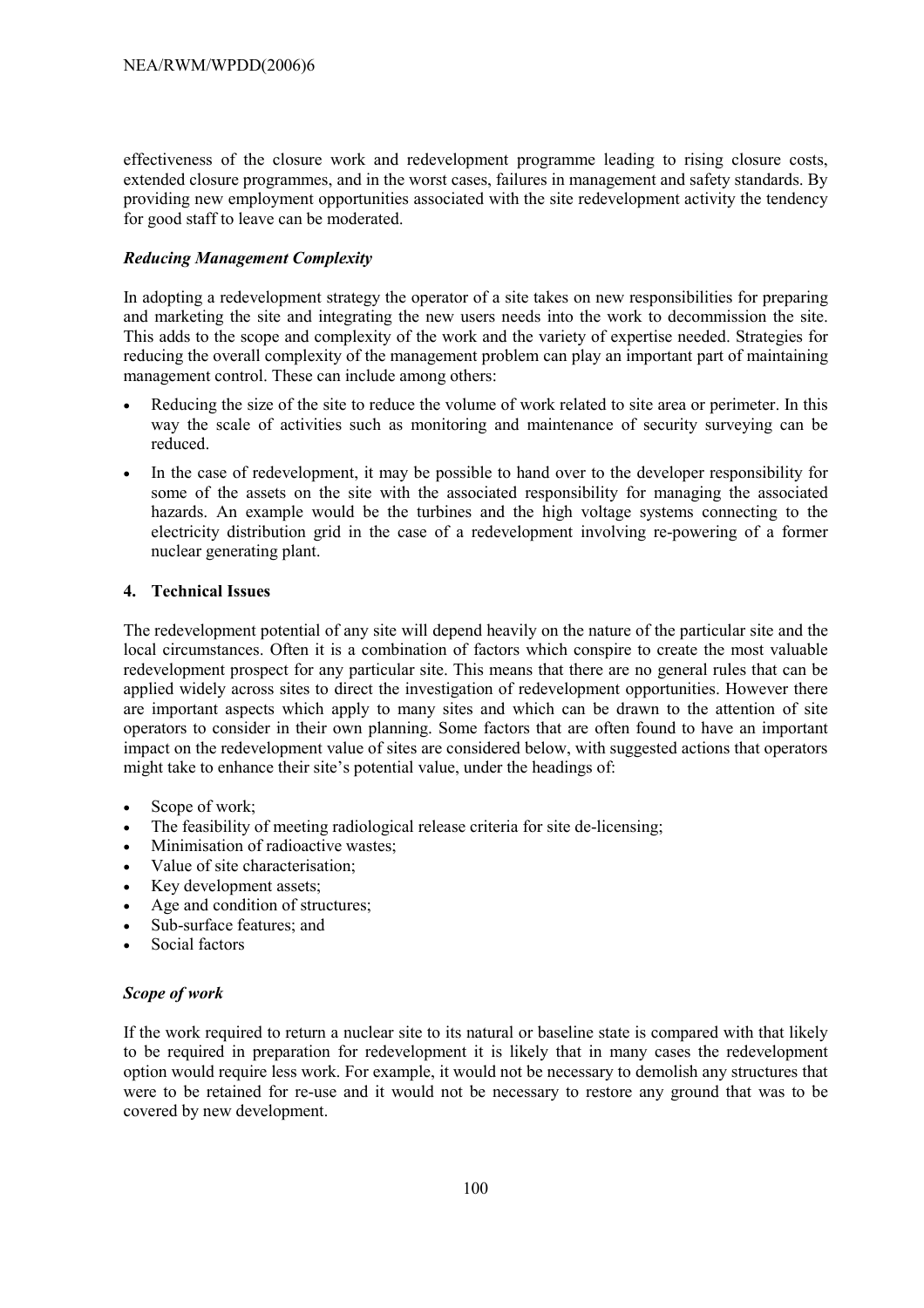effectiveness of the closure work and redevelopment programme leading to rising closure costs, extended closure programmes, and in the worst cases, failures in management and safety standards. By providing new employment opportunities associated with the site redevelopment activity the tendency for good staff to leave can be moderated.

### *Reducing Management Complexity*

In adopting a redevelopment strategy the operator of a site takes on new responsibilities for preparing and marketing the site and integrating the new users needs into the work to decommission the site. This adds to the scope and complexity of the work and the variety of expertise needed. Strategies for reducing the overall complexity of the management problem can play an important part of maintaining management control. These can include among others:

- Reducing the size of the site to reduce the volume of work related to site area or perimeter. In this way the scale of activities such as monitoring and maintenance of security surveying can be reduced.
- In the case of redevelopment, it may be possible to hand over to the developer responsibility for some of the assets on the site with the associated responsibility for managing the associated hazards. An example would be the turbines and the high voltage systems connecting to the electricity distribution grid in the case of a redevelopment involving re-powering of a former nuclear generating plant.

## 4. Technical Issues

The redevelopment potential of any site will depend heavily on the nature of the particular site and the local circumstances. Often it is a combination of factors which conspire to create the most valuable redevelopment prospect for any particular site. This means that there are no general rules that can be applied widely across sites to direct the investigation of redevelopment opportunities. However there are important aspects which apply to many sites and which can be drawn to the attention of site operators to consider in their own planning. Some factors that are often found to have an important impact on the redevelopment value of sites are considered below, with suggested actions that operators might take to enhance their site's potential value, under the headings of:

- Scope of work;
- The feasibility of meeting radiological release criteria for site de-licensing;
- Minimisation of radioactive wastes;
- Value of site characterisation;
- Key development assets;
- Age and condition of structures;
- Sub-surface features; and
- Social factors

### *Scope of work*

If the work required to return a nuclear site to its natural or baseline state is compared with that likely to be required in preparation for redevelopment it is likely that in many cases the redevelopment option would require less work. For example, it would not be necessary to demolish any structures that were to be retained for re-use and it would not be necessary to restore any ground that was to be covered by new development.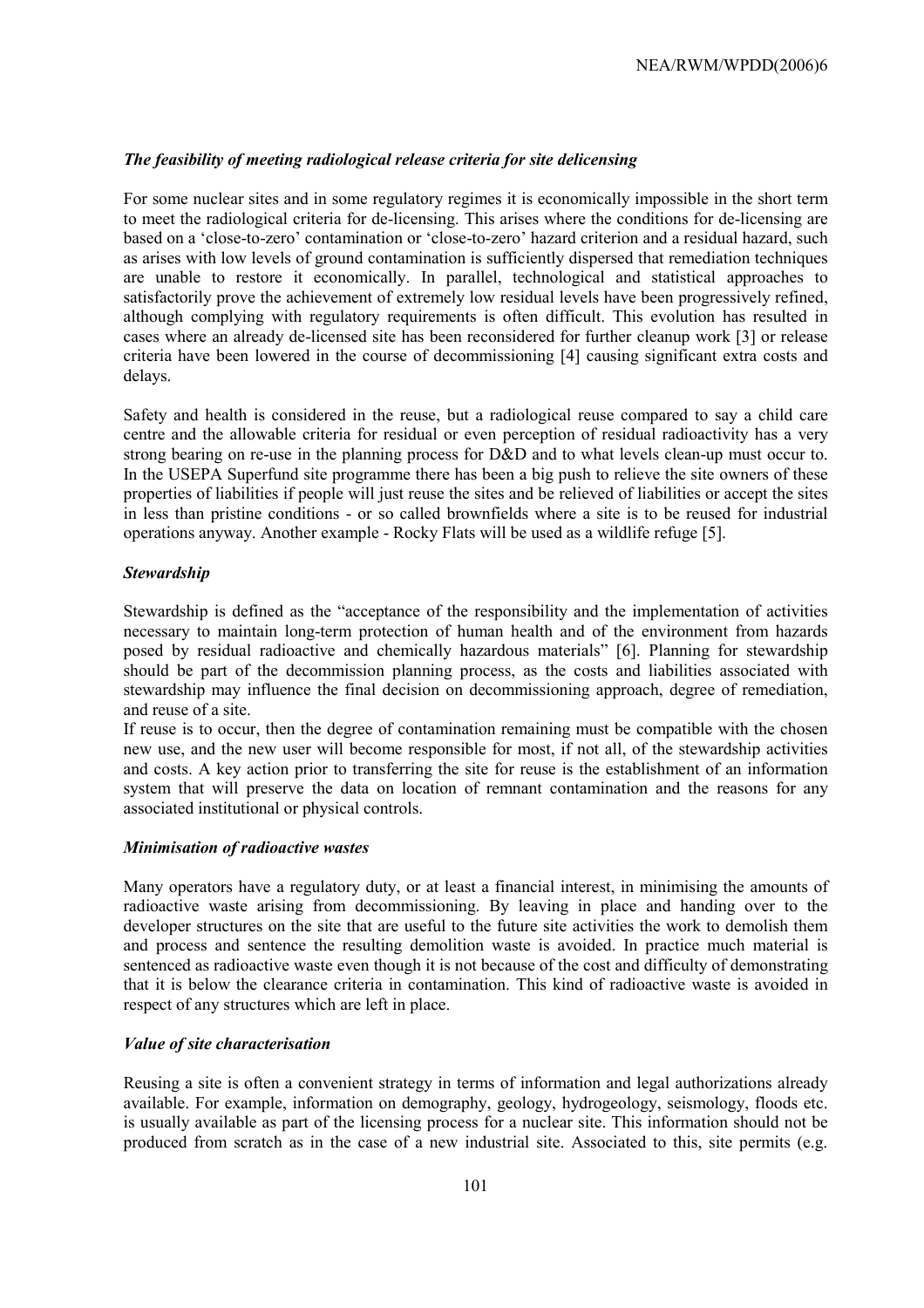### *The feasibility of meeting radiological release criteria for site delicensing*

For some nuclear sites and in some regulatory regimes it is economically impossible in the short term to meet the radiological criteria for de-licensing. This arises where the conditions for de-licensing are based on a 'close-to-zero' contamination or 'close-to-zero' hazard criterion and a residual hazard, such as arises with low levels of ground contamination is sufficiently dispersed that remediation techniques are unable to restore it economically. In parallel, technological and statistical approaches to satisfactorily prove the achievement of extremely low residual levels have been progressively refined, although complying with regulatory requirements is often difficult. This evolution has resulted in cases where an already de-licensed site has been reconsidered for further cleanup work [3] or release criteria have been lowered in the course of decommissioning [4] causing significant extra costs and delays.

Safety and health is considered in the reuse, but a radiological reuse compared to say a child care centre and the allowable criteria for residual or even perception of residual radioactivity has a very strong bearing on re-use in the planning process for D&D and to what levels clean-up must occur to. In the USEPA Superfund site programme there has been a big push to relieve the site owners of these properties of liabilities if people will just reuse the sites and be relieved of liabilities or accept the sites in less than pristine conditions - or so called brownfields where a site is to be reused for industrial operations anyway. Another example - Rocky Flats will be used as a wildlife refuge [5].

### *Stewardship*

Stewardship is defined as the "acceptance of the responsibility and the implementation of activities necessary to maintain long-term protection of human health and of the environment from hazards posed by residual radioactive and chemically hazardous materials" [6]. Planning for stewardship should be part of the decommission planning process, as the costs and liabilities associated with stewardship may influence the final decision on decommissioning approach, degree of remediation, and reuse of a site.

If reuse is to occur, then the degree of contamination remaining must be compatible with the chosen new use, and the new user will become responsible for most, if not all, of the stewardship activities and costs. A key action prior to transferring the site for reuse is the establishment of an information system that will preserve the data on location of remnant contamination and the reasons for any associated institutional or physical controls.

### *Minimisation of radioactive wastes*

Many operators have a regulatory duty, or at least a financial interest, in minimising the amounts of radioactive waste arising from decommissioning. By leaving in place and handing over to the developer structures on the site that are useful to the future site activities the work to demolish them and process and sentence the resulting demolition waste is avoided. In practice much material is sentenced as radioactive waste even though it is not because of the cost and difficulty of demonstrating that it is below the clearance criteria in contamination. This kind of radioactive waste is avoided in respect of any structures which are left in place.

### *Value of site characterisation*

Reusing a site is often a convenient strategy in terms of information and legal authorizations already available. For example, information on demography, geology, hydrogeology, seismology, floods etc. is usually available as part of the licensing process for a nuclear site. This information should not be produced from scratch as in the case of a new industrial site. Associated to this, site permits (e.g.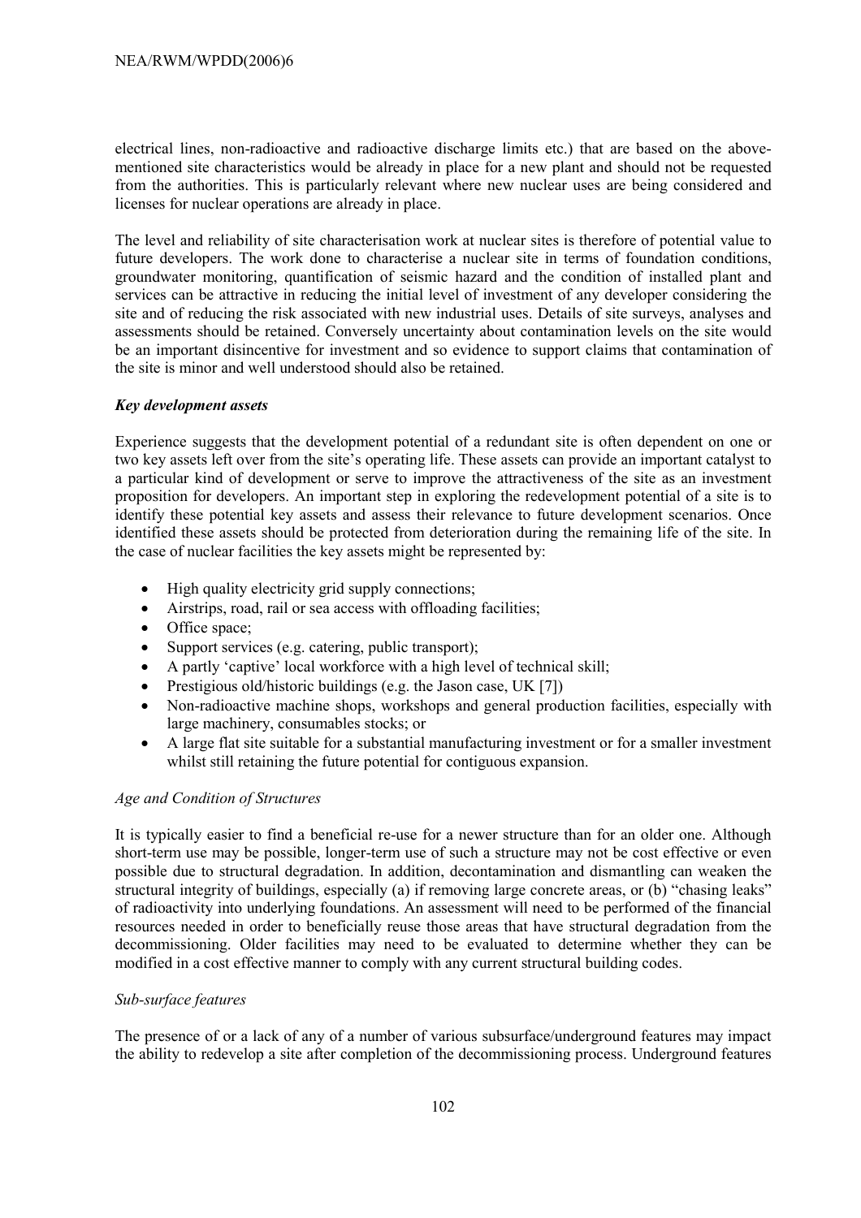electrical lines, non-radioactive and radioactive discharge limits etc.) that are based on the above-mentioned site characteristics would be already in place for a new plant and should not be requested from the authorities. This is particularly relevant where new nuclear uses are being considered and licenses for nuclear operations are already in place.

The level and reliability of site characterisation work at nuclear sites is therefore of potential value to future developers. The work done to characterise a nuclear site in terms of foundation conditions, groundwater monitoring, quantification of seismic hazard and the condition of installed plant and services can be attractive in reducing the initial level of investment of any developer considering the site and of reducing the risk associated with new industrial uses. Details of site surveys, analyses and assessments should be retained. Conversely uncertainty about contamination levels on the site would be an important disincentive for investment and so evidence to support claims that contamination of the site is minor and well understood should also be retained.

***Key development assets***

Experience suggests that the development potential of a redundant site is often dependent on one or two key assets left over from the site's operating life. These assets can provide an important catalyst to a particular kind of development or serve to improve the attractiveness of the site as an investment proposition for developers. An important step in exploring the redevelopment potential of a site is to identify these potential key assets and assess their relevance to future development scenarios. Once identified these assets should be protected from deterioration during the remaining life of the site. In the case of nuclear facilities the key assets might be represented by:

- High quality electricity grid supply connections;
- Airstrips, road, rail or sea access with offloading facilities;
- Office space;
- Support services (e.g. catering, public transport);
- A partly 'captive' local workforce with a high level of technical skill;
- Prestigious old/historic buildings (e.g. the Jason case, UK [7])
- Non-radioactive machine shops, workshops and general production facilities, especially with large machinery, consumables stocks; or
- A large flat site suitable for a substantial manufacturing investment or for a smaller investment whilst still retaining the future potential for contiguous expansion.

*Age and Condition of Structures*

It is typically easier to find a beneficial re-use for a newer structure than for an older one. Although short-term use may be possible, longer-term use of such a structure may not be cost effective or even possible due to structural degradation. In addition, decontamination and dismantling can weaken the structural integrity of buildings, especially (a) if removing large concrete areas, or (b) "chasing leaks" of radioactivity into underlying foundations. An assessment will need to be performed of the financial resources needed in order to beneficially reuse those areas that have structural degradation from the decommissioning. Older facilities may need to be evaluated to determine whether they can be modified in a cost effective manner to comply with any current structural building codes.

*Sub-surface features*

The presence of or a lack of any of a number of various subsurface/underground features may impact the ability to redevelop a site after completion of the decommissioning process. Underground features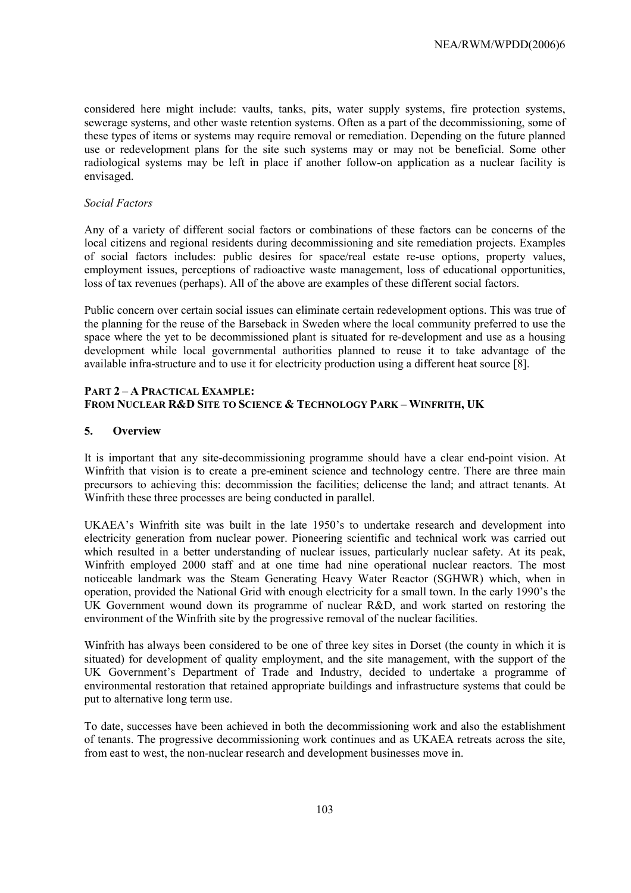considered here might include: vaults, tanks, pits, water supply systems, fire protection systems, sewerage systems, and other waste retention systems. Often as a part of the decommissioning, some of these types of items or systems may require removal or remediation. Depending on the future planned use or redevelopment plans for the site such systems may or may not be beneficial. Some other radiological systems may be left in place if another follow-on application as a nuclear facility is envisaged.

*Social Factors*

Any of a variety of different social factors or combinations of these factors can be concerns of the local citizens and regional residents during decommissioning and site remediation projects. Examples of social factors includes: public desires for space/real estate re-use options, property values, employment issues, perceptions of radioactive waste management, loss of educational opportunities, loss of tax revenues (perhaps). All of the above are examples of these different social factors.

Public concern over certain social issues can eliminate certain redevelopment options. This was true of the planning for the reuse of the Barseback in Sweden where the local community preferred to use the space where the yet to be decommissioned plant is situated for re-development and use as a housing development while local governmental authorities planned to reuse it to take advantage of the available infra-structure and to use it for electricity production using a different heat source [8].

## PART 2 – A PRACTICAL EXAMPLE: FROM NUCLEAR R&D SITE TO SCIENCE & TECHNOLOGY PARK – WINFRITH, UK

### 5. Overview

It is important that any site-decommissioning programme should have a clear end-point vision. At Winfrith that vision is to create a pre-eminent science and technology centre. There are three main precursors to achieving this: decommission the facilities; delicense the land; and attract tenants. At Winfrith these three processes are being conducted in parallel.

UKAEA's Winfrith site was built in the late 1950's to undertake research and development into electricity generation from nuclear power. Pioneering scientific and technical work was carried out which resulted in a better understanding of nuclear issues, particularly nuclear safety. At its peak, Winfrith employed 2000 staff and at one time had nine operational nuclear reactors. The most noticeable landmark was the Steam Generating Heavy Water Reactor (SGHWR) which, when in operation, provided the National Grid with enough electricity for a small town. In the early 1990's the UK Government wound down its programme of nuclear R&D, and work started on restoring the environment of the Winfrith site by the progressive removal of the nuclear facilities.

Winfrith has always been considered to be one of three key sites in Dorset (the county in which it is situated) for development of quality employment, and the site management, with the support of the UK Government's Department of Trade and Industry, decided to undertake a programme of environmental restoration that retained appropriate buildings and infrastructure systems that could be put to alternative long term use.

To date, successes have been achieved in both the decommissioning work and also the establishment of tenants. The progressive decommissioning work continues and as UKAEA retreats across the site, from east to west, the non-nuclear research and development businesses move in.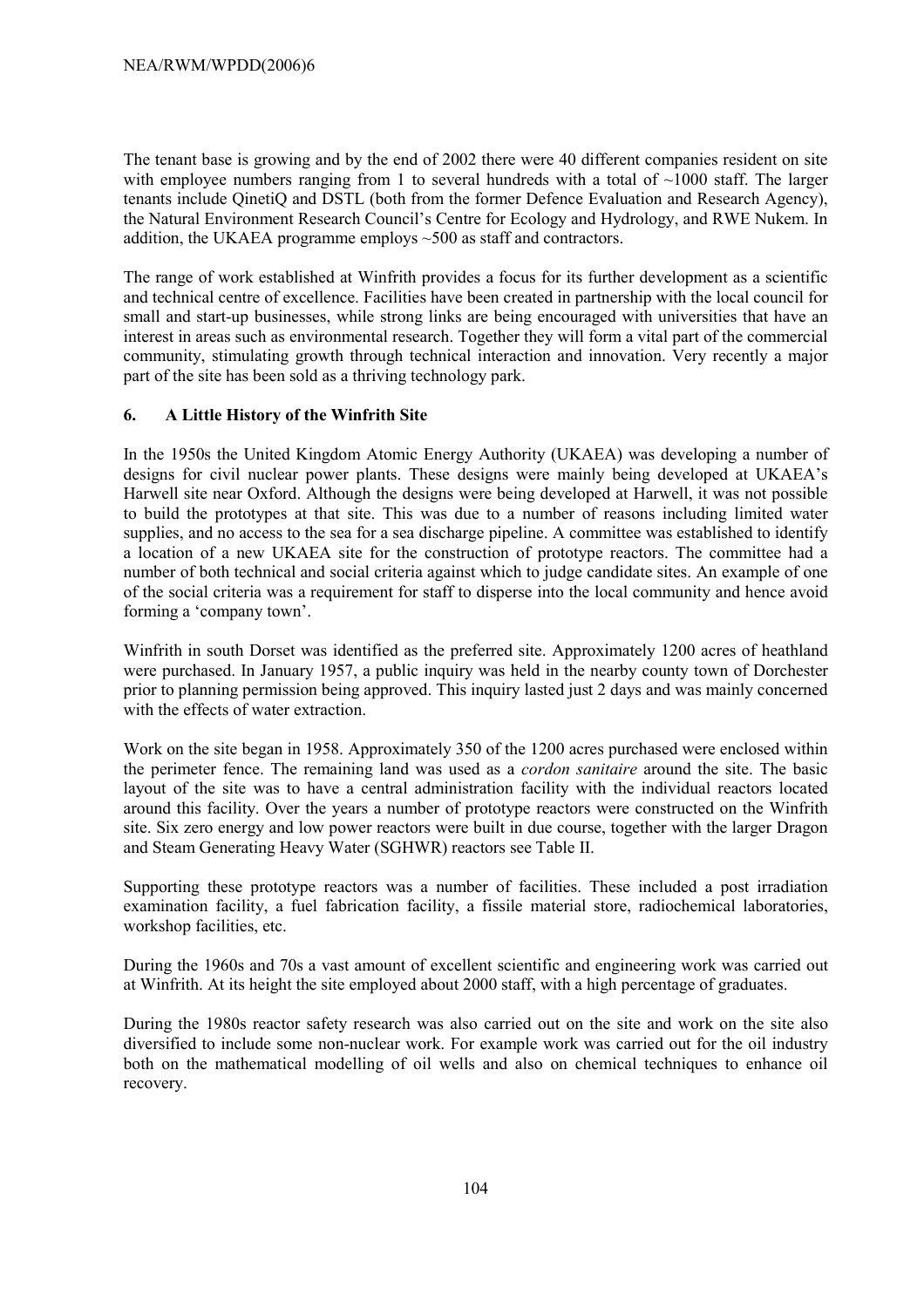The tenant base is growing and by the end of 2002 there were 40 different companies resident on site with employee numbers ranging from 1 to several hundreds with a total of ~1000 staff. The larger tenants include QinetiQ and DSTL (both from the former Defence Evaluation and Research Agency), the Natural Environment Research Council's Centre for Ecology and Hydrology, and RWE Nukem. In addition, the UKAEA programme employs ~500 as staff and contractors.

The range of work established at Winfrith provides a focus for its further development as a scientific and technical centre of excellence. Facilities have been created in partnership with the local council for small and start-up businesses, while strong links are being encouraged with universities that have an interest in areas such as environmental research. Together they will form a vital part of the commercial community, stimulating growth through technical interaction and innovation. Very recently a major part of the site has been sold as a thriving technology park.

## 6. A Little History of the Winfrith Site

In the 1950s the United Kingdom Atomic Energy Authority (UKAEA) was developing a number of designs for civil nuclear power plants. These designs were mainly being developed at UKAEA's Harwell site near Oxford. Although the designs were being developed at Harwell, it was not possible to build the prototypes at that site. This was due to a number of reasons including limited water supplies, and no access to the sea for a sea discharge pipeline. A committee was established to identify a location of a new UKAEA site for the construction of prototype reactors. The committee had a number of both technical and social criteria against which to judge candidate sites. An example of one of the social criteria was a requirement for staff to disperse into the local community and hence avoid forming a 'company town'.

Winfrith in south Dorset was identified as the preferred site. Approximately 1200 acres of heathland were purchased. In January 1957, a public inquiry was held in the nearby county town of Dorchester prior to planning permission being approved. This inquiry lasted just 2 days and was mainly concerned with the effects of water extraction.

Work on the site began in 1958. Approximately 350 of the 1200 acres purchased were enclosed within the perimeter fence. The remaining land was used as a *cordon sanitaire* around the site. The basic layout of the site was to have a central administration facility with the individual reactors located around this facility. Over the years a number of prototype reactors were constructed on the Winfrith site. Six zero energy and low power reactors were built in due course, together with the larger Dragon and Steam Generating Heavy Water (SGHWR) reactors see Table II.

Supporting these prototype reactors was a number of facilities. These included a post irradiation examination facility, a fuel fabrication facility, a fissile material store, radiochemical laboratories, workshop facilities, etc.

During the 1960s and 70s a vast amount of excellent scientific and engineering work was carried out at Winfrith. At its height the site employed about 2000 staff, with a high percentage of graduates.

During the 1980s reactor safety research was also carried out on the site and work on the site also diversified to include some non-nuclear work. For example work was carried out for the oil industry both on the mathematical modelling of oil wells and also on chemical techniques to enhance oil recovery.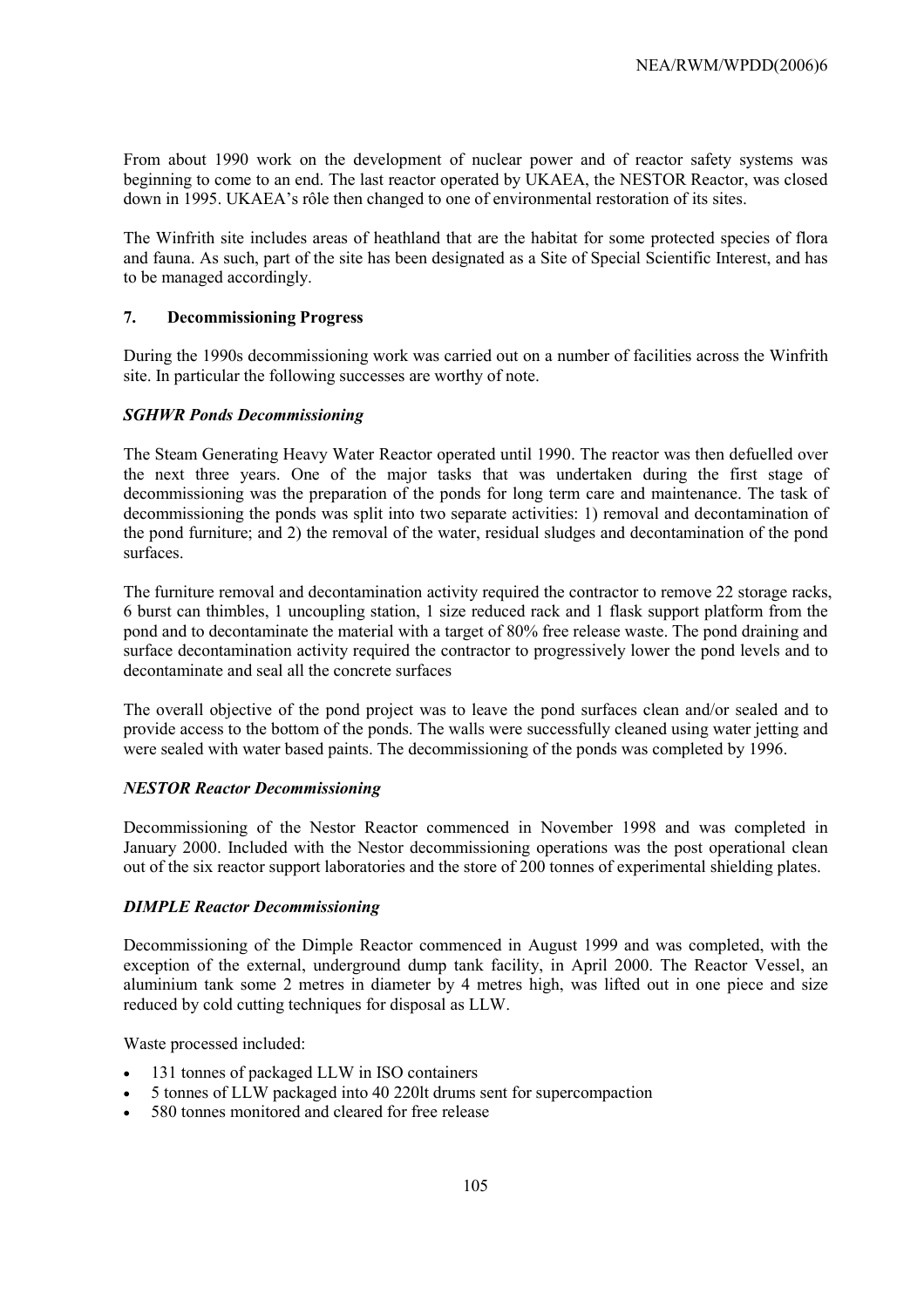From about 1990 work on the development of nuclear power and of reactor safety systems was beginning to come to an end. The last reactor operated by UKAEA, the NESTOR Reactor, was closed down in 1995. UKAEA's rôle then changed to one of environmental restoration of its sites.

The Winfrith site includes areas of heathland that are the habitat for some protected species of flora and fauna. As such, part of the site has been designated as a Site of Special Scientific Interest, and has to be managed accordingly.

## 7. Decommissioning Progress

During the 1990s decommissioning work was carried out on a number of facilities across the Winfrith site. In particular the following successes are worthy of note.

### *SGHWR Ponds Decommissioning*

The Steam Generating Heavy Water Reactor operated until 1990. The reactor was then defuelled over the next three years. One of the major tasks that was undertaken during the first stage of decommissioning was the preparation of the ponds for long term care and maintenance. The task of decommissioning the ponds was split into two separate activities: 1) removal and decontamination of the pond furniture; and 2) the removal of the water, residual sludges and decontamination of the pond surfaces.

The furniture removal and decontamination activity required the contractor to remove 22 storage racks, 6 burst can thimbles, 1 uncoupling station, 1 size reduced rack and 1 flask support platform from the pond and to decontaminate the material with a target of 80% free release waste. The pond draining and surface decontamination activity required the contractor to progressively lower the pond levels and to decontaminate and seal all the concrete surfaces

The overall objective of the pond project was to leave the pond surfaces clean and/or sealed and to provide access to the bottom of the ponds. The walls were successfully cleaned using water jetting and were sealed with water based paints. The decommissioning of the ponds was completed by 1996.

### *NESTOR Reactor Decommissioning*

Decommissioning of the Nestor Reactor commenced in November 1998 and was completed in January 2000. Included with the Nestor decommissioning operations was the post operational clean out of the six reactor support laboratories and the store of 200 tonnes of experimental shielding plates.

### *DIMPLE Reactor Decommissioning*

Decommissioning of the Dimple Reactor commenced in August 1999 and was completed, with the exception of the external, underground dump tank facility, in April 2000. The Reactor Vessel, an aluminium tank some 2 metres in diameter by 4 metres high, was lifted out in one piece and size reduced by cold cutting techniques for disposal as LLW.

Waste processed included:

- 131 tonnes of packaged LLW in ISO containers
- 5 tonnes of LLW packaged into 40 220lt drums sent for supercompaction
- 580 tonnes monitored and cleared for free release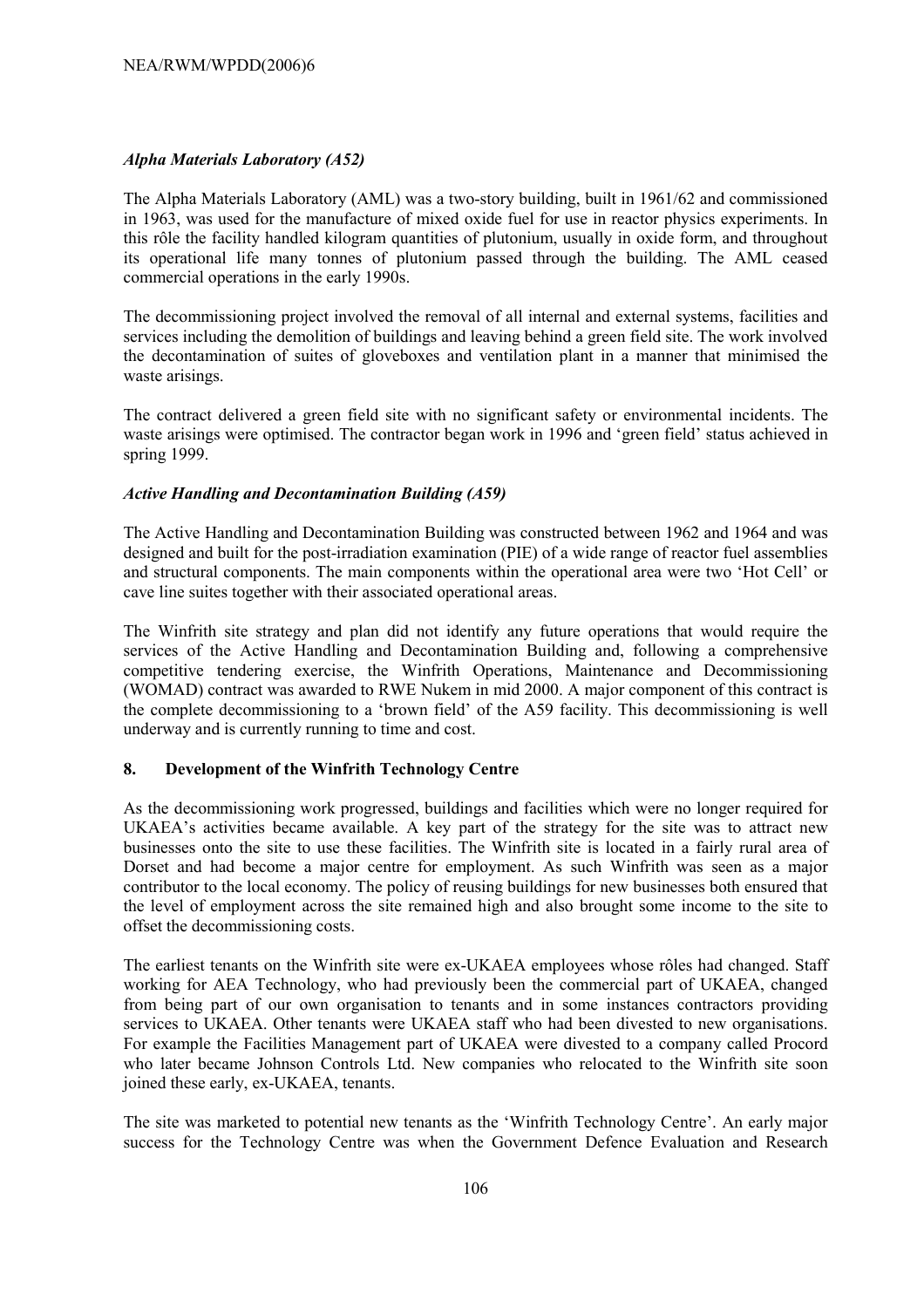*Alpha Materials Laboratory (A52)*

The Alpha Materials Laboratory (AML) was a two-story building, built in 1961/62 and commissioned in 1963, was used for the manufacture of mixed oxide fuel for use in reactor physics experiments. In this rôle the facility handled kilogram quantities of plutonium, usually in oxide form, and throughout its operational life many tonnes of plutonium passed through the building. The AML ceased commercial operations in the early 1990s.

The decommissioning project involved the removal of all internal and external systems, facilities and services including the demolition of buildings and leaving behind a green field site. The work involved the decontamination of suites of gloveboxes and ventilation plant in a manner that minimised the waste arisings.

The contract delivered a green field site with no significant safety or environmental incidents. The waste arisings were optimised. The contractor began work in 1996 and 'green field' status achieved in spring 1999.

*Active Handling and Decontamination Building (A59)*

The Active Handling and Decontamination Building was constructed between 1962 and 1964 and was designed and built for the post-irradiation examination (PIE) of a wide range of reactor fuel assemblies and structural components. The main components within the operational area were two 'Hot Cell' or cave line suites together with their associated operational areas.

The Winfrith site strategy and plan did not identify any future operations that would require the services of the Active Handling and Decontamination Building and, following a comprehensive competitive tendering exercise, the Winfrith Operations, Maintenance and Decommissioning (WOMAD) contract was awarded to RWE Nukem in mid 2000. A major component of this contract is the complete decommissioning to a 'brown field' of the A59 facility. This decommissioning is well underway and is currently running to time and cost.

## 8. Development of the Winfrith Technology Centre

As the decommissioning work progressed, buildings and facilities which were no longer required for UKAEA's activities became available. A key part of the strategy for the site was to attract new businesses onto the site to use these facilities. The Winfrith site is located in a fairly rural area of Dorset and had become a major centre for employment. As such Winfrith was seen as a major contributor to the local economy. The policy of reusing buildings for new businesses both ensured that the level of employment across the site remained high and also brought some income to the site to offset the decommissioning costs.

The earliest tenants on the Winfrith site were ex-UKAEA employees whose rôles had changed. Staff working for AEA Technology, who had previously been the commercial part of UKAEA, changed from being part of our own organisation to tenants and in some instances contractors providing services to UKAEA. Other tenants were UKAEA staff who had been divested to new organisations. For example the Facilities Management part of UKAEA were divested to a company called Procord who later became Johnson Controls Ltd. New companies who relocated to the Winfrith site soon joined these early, ex-UKAEA, tenants.

The site was marketed to potential new tenants as the 'Winfrith Technology Centre'. An early major success for the Technology Centre was when the Government Defence Evaluation and Research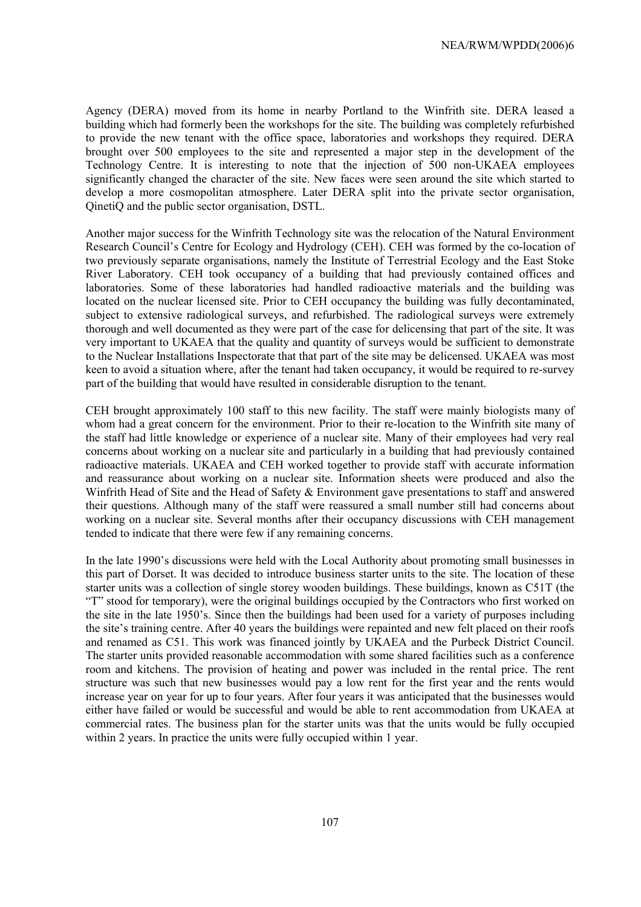Agency (DERA) moved from its home in nearby Portland to the Winfrith site. DERA leased a building which had formerly been the workshops for the site. The building was completely refurbished to provide the new tenant with the office space, laboratories and workshops they required. DERA brought over 500 employees to the site and represented a major step in the development of the Technology Centre. It is interesting to note that the injection of 500 non-UKAEA employees significantly changed the character of the site. New faces were seen around the site which started to develop a more cosmopolitan atmosphere. Later DERA split into the private sector organisation, QinetiQ and the public sector organisation, DSTL.

Another major success for the Winfrith Technology site was the relocation of the Natural Environment Research Council's Centre for Ecology and Hydrology (CEH). CEH was formed by the co-location of two previously separate organisations, namely the Institute of Terrestrial Ecology and the East Stoke River Laboratory. CEH took occupancy of a building that had previously contained offices and laboratories. Some of these laboratories had handled radioactive materials and the building was located on the nuclear licensed site. Prior to CEH occupancy the building was fully decontaminated, subject to extensive radiological surveys, and refurbished. The radiological surveys were extremely thorough and well documented as they were part of the case for delicensing that part of the site. It was very important to UKAEA that the quality and quantity of surveys would be sufficient to demonstrate to the Nuclear Installations Inspectorate that that part of the site may be delicensed. UKAEA was most keen to avoid a situation where, after the tenant had taken occupancy, it would be required to re-survey part of the building that would have resulted in considerable disruption to the tenant.

CEH brought approximately 100 staff to this new facility. The staff were mainly biologists many of whom had a great concern for the environment. Prior to their re-location to the Winfrith site many of the staff had little knowledge or experience of a nuclear site. Many of their employees had very real concerns about working on a nuclear site and particularly in a building that had previously contained radioactive materials. UKAEA and CEH worked together to provide staff with accurate information and reassurance about working on a nuclear site. Information sheets were produced and also the Winfrith Head of Site and the Head of Safety & Environment gave presentations to staff and answered their questions. Although many of the staff were reassured a small number still had concerns about working on a nuclear site. Several months after their occupancy discussions with CEH management tended to indicate that there were few if any remaining concerns.

In the late 1990's discussions were held with the Local Authority about promoting small businesses in this part of Dorset. It was decided to introduce business starter units to the site. The location of these starter units was a collection of single storey wooden buildings. These buildings, known as C51T (the "T" stood for temporary), were the original buildings occupied by the Contractors who first worked on the site in the late 1950's. Since then the buildings had been used for a variety of purposes including the site's training centre. After 40 years the buildings were repainted and new felt placed on their roofs and renamed as C51. This work was financed jointly by UKAEA and the Purbeck District Council. The starter units provided reasonable accommodation with some shared facilities such as a conference room and kitchens. The provision of heating and power was included in the rental price. The rent structure was such that new businesses would pay a low rent for the first year and the rents would increase year on year for up to four years. After four years it was anticipated that the businesses would either have failed or would be successful and would be able to rent accommodation from UKAEA at commercial rates. The business plan for the starter units was that the units would be fully occupied within 2 years. In practice the units were fully occupied within 1 year.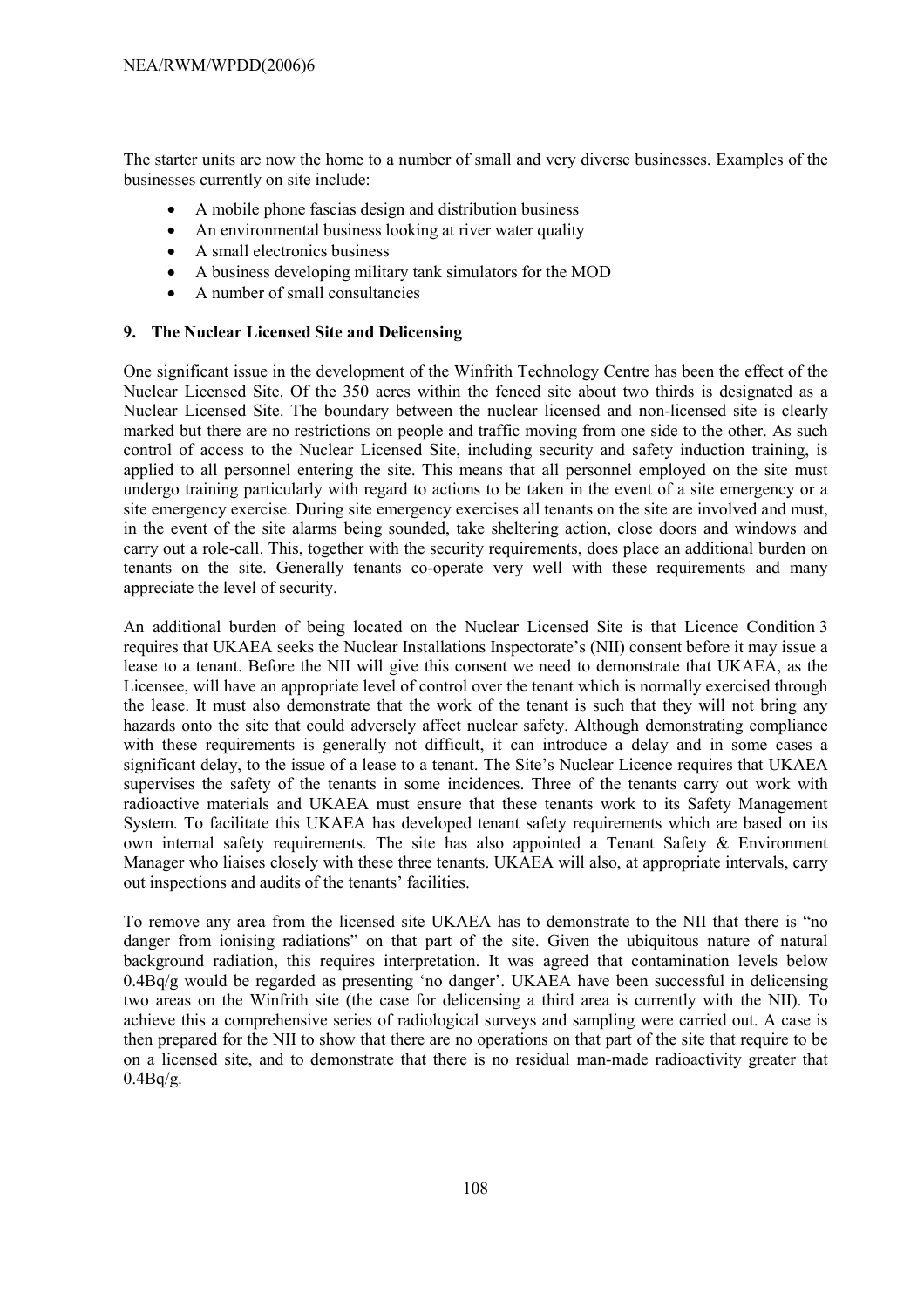The starter units are now the home to a number of small and very diverse businesses. Examples of the businesses currently on site include:

- A mobile phone fascias design and distribution business
- An environmental business looking at river water quality
- A small electronics business
- A business developing military tank simulators for the MOD
- A number of small consultancies

**9. The Nuclear Licensed Site and Delicensing**

One significant issue in the development of the Winfrith Technology Centre has been the effect of the Nuclear Licensed Site. Of the 350 acres within the fenced site about two thirds is designated as a Nuclear Licensed Site. The boundary between the nuclear licensed and non-licensed site is clearly marked but there are no restrictions on people and traffic moving from one side to the other. As such control of access to the Nuclear Licensed Site, including security and safety induction training, is applied to all personnel entering the site. This means that all personnel employed on the site must undergo training particularly with regard to actions to be taken in the event of a site emergency or a site emergency exercise. During site emergency exercises all tenants on the site are involved and must, in the event of the site alarms being sounded, take sheltering action, close doors and windows and carry out a role-call. This, together with the security requirements, does place an additional burden on tenants on the site. Generally tenants co-operate very well with these requirements and many appreciate the level of security.

An additional burden of being located on the Nuclear Licensed Site is that Licence Condition 3 requires that UKAEA seeks the Nuclear Installations Inspectorate's (NII) consent before it may issue a lease to a tenant. Before the NII will give this consent we need to demonstrate that UKAEA, as the Licensee, will have an appropriate level of control over the tenant which is normally exercised through the lease. It must also demonstrate that the work of the tenant is such that they will not bring any hazards onto the site that could adversely affect nuclear safety. Although demonstrating compliance with these requirements is generally not difficult, it can introduce a delay and in some cases a significant delay, to the issue of a lease to a tenant. The Site's Nuclear Licence requires that UKAEA supervises the safety of the tenants in some incidences. Three of the tenants carry out work with radioactive materials and UKAEA must ensure that these tenants work to its Safety Management System. To facilitate this UKAEA has developed tenant safety requirements which are based on its own internal safety requirements. The site has also appointed a Tenant Safety & Environment Manager who liaises closely with these three tenants. UKAEA will also, at appropriate intervals, carry out inspections and audits of the tenants' facilities.

To remove any area from the licensed site UKAEA has to demonstrate to the NII that there is "no danger from ionising radiations" on that part of the site. Given the ubiquitous nature of natural background radiation, this requires interpretation. It was agreed that contamination levels below 0.4Bq/g would be regarded as presenting 'no danger'. UKAEA have been successful in delicensing two areas on the Winfrith site (the case for delicensing a third area is currently with the NII). To achieve this a comprehensive series of radiological surveys and sampling were carried out. A case is then prepared for the NII to show that there are no operations on that part of the site that require to be on a licensed site, and to demonstrate that there is no residual man-made radioactivity greater that 0.4Bq/g.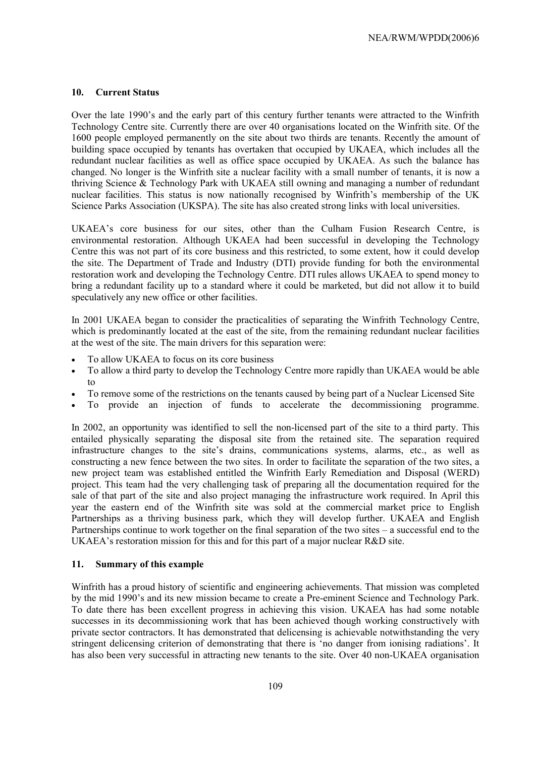## 10. Current Status

Over the late 1990's and the early part of this century further tenants were attracted to the Winfrith Technology Centre site. Currently there are over 40 organisations located on the Winfrith site. Of the 1600 people employed permanently on the site about two thirds are tenants. Recently the amount of building space occupied by tenants has overtaken that occupied by UKAEA, which includes all the redundant nuclear facilities as well as office space occupied by UKAEA. As such the balance has changed. No longer is the Winfrith site a nuclear facility with a small number of tenants, it is now a thriving Science & Technology Park with UKAEA still owning and managing a number of redundant nuclear facilities. This status is now nationally recognised by Winfrith's membership of the UK Science Parks Association (UKSPA). The site has also created strong links with local universities.

UKAEA's core business for our sites, other than the Culham Fusion Research Centre, is environmental restoration. Although UKAEA had been successful in developing the Technology Centre this was not part of its core business and this restricted, to some extent, how it could develop the site. The Department of Trade and Industry (DTI) provide funding for both the environmental restoration work and developing the Technology Centre. DTI rules allows UKAEA to spend money to bring a redundant facility up to a standard where it could be marketed, but did not allow it to build speculatively any new office or other facilities.

In 2001 UKAEA began to consider the practicalities of separating the Winfrith Technology Centre, which is predominantly located at the east of the site, from the remaining redundant nuclear facilities at the west of the site. The main drivers for this separation were:

- To allow UKAEA to focus on its core business
- To allow a third party to develop the Technology Centre more rapidly than UKAEA would be able to
- To remove some of the restrictions on the tenants caused by being part of a Nuclear Licensed Site
- To provide an injection of funds to accelerate the decommissioning programme.

In 2002, an opportunity was identified to sell the non-licensed part of the site to a third party. This entailed physically separating the disposal site from the retained site. The separation required infrastructure changes to the site's drains, communications systems, alarms, etc., as well as constructing a new fence between the two sites. In order to facilitate the separation of the two sites, a new project team was established entitled the Winfrith Early Remediation and Disposal (WERD) project. This team had the very challenging task of preparing all the documentation required for the sale of that part of the site and also project managing the infrastructure work required. In April this year the eastern end of the Winfrith site was sold at the commercial market price to English Partnerships as a thriving business park, which they will develop further. UKAEA and English Partnerships continue to work together on the final separation of the two sites – a successful end to the UKAEA's restoration mission for this and for this part of a major nuclear R&D site.

## 11. Summary of this example

Winfrith has a proud history of scientific and engineering achievements. That mission was completed by the mid 1990's and its new mission became to create a Pre-eminent Science and Technology Park. To date there has been excellent progress in achieving this vision. UKAEA has had some notable successes in its decommissioning work that has been achieved though working constructively with private sector contractors. It has demonstrated that delicensing is achievable notwithstanding the very stringent delicensing criterion of demonstrating that there is 'no danger from ionising radiations'. It has also been very successful in attracting new tenants to the site. Over 40 non-UKAEA organisation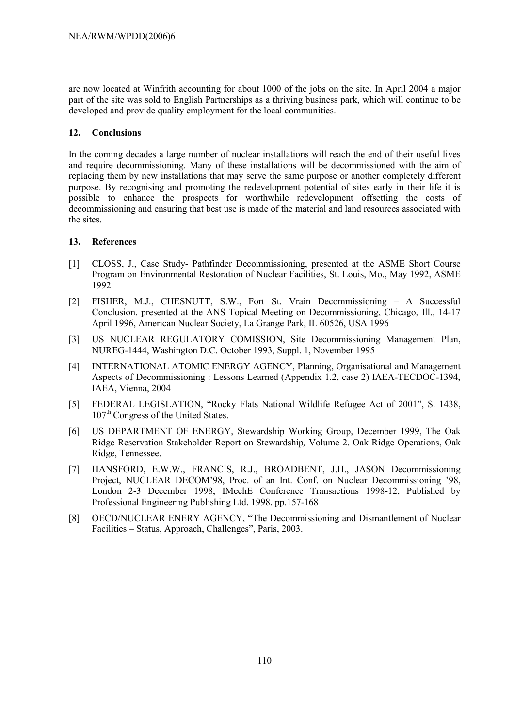are now located at Winfrith accounting for about 1000 of the jobs on the site. In April 2004 a major part of the site was sold to English Partnerships as a thriving business park, which will continue to be developed and provide quality employment for the local communities.

## 12. Conclusions

In the coming decades a large number of nuclear installations will reach the end of their useful lives and require decommissioning. Many of these installations will be decommissioned with the aim of replacing them by new installations that may serve the same purpose or another completely different purpose. By recognising and promoting the redevelopment potential of sites early in their life it is possible to enhance the prospects for worthwhile redevelopment offsetting the costs of decommissioning and ensuring that best use is made of the material and land resources associated with the sites.

## 13. References

[1] CLOSS, J., Case Study- Pathfinder Decommissioning, presented at the ASME Short Course Program on Environmental Restoration of Nuclear Facilities, St. Louis, Mo., May 1992, ASME 1992

[2] FISHER, M.J., CHESNUTT, S.W., Fort St. Vrain Decommissioning – A Successful Conclusion, presented at the ANS Topical Meeting on Decommissioning, Chicago, Ill., 14-17 April 1996, American Nuclear Society, La Grange Park, IL 60526, USA 1996

[3] US NUCLEAR REGULATORY COMISSION, Site Decommissioning Management Plan, NUREG-1444, Washington D.C. October 1993, Suppl. 1, November 1995

[4] INTERNATIONAL ATOMIC ENERGY AGENCY, Planning, Organisational and Management Aspects of Decommissioning : Lessons Learned (Appendix 1.2, case 2) IAEA-TECDOC-1394, IAEA, Vienna, 2004

[5] FEDERAL LEGISLATION, "Rocky Flats National Wildlife Refugee Act of 2001", S. 1438, 107th Congress of the United States.

[6] US DEPARTMENT OF ENERGY, Stewardship Working Group, December 1999, The Oak Ridge Reservation Stakeholder Report on Stewardship*,* Volume 2. Oak Ridge Operations, Oak Ridge, Tennessee.

[7] HANSFORD, E.W.W., FRANCIS, R.J., BROADBENT, J.H., JASON Decommissioning Project, NUCLEAR DECOM'98, Proc. of an Int. Conf. on Nuclear Decommissioning '98, London 2-3 December 1998, IMechE Conference Transactions 1998-12, Published by Professional Engineering Publishing Ltd, 1998, pp.157-168

[8] OECD/NUCLEAR ENERY AGENCY, "The Decommissioning and Dismantlement of Nuclear Facilities – Status, Approach, Challenges", Paris, 2003.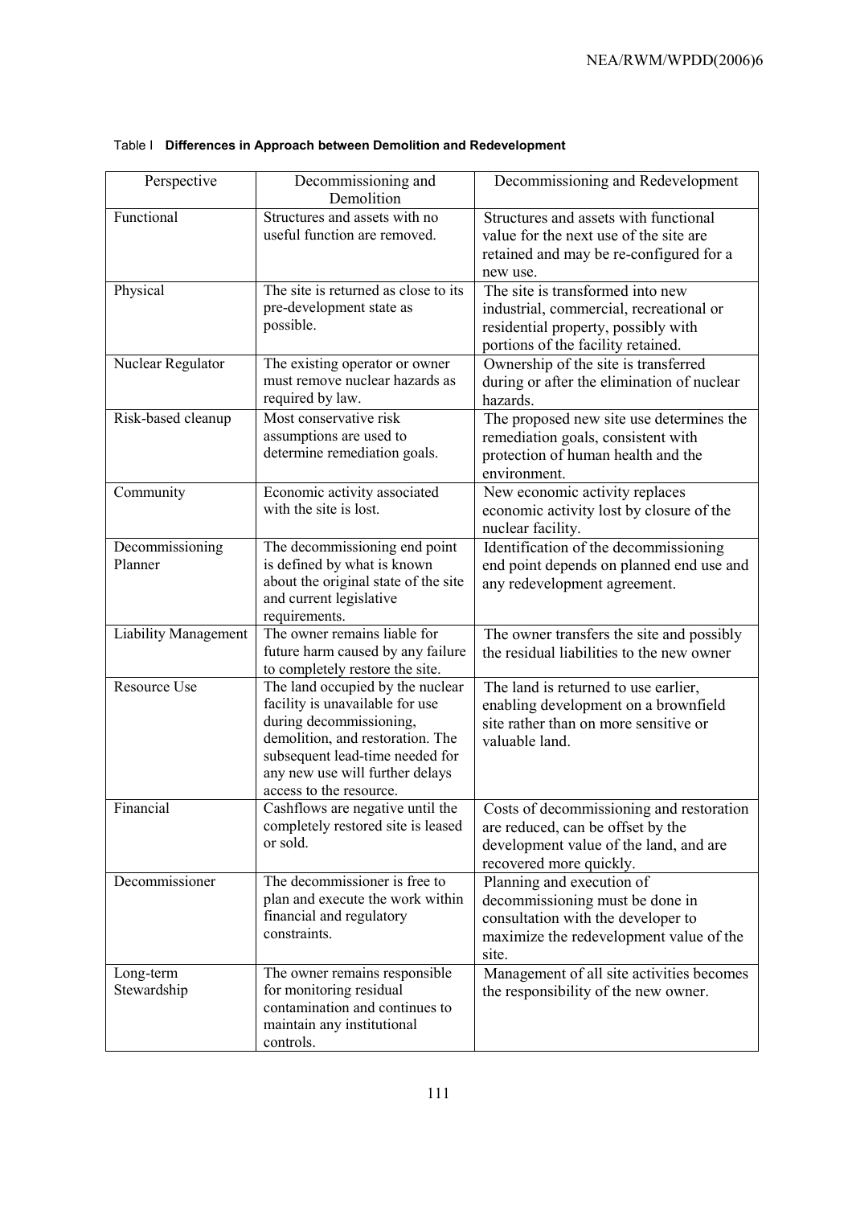Table I **Differences in Approach between Demolition and Redevelopment**

| Perspective | Decommissioning and Demolition | Decommissioning and Redevelopment |
|---|---|---|
| Functional | Structures and assets with no useful function are removed. | Structures and assets with functional value for the next use of the site are retained and may be re-configured for a new use. |
| Physical | The site is returned as close to its pre-development state as possible. | The site is transformed into new industrial, commercial, recreational or residential property, possibly with portions of the facility retained. |
| Nuclear Regulator | The existing operator or owner must remove nuclear hazards as required by law. | Ownership of the site is transferred during or after the elimination of nuclear hazards. |
| Risk-based cleanup | Most conservative risk assumptions are used to determine remediation goals. | The proposed new site use determines the remediation goals, consistent with protection of human health and the environment. |
| Community | Economic activity associated with the site is lost. | New economic activity replaces economic activity lost by closure of the nuclear facility. |
| Decommissioning Planner | The decommissioning end point is defined by what is known about the original state of the site and current legislative requirements. | Identification of the decommissioning end point depends on planned end use and any redevelopment agreement. |
| Liability Management | The owner remains liable for future harm caused by any failure to completely restore the site. | The owner transfers the site and possibly the residual liabilities to the new owner |
| Resource Use | The land occupied by the nuclear facility is unavailable for use during decommissioning, demolition, and restoration. The subsequent lead-time needed for any new use will further delays access to the resource. | The land is returned to use earlier, enabling development on a brownfield site rather than on more sensitive or valuable land. |
| Financial | Cashflows are negative until the completely restored site is leased or sold. | Costs of decommissioning and restoration are reduced, can be offset by the development value of the land, and are recovered more quickly. |
| Decommissioner | The decommissioner is free to plan and execute the work within financial and regulatory constraints. | Planning and execution of decommissioning must be done in consultation with the developer to maximize the redevelopment value of the site. |
| Long-term Stewardship | The owner remains responsible for monitoring residual contamination and continues to maintain any institutional controls. | Management of all site activities becomes the responsibility of the new owner. |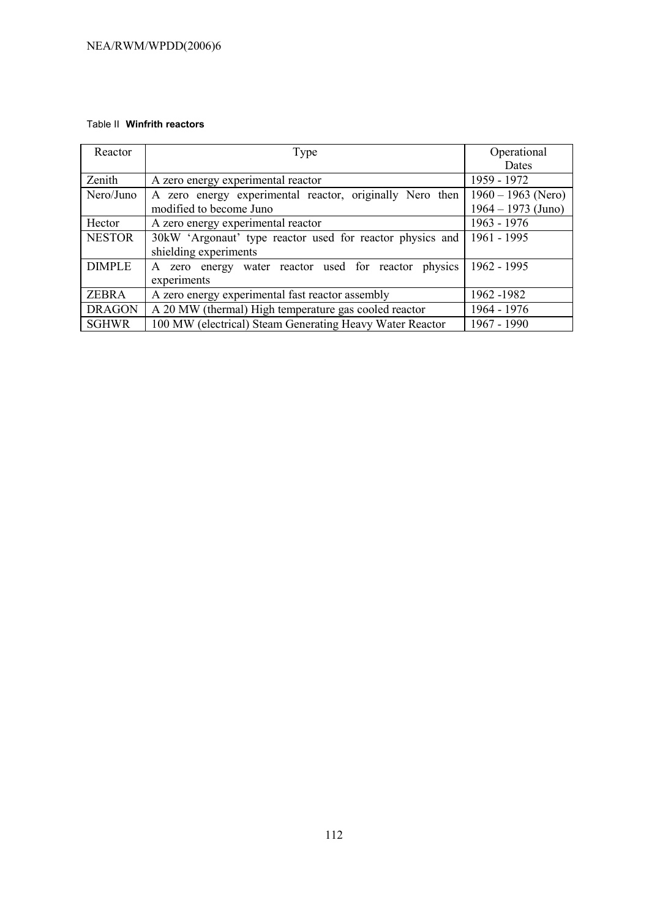Table II **Winfrith reactors**

| Reactor | Type | Operational Dates |
|---|---|---|
| Zenith | A zero energy experimental reactor | 1959 - 1972 |
| Nero/Juno | A zero energy experimental reactor, originally Nero then modified to become Juno | 1960 – 1963 (Nero) 1964 – 1973 (Juno) |
| Hector | A zero energy experimental reactor | 1963 - 1976 |
| NESTOR | 30kW 'Argonaut' type reactor used for reactor physics and shielding experiments | 1961 - 1995 |
| DIMPLE | A zero energy water reactor used for reactor physics experiments | 1962 - 1995 |
| ZEBRA | A zero energy experimental fast reactor assembly | 1962 -1982 |
| DRAGON | A 20 MW (thermal) High temperature gas cooled reactor | 1964 - 1976 |
| SGHWR | 100 MW (electrical) Steam Generating Heavy Water Reactor | 1967 - 1990 |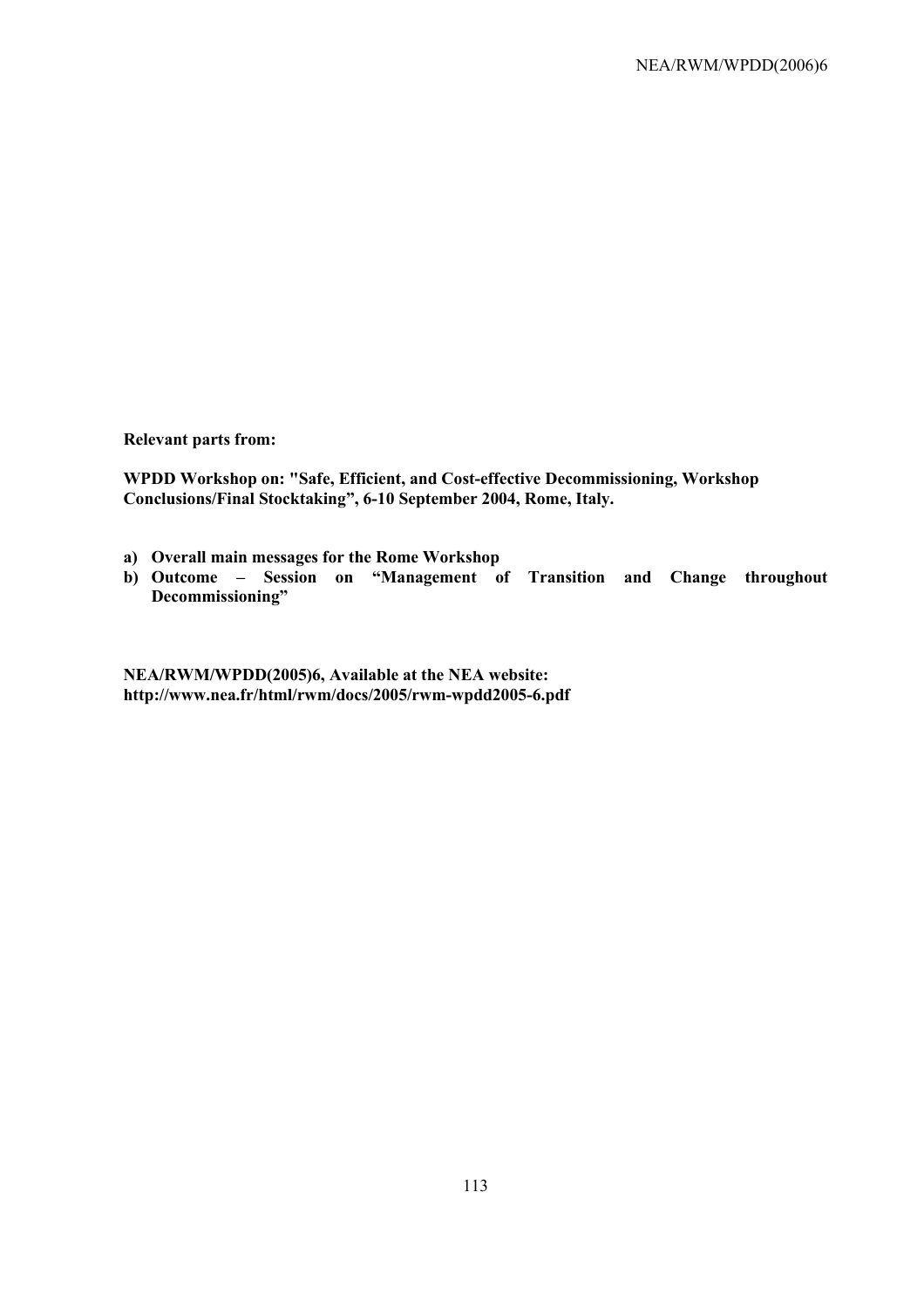**Relevant parts from:**

**WPDD Workshop on: "Safe, Efficient, and Cost-effective Decommissioning, Workshop Conclusions/Final Stocktaking", 6-10 September 2004, Rome, Italy.**

a) **Overall main messages for the Rome Workshop**
b) **Outcome – Session on "Management of Transition and Change throughout Decommissioning"**

**NEA/RWM/WPDD(2005)6, Available at the NEA website: http://www.nea.fr/html/rwm/docs/2005/rwm-wpdd2005-6.pdf**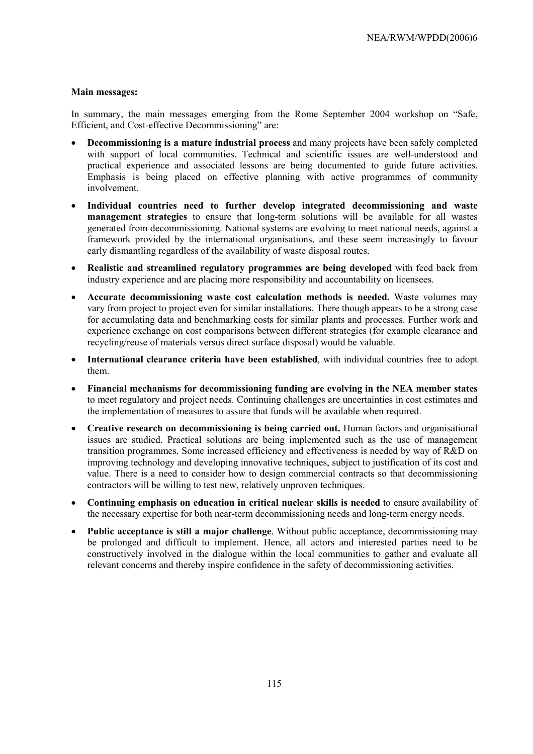**Main messages:**

In summary, the main messages emerging from the Rome September 2004 workshop on "Safe, Efficient, and Cost-effective Decommissioning" are:

- **Decommissioning is a mature industrial process** and many projects have been safely completed with support of local communities. Technical and scientific issues are well-understood and practical experience and associated lessons are being documented to guide future activities. Emphasis is being placed on effective planning with active programmes of community involvement.
- **Individual countries need to further develop integrated decommissioning and waste management strategies** to ensure that long-term solutions will be available for all wastes generated from decommissioning. National systems are evolving to meet national needs, against a framework provided by the international organisations, and these seem increasingly to favour early dismantling regardless of the availability of waste disposal routes.
- **Realistic and streamlined regulatory programmes are being developed** with feed back from industry experience and are placing more responsibility and accountability on licensees.
- **Accurate decommissioning waste cost calculation methods is needed.** Waste volumes may vary from project to project even for similar installations. There though appears to be a strong case for accumulating data and benchmarking costs for similar plants and processes. Further work and experience exchange on cost comparisons between different strategies (for example clearance and recycling/reuse of materials versus direct surface disposal) would be valuable.
- **International clearance criteria have been established**, with individual countries free to adopt them.
- **Financial mechanisms for decommissioning funding are evolving in the NEA member states** to meet regulatory and project needs. Continuing challenges are uncertainties in cost estimates and the implementation of measures to assure that funds will be available when required.
- **Creative research on decommissioning is being carried out.** Human factors and organisational issues are studied. Practical solutions are being implemented such as the use of management transition programmes. Some increased efficiency and effectiveness is needed by way of R&D on improving technology and developing innovative techniques, subject to justification of its cost and value. There is a need to consider how to design commercial contracts so that decommissioning contractors will be willing to test new, relatively unproven techniques.
- **Continuing emphasis on education in critical nuclear skills is needed** to ensure availability of the necessary expertise for both near-term decommissioning needs and long-term energy needs.
- **Public acceptance is still a major challenge**. Without public acceptance, decommissioning may be prolonged and difficult to implement. Hence, all actors and interested parties need to be constructively involved in the dialogue within the local communities to gather and evaluate all relevant concerns and thereby inspire confidence in the safety of decommissioning activities.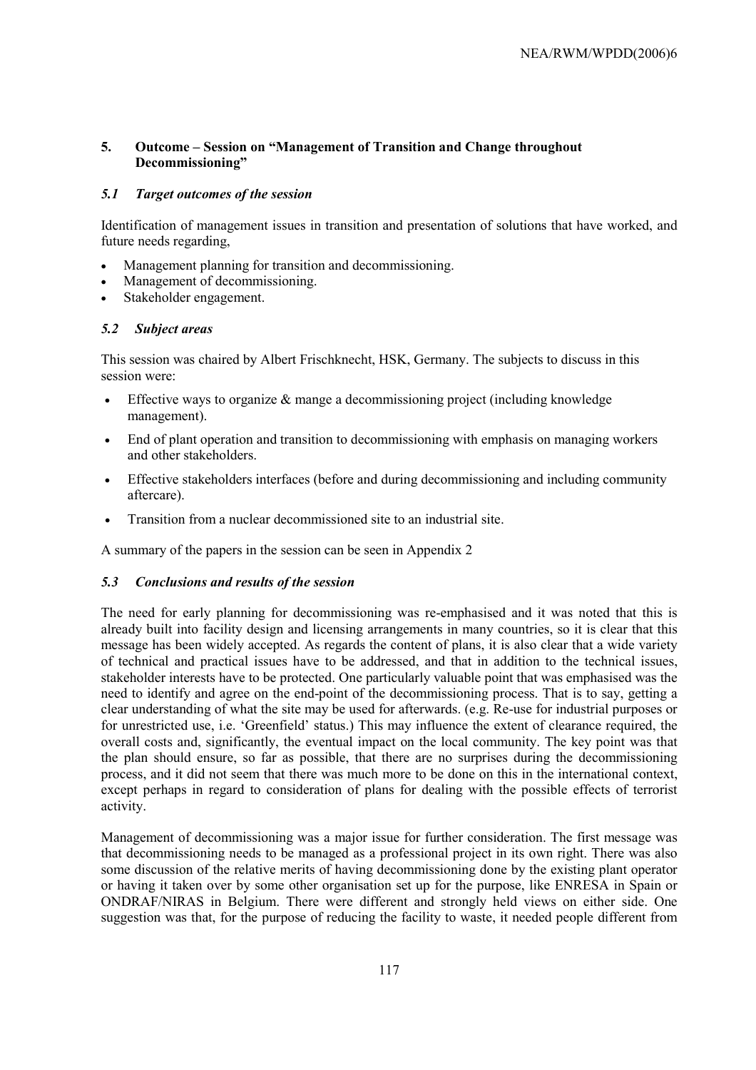## 5. Outcome – Session on "Management of Transition and Change throughout Decommissioning"

### *5.1 Target outcomes of the session*

Identification of management issues in transition and presentation of solutions that have worked, and future needs regarding,

- Management planning for transition and decommissioning.
- Management of decommissioning.
- Stakeholder engagement.

### *5.2 Subject areas*

This session was chaired by Albert Frischknecht, HSK, Germany. The subjects to discuss in this session were:

- Effective ways to organize & mange a decommissioning project (including knowledge management).
- End of plant operation and transition to decommissioning with emphasis on managing workers and other stakeholders.
- Effective stakeholders interfaces (before and during decommissioning and including community aftercare).
- Transition from a nuclear decommissioned site to an industrial site.

A summary of the papers in the session can be seen in Appendix 2

### *5.3 Conclusions and results of the session*

The need for early planning for decommissioning was re-emphasised and it was noted that this is already built into facility design and licensing arrangements in many countries, so it is clear that this message has been widely accepted. As regards the content of plans, it is also clear that a wide variety of technical and practical issues have to be addressed, and that in addition to the technical issues, stakeholder interests have to be protected. One particularly valuable point that was emphasised was the need to identify and agree on the end-point of the decommissioning process. That is to say, getting a clear understanding of what the site may be used for afterwards. (e.g. Re-use for industrial purposes or for unrestricted use, i.e. 'Greenfield' status.) This may influence the extent of clearance required, the overall costs and, significantly, the eventual impact on the local community. The key point was that the plan should ensure, so far as possible, that there are no surprises during the decommissioning process, and it did not seem that there was much more to be done on this in the international context, except perhaps in regard to consideration of plans for dealing with the possible effects of terrorist activity.

Management of decommissioning was a major issue for further consideration. The first message was that decommissioning needs to be managed as a professional project in its own right. There was also some discussion of the relative merits of having decommissioning done by the existing plant operator or having it taken over by some other organisation set up for the purpose, like ENRESA in Spain or ONDRAF/NIRAS in Belgium. There were different and strongly held views on either side. One suggestion was that, for the purpose of reducing the facility to waste, it needed people different from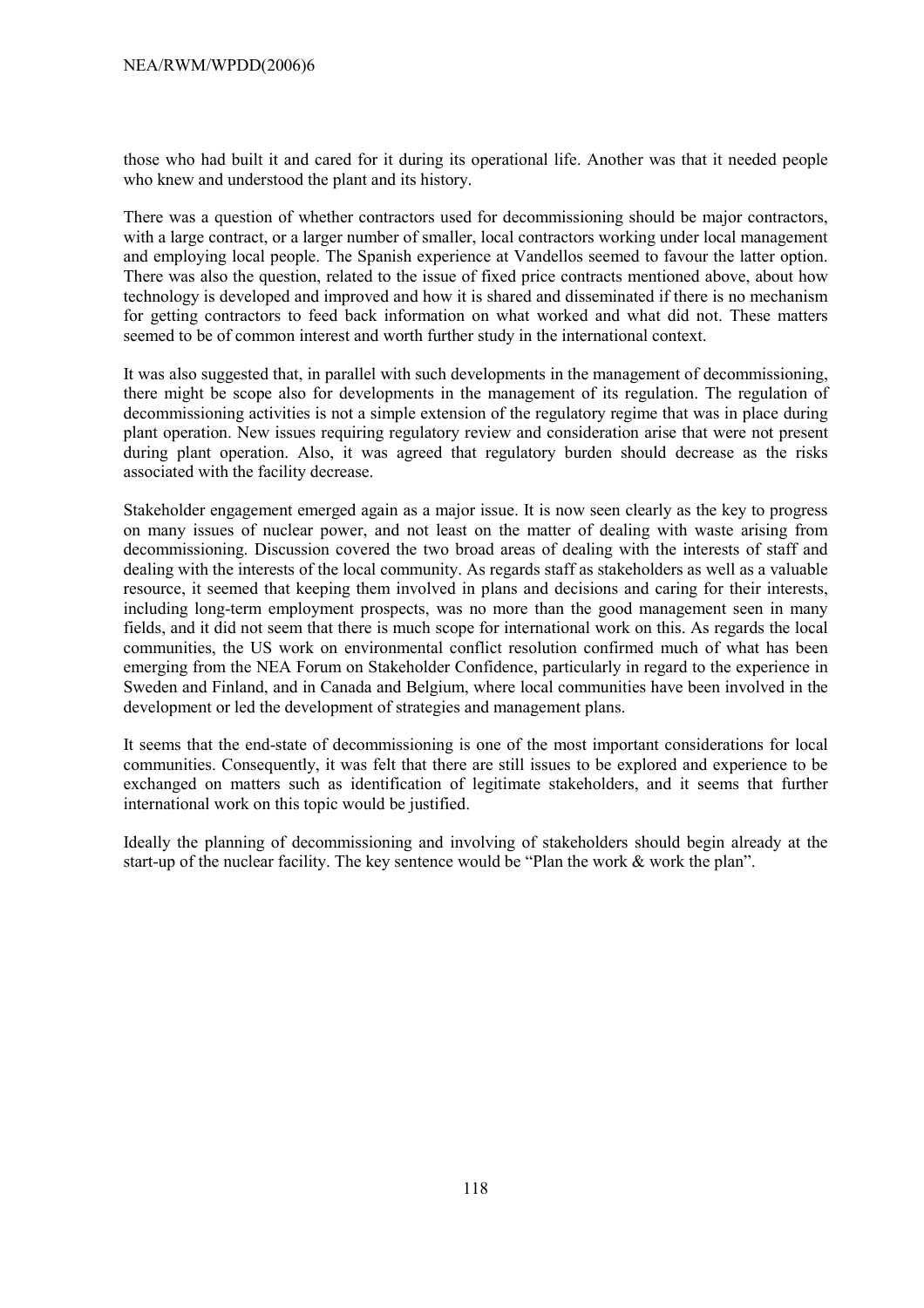those who had built it and cared for it during its operational life. Another was that it needed people who knew and understood the plant and its history.

There was a question of whether contractors used for decommissioning should be major contractors, with a large contract, or a larger number of smaller, local contractors working under local management and employing local people. The Spanish experience at Vandellos seemed to favour the latter option. There was also the question, related to the issue of fixed price contracts mentioned above, about how technology is developed and improved and how it is shared and disseminated if there is no mechanism for getting contractors to feed back information on what worked and what did not. These matters seemed to be of common interest and worth further study in the international context.

It was also suggested that, in parallel with such developments in the management of decommissioning, there might be scope also for developments in the management of its regulation. The regulation of decommissioning activities is not a simple extension of the regulatory regime that was in place during plant operation. New issues requiring regulatory review and consideration arise that were not present during plant operation. Also, it was agreed that regulatory burden should decrease as the risks associated with the facility decrease.

Stakeholder engagement emerged again as a major issue. It is now seen clearly as the key to progress on many issues of nuclear power, and not least on the matter of dealing with waste arising from decommissioning. Discussion covered the two broad areas of dealing with the interests of staff and dealing with the interests of the local community. As regards staff as stakeholders as well as a valuable resource, it seemed that keeping them involved in plans and decisions and caring for their interests, including long-term employment prospects, was no more than the good management seen in many fields, and it did not seem that there is much scope for international work on this. As regards the local communities, the US work on environmental conflict resolution confirmed much of what has been emerging from the NEA Forum on Stakeholder Confidence, particularly in regard to the experience in Sweden and Finland, and in Canada and Belgium, where local communities have been involved in the development or led the development of strategies and management plans.

It seems that the end-state of decommissioning is one of the most important considerations for local communities. Consequently, it was felt that there are still issues to be explored and experience to be exchanged on matters such as identification of legitimate stakeholders, and it seems that further international work on this topic would be justified.

Ideally the planning of decommissioning and involving of stakeholders should begin already at the start-up of the nuclear facility. The key sentence would be "Plan the work & work the plan".